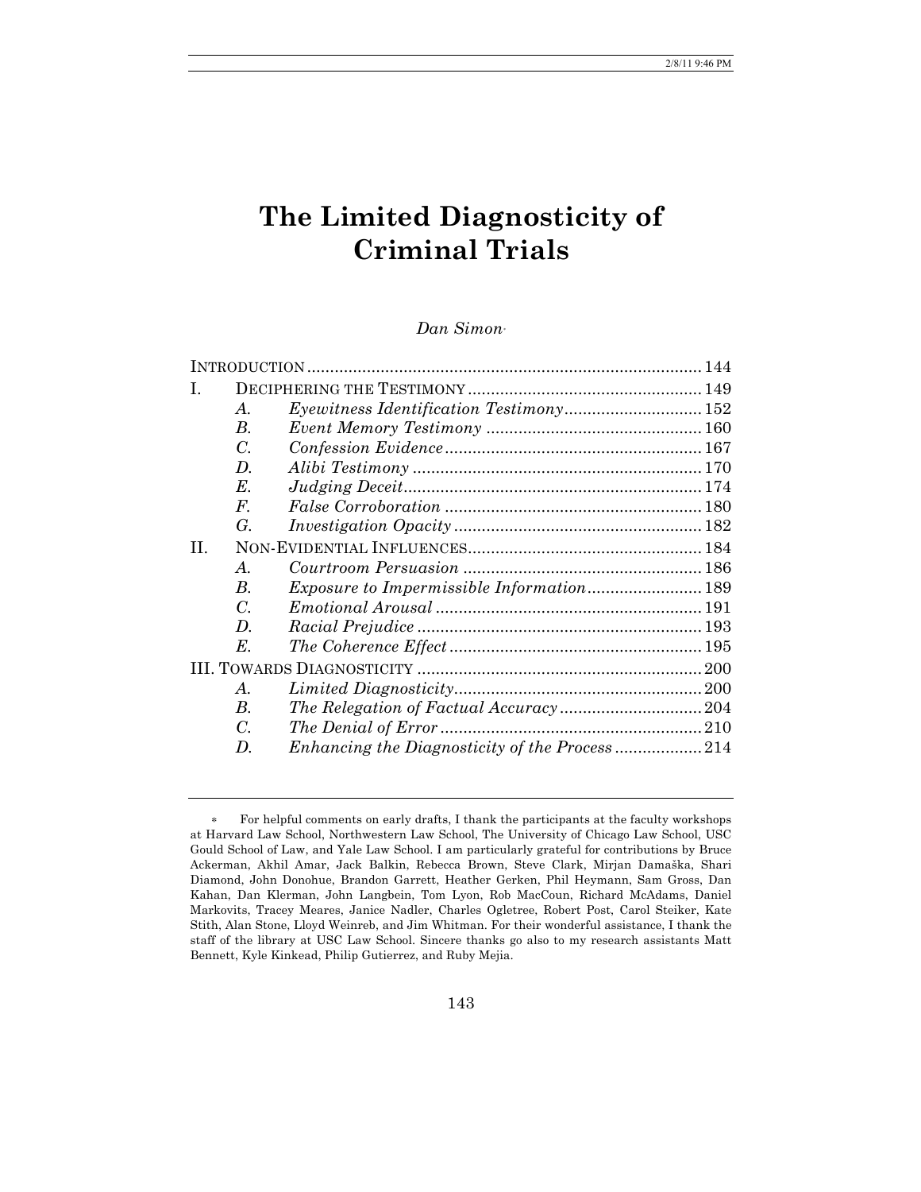# The Limited Diagnosticity of Criminal Trials

*Dan Simon*[*]

| | | | |
|---|---|---|---|
| INTRODUCTION | | | 144 |
| I. | DECIPHERING THE TESTIMONY | | 149 |
| | *A.* | *Eyewitness Identification Testimony* | 152 |
| | *B.* | *Event Memory Testimony* | 160 |
| | *C.* | *Confession Evidence* | 167 |
| | *D.* | *Alibi Testimony* | 170 |
| | *E.* | *Judging Deceit* | 174 |
| | *F.* | *False Corroboration* | 180 |
| | *G.* | *Investigation Opacity* | 182 |
| II. | NON-EVIDENTIAL INFLUENCES | | 184 |
| | *A.* | *Courtroom Persuasion* | 186 |
| | *B.* | *Exposure to Impermissible Information* | 189 |
| | *C.* | *Emotional Arousal* | 191 |
| | *D.* | *Racial Prejudice* | 193 |
| | *E.* | *The Coherence Effect* | 195 |
| III. | TOWARDS DIAGNOSTICITY | | 200 |
| | *A.* | *Limited Diagnosticity* | 200 |
| | *B.* | *The Relegation of Factual Accuracy* | 204 |
| | *C.* | *The Denial of Error* | 210 |
| | *D.* | *Enhancing the Diagnosticity of the Process* | 214 |

[*] For helpful comments on early drafts, I thank the participants at the faculty workshops at Harvard Law School, Northwestern Law School, The University of Chicago Law School, USC Gould School of Law, and Yale Law School. I am particularly grateful for contributions by Bruce Ackerman, Akhil Amar, Jack Balkin, Rebecca Brown, Steve Clark, Mirjan Damaška, Shari Diamond, John Donohue, Brandon Garrett, Heather Gerken, Phil Heymann, Sam Gross, Dan Kahan, Dan Klerman, John Langbein, Tom Lyon, Rob MacCoun, Richard McAdams, Daniel Markovits, Tracey Meares, Janice Nadler, Charles Ogletree, Robert Post, Carol Steiker, Kate Stith, Alan Stone, Lloyd Weinreb, and Jim Whitman. For their wonderful assistance, I thank the staff of the library at USC Law School. Sincere thanks go also to my research assistants Matt Bennett, Kyle Kinkead, Philip Gutierrez, and Ruby Mejia.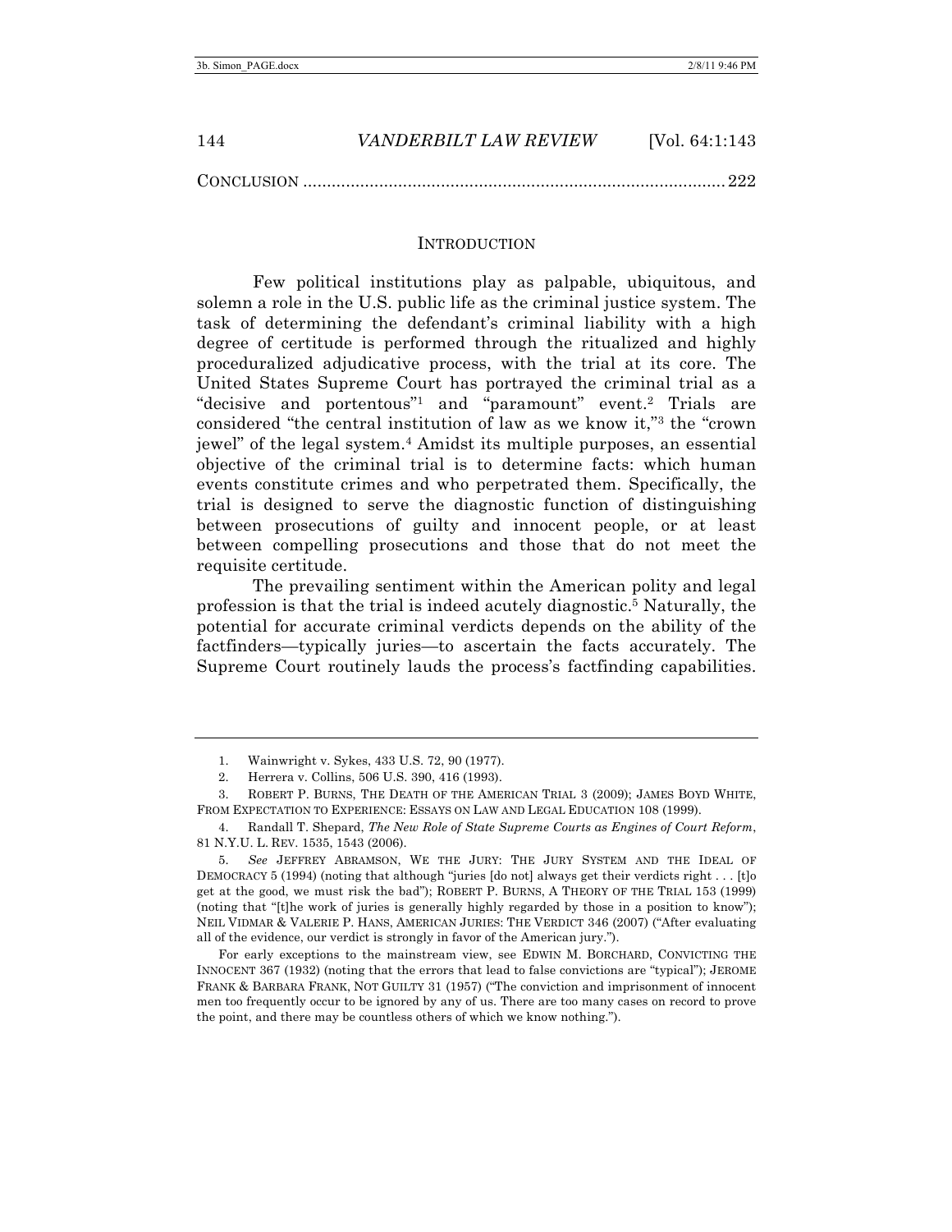CONCLUSION .......................................................................................... 222

## INTRODUCTION

Few political institutions play as palpable, ubiquitous, and solemn a role in the U.S. public life as the criminal justice system. The task of determining the defendant's criminal liability with a high degree of certitude is performed through the ritualized and highly proceduralized adjudicative process, with the trial at its core. The United States Supreme Court has portrayed the criminal trial as a "decisive and portentous"[1] and "paramount" event.[2] Trials are considered "the central institution of law as we know it,"[3] the "crown jewel" of the legal system.[4] Amidst its multiple purposes, an essential objective of the criminal trial is to determine facts: which human events constitute crimes and who perpetrated them. Specifically, the trial is designed to serve the diagnostic function of distinguishing between prosecutions of guilty and innocent people, or at least between compelling prosecutions and those that do not meet the requisite certitude.

The prevailing sentiment within the American polity and legal profession is that the trial is indeed acutely diagnostic.[5] Naturally, the potential for accurate criminal verdicts depends on the ability of the factfinders—typically juries—to ascertain the facts accurately. The Supreme Court routinely lauds the process's factfinding capabilities.

---

1. Wainwright v. Sykes, 433 U.S. 72, 90 (1977).

2. Herrera v. Collins, 506 U.S. 390, 416 (1993).

3. ROBERT P. BURNS, THE DEATH OF THE AMERICAN TRIAL 3 (2009); JAMES BOYD WHITE, FROM EXPECTATION TO EXPERIENCE: ESSAYS ON LAW AND LEGAL EDUCATION 108 (1999).

4. Randall T. Shepard, *The New Role of State Supreme Courts as Engines of Court Reform*, 81 N.Y.U. L. REV. 1535, 1543 (2006).

5. *See* JEFFREY ABRAMSON, WE THE JURY: THE JURY SYSTEM AND THE IDEAL OF DEMOCRACY 5 (1994) (noting that although "juries [do not] always get their verdicts right . . . [t]o get at the good, we must risk the bad"); ROBERT P. BURNS, A THEORY OF THE TRIAL 153 (1999) (noting that "[t]he work of juries is generally highly regarded by those in a position to know"); NEIL VIDMAR & VALERIE P. HANS, AMERICAN JURIES: THE VERDICT 346 (2007) ("After evaluating all of the evidence, our verdict is strongly in favor of the American jury.").

For early exceptions to the mainstream view, see EDWIN M. BORCHARD, CONVICTING THE INNOCENT 367 (1932) (noting that the errors that lead to false convictions are "typical"); JEROME FRANK & BARBARA FRANK, NOT GUILTY 31 (1957) ("The conviction and imprisonment of innocent men too frequently occur to be ignored by any of us. There are too many cases on record to prove the point, and there may be countless others of which we know nothing.").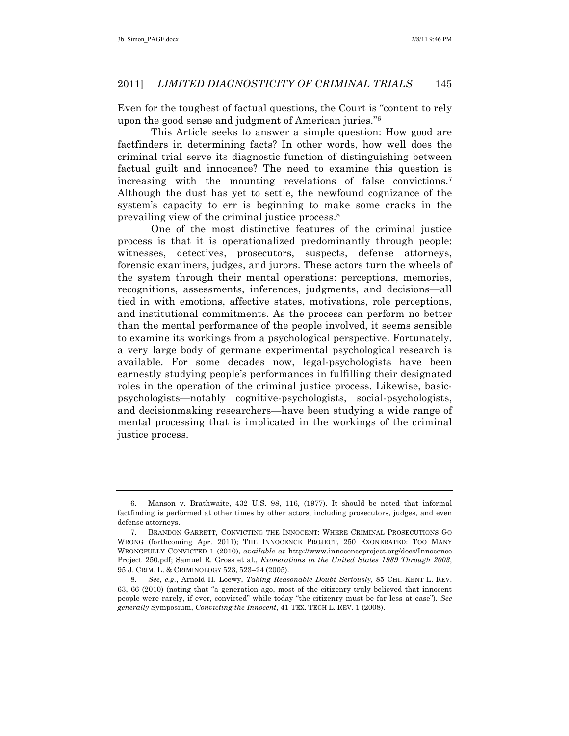Even for the toughest of factual questions, the Court is "content to rely upon the good sense and judgment of American juries."[6]

This Article seeks to answer a simple question: How good are factfinders in determining facts? In other words, how well does the criminal trial serve its diagnostic function of distinguishing between factual guilt and innocence? The need to examine this question is increasing with the mounting revelations of false convictions.[7] Although the dust has yet to settle, the newfound cognizance of the system's capacity to err is beginning to make some cracks in the prevailing view of the criminal justice process.[8]

One of the most distinctive features of the criminal justice process is that it is operationalized predominantly through people: witnesses, detectives, prosecutors, suspects, defense attorneys, forensic examiners, judges, and jurors. These actors turn the wheels of the system through their mental operations: perceptions, memories, recognitions, assessments, inferences, judgments, and decisions—all tied in with emotions, affective states, motivations, role perceptions, and institutional commitments. As the process can perform no better than the mental performance of the people involved, it seems sensible to examine its workings from a psychological perspective. Fortunately, a very large body of germane experimental psychological research is available. For some decades now, legal-psychologists have been earnestly studying people's performances in fulfilling their designated roles in the operation of the criminal justice process. Likewise, basic-psychologists—notably cognitive-psychologists, social-psychologists, and decisionmaking researchers—have been studying a wide range of mental processing that is implicated in the workings of the criminal justice process.

---

6. Manson v. Brathwaite, 432 U.S. 98, 116, (1977). It should be noted that informal factfinding is performed at other times by other actors, including prosecutors, judges, and even defense attorneys.

7. BRANDON GARRETT, CONVICTING THE INNOCENT: WHERE CRIMINAL PROSECUTIONS GO WRONG (forthcoming Apr. 2011); THE INNOCENCE PROJECT, 250 EXONERATED: TOO MANY WRONGFULLY CONVICTED 1 (2010), *available at* http://www.innocenceproject.org/docs/InnocenceProject_250.pdf; Samuel R. Gross et al., *Exonerations in the United States 1989 Through 2003*, 95 J. CRIM. L. & CRIMINOLOGY 523, 523–24 (2005).

8. *See, e.g.*, Arnold H. Loewy, *Taking Reasonable Doubt Seriously*, 85 CHI.-KENT L. REV. 63, 66 (2010) (noting that "a generation ago, most of the citizenry truly believed that innocent people were rarely, if ever, convicted" while today "the citizenry must be far less at ease"). *See generally* Symposium, *Convicting the Innocent*, 41 TEX. TECH L. REV. 1 (2008).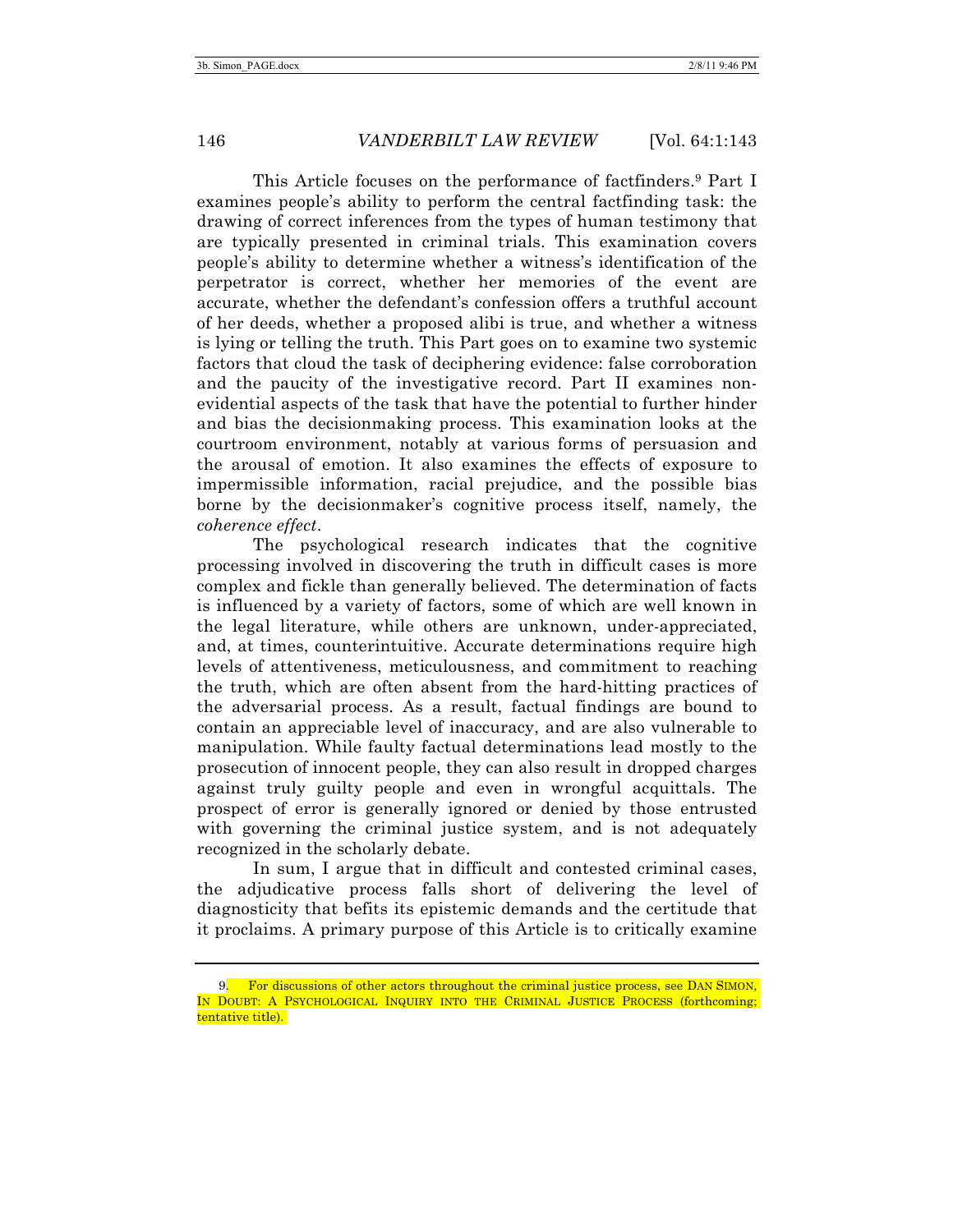This Article focuses on the performance of factfinders.[9] Part I examines people's ability to perform the central factfinding task: the drawing of correct inferences from the types of human testimony that are typically presented in criminal trials. This examination covers people's ability to determine whether a witness's identification of the perpetrator is correct, whether her memories of the event are accurate, whether the defendant's confession offers a truthful account of her deeds, whether a proposed alibi is true, and whether a witness is lying or telling the truth. This Part goes on to examine two systemic factors that cloud the task of deciphering evidence: false corroboration and the paucity of the investigative record. Part II examines non-evidential aspects of the task that have the potential to further hinder and bias the decisionmaking process. This examination looks at the courtroom environment, notably at various forms of persuasion and the arousal of emotion. It also examines the effects of exposure to impermissible information, racial prejudice, and the possible bias borne by the decisionmaker's cognitive process itself, namely, the *coherence effect*.

The psychological research indicates that the cognitive processing involved in discovering the truth in difficult cases is more complex and fickle than generally believed. The determination of facts is influenced by a variety of factors, some of which are well known in the legal literature, while others are unknown, under-appreciated, and, at times, counterintuitive. Accurate determinations require high levels of attentiveness, meticulousness, and commitment to reaching the truth, which are often absent from the hard-hitting practices of the adversarial process. As a result, factual findings are bound to contain an appreciable level of inaccuracy, and are also vulnerable to manipulation. While faulty factual determinations lead mostly to the prosecution of innocent people, they can also result in dropped charges against truly guilty people and even in wrongful acquittals. The prospect of error is generally ignored or denied by those entrusted with governing the criminal justice system, and is not adequately recognized in the scholarly debate.

In sum, I argue that in difficult and contested criminal cases, the adjudicative process falls short of delivering the level of diagnosticity that befits its epistemic demands and the certitude that it proclaims. A primary purpose of this Article is to critically examine

---

9. For discussions of other actors throughout the criminal justice process, see DAN SIMON, IN DOUBT: A PSYCHOLOGICAL INQUIRY INTO THE CRIMINAL JUSTICE PROCESS (forthcoming; tentative title).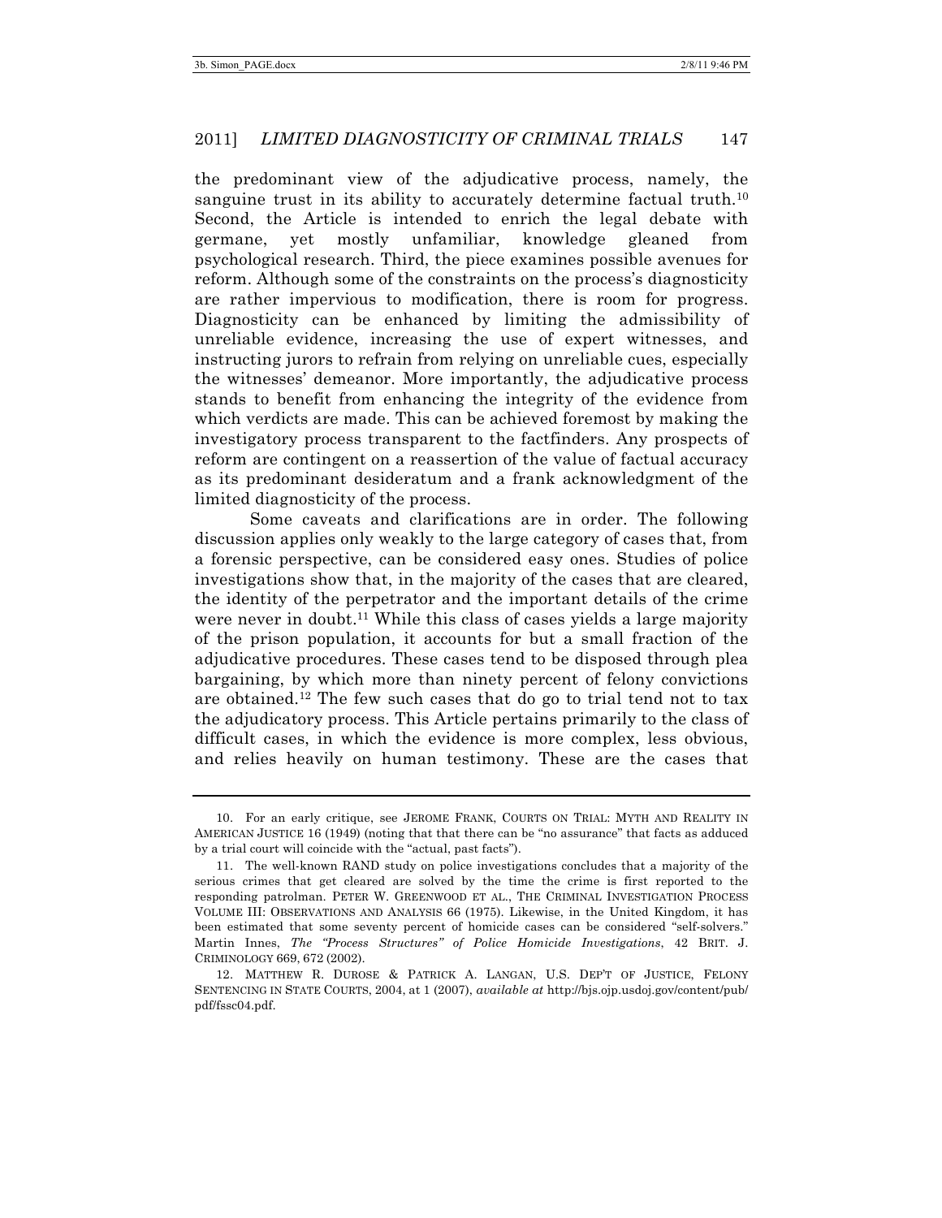the predominant view of the adjudicative process, namely, the sanguine trust in its ability to accurately determine factual truth.[10] Second, the Article is intended to enrich the legal debate with germane, yet mostly unfamiliar, knowledge gleaned from psychological research. Third, the piece examines possible avenues for reform. Although some of the constraints on the process's diagnosticity are rather impervious to modification, there is room for progress. Diagnosticity can be enhanced by limiting the admissibility of unreliable evidence, increasing the use of expert witnesses, and instructing jurors to refrain from relying on unreliable cues, especially the witnesses' demeanor. More importantly, the adjudicative process stands to benefit from enhancing the integrity of the evidence from which verdicts are made. This can be achieved foremost by making the investigatory process transparent to the factfinders. Any prospects of reform are contingent on a reassertion of the value of factual accuracy as its predominant desideratum and a frank acknowledgment of the limited diagnosticity of the process.

Some caveats and clarifications are in order. The following discussion applies only weakly to the large category of cases that, from a forensic perspective, can be considered easy ones. Studies of police investigations show that, in the majority of the cases that are cleared, the identity of the perpetrator and the important details of the crime were never in doubt.[11] While this class of cases yields a large majority of the prison population, it accounts for but a small fraction of the adjudicative procedures. These cases tend to be disposed through plea bargaining, by which more than ninety percent of felony convictions are obtained.[12] The few such cases that do go to trial tend not to tax the adjudicatory process. This Article pertains primarily to the class of difficult cases, in which the evidence is more complex, less obvious, and relies heavily on human testimony. These are the cases that

---

10. For an early critique, see JEROME FRANK, COURTS ON TRIAL: MYTH AND REALITY IN AMERICAN JUSTICE 16 (1949) (noting that that there can be "no assurance" that facts as adduced by a trial court will coincide with the "actual, past facts").

11. The well-known RAND study on police investigations concludes that a majority of the serious crimes that get cleared are solved by the time the crime is first reported to the responding patrolman. PETER W. GREENWOOD ET AL., THE CRIMINAL INVESTIGATION PROCESS VOLUME III: OBSERVATIONS AND ANALYSIS 66 (1975). Likewise, in the United Kingdom, it has been estimated that some seventy percent of homicide cases can be considered "self-solvers." Martin Innes, *The "Process Structures" of Police Homicide Investigations*, 42 BRIT. J. CRIMINOLOGY 669, 672 (2002).

12. MATTHEW R. DUROSE & PATRICK A. LANGAN, U.S. DEP'T OF JUSTICE, FELONY SENTENCING IN STATE COURTS, 2004, at 1 (2007), *available at* http://bjs.ojp.usdoj.gov/content/pub/pdf/fssc04.pdf.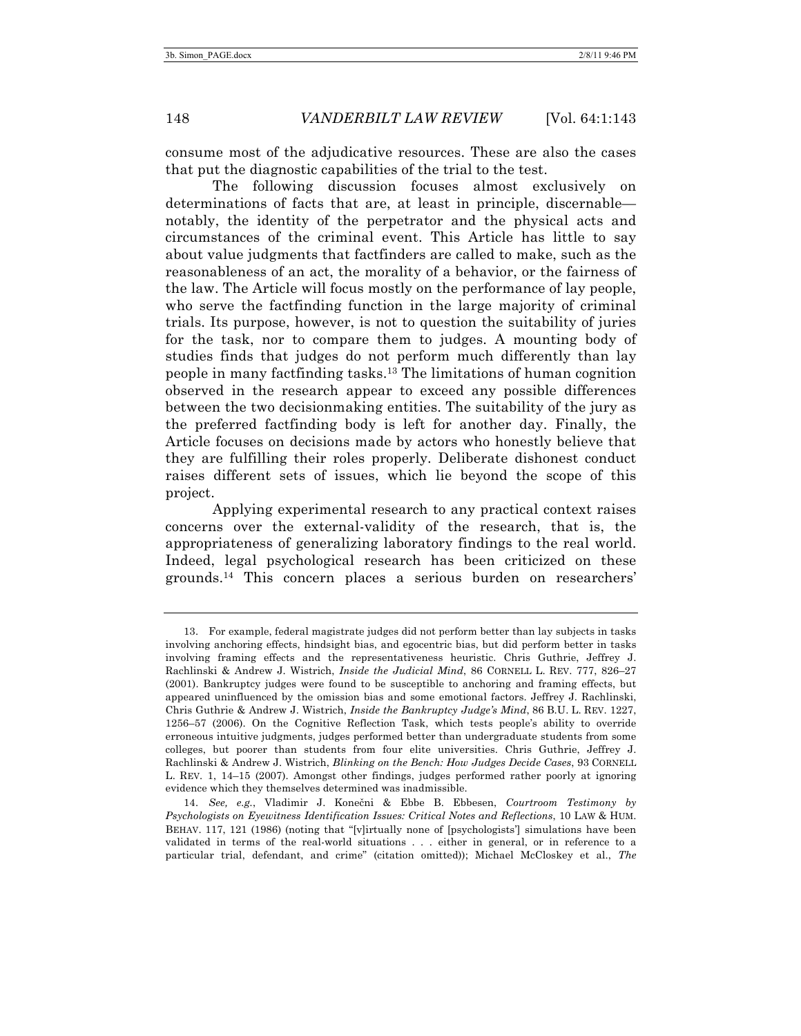consume most of the adjudicative resources. These are also the cases that put the diagnostic capabilities of the trial to the test.

The following discussion focuses almost exclusively on determinations of facts that are, at least in principle, discernable—notably, the identity of the perpetrator and the physical acts and circumstances of the criminal event. This Article has little to say about value judgments that factfinders are called to make, such as the reasonableness of an act, the morality of a behavior, or the fairness of the law. The Article will focus mostly on the performance of lay people, who serve the factfinding function in the large majority of criminal trials. Its purpose, however, is not to question the suitability of juries for the task, nor to compare them to judges. A mounting body of studies finds that judges do not perform much differently than lay people in many factfinding tasks.[13] The limitations of human cognition observed in the research appear to exceed any possible differences between the two decisionmaking entities. The suitability of the jury as the preferred factfinding body is left for another day. Finally, the Article focuses on decisions made by actors who honestly believe that they are fulfilling their roles properly. Deliberate dishonest conduct raises different sets of issues, which lie beyond the scope of this project.

Applying experimental research to any practical context raises concerns over the external-validity of the research, that is, the appropriateness of generalizing laboratory findings to the real world. Indeed, legal psychological research has been criticized on these grounds.[14] This concern places a serious burden on researchers'

---

13. For example, federal magistrate judges did not perform better than lay subjects in tasks involving anchoring effects, hindsight bias, and egocentric bias, but did perform better in tasks involving framing effects and the representativeness heuristic. Chris Guthrie, Jeffrey J. Rachlinski & Andrew J. Wistrich, *Inside the Judicial Mind*, 86 CORNELL L. REV. 777, 826–27 (2001). Bankruptcy judges were found to be susceptible to anchoring and framing effects, but appeared uninfluenced by the omission bias and some emotional factors. Jeffrey J. Rachlinski, Chris Guthrie & Andrew J. Wistrich, *Inside the Bankruptcy Judge's Mind*, 86 B.U. L. REV. 1227, 1256–57 (2006). On the Cognitive Reflection Task, which tests people's ability to override erroneous intuitive judgments, judges performed better than undergraduate students from some colleges, but poorer than students from four elite universities. Chris Guthrie, Jeffrey J. Rachlinski & Andrew J. Wistrich, *Blinking on the Bench: How Judges Decide Cases*, 93 CORNELL L. REV. 1, 14–15 (2007). Amongst other findings, judges performed rather poorly at ignoring evidence which they themselves determined was inadmissible.

14. *See, e.g.*, Vladimir J. Konečni & Ebbe B. Ebbesen, *Courtroom Testimony by Psychologists on Eyewitness Identification Issues: Critical Notes and Reflections*, 10 LAW & HUM. BEHAV. 117, 121 (1986) (noting that "[v]irtually none of [psychologists'] simulations have been validated in terms of the real-world situations . . . either in general, or in reference to a particular trial, defendant, and crime" (citation omitted)); Michael McCloskey et al., *The*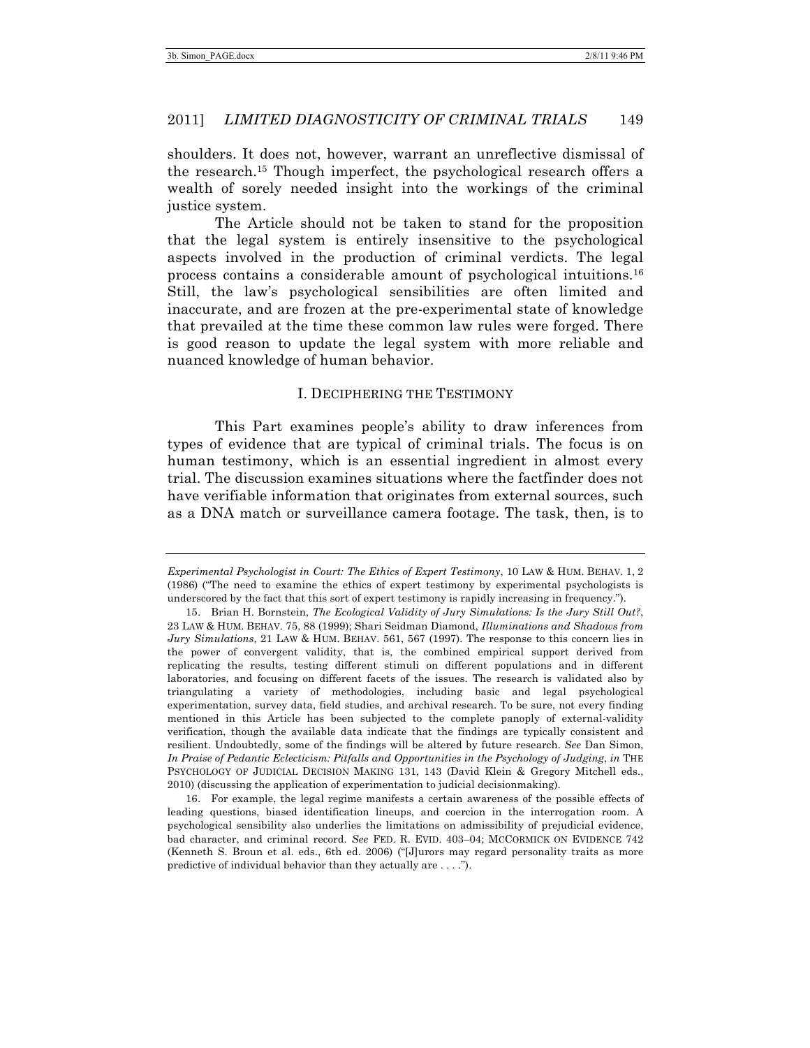shoulders. It does not, however, warrant an unreflective dismissal of the research.[15] Though imperfect, the psychological research offers a wealth of sorely needed insight into the workings of the criminal justice system.

The Article should not be taken to stand for the proposition that the legal system is entirely insensitive to the psychological aspects involved in the production of criminal verdicts. The legal process contains a considerable amount of psychological intuitions.[16] Still, the law's psychological sensibilities are often limited and inaccurate, and are frozen at the pre-experimental state of knowledge that prevailed at the time these common law rules were forged. There is good reason to update the legal system with more reliable and nuanced knowledge of human behavior.

## I. DECIPHERING THE TESTIMONY

This Part examines people's ability to draw inferences from types of evidence that are typical of criminal trials. The focus is on human testimony, which is an essential ingredient in almost every trial. The discussion examines situations where the factfinder does not have verifiable information that originates from external sources, such as a DNA match or surveillance camera footage. The task, then, is to

---

*Experimental Psychologist in Court: The Ethics of Expert Testimony*, 10 LAW & HUM. BEHAV. 1, 2 (1986) ("The need to examine the ethics of expert testimony by experimental psychologists is underscored by the fact that this sort of expert testimony is rapidly increasing in frequency.").

15. Brian H. Bornstein, *The Ecological Validity of Jury Simulations: Is the Jury Still Out?*, 23 LAW & HUM. BEHAV. 75, 88 (1999); Shari Seidman Diamond, *Illuminations and Shadows from Jury Simulations*, 21 LAW & HUM. BEHAV. 561, 567 (1997). The response to this concern lies in the power of convergent validity, that is, the combined empirical support derived from replicating the results, testing different stimuli on different populations and in different laboratories, and focusing on different facets of the issues. The research is validated also by triangulating a variety of methodologies, including basic and legal psychological experimentation, survey data, field studies, and archival research. To be sure, not every finding mentioned in this Article has been subjected to the complete panoply of external-validity verification, though the available data indicate that the findings are typically consistent and resilient. Undoubtedly, some of the findings will be altered by future research. *See* Dan Simon, *In Praise of Pedantic Eclecticism: Pitfalls and Opportunities in the Psychology of Judging*, *in* THE PSYCHOLOGY OF JUDICIAL DECISION MAKING 131, 143 (David Klein & Gregory Mitchell eds., 2010) (discussing the application of experimentation to judicial decisionmaking).

16. For example, the legal regime manifests a certain awareness of the possible effects of leading questions, biased identification lineups, and coercion in the interrogation room. A psychological sensibility also underlies the limitations on admissibility of prejudicial evidence, bad character, and criminal record. *See* FED. R. EVID. 403–04; MCCORMICK ON EVIDENCE 742 (Kenneth S. Broun et al. eds., 6th ed. 2006) ("[J]urors may regard personality traits as more predictive of individual behavior than they actually are . . . .").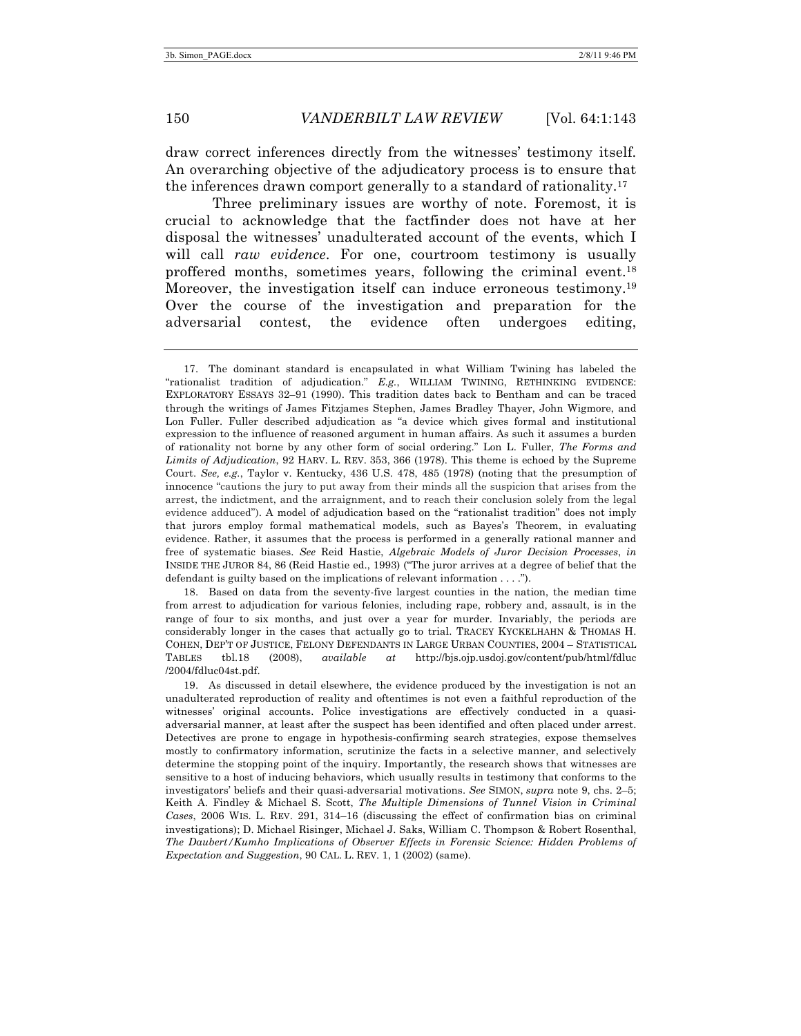draw correct inferences directly from the witnesses' testimony itself. An overarching objective of the adjudicatory process is to ensure that the inferences drawn comport generally to a standard of rationality.[17]

Three preliminary issues are worthy of note. Foremost, it is crucial to acknowledge that the factfinder does not have at her disposal the witnesses' unadulterated account of the events, which I will call *raw evidence*. For one, courtroom testimony is usually proffered months, sometimes years, following the criminal event.[18] Moreover, the investigation itself can induce erroneous testimony.[19] Over the course of the investigation and preparation for the adversarial contest, the evidence often undergoes editing,

---

17. The dominant standard is encapsulated in what William Twining has labeled the "rationalist tradition of adjudication." *E.g.*, WILLIAM TWINING, RETHINKING EVIDENCE: EXPLORATORY ESSAYS 32–91 (1990). This tradition dates back to Bentham and can be traced through the writings of James Fitzjames Stephen, James Bradley Thayer, John Wigmore, and Lon Fuller. Fuller described adjudication as "a device which gives formal and institutional expression to the influence of reasoned argument in human affairs. As such it assumes a burden of rationality not borne by any other form of social ordering." Lon L. Fuller, *The Forms and Limits of Adjudication*, 92 HARV. L. REV. 353, 366 (1978). This theme is echoed by the Supreme Court. *See, e.g.*, Taylor v. Kentucky, 436 U.S. 478, 485 (1978) (noting that the presumption of innocence "cautions the jury to put away from their minds all the suspicion that arises from the arrest, the indictment, and the arraignment, and to reach their conclusion solely from the legal evidence adduced"). A model of adjudication based on the "rationalist tradition" does not imply that jurors employ formal mathematical models, such as Bayes's Theorem, in evaluating evidence. Rather, it assumes that the process is performed in a generally rational manner and free of systematic biases. *See* Reid Hastie, *Algebraic Models of Juror Decision Processes*, *in* INSIDE THE JUROR 84, 86 (Reid Hastie ed., 1993) ("The juror arrives at a degree of belief that the defendant is guilty based on the implications of relevant information . . . .").

18. Based on data from the seventy-five largest counties in the nation, the median time from arrest to adjudication for various felonies, including rape, robbery and, assault, is in the range of four to six months, and just over a year for murder. Invariably, the periods are considerably longer in the cases that actually go to trial. TRACEY KYCKELHAHN & THOMAS H. COHEN, DEP'T OF JUSTICE, FELONY DEFENDANTS IN LARGE URBAN COUNTIES, 2004 – STATISTICAL TABLES tbl.18 (2008), *available at* http://bjs.ojp.usdoj.gov/content/pub/html/fdluc/2004/fdluc04st.pdf.

19. As discussed in detail elsewhere, the evidence produced by the investigation is not an unadulterated reproduction of reality and oftentimes is not even a faithful reproduction of the witnesses' original accounts. Police investigations are effectively conducted in a quasi-adversarial manner, at least after the suspect has been identified and often placed under arrest. Detectives are prone to engage in hypothesis-confirming search strategies, expose themselves mostly to confirmatory information, scrutinize the facts in a selective manner, and selectively determine the stopping point of the inquiry. Importantly, the research shows that witnesses are sensitive to a host of inducing behaviors, which usually results in testimony that conforms to the investigators' beliefs and their quasi-adversarial motivations. *See* SIMON, *supra* note 9, chs. 2–5; Keith A. Findley & Michael S. Scott, *The Multiple Dimensions of Tunnel Vision in Criminal Cases*, 2006 WIS. L. REV. 291, 314–16 (discussing the effect of confirmation bias on criminal investigations); D. Michael Risinger, Michael J. Saks, William C. Thompson & Robert Rosenthal, *The Daubert/Kumho Implications of Observer Effects in Forensic Science: Hidden Problems of Expectation and Suggestion*, 90 CAL. L. REV. 1, 1 (2002) (same).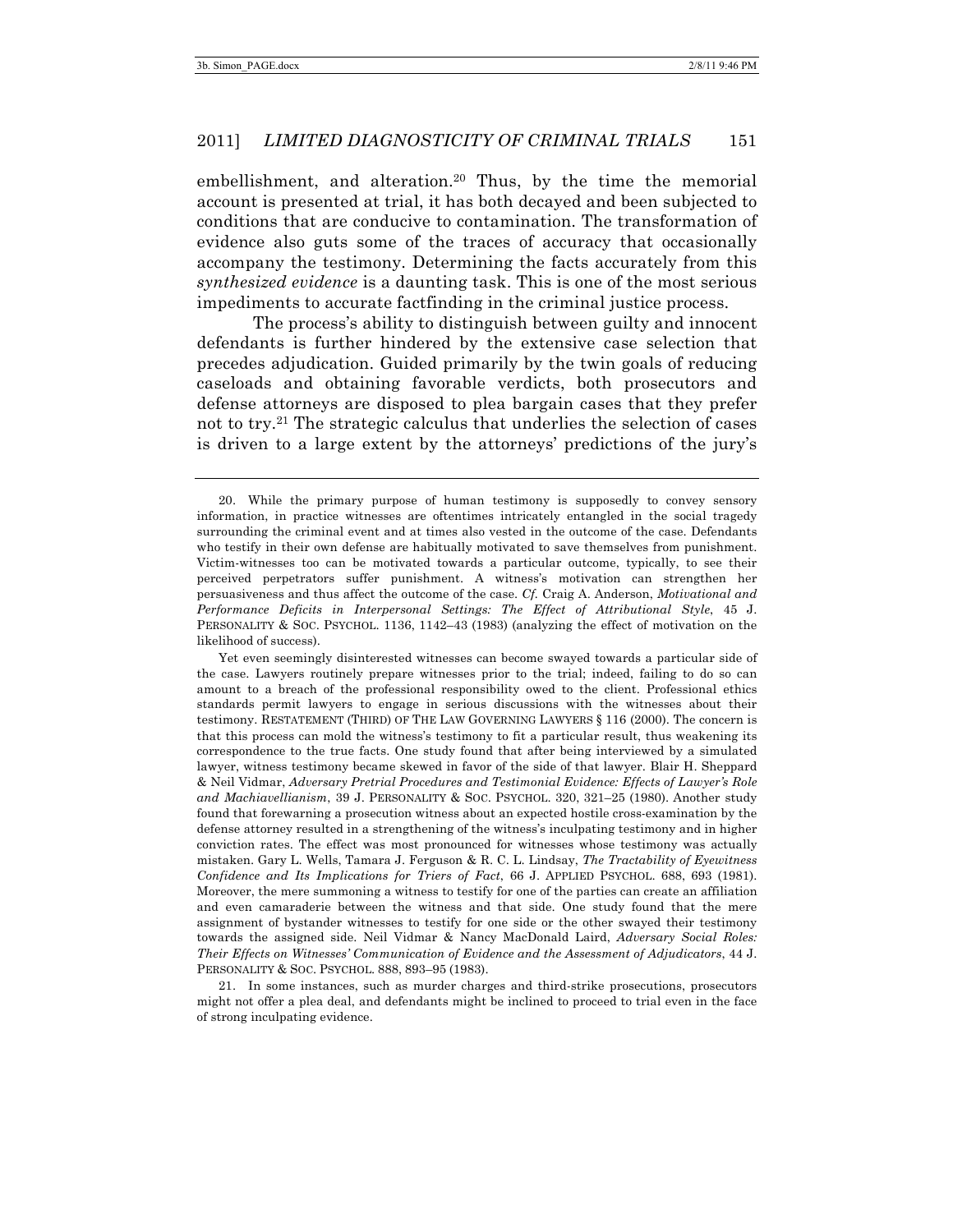embellishment, and alteration.[20] Thus, by the time the memorial account is presented at trial, it has both decayed and been subjected to conditions that are conducive to contamination. The transformation of evidence also guts some of the traces of accuracy that occasionally accompany the testimony. Determining the facts accurately from this *synthesized evidence* is a daunting task. This is one of the most serious impediments to accurate factfinding in the criminal justice process.

The process's ability to distinguish between guilty and innocent defendants is further hindered by the extensive case selection that precedes adjudication. Guided primarily by the twin goals of reducing caseloads and obtaining favorable verdicts, both prosecutors and defense attorneys are disposed to plea bargain cases that they prefer not to try.[21] The strategic calculus that underlies the selection of cases is driven to a large extent by the attorneys' predictions of the jury's

---

20. While the primary purpose of human testimony is supposedly to convey sensory information, in practice witnesses are oftentimes intricately entangled in the social tragedy surrounding the criminal event and at times also vested in the outcome of the case. Defendants who testify in their own defense are habitually motivated to save themselves from punishment. Victim-witnesses too can be motivated towards a particular outcome, typically, to see their perceived perpetrators suffer punishment. A witness's motivation can strengthen her persuasiveness and thus affect the outcome of the case. *Cf.* Craig A. Anderson, *Motivational and Performance Deficits in Interpersonal Settings: The Effect of Attributional Style*, 45 J. PERSONALITY & SOC. PSYCHOL. 1136, 1142–43 (1983) (analyzing the effect of motivation on the likelihood of success).

Yet even seemingly disinterested witnesses can become swayed towards a particular side of the case. Lawyers routinely prepare witnesses prior to the trial; indeed, failing to do so can amount to a breach of the professional responsibility owed to the client. Professional ethics standards permit lawyers to engage in serious discussions with the witnesses about their testimony. RESTATEMENT (THIRD) OF THE LAW GOVERNING LAWYERS § 116 (2000). The concern is that this process can mold the witness's testimony to fit a particular result, thus weakening its correspondence to the true facts. One study found that after being interviewed by a simulated lawyer, witness testimony became skewed in favor of the side of that lawyer. Blair H. Sheppard & Neil Vidmar, *Adversary Pretrial Procedures and Testimonial Evidence: Effects of Lawyer's Role and Machiavellianism*, 39 J. PERSONALITY & SOC. PSYCHOL. 320, 321–25 (1980). Another study found that forewarning a prosecution witness about an expected hostile cross-examination by the defense attorney resulted in a strengthening of the witness's inculpating testimony and in higher conviction rates. The effect was most pronounced for witnesses whose testimony was actually mistaken. Gary L. Wells, Tamara J. Ferguson & R. C. L. Lindsay, *The Tractability of Eyewitness Confidence and Its Implications for Triers of Fact*, 66 J. APPLIED PSYCHOL. 688, 693 (1981). Moreover, the mere summoning a witness to testify for one of the parties can create an affiliation and even camaraderie between the witness and that side. One study found that the mere assignment of bystander witnesses to testify for one side or the other swayed their testimony towards the assigned side. Neil Vidmar & Nancy MacDonald Laird, *Adversary Social Roles: Their Effects on Witnesses' Communication of Evidence and the Assessment of Adjudicators*, 44 J. PERSONALITY & SOC. PSYCHOL. 888, 893–95 (1983).

21. In some instances, such as murder charges and third-strike prosecutions, prosecutors might not offer a plea deal, and defendants might be inclined to proceed to trial even in the face of strong inculpating evidence.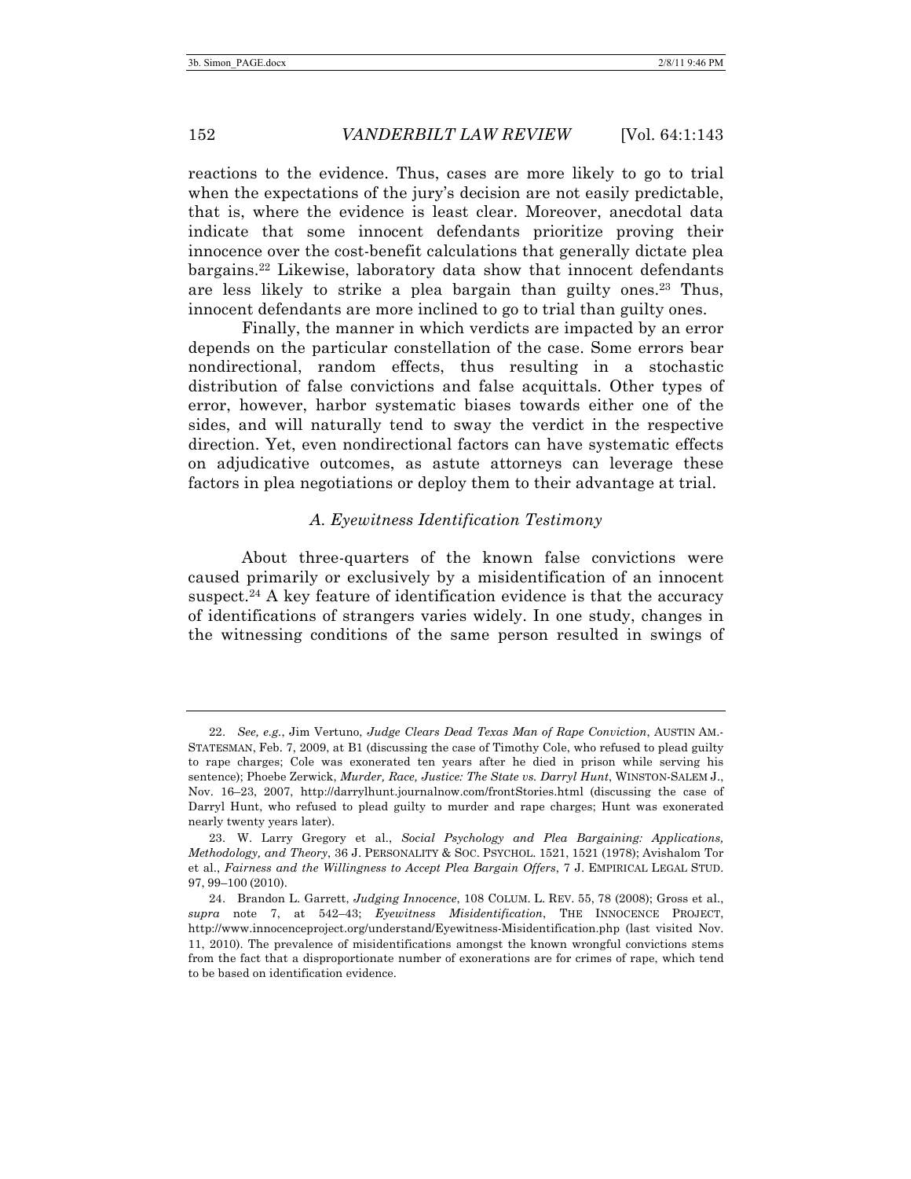reactions to the evidence. Thus, cases are more likely to go to trial when the expectations of the jury's decision are not easily predictable, that is, where the evidence is least clear. Moreover, anecdotal data indicate that some innocent defendants prioritize proving their innocence over the cost-benefit calculations that generally dictate plea bargains.[22] Likewise, laboratory data show that innocent defendants are less likely to strike a plea bargain than guilty ones.[23] Thus, innocent defendants are more inclined to go to trial than guilty ones.

Finally, the manner in which verdicts are impacted by an error depends on the particular constellation of the case. Some errors bear nondirectional, random effects, thus resulting in a stochastic distribution of false convictions and false acquittals. Other types of error, however, harbor systematic biases towards either one of the sides, and will naturally tend to sway the verdict in the respective direction. Yet, even nondirectional factors can have systematic effects on adjudicative outcomes, as astute attorneys can leverage these factors in plea negotiations or deploy them to their advantage at trial.

### *A. Eyewitness Identification Testimony*

About three-quarters of the known false convictions were caused primarily or exclusively by a misidentification of an innocent suspect.[24] A key feature of identification evidence is that the accuracy of identifications of strangers varies widely. In one study, changes in the witnessing conditions of the same person resulted in swings of

---

22. *See, e.g.*, Jim Vertuno, *Judge Clears Dead Texas Man of Rape Conviction*, AUSTIN AM.-STATESMAN, Feb. 7, 2009, at B1 (discussing the case of Timothy Cole, who refused to plead guilty to rape charges; Cole was exonerated ten years after he died in prison while serving his sentence); Phoebe Zerwick, *Murder, Race, Justice: The State vs. Darryl Hunt*, WINSTON-SALEM J., Nov. 16–23, 2007, http://darrylhunt.journalnow.com/frontStories.html (discussing the case of Darryl Hunt, who refused to plead guilty to murder and rape charges; Hunt was exonerated nearly twenty years later).

23. W. Larry Gregory et al., *Social Psychology and Plea Bargaining: Applications, Methodology, and Theory*, 36 J. PERSONALITY & SOC. PSYCHOL. 1521, 1521 (1978); Avishalom Tor et al., *Fairness and the Willingness to Accept Plea Bargain Offers*, 7 J. EMPIRICAL LEGAL STUD. 97, 99–100 (2010).

24. Brandon L. Garrett, *Judging Innocence*, 108 COLUM. L. REV. 55, 78 (2008); Gross et al., *supra* note 7, at 542–43; *Eyewitness Misidentification*, THE INNOCENCE PROJECT, http://www.innocenceproject.org/understand/Eyewitness-Misidentification.php (last visited Nov. 11, 2010). The prevalence of misidentifications amongst the known wrongful convictions stems from the fact that a disproportionate number of exonerations are for crimes of rape, which tend to be based on identification evidence.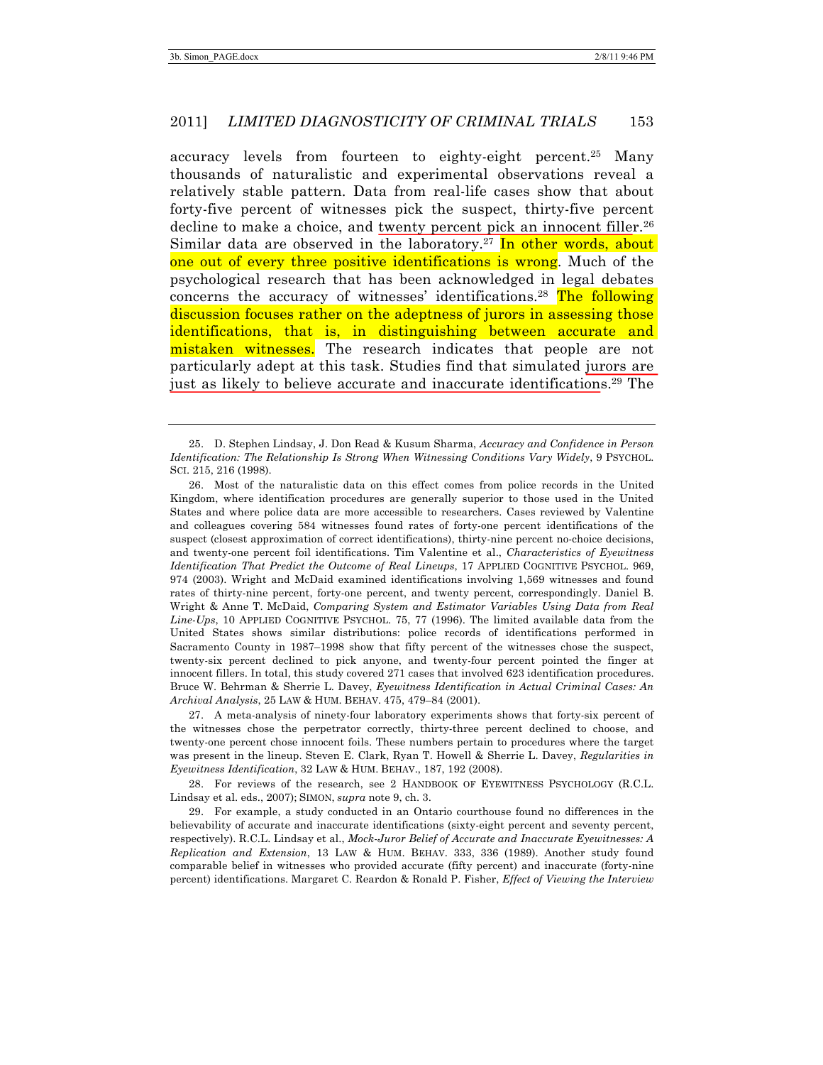accuracy levels from fourteen to eighty-eight percent.[25] Many thousands of naturalistic and experimental observations reveal a relatively stable pattern. Data from real-life cases show that about forty-five percent of witnesses pick the suspect, thirty-five percent decline to make a choice, and twenty percent pick an innocent filler.[26] Similar data are observed in the laboratory.[27] In other words, about one out of every three positive identifications is wrong. Much of the psychological research that has been acknowledged in legal debates concerns the accuracy of witnesses' identifications.[28] The following discussion focuses rather on the adeptness of jurors in assessing those identifications, that is, in distinguishing between accurate and mistaken witnesses. The research indicates that people are not particularly adept at this task. Studies find that simulated jurors are just as likely to believe accurate and inaccurate identifications.[29] The

---

25. D. Stephen Lindsay, J. Don Read & Kusum Sharma, *Accuracy and Confidence in Person Identification: The Relationship Is Strong When Witnessing Conditions Vary Widely*, 9 PSYCHOL. SCI. 215, 216 (1998).

26. Most of the naturalistic data on this effect comes from police records in the United Kingdom, where identification procedures are generally superior to those used in the United States and where police data are more accessible to researchers. Cases reviewed by Valentine and colleagues covering 584 witnesses found rates of forty-one percent identifications of the suspect (closest approximation of correct identifications), thirty-nine percent no-choice decisions, and twenty-one percent foil identifications. Tim Valentine et al., *Characteristics of Eyewitness Identification That Predict the Outcome of Real Lineups*, 17 APPLIED COGNITIVE PSYCHOL. 969, 974 (2003). Wright and McDaid examined identifications involving 1,569 witnesses and found rates of thirty-nine percent, forty-one percent, and twenty percent, correspondingly. Daniel B. Wright & Anne T. McDaid, *Comparing System and Estimator Variables Using Data from Real Line-Ups*, 10 APPLIED COGNITIVE PSYCHOL. 75, 77 (1996). The limited available data from the United States shows similar distributions: police records of identifications performed in Sacramento County in 1987–1998 show that fifty percent of the witnesses chose the suspect, twenty-six percent declined to pick anyone, and twenty-four percent pointed the finger at innocent fillers. In total, this study covered 271 cases that involved 623 identification procedures. Bruce W. Behrman & Sherrie L. Davey, *Eyewitness Identification in Actual Criminal Cases: An Archival Analysis*, 25 LAW & HUM. BEHAV. 475, 479–84 (2001).

27. A meta-analysis of ninety-four laboratory experiments shows that forty-six percent of the witnesses chose the perpetrator correctly, thirty-three percent declined to choose, and twenty-one percent chose innocent foils. These numbers pertain to procedures where the target was present in the lineup. Steven E. Clark, Ryan T. Howell & Sherrie L. Davey, *Regularities in Eyewitness Identification*, 32 LAW & HUM. BEHAV., 187, 192 (2008).

28. For reviews of the research, see 2 HANDBOOK OF EYEWITNESS PSYCHOLOGY (R.C.L. Lindsay et al. eds., 2007); SIMON, *supra* note 9, ch. 3.

29. For example, a study conducted in an Ontario courthouse found no differences in the believability of accurate and inaccurate identifications (sixty-eight percent and seventy percent, respectively). R.C.L. Lindsay et al., *Mock-Juror Belief of Accurate and Inaccurate Eyewitnesses: A Replication and Extension*, 13 LAW & HUM. BEHAV. 333, 336 (1989). Another study found comparable belief in witnesses who provided accurate (fifty percent) and inaccurate (forty-nine percent) identifications. Margaret C. Reardon & Ronald P. Fisher, *Effect of Viewing the Interview*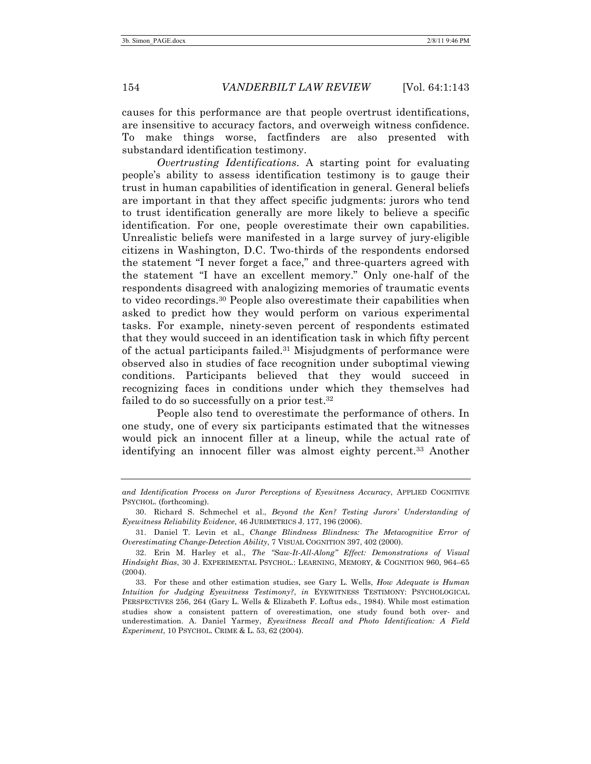causes for this performance are that people overtrust identifications, are insensitive to accuracy factors, and overweigh witness confidence. To make things worse, factfinders are also presented with substandard identification testimony.

*Overtrusting Identifications*. A starting point for evaluating people's ability to assess identification testimony is to gauge their trust in human capabilities of identification in general. General beliefs are important in that they affect specific judgments: jurors who tend to trust identification generally are more likely to believe a specific identification. For one, people overestimate their own capabilities. Unrealistic beliefs were manifested in a large survey of jury-eligible citizens in Washington, D.C. Two-thirds of the respondents endorsed the statement "I never forget a face," and three-quarters agreed with the statement "I have an excellent memory." Only one-half of the respondents disagreed with analogizing memories of traumatic events to video recordings.[30] People also overestimate their capabilities when asked to predict how they would perform on various experimental tasks. For example, ninety-seven percent of respondents estimated that they would succeed in an identification task in which fifty percent of the actual participants failed.[31] Misjudgments of performance were observed also in studies of face recognition under suboptimal viewing conditions. Participants believed that they would succeed in recognizing faces in conditions under which they themselves had failed to do so successfully on a prior test.[32]

People also tend to overestimate the performance of others. In one study, one of every six participants estimated that the witnesses would pick an innocent filler at a lineup, while the actual rate of identifying an innocent filler was almost eighty percent.[33] Another

---

*and Identification Process on Juror Perceptions of Eyewitness Accuracy*, APPLIED COGNITIVE PSYCHOL. (forthcoming).

30. Richard S. Schmechel et al., *Beyond the Ken? Testing Jurors' Understanding of Eyewitness Reliability Evidence*, 46 JURIMETRICS J. 177, 196 (2006).

31. Daniel T. Levin et al., *Change Blindness Blindness: The Metacognitive Error of Overestimating Change-Detection Ability*, 7 VISUAL COGNITION 397, 402 (2000).

32. Erin M. Harley et al., *The "Saw-It-All-Along" Effect: Demonstrations of Visual Hindsight Bias*, 30 J. EXPERIMENTAL PSYCHOL.: LEARNING, MEMORY, & COGNITION 960, 964–65 (2004).

33. For these and other estimation studies, see Gary L. Wells, *How Adequate is Human Intuition for Judging Eyewitness Testimony?*, *in* EYEWITNESS TESTIMONY: PSYCHOLOGICAL PERSPECTIVES 256, 264 (Gary L. Wells & Elizabeth F. Loftus eds., 1984). While most estimation studies show a consistent pattern of overestimation, one study found both over- and underestimation. A. Daniel Yarmey, *Eyewitness Recall and Photo Identification: A Field Experiment*, 10 PSYCHOL. CRIME & L. 53, 62 (2004).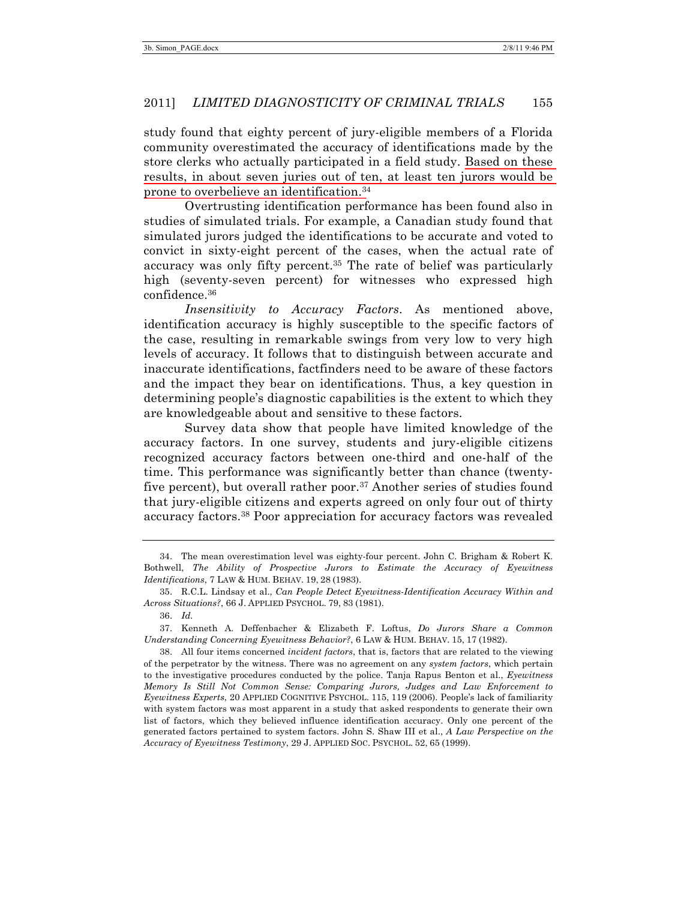study found that eighty percent of jury-eligible members of a Florida community overestimated the accuracy of identifications made by the store clerks who actually participated in a field study. Based on these results, in about seven juries out of ten, at least ten jurors would be prone to overbelieve an identification.[34]

Overtrusting identification performance has been found also in studies of simulated trials. For example, a Canadian study found that simulated jurors judged the identifications to be accurate and voted to convict in sixty-eight percent of the cases, when the actual rate of accuracy was only fifty percent.[35] The rate of belief was particularly high (seventy-seven percent) for witnesses who expressed high confidence.[36]

*Insensitivity to Accuracy Factors*. As mentioned above, identification accuracy is highly susceptible to the specific factors of the case, resulting in remarkable swings from very low to very high levels of accuracy. It follows that to distinguish between accurate and inaccurate identifications, factfinders need to be aware of these factors and the impact they bear on identifications. Thus, a key question in determining people's diagnostic capabilities is the extent to which they are knowledgeable about and sensitive to these factors.

Survey data show that people have limited knowledge of the accuracy factors. In one survey, students and jury-eligible citizens recognized accuracy factors between one-third and one-half of the time. This performance was significantly better than chance (twenty-five percent), but overall rather poor.[37] Another series of studies found that jury-eligible citizens and experts agreed on only four out of thirty accuracy factors.[38] Poor appreciation for accuracy factors was revealed

---

34. The mean overestimation level was eighty-four percent. John C. Brigham & Robert K. Bothwell, *The Ability of Prospective Jurors to Estimate the Accuracy of Eyewitness Identifications*, 7 LAW & HUM. BEHAV. 19, 28 (1983).

35. R.C.L. Lindsay et al., *Can People Detect Eyewitness-Identification Accuracy Within and Across Situations?*, 66 J. APPLIED PSYCHOL. 79, 83 (1981).

36. *Id.*

37. Kenneth A. Deffenbacher & Elizabeth F. Loftus, *Do Jurors Share a Common Understanding Concerning Eyewitness Behavior?*, 6 LAW & HUM. BEHAV. 15, 17 (1982).

38. All four items concerned *incident factors*, that is, factors that are related to the viewing of the perpetrator by the witness. There was no agreement on any *system factors*, which pertain to the investigative procedures conducted by the police. Tanja Rapus Benton et al., *Eyewitness Memory Is Still Not Common Sense: Comparing Jurors, Judges and Law Enforcement to Eyewitness Experts*, 20 APPLIED COGNITIVE PSYCHOL. 115, 119 (2006). People's lack of familiarity with system factors was most apparent in a study that asked respondents to generate their own list of factors, which they believed influence identification accuracy. Only one percent of the generated factors pertained to system factors. John S. Shaw III et al., *A Law Perspective on the Accuracy of Eyewitness Testimony*, 29 J. APPLIED SOC. PSYCHOL. 52, 65 (1999).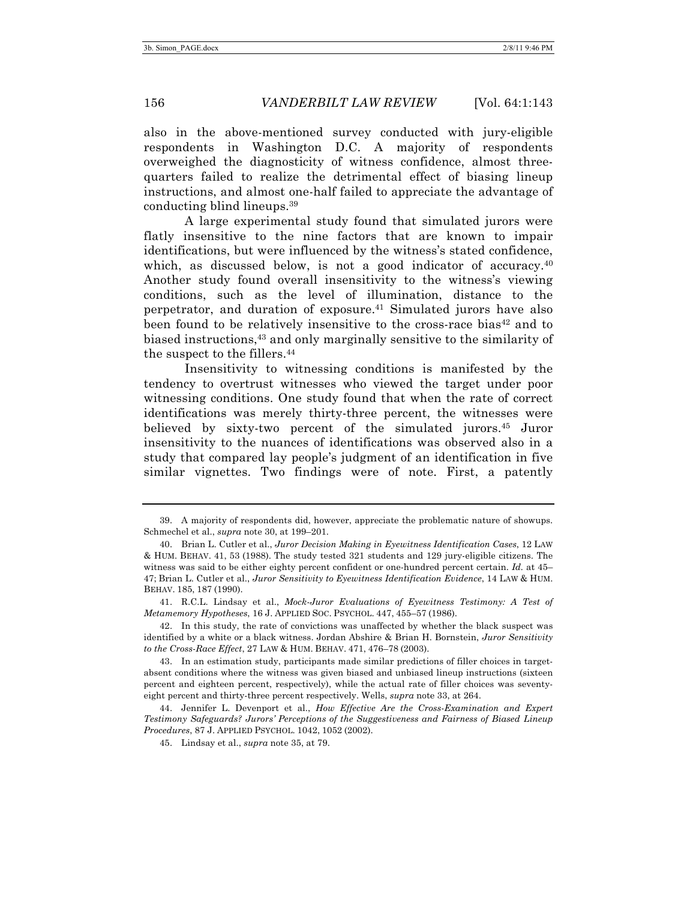also in the above-mentioned survey conducted with jury-eligible respondents in Washington D.C. A majority of respondents overweighed the diagnosticity of witness confidence, almost three-quarters failed to realize the detrimental effect of biasing lineup instructions, and almost one-half failed to appreciate the advantage of conducting blind lineups.[39]

A large experimental study found that simulated jurors were flatly insensitive to the nine factors that are known to impair identifications, but were influenced by the witness's stated confidence, which, as discussed below, is not a good indicator of accuracy.[40] Another study found overall insensitivity to the witness's viewing conditions, such as the level of illumination, distance to the perpetrator, and duration of exposure.[41] Simulated jurors have also been found to be relatively insensitive to the cross-race bias[42] and to biased instructions,[43] and only marginally sensitive to the similarity of the suspect to the fillers.[44]

Insensitivity to witnessing conditions is manifested by the tendency to overtrust witnesses who viewed the target under poor witnessing conditions. One study found that when the rate of correct identifications was merely thirty-three percent, the witnesses were believed by sixty-two percent of the simulated jurors.[45] Juror insensitivity to the nuances of identifications was observed also in a study that compared lay people's judgment of an identification in five similar vignettes. Two findings were of note. First, a patently

---

39. A majority of respondents did, however, appreciate the problematic nature of showups. Schmechel et al., *supra* note 30, at 199–201.

40. Brian L. Cutler et al., *Juror Decision Making in Eyewitness Identification Cases*, 12 LAW & HUM. BEHAV. 41, 53 (1988). The study tested 321 students and 129 jury-eligible citizens. The witness was said to be either eighty percent confident or one-hundred percent certain. *Id.* at 45–47; Brian L. Cutler et al., *Juror Sensitivity to Eyewitness Identification Evidence*, 14 LAW & HUM. BEHAV. 185, 187 (1990).

41. R.C.L. Lindsay et al., *Mock-Juror Evaluations of Eyewitness Testimony: A Test of Metamemory Hypotheses*, 16 J. APPLIED SOC. PSYCHOL. 447, 455–57 (1986).

42. In this study, the rate of convictions was unaffected by whether the black suspect was identified by a white or a black witness. Jordan Abshire & Brian H. Bornstein, *Juror Sensitivity to the Cross-Race Effect*, 27 LAW & HUM. BEHAV. 471, 476–78 (2003).

43. In an estimation study, participants made similar predictions of filler choices in target-absent conditions where the witness was given biased and unbiased lineup instructions (sixteen percent and eighteen percent, respectively), while the actual rate of filler choices was seventy-eight percent and thirty-three percent respectively. Wells, *supra* note 33, at 264.

44. Jennifer L. Devenport et al., *How Effective Are the Cross-Examination and Expert Testimony Safeguards? Jurors' Perceptions of the Suggestiveness and Fairness of Biased Lineup Procedures*, 87 J. APPLIED PSYCHOL. 1042, 1052 (2002).

45. Lindsay et al., *supra* note 35, at 79.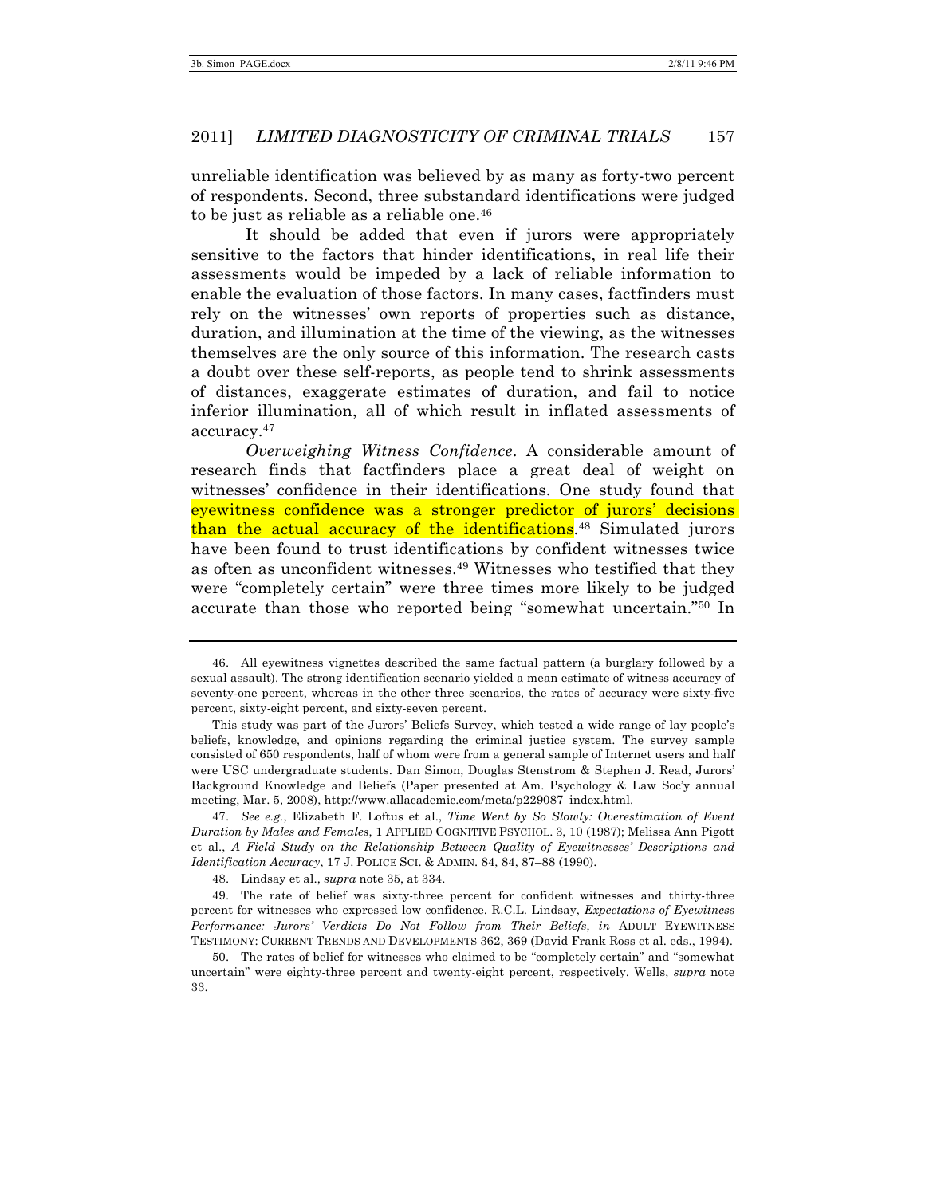unreliable identification was believed by as many as forty-two percent of respondents. Second, three substandard identifications were judged to be just as reliable as a reliable one.[46]

It should be added that even if jurors were appropriately sensitive to the factors that hinder identifications, in real life their assessments would be impeded by a lack of reliable information to enable the evaluation of those factors. In many cases, factfinders must rely on the witnesses' own reports of properties such as distance, duration, and illumination at the time of the viewing, as the witnesses themselves are the only source of this information. The research casts a doubt over these self-reports, as people tend to shrink assessments of distances, exaggerate estimates of duration, and fail to notice inferior illumination, all of which result in inflated assessments of accuracy.[47]

*Overweighing Witness Confidence*. A considerable amount of research finds that factfinders place a great deal of weight on witnesses' confidence in their identifications. One study found that eyewitness confidence was a stronger predictor of jurors' decisions than the actual accuracy of the identifications.[48] Simulated jurors have been found to trust identifications by confident witnesses twice as often as unconfident witnesses.[49] Witnesses who testified that they were "completely certain" were three times more likely to be judged accurate than those who reported being "somewhat uncertain."[50] In

---

46. All eyewitness vignettes described the same factual pattern (a burglary followed by a sexual assault). The strong identification scenario yielded a mean estimate of witness accuracy of seventy-one percent, whereas in the other three scenarios, the rates of accuracy were sixty-five percent, sixty-eight percent, and sixty-seven percent.

This study was part of the Jurors' Beliefs Survey, which tested a wide range of lay people's beliefs, knowledge, and opinions regarding the criminal justice system. The survey sample consisted of 650 respondents, half of whom were from a general sample of Internet users and half were USC undergraduate students. Dan Simon, Douglas Stenstrom & Stephen J. Read, Jurors' Background Knowledge and Beliefs (Paper presented at Am. Psychology & Law Soc'y annual meeting, Mar. 5, 2008), http://www.allacademic.com/meta/p229087_index.html.

47. *See e.g.*, Elizabeth F. Loftus et al., *Time Went by So Slowly: Overestimation of Event Duration by Males and Females*, 1 APPLIED COGNITIVE PSYCHOL. 3, 10 (1987); Melissa Ann Pigott et al., *A Field Study on the Relationship Between Quality of Eyewitnesses' Descriptions and Identification Accuracy*, 17 J. POLICE SCI. & ADMIN. 84, 84, 87–88 (1990).

48. Lindsay et al., *supra* note 35, at 334.

49. The rate of belief was sixty-three percent for confident witnesses and thirty-three percent for witnesses who expressed low confidence. R.C.L. Lindsay, *Expectations of Eyewitness Performance: Jurors' Verdicts Do Not Follow from Their Beliefs*, *in* ADULT EYEWITNESS TESTIMONY: CURRENT TRENDS AND DEVELOPMENTS 362, 369 (David Frank Ross et al. eds., 1994).

50. The rates of belief for witnesses who claimed to be "completely certain" and "somewhat uncertain" were eighty-three percent and twenty-eight percent, respectively. Wells, *supra* note 33.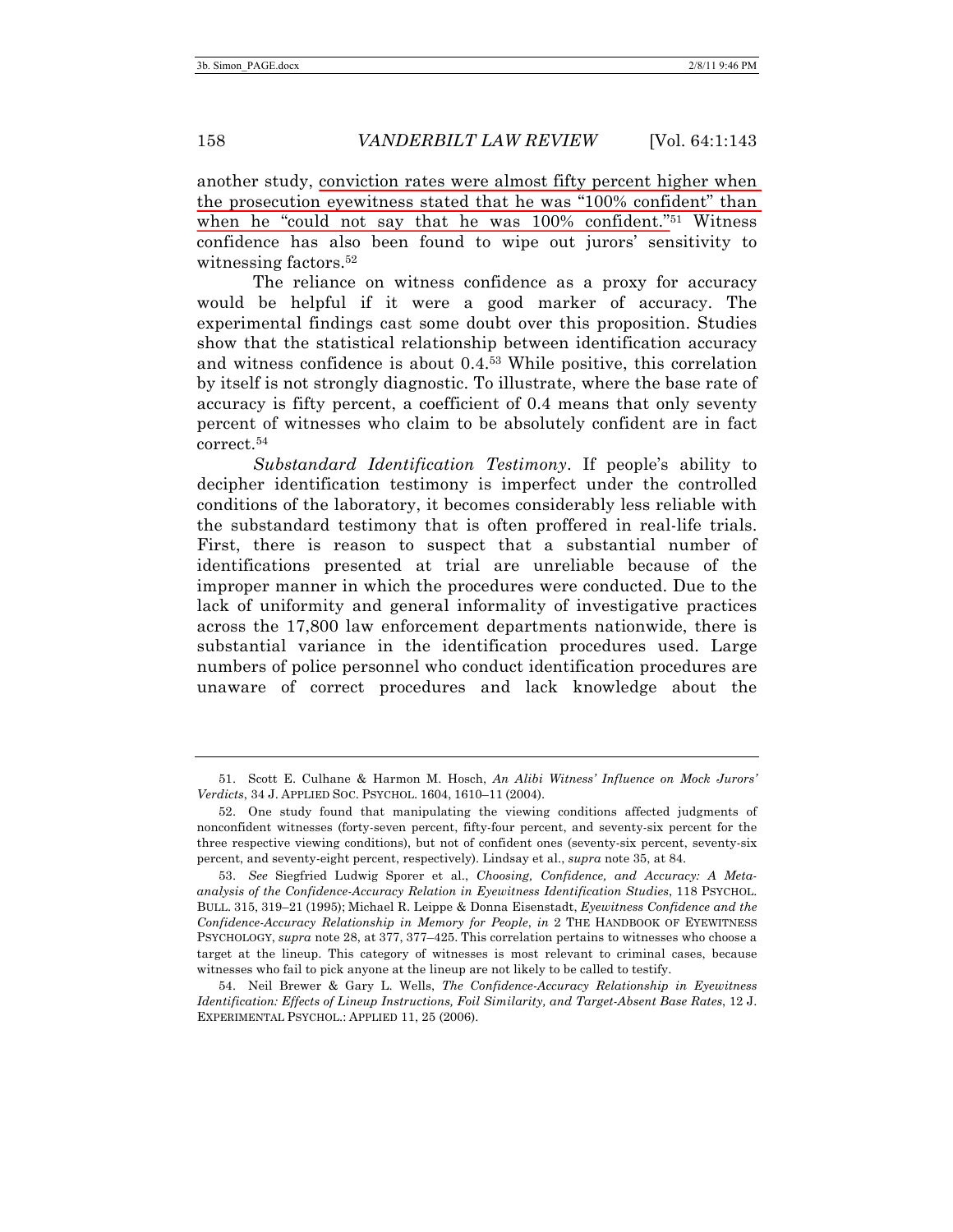another study, conviction rates were almost fifty percent higher when the prosecution eyewitness stated that he was "100% confident" than when he "could not say that he was 100% confident."[51] Witness confidence has also been found to wipe out jurors' sensitivity to witnessing factors.[52]

The reliance on witness confidence as a proxy for accuracy would be helpful if it were a good marker of accuracy. The experimental findings cast some doubt over this proposition. Studies show that the statistical relationship between identification accuracy and witness confidence is about 0.4.[53] While positive, this correlation by itself is not strongly diagnostic. To illustrate, where the base rate of accuracy is fifty percent, a coefficient of 0.4 means that only seventy percent of witnesses who claim to be absolutely confident are in fact correct.[54]

*Substandard Identification Testimony*. If people's ability to decipher identification testimony is imperfect under the controlled conditions of the laboratory, it becomes considerably less reliable with the substandard testimony that is often proffered in real-life trials. First, there is reason to suspect that a substantial number of identifications presented at trial are unreliable because of the improper manner in which the procedures were conducted. Due to the lack of uniformity and general informality of investigative practices across the 17,800 law enforcement departments nationwide, there is substantial variance in the identification procedures used. Large numbers of police personnel who conduct identification procedures are unaware of correct procedures and lack knowledge about the

---

51. Scott E. Culhane & Harmon M. Hosch, *An Alibi Witness' Influence on Mock Jurors' Verdicts*, 34 J. APPLIED SOC. PSYCHOL. 1604, 1610–11 (2004).

52. One study found that manipulating the viewing conditions affected judgments of nonconfident witnesses (forty-seven percent, fifty-four percent, and seventy-six percent for the three respective viewing conditions), but not of confident ones (seventy-six percent, seventy-six percent, and seventy-eight percent, respectively). Lindsay et al., *supra* note 35, at 84.

53. *See* Siegfried Ludwig Sporer et al., *Choosing, Confidence, and Accuracy: A Meta-analysis of the Confidence-Accuracy Relation in Eyewitness Identification Studies*, 118 PSYCHOL. BULL. 315, 319–21 (1995); Michael R. Leippe & Donna Eisenstadt, *Eyewitness Confidence and the Confidence-Accuracy Relationship in Memory for People*, *in* 2 THE HANDBOOK OF EYEWITNESS PSYCHOLOGY, *supra* note 28, at 377, 377–425. This correlation pertains to witnesses who choose a target at the lineup. This category of witnesses is most relevant to criminal cases, because witnesses who fail to pick anyone at the lineup are not likely to be called to testify.

54. Neil Brewer & Gary L. Wells, *The Confidence-Accuracy Relationship in Eyewitness Identification: Effects of Lineup Instructions, Foil Similarity, and Target-Absent Base Rates*, 12 J. EXPERIMENTAL PSYCHOL.: APPLIED 11, 25 (2006).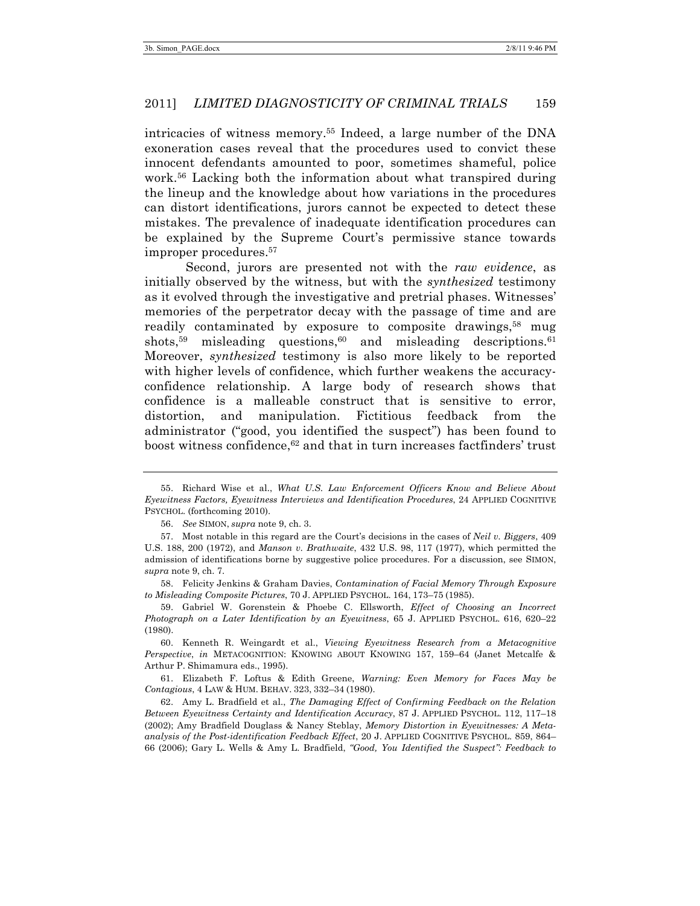intricacies of witness memory.[55] Indeed, a large number of the DNA exoneration cases reveal that the procedures used to convict these innocent defendants amounted to poor, sometimes shameful, police work.[56] Lacking both the information about what transpired during the lineup and the knowledge about how variations in the procedures can distort identifications, jurors cannot be expected to detect these mistakes. The prevalence of inadequate identification procedures can be explained by the Supreme Court's permissive stance towards improper procedures.[57]

Second, jurors are presented not with the *raw evidence*, as initially observed by the witness, but with the *synthesized* testimony as it evolved through the investigative and pretrial phases. Witnesses' memories of the perpetrator decay with the passage of time and are readily contaminated by exposure to composite drawings,[58] mug shots,[59] misleading questions,[60] and misleading descriptions.[61] Moreover, *synthesized* testimony is also more likely to be reported with higher levels of confidence, which further weakens the accuracy-confidence relationship. A large body of research shows that confidence is a malleable construct that is sensitive to error, distortion, and manipulation. Fictitious feedback from the administrator ("good, you identified the suspect") has been found to boost witness confidence,[62] and that in turn increases factfinders' trust

---

55. Richard Wise et al., *What U.S. Law Enforcement Officers Know and Believe About Eyewitness Factors, Eyewitness Interviews and Identification Procedures*, 24 APPLIED COGNITIVE PSYCHOL. (forthcoming 2010).

56. *See* SIMON, *supra* note 9, ch. 3.

57. Most notable in this regard are the Court's decisions in the cases of *Neil v. Biggers*, 409 U.S. 188, 200 (1972), and *Manson v. Brathwaite*, 432 U.S. 98, 117 (1977), which permitted the admission of identifications borne by suggestive police procedures. For a discussion, see SIMON, *supra* note 9, ch. 7.

58. Felicity Jenkins & Graham Davies, *Contamination of Facial Memory Through Exposure to Misleading Composite Pictures*, 70 J. APPLIED PSYCHOL. 164, 173–75 (1985).

59. Gabriel W. Gorenstein & Phoebe C. Ellsworth, *Effect of Choosing an Incorrect Photograph on a Later Identification by an Eyewitness*, 65 J. APPLIED PSYCHOL. 616, 620–22 (1980).

60. Kenneth R. Weingardt et al., *Viewing Eyewitness Research from a Metacognitive Perspective*, *in* METACOGNITION: KNOWING ABOUT KNOWING 157, 159–64 (Janet Metcalfe & Arthur P. Shimamura eds., 1995).

61. Elizabeth F. Loftus & Edith Greene, *Warning: Even Memory for Faces May be Contagious*, 4 LAW & HUM. BEHAV. 323, 332–34 (1980).

62. Amy L. Bradfield et al., *The Damaging Effect of Confirming Feedback on the Relation Between Eyewitness Certainty and Identification Accuracy*, 87 J. APPLIED PSYCHOL. 112, 117–18 (2002); Amy Bradfield Douglass & Nancy Steblay, *Memory Distortion in Eyewitnesses: A Meta-analysis of the Post-identification Feedback Effect*, 20 J. APPLIED COGNITIVE PSYCHOL. 859, 864–66 (2006); Gary L. Wells & Amy L. Bradfield, *"Good, You Identified the Suspect": Feedback to*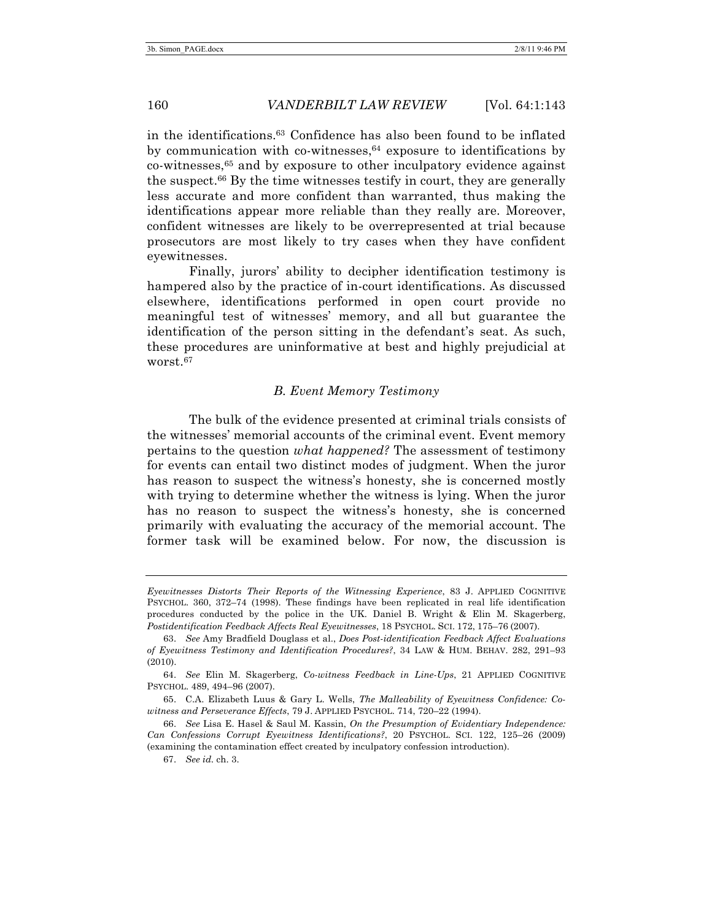in the identifications.[63] Confidence has also been found to be inflated by communication with co-witnesses,[64] exposure to identifications by co-witnesses,[65] and by exposure to other inculpatory evidence against the suspect.[66] By the time witnesses testify in court, they are generally less accurate and more confident than warranted, thus making the identifications appear more reliable than they really are. Moreover, confident witnesses are likely to be overrepresented at trial because prosecutors are most likely to try cases when they have confident eyewitnesses.

Finally, jurors' ability to decipher identification testimony is hampered also by the practice of in-court identifications. As discussed elsewhere, identifications performed in open court provide no meaningful test of witnesses' memory, and all but guarantee the identification of the person sitting in the defendant's seat. As such, these procedures are uninformative at best and highly prejudicial at worst.[67]

### *B. Event Memory Testimony*

The bulk of the evidence presented at criminal trials consists of the witnesses' memorial accounts of the criminal event. Event memory pertains to the question *what happened?* The assessment of testimony for events can entail two distinct modes of judgment. When the juror has reason to suspect the witness's honesty, she is concerned mostly with trying to determine whether the witness is lying. When the juror has no reason to suspect the witness's honesty, she is concerned primarily with evaluating the accuracy of the memorial account. The former task will be examined below. For now, the discussion is

---

*Eyewitnesses Distorts Their Reports of the Witnessing Experience*, 83 J. APPLIED COGNITIVE PSYCHOL. 360, 372–74 (1998). These findings have been replicated in real life identification procedures conducted by the police in the UK. Daniel B. Wright & Elin M. Skagerberg, *Postidentification Feedback Affects Real Eyewitnesses*, 18 PSYCHOL. SCI. 172, 175–76 (2007).

63. *See* Amy Bradfield Douglass et al., *Does Post-identification Feedback Affect Evaluations of Eyewitness Testimony and Identification Procedures?*, 34 LAW & HUM. BEHAV. 282, 291–93 (2010).

64. *See* Elin M. Skagerberg, *Co-witness Feedback in Line-Ups*, 21 APPLIED COGNITIVE PSYCHOL. 489, 494–96 (2007).

65. C.A. Elizabeth Luus & Gary L. Wells, *The Malleability of Eyewitness Confidence: Co-witness and Perseverance Effects*, 79 J. APPLIED PSYCHOL. 714, 720–22 (1994).

66. *See* Lisa E. Hasel & Saul M. Kassin, *On the Presumption of Evidentiary Independence: Can Confessions Corrupt Eyewitness Identifications?*, 20 PSYCHOL. SCI. 122, 125–26 (2009) (examining the contamination effect created by inculpatory confession introduction).

67. *See id.* ch. 3.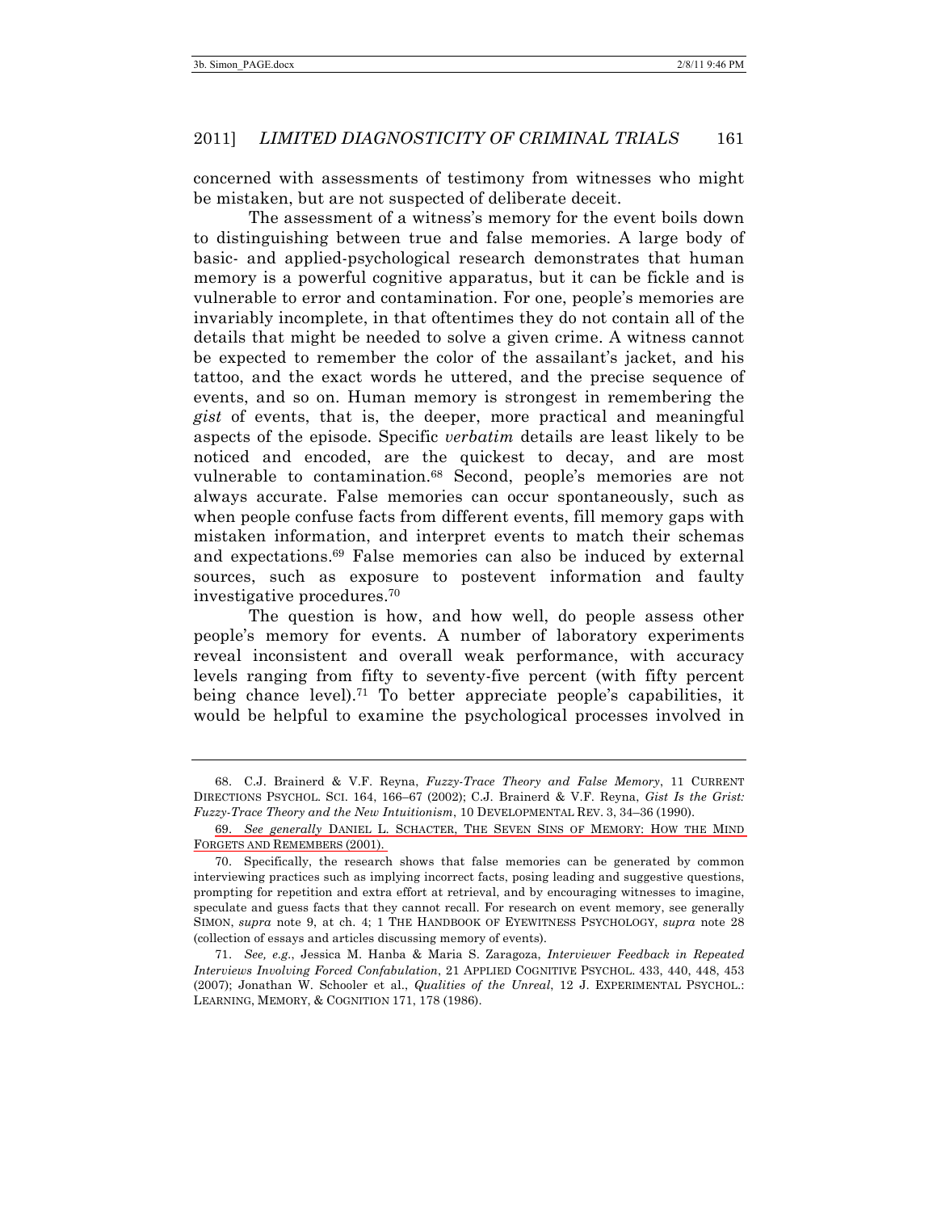concerned with assessments of testimony from witnesses who might be mistaken, but are not suspected of deliberate deceit.

The assessment of a witness's memory for the event boils down to distinguishing between true and false memories. A large body of basic- and applied-psychological research demonstrates that human memory is a powerful cognitive apparatus, but it can be fickle and is vulnerable to error and contamination. For one, people's memories are invariably incomplete, in that oftentimes they do not contain all of the details that might be needed to solve a given crime. A witness cannot be expected to remember the color of the assailant's jacket, and his tattoo, and the exact words he uttered, and the precise sequence of events, and so on. Human memory is strongest in remembering the *gist* of events, that is, the deeper, more practical and meaningful aspects of the episode. Specific *verbatim* details are least likely to be noticed and encoded, are the quickest to decay, and are most vulnerable to contamination.[68] Second, people's memories are not always accurate. False memories can occur spontaneously, such as when people confuse facts from different events, fill memory gaps with mistaken information, and interpret events to match their schemas and expectations.[69] False memories can also be induced by external sources, such as exposure to postevent information and faulty investigative procedures.[70]

The question is how, and how well, do people assess other people's memory for events. A number of laboratory experiments reveal inconsistent and overall weak performance, with accuracy levels ranging from fifty to seventy-five percent (with fifty percent being chance level).[71] To better appreciate people's capabilities, it would be helpful to examine the psychological processes involved in

---

68. C.J. Brainerd & V.F. Reyna, *Fuzzy-Trace Theory and False Memory*, 11 CURRENT DIRECTIONS PSYCHOL. SCI. 164, 166–67 (2002); C.J. Brainerd & V.F. Reyna, *Gist Is the Grist: Fuzzy-Trace Theory and the New Intuitionism*, 10 DEVELOPMENTAL REV. 3, 34–36 (1990).

69. *See generally* DANIEL L. SCHACTER, THE SEVEN SINS OF MEMORY: HOW THE MIND FORGETS AND REMEMBERS (2001).

70. Specifically, the research shows that false memories can be generated by common interviewing practices such as implying incorrect facts, posing leading and suggestive questions, prompting for repetition and extra effort at retrieval, and by encouraging witnesses to imagine, speculate and guess facts that they cannot recall. For research on event memory, see generally SIMON, *supra* note 9, at ch. 4; 1 THE HANDBOOK OF EYEWITNESS PSYCHOLOGY, *supra* note 28 (collection of essays and articles discussing memory of events).

71. *See, e.g.*, Jessica M. Hanba & Maria S. Zaragoza, *Interviewer Feedback in Repeated Interviews Involving Forced Confabulation*, 21 APPLIED COGNITIVE PSYCHOL. 433, 440, 448, 453 (2007); Jonathan W. Schooler et al., *Qualities of the Unreal*, 12 J. EXPERIMENTAL PSYCHOL.: LEARNING, MEMORY, & COGNITION 171, 178 (1986).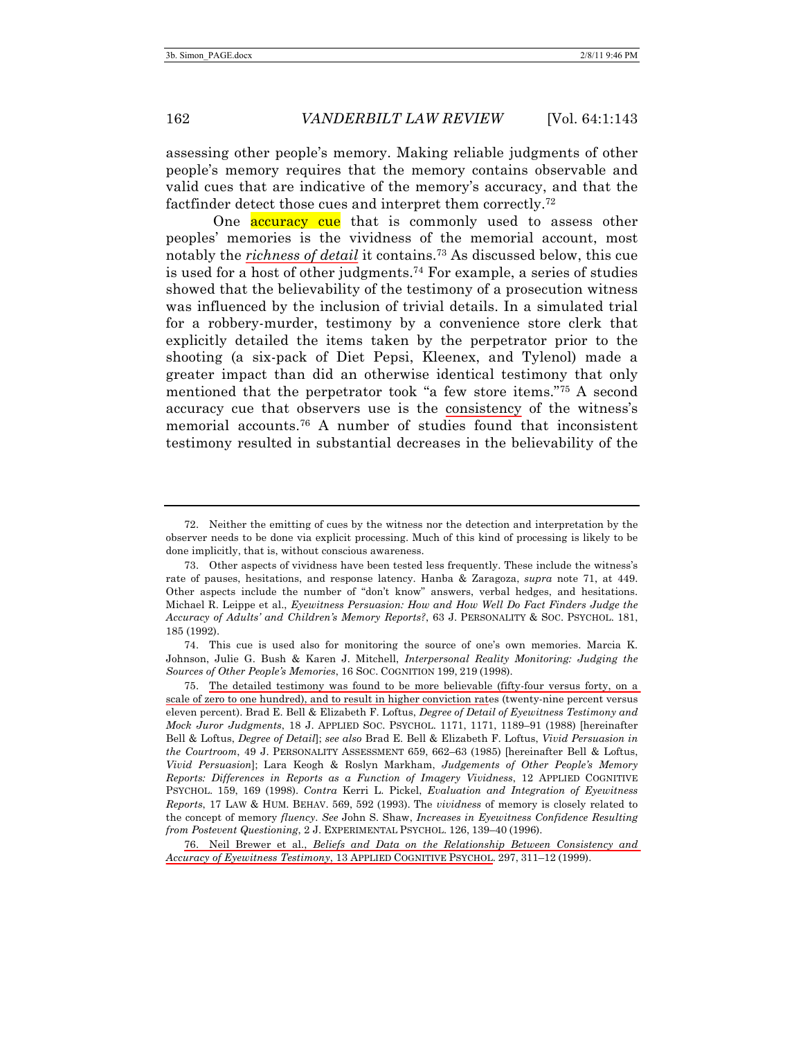assessing other people's memory. Making reliable judgments of other people's memory requires that the memory contains observable and valid cues that are indicative of the memory's accuracy, and that the factfinder detect those cues and interpret them correctly.[72]

One accuracy cue that is commonly used to assess other peoples' memories is the vividness of the memorial account, most notably the *richness of detail* it contains.[73] As discussed below, this cue is used for a host of other judgments.[74] For example, a series of studies showed that the believability of the testimony of a prosecution witness was influenced by the inclusion of trivial details. In a simulated trial for a robbery-murder, testimony by a convenience store clerk that explicitly detailed the items taken by the perpetrator prior to the shooting (a six-pack of Diet Pepsi, Kleenex, and Tylenol) made a greater impact than did an otherwise identical testimony that only mentioned that the perpetrator took "a few store items."[75] A second accuracy cue that observers use is the consistency of the witness's memorial accounts.[76] A number of studies found that inconsistent testimony resulted in substantial decreases in the believability of the

---

72. Neither the emitting of cues by the witness nor the detection and interpretation by the observer needs to be done via explicit processing. Much of this kind of processing is likely to be done implicitly, that is, without conscious awareness.

73. Other aspects of vividness have been tested less frequently. These include the witness's rate of pauses, hesitations, and response latency. Hanba & Zaragoza, *supra* note 71, at 449. Other aspects include the number of "don't know" answers, verbal hedges, and hesitations. Michael R. Leippe et al., *Eyewitness Persuasion: How and How Well Do Fact Finders Judge the Accuracy of Adults' and Children's Memory Reports?*, 63 J. PERSONALITY & SOC. PSYCHOL. 181, 185 (1992).

74. This cue is used also for monitoring the source of one's own memories. Marcia K. Johnson, Julie G. Bush & Karen J. Mitchell, *Interpersonal Reality Monitoring: Judging the Sources of Other People's Memories*, 16 SOC. COGNITION 199, 219 (1998).

75. The detailed testimony was found to be more believable (fifty-four versus forty, on a scale of zero to one hundred), and to result in higher conviction rates (twenty-nine percent versus eleven percent). Brad E. Bell & Elizabeth F. Loftus, *Degree of Detail of Eyewitness Testimony and Mock Juror Judgments*, 18 J. APPLIED SOC. PSYCHOL. 1171, 1171, 1189–91 (1988) [hereinafter Bell & Loftus, *Degree of Detail*]; *see also* Brad E. Bell & Elizabeth F. Loftus, *Vivid Persuasion in the Courtroom*, 49 J. PERSONALITY ASSESSMENT 659, 662–63 (1985) [hereinafter Bell & Loftus, *Vivid Persuasion*]; Lara Keogh & Roslyn Markham, *Judgements of Other People's Memory Reports: Differences in Reports as a Function of Imagery Vividness*, 12 APPLIED COGNITIVE PSYCHOL. 159, 169 (1998). *Contra* Kerri L. Pickel, *Evaluation and Integration of Eyewitness Reports*, 17 LAW & HUM. BEHAV. 569, 592 (1993). The *vividness* of memory is closely related to the concept of memory *fluency*. *See* John S. Shaw, *Increases in Eyewitness Confidence Resulting from Postevent Questioning*, 2 J. EXPERIMENTAL PSYCHOL. 126, 139–40 (1996).

76. Neil Brewer et al., *Beliefs and Data on the Relationship Between Consistency and Accuracy of Eyewitness Testimony*, 13 APPLIED COGNITIVE PSYCHOL. 297, 311–12 (1999).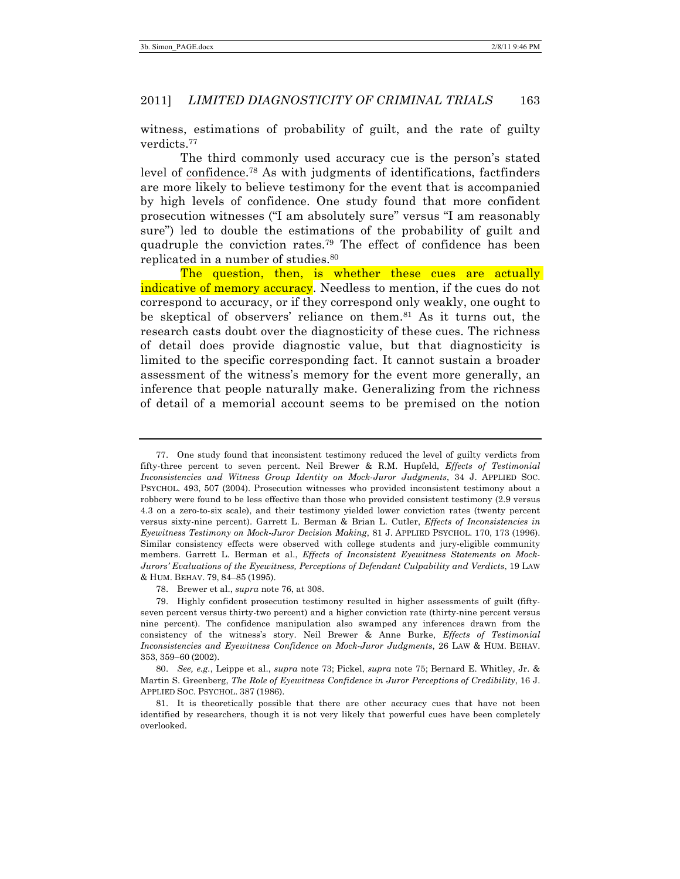witness, estimations of probability of guilt, and the rate of guilty verdicts.[77]

The third commonly used accuracy cue is the person's stated level of confidence.[78] As with judgments of identifications, factfinders are more likely to believe testimony for the event that is accompanied by high levels of confidence. One study found that more confident prosecution witnesses ("I am absolutely sure" versus "I am reasonably sure") led to double the estimations of the probability of guilt and quadruple the conviction rates.[79] The effect of confidence has been replicated in a number of studies.[80]

The question, then, is whether these cues are actually indicative of memory accuracy. Needless to mention, if the cues do not correspond to accuracy, or if they correspond only weakly, one ought to be skeptical of observers' reliance on them.[81] As it turns out, the research casts doubt over the diagnosticity of these cues. The richness of detail does provide diagnostic value, but that diagnosticity is limited to the specific corresponding fact. It cannot sustain a broader assessment of the witness's memory for the event more generally, an inference that people naturally make. Generalizing from the richness of detail of a memorial account seems to be premised on the notion

---

77. One study found that inconsistent testimony reduced the level of guilty verdicts from fifty-three percent to seven percent. Neil Brewer & R.M. Hupfeld, *Effects of Testimonial Inconsistencies and Witness Group Identity on Mock-Juror Judgments*, 34 J. APPLIED SOC. PSYCHOL. 493, 507 (2004). Prosecution witnesses who provided inconsistent testimony about a robbery were found to be less effective than those who provided consistent testimony (2.9 versus 4.3 on a zero-to-six scale), and their testimony yielded lower conviction rates (twenty percent versus sixty-nine percent). Garrett L. Berman & Brian L. Cutler, *Effects of Inconsistencies in Eyewitness Testimony on Mock-Juror Decision Making*, 81 J. APPLIED PSYCHOL. 170, 173 (1996). Similar consistency effects were observed with college students and jury-eligible community members. Garrett L. Berman et al., *Effects of Inconsistent Eyewitness Statements on Mock-Jurors' Evaluations of the Eyewitness, Perceptions of Defendant Culpability and Verdicts*, 19 LAW & HUM. BEHAV. 79, 84–85 (1995).

78. Brewer et al., *supra* note 76, at 308.

79. Highly confident prosecution testimony resulted in higher assessments of guilt (fifty-seven percent versus thirty-two percent) and a higher conviction rate (thirty-nine percent versus nine percent). The confidence manipulation also swamped any inferences drawn from the consistency of the witness's story. Neil Brewer & Anne Burke, *Effects of Testimonial Inconsistencies and Eyewitness Confidence on Mock-Juror Judgments*, 26 LAW & HUM. BEHAV. 353, 359–60 (2002).

80. *See, e.g.*, Leippe et al., *supra* note 73; Pickel, *supra* note 75; Bernard E. Whitley, Jr. & Martin S. Greenberg, *The Role of Eyewitness Confidence in Juror Perceptions of Credibility*, 16 J. APPLIED SOC. PSYCHOL. 387 (1986).

81. It is theoretically possible that there are other accuracy cues that have not been identified by researchers, though it is not very likely that powerful cues have been completely overlooked.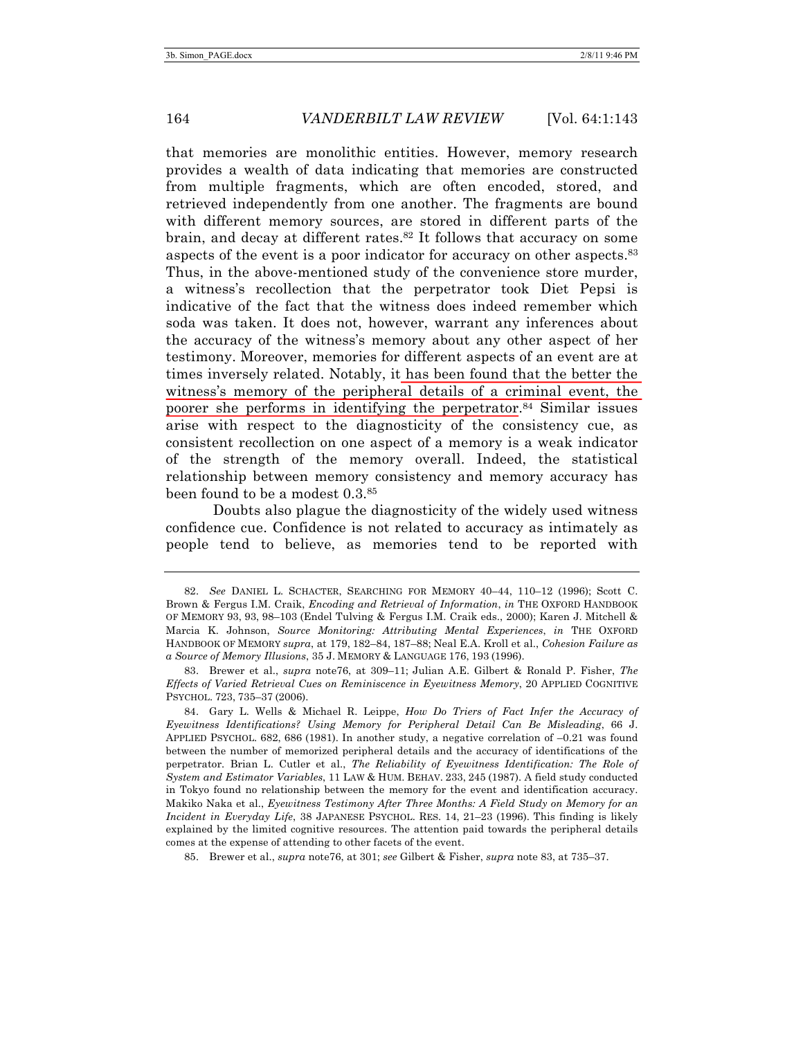that memories are monolithic entities. However, memory research provides a wealth of data indicating that memories are constructed from multiple fragments, which are often encoded, stored, and retrieved independently from one another. The fragments are bound with different memory sources, are stored in different parts of the brain, and decay at different rates.[82] It follows that accuracy on some aspects of the event is a poor indicator for accuracy on other aspects.[83] Thus, in the above-mentioned study of the convenience store murder, a witness's recollection that the perpetrator took Diet Pepsi is indicative of the fact that the witness does indeed remember which soda was taken. It does not, however, warrant any inferences about the accuracy of the witness's memory about any other aspect of her testimony. Moreover, memories for different aspects of an event are at times inversely related. Notably, it has been found that the better the witness's memory of the peripheral details of a criminal event, the poorer she performs in identifying the perpetrator.[84] Similar issues arise with respect to the diagnosticity of the consistency cue, as consistent recollection on one aspect of a memory is a weak indicator of the strength of the memory overall. Indeed, the statistical relationship between memory consistency and memory accuracy has been found to be a modest 0.3.[85]

Doubts also plague the diagnosticity of the widely used witness confidence cue. Confidence is not related to accuracy as intimately as people tend to believe, as memories tend to be reported with

---

82. *See* DANIEL L. SCHACTER, SEARCHING FOR MEMORY 40–44, 110–12 (1996); Scott C. Brown & Fergus I.M. Craik, *Encoding and Retrieval of Information*, *in* THE OXFORD HANDBOOK OF MEMORY 93, 93, 98–103 (Endel Tulving & Fergus I.M. Craik eds., 2000); Karen J. Mitchell & Marcia K. Johnson, *Source Monitoring: Attributing Mental Experiences*, *in* THE OXFORD HANDBOOK OF MEMORY *supra*, at 179, 182–84, 187–88; Neal E.A. Kroll et al., *Cohesion Failure as a Source of Memory Illusions*, 35 J. MEMORY & LANGUAGE 176, 193 (1996).

83. Brewer et al., *supra* note76, at 309–11; Julian A.E. Gilbert & Ronald P. Fisher, *The Effects of Varied Retrieval Cues on Reminiscence in Eyewitness Memory*, 20 APPLIED COGNITIVE PSYCHOL. 723, 735–37 (2006).

84. Gary L. Wells & Michael R. Leippe, *How Do Triers of Fact Infer the Accuracy of Eyewitness Identifications? Using Memory for Peripheral Detail Can Be Misleading*, 66 J. APPLIED PSYCHOL. 682, 686 (1981). In another study, a negative correlation of –0.21 was found between the number of memorized peripheral details and the accuracy of identifications of the perpetrator. Brian L. Cutler et al., *The Reliability of Eyewitness Identification: The Role of System and Estimator Variables*, 11 LAW & HUM. BEHAV. 233, 245 (1987). A field study conducted in Tokyo found no relationship between the memory for the event and identification accuracy. Makiko Naka et al., *Eyewitness Testimony After Three Months: A Field Study on Memory for an Incident in Everyday Life*, 38 JAPANESE PSYCHOL. RES. 14, 21–23 (1996). This finding is likely explained by the limited cognitive resources. The attention paid towards the peripheral details comes at the expense of attending to other facets of the event.

85. Brewer et al., *supra* note76, at 301; *see* Gilbert & Fisher, *supra* note 83, at 735–37.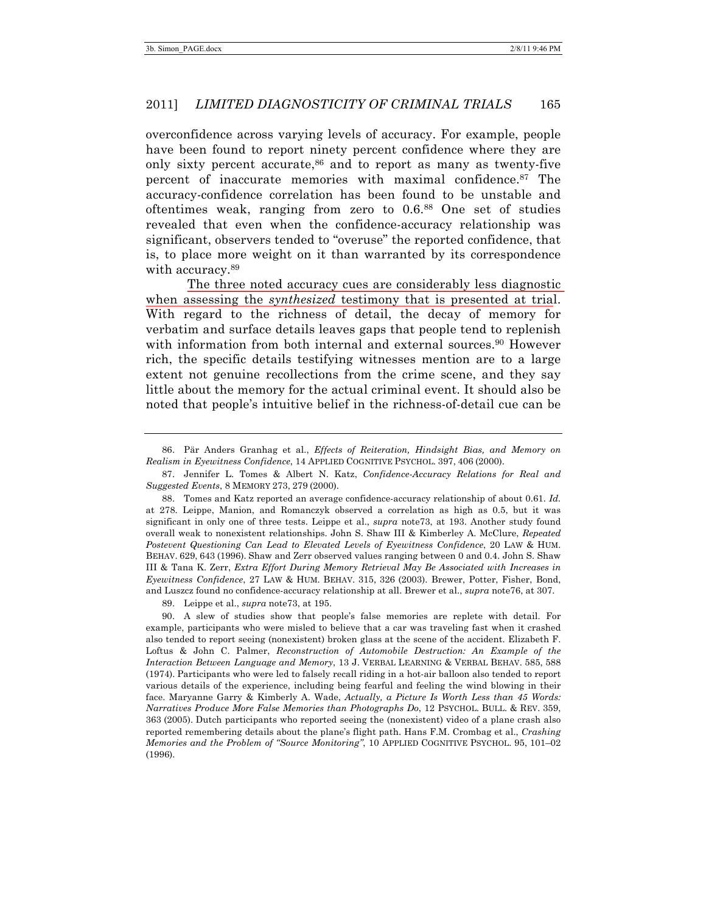overconfidence across varying levels of accuracy. For example, people have been found to report ninety percent confidence where they are only sixty percent accurate,[86] and to report as many as twenty-five percent of inaccurate memories with maximal confidence.[87] The accuracy-confidence correlation has been found to be unstable and oftentimes weak, ranging from zero to 0.6.[88] One set of studies revealed that even when the confidence-accuracy relationship was significant, observers tended to "overuse" the reported confidence, that is, to place more weight on it than warranted by its correspondence with accuracy.[89]

The three noted accuracy cues are considerably less diagnostic when assessing the *synthesized* testimony that is presented at trial. With regard to the richness of detail, the decay of memory for verbatim and surface details leaves gaps that people tend to replenish with information from both internal and external sources.[90] However rich, the specific details testifying witnesses mention are to a large extent not genuine recollections from the crime scene, and they say little about the memory for the actual criminal event. It should also be noted that people's intuitive belief in the richness-of-detail cue can be

---

86. Pär Anders Granhag et al., *Effects of Reiteration, Hindsight Bias, and Memory on Realism in Eyewitness Confidence*, 14 APPLIED COGNITIVE PSYCHOL. 397, 406 (2000).

87. Jennifer L. Tomes & Albert N. Katz, *Confidence-Accuracy Relations for Real and Suggested Events*, 8 MEMORY 273, 279 (2000).

88. Tomes and Katz reported an average confidence-accuracy relationship of about 0.61. *Id.* at 278. Leippe, Manion, and Romanczyk observed a correlation as high as 0.5, but it was significant in only one of three tests. Leippe et al., *supra* note73, at 193. Another study found overall weak to nonexistent relationships. John S. Shaw III & Kimberley A. McClure, *Repeated Postevent Questioning Can Lead to Elevated Levels of Eyewitness Confidence*, 20 LAW & HUM. BEHAV. 629, 643 (1996). Shaw and Zerr observed values ranging between 0 and 0.4. John S. Shaw III & Tana K. Zerr, *Extra Effort During Memory Retrieval May Be Associated with Increases in Eyewitness Confidence*, 27 LAW & HUM. BEHAV. 315, 326 (2003). Brewer, Potter, Fisher, Bond, and Luszcz found no confidence-accuracy relationship at all. Brewer et al., *supra* note76, at 307.

89. Leippe et al., *supra* note73, at 195.

90. A slew of studies show that people's false memories are replete with detail. For example, participants who were misled to believe that a car was traveling fast when it crashed also tended to report seeing (nonexistent) broken glass at the scene of the accident. Elizabeth F. Loftus & John C. Palmer, *Reconstruction of Automobile Destruction: An Example of the Interaction Between Language and Memory*, 13 J. VERBAL LEARNING & VERBAL BEHAV. 585, 588 (1974). Participants who were led to falsely recall riding in a hot-air balloon also tended to report various details of the experience, including being fearful and feeling the wind blowing in their face. Maryanne Garry & Kimberly A. Wade, *Actually, a Picture Is Worth Less than 45 Words: Narratives Produce More False Memories than Photographs Do*, 12 PSYCHOL. BULL. & REV. 359, 363 (2005). Dutch participants who reported seeing the (nonexistent) video of a plane crash also reported remembering details about the plane's flight path. Hans F.M. Crombag et al., *Crashing Memories and the Problem of "Source Monitoring"*, 10 APPLIED COGNITIVE PSYCHOL. 95, 101–02 (1996).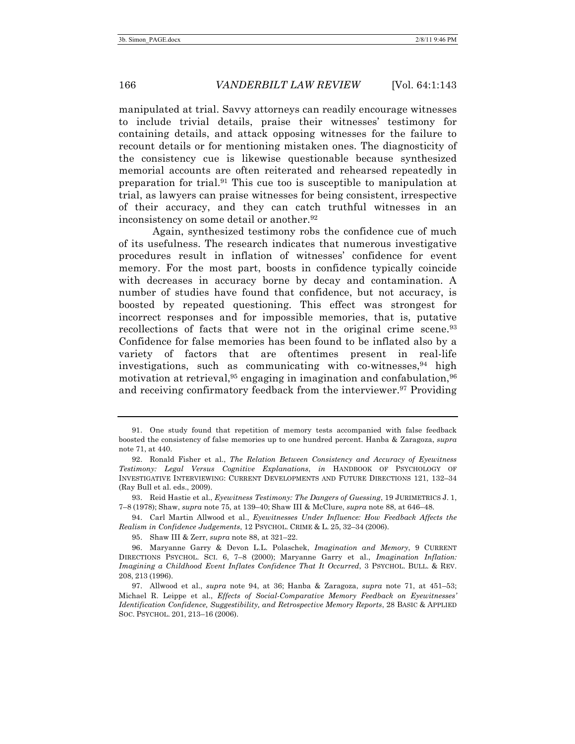manipulated at trial. Savvy attorneys can readily encourage witnesses to include trivial details, praise their witnesses' testimony for containing details, and attack opposing witnesses for the failure to recount details or for mentioning mistaken ones. The diagnosticity of the consistency cue is likewise questionable because synthesized memorial accounts are often reiterated and rehearsed repeatedly in preparation for trial.[91] This cue too is susceptible to manipulation at trial, as lawyers can praise witnesses for being consistent, irrespective of their accuracy, and they can catch truthful witnesses in an inconsistency on some detail or another.[92]

Again, synthesized testimony robs the confidence cue of much of its usefulness. The research indicates that numerous investigative procedures result in inflation of witnesses' confidence for event memory. For the most part, boosts in confidence typically coincide with decreases in accuracy borne by decay and contamination. A number of studies have found that confidence, but not accuracy, is boosted by repeated questioning. This effect was strongest for incorrect responses and for impossible memories, that is, putative recollections of facts that were not in the original crime scene.[93] Confidence for false memories has been found to be inflated also by a variety of factors that are oftentimes present in real-life investigations, such as communicating with co-witnesses,[94] high motivation at retrieval,[95] engaging in imagination and confabulation,[96] and receiving confirmatory feedback from the interviewer.[97] Providing

---

91. One study found that repetition of memory tests accompanied with false feedback boosted the consistency of false memories up to one hundred percent. Hanba & Zaragoza, *supra* note 71, at 440.

92. Ronald Fisher et al., *The Relation Between Consistency and Accuracy of Eyewitness Testimony: Legal Versus Cognitive Explanations*, *in* HANDBOOK OF PSYCHOLOGY OF INVESTIGATIVE INTERVIEWING: CURRENT DEVELOPMENTS AND FUTURE DIRECTIONS 121, 132–34 (Ray Bull et al. eds., 2009).

93. Reid Hastie et al., *Eyewitness Testimony: The Dangers of Guessing*, 19 JURIMETRICS J. 1, 7–8 (1978); Shaw, *supra* note 75, at 139–40; Shaw III & McClure, *supra* note 88, at 646–48.

94. Carl Martin Allwood et al., *Eyewitnesses Under Influence: How Feedback Affects the Realism in Confidence Judgements*, 12 PSYCHOL. CRIME & L. 25, 32–34 (2006).

95. Shaw III & Zerr, *supra* note 88, at 321–22.

96. Maryanne Garry & Devon L.L. Polaschek, *Imagination and Memory*, 9 CURRENT DIRECTIONS PSYCHOL. SCI. 6, 7–8 (2000); Maryanne Garry et al., *Imagination Inflation: Imagining a Childhood Event Inflates Confidence That It Occurred*, 3 PSYCHOL. BULL. & REV. 208, 213 (1996).

97. Allwood et al., *supra* note 94, at 36; Hanba & Zaragoza, *supra* note 71, at 451–53; Michael R. Leippe et al., *Effects of Social-Comparative Memory Feedback on Eyewitnesses' Identification Confidence, Suggestibility, and Retrospective Memory Reports*, 28 BASIC & APPLIED SOC. PSYCHOL. 201, 213–16 (2006).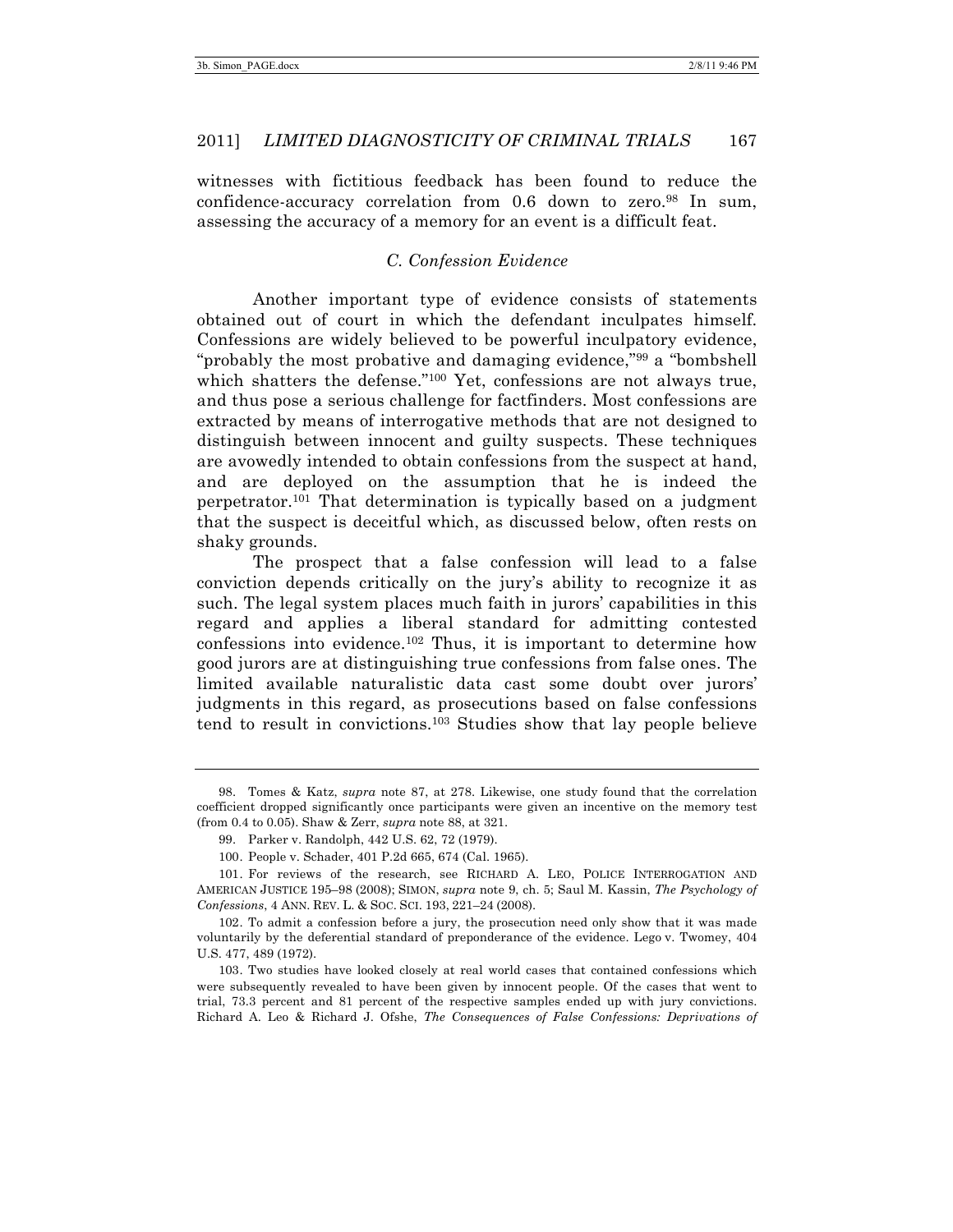witnesses with fictitious feedback has been found to reduce the confidence-accuracy correlation from 0.6 down to zero.[98] In sum, assessing the accuracy of a memory for an event is a difficult feat.

### *C. Confession Evidence*

Another important type of evidence consists of statements obtained out of court in which the defendant inculpates himself. Confessions are widely believed to be powerful inculpatory evidence, "probably the most probative and damaging evidence,"[99] a "bombshell which shatters the defense."[100] Yet, confessions are not always true, and thus pose a serious challenge for factfinders. Most confessions are extracted by means of interrogative methods that are not designed to distinguish between innocent and guilty suspects. These techniques are avowedly intended to obtain confessions from the suspect at hand, and are deployed on the assumption that he is indeed the perpetrator.[101] That determination is typically based on a judgment that the suspect is deceitful which, as discussed below, often rests on shaky grounds.

The prospect that a false confession will lead to a false conviction depends critically on the jury's ability to recognize it as such. The legal system places much faith in jurors' capabilities in this regard and applies a liberal standard for admitting contested confessions into evidence.[102] Thus, it is important to determine how good jurors are at distinguishing true confessions from false ones. The limited available naturalistic data cast some doubt over jurors' judgments in this regard, as prosecutions based on false confessions tend to result in convictions.[103] Studies show that lay people believe

---

98. Tomes & Katz, *supra* note 87, at 278. Likewise, one study found that the correlation coefficient dropped significantly once participants were given an incentive on the memory test (from 0.4 to 0.05). Shaw & Zerr, *supra* note 88, at 321.

99. Parker v. Randolph, 442 U.S. 62, 72 (1979).

100. People v. Schader, 401 P.2d 665, 674 (Cal. 1965).

101. For reviews of the research, see RICHARD A. LEO, POLICE INTERROGATION AND AMERICAN JUSTICE 195–98 (2008); SIMON, *supra* note 9, ch. 5; Saul M. Kassin, *The Psychology of Confessions*, 4 ANN. REV. L. & SOC. SCI. 193, 221–24 (2008).

102. To admit a confession before a jury, the prosecution need only show that it was made voluntarily by the deferential standard of preponderance of the evidence. Lego v. Twomey, 404 U.S. 477, 489 (1972).

103. Two studies have looked closely at real world cases that contained confessions which were subsequently revealed to have been given by innocent people. Of the cases that went to trial, 73.3 percent and 81 percent of the respective samples ended up with jury convictions. Richard A. Leo & Richard J. Ofshe, *The Consequences of False Confessions: Deprivations of*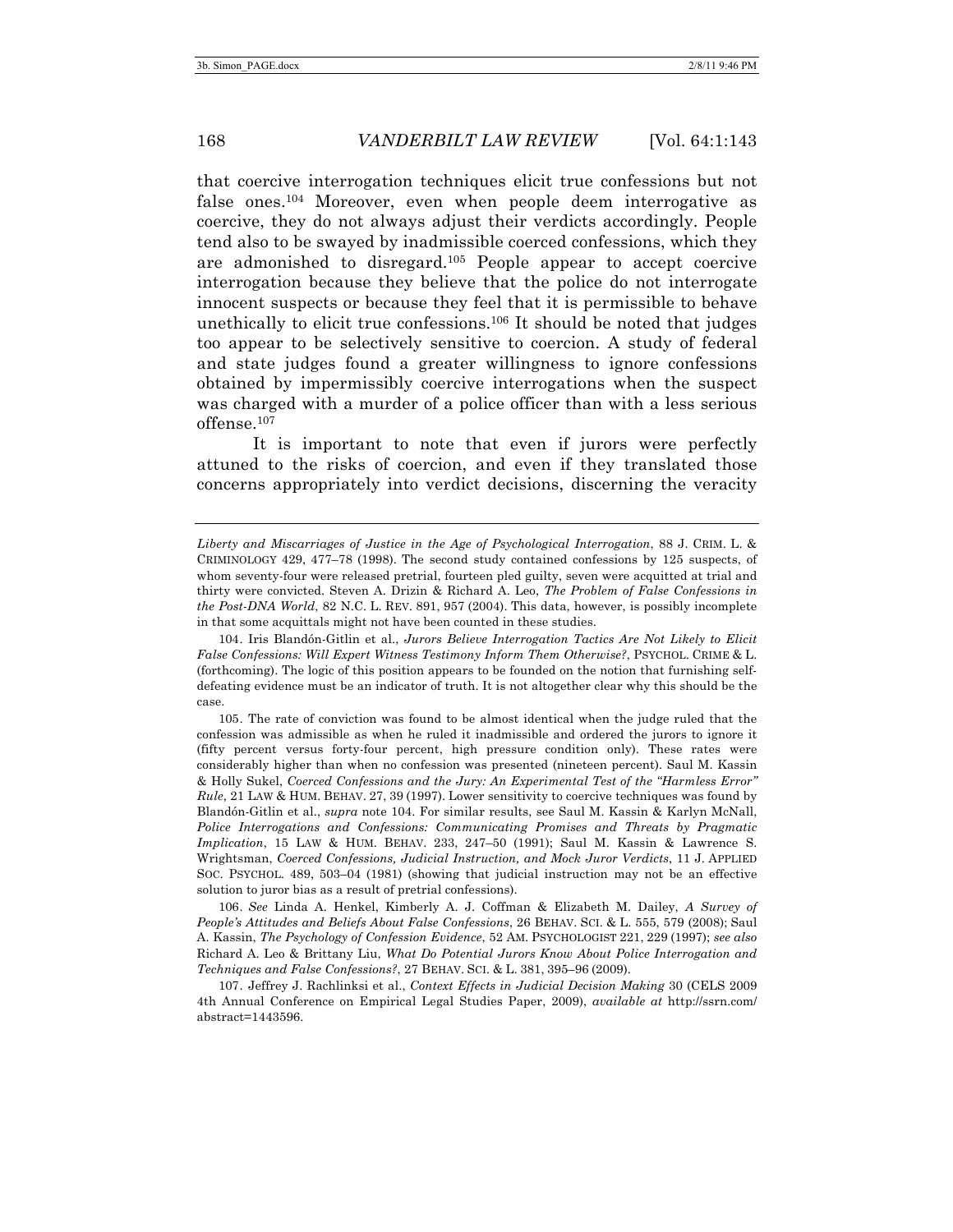that coercive interrogation techniques elicit true confessions but not false ones.[104] Moreover, even when people deem interrogative as coercive, they do not always adjust their verdicts accordingly. People tend also to be swayed by inadmissible coerced confessions, which they are admonished to disregard.[105] People appear to accept coercive interrogation because they believe that the police do not interrogate innocent suspects or because they feel that it is permissible to behave unethically to elicit true confessions.[106] It should be noted that judges too appear to be selectively sensitive to coercion. A study of federal and state judges found a greater willingness to ignore confessions obtained by impermissibly coercive interrogations when the suspect was charged with a murder of a police officer than with a less serious offense.[107]

It is important to note that even if jurors were perfectly attuned to the risks of coercion, and even if they translated those concerns appropriately into verdict decisions, discerning the veracity

---

*Liberty and Miscarriages of Justice in the Age of Psychological Interrogation*, 88 J. CRIM. L. & CRIMINOLOGY 429, 477–78 (1998). The second study contained confessions by 125 suspects, of whom seventy-four were released pretrial, fourteen pled guilty, seven were acquitted at trial and thirty were convicted. Steven A. Drizin & Richard A. Leo, *The Problem of False Confessions in the Post-DNA World*, 82 N.C. L. REV. 891, 957 (2004). This data, however, is possibly incomplete in that some acquittals might not have been counted in these studies.

104. Iris Blandón-Gitlin et al., *Jurors Believe Interrogation Tactics Are Not Likely to Elicit False Confessions: Will Expert Witness Testimony Inform Them Otherwise?*, PSYCHOL. CRIME & L. (forthcoming). The logic of this position appears to be founded on the notion that furnishing self-defeating evidence must be an indicator of truth. It is not altogether clear why this should be the case.

105. The rate of conviction was found to be almost identical when the judge ruled that the confession was admissible as when he ruled it inadmissible and ordered the jurors to ignore it (fifty percent versus forty-four percent, high pressure condition only). These rates were considerably higher than when no confession was presented (nineteen percent). Saul M. Kassin & Holly Sukel, *Coerced Confessions and the Jury: An Experimental Test of the "Harmless Error" Rule*, 21 LAW & HUM. BEHAV. 27, 39 (1997). Lower sensitivity to coercive techniques was found by Blandón-Gitlin et al., *supra* note 104. For similar results, see Saul M. Kassin & Karlyn McNall, *Police Interrogations and Confessions: Communicating Promises and Threats by Pragmatic Implication*, 15 LAW & HUM. BEHAV. 233, 247–50 (1991); Saul M. Kassin & Lawrence S. Wrightsman, *Coerced Confessions, Judicial Instruction, and Mock Juror Verdicts*, 11 J. APPLIED SOC. PSYCHOL. 489, 503–04 (1981) (showing that judicial instruction may not be an effective solution to juror bias as a result of pretrial confessions).

106. *See* Linda A. Henkel, Kimberly A. J. Coffman & Elizabeth M. Dailey, *A Survey of People's Attitudes and Beliefs About False Confessions*, 26 BEHAV. SCI. & L. 555, 579 (2008); Saul A. Kassin, *The Psychology of Confession Evidence*, 52 AM. PSYCHOLOGIST 221, 229 (1997); *see also* Richard A. Leo & Brittany Liu, *What Do Potential Jurors Know About Police Interrogation and Techniques and False Confessions?*, 27 BEHAV. SCI. & L. 381, 395–96 (2009).

107. Jeffrey J. Rachlinksi et al., *Context Effects in Judicial Decision Making* 30 (CELS 2009 4th Annual Conference on Empirical Legal Studies Paper, 2009), *available at* http://ssrn.com/abstract=1443596.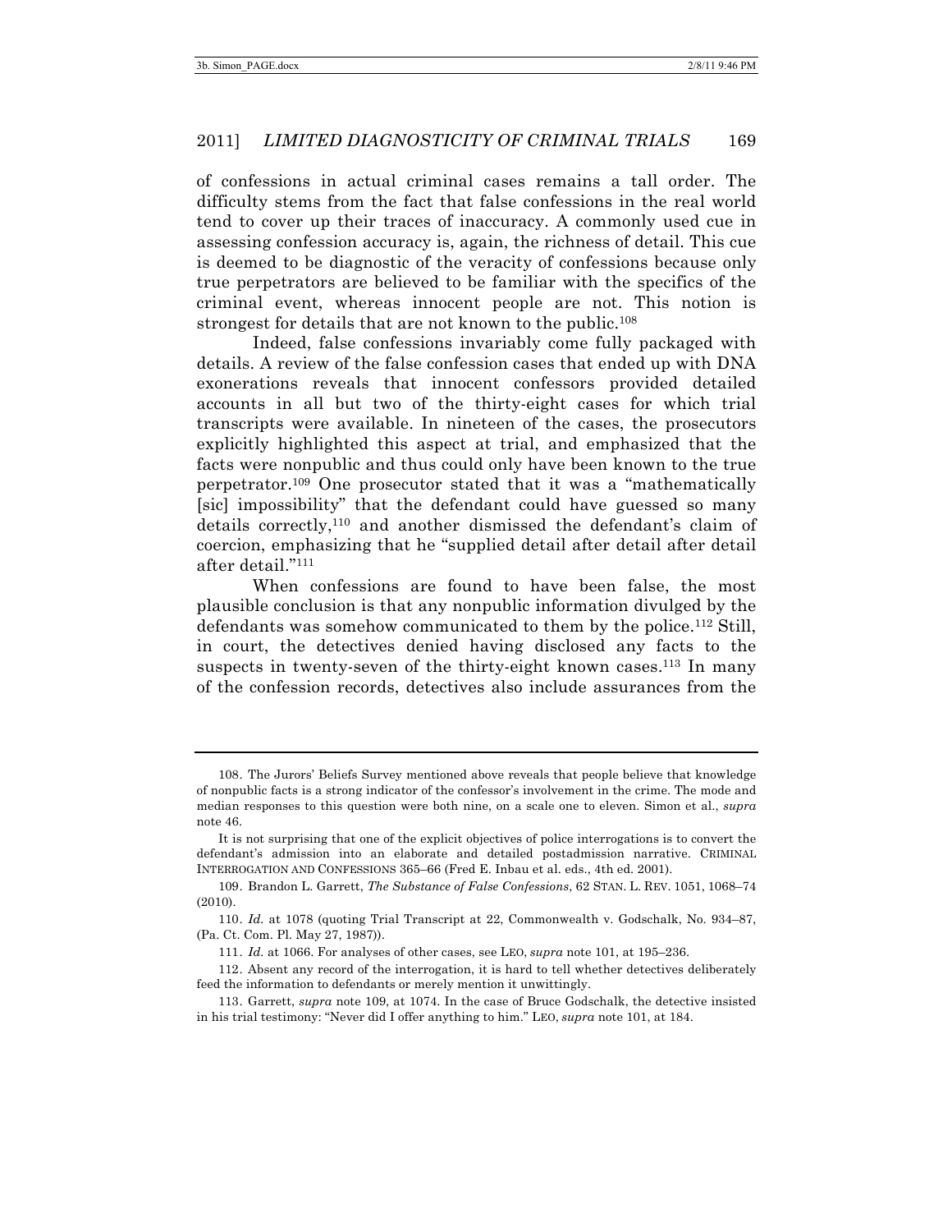of confessions in actual criminal cases remains a tall order. The difficulty stems from the fact that false confessions in the real world tend to cover up their traces of inaccuracy. A commonly used cue in assessing confession accuracy is, again, the richness of detail. This cue is deemed to be diagnostic of the veracity of confessions because only true perpetrators are believed to be familiar with the specifics of the criminal event, whereas innocent people are not. This notion is strongest for details that are not known to the public.[108]

Indeed, false confessions invariably come fully packaged with details. A review of the false confession cases that ended up with DNA exonerations reveals that innocent confessors provided detailed accounts in all but two of the thirty-eight cases for which trial transcripts were available. In nineteen of the cases, the prosecutors explicitly highlighted this aspect at trial, and emphasized that the facts were nonpublic and thus could only have been known to the true perpetrator.[109] One prosecutor stated that it was a "mathematically [sic] impossibility" that the defendant could have guessed so many details correctly,[110] and another dismissed the defendant's claim of coercion, emphasizing that he "supplied detail after detail after detail after detail."[111]

When confessions are found to have been false, the most plausible conclusion is that any nonpublic information divulged by the defendants was somehow communicated to them by the police.[112] Still, in court, the detectives denied having disclosed any facts to the suspects in twenty-seven of the thirty-eight known cases.[113] In many of the confession records, detectives also include assurances from the

---

108. The Jurors' Beliefs Survey mentioned above reveals that people believe that knowledge of nonpublic facts is a strong indicator of the confessor's involvement in the crime. The mode and median responses to this question were both nine, on a scale one to eleven. Simon et al., *supra* note 46.

It is not surprising that one of the explicit objectives of police interrogations is to convert the defendant's admission into an elaborate and detailed postadmission narrative. CRIMINAL INTERROGATION AND CONFESSIONS 365–66 (Fred E. Inbau et al. eds., 4th ed. 2001).

109. Brandon L. Garrett, *The Substance of False Confessions*, 62 STAN. L. REV. 1051, 1068–74 (2010).

110. *Id.* at 1078 (quoting Trial Transcript at 22, Commonwealth v. Godschalk, No. 934–87, (Pa. Ct. Com. Pl. May 27, 1987)).

111. *Id.* at 1066. For analyses of other cases, see LEO, *supra* note 101, at 195–236.

112. Absent any record of the interrogation, it is hard to tell whether detectives deliberately feed the information to defendants or merely mention it unwittingly.

113. Garrett, *supra* note 109, at 1074. In the case of Bruce Godschalk, the detective insisted in his trial testimony: "Never did I offer anything to him." LEO, *supra* note 101, at 184.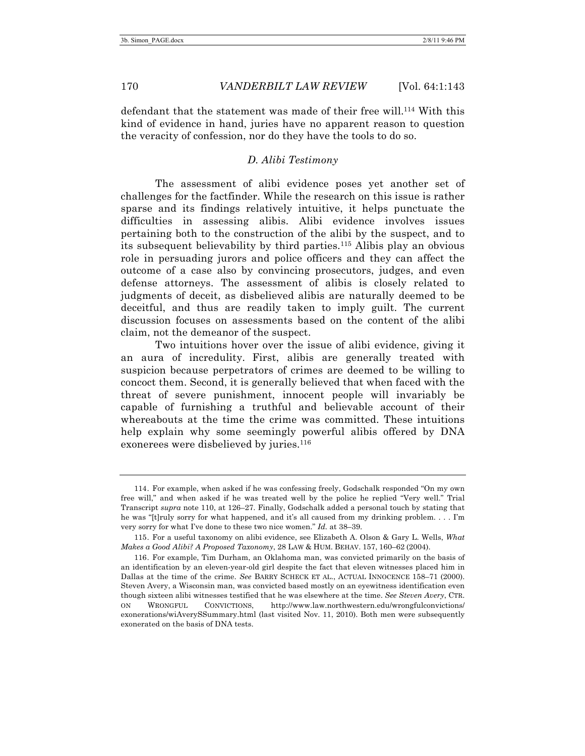defendant that the statement was made of their free will.[114] With this kind of evidence in hand, juries have no apparent reason to question the veracity of confession, nor do they have the tools to do so.

### *D. Alibi Testimony*

The assessment of alibi evidence poses yet another set of challenges for the factfinder. While the research on this issue is rather sparse and its findings relatively intuitive, it helps punctuate the difficulties in assessing alibis. Alibi evidence involves issues pertaining both to the construction of the alibi by the suspect, and to its subsequent believability by third parties.[115] Alibis play an obvious role in persuading jurors and police officers and they can affect the outcome of a case also by convincing prosecutors, judges, and even defense attorneys. The assessment of alibis is closely related to judgments of deceit, as disbelieved alibis are naturally deemed to be deceitful, and thus are readily taken to imply guilt. The current discussion focuses on assessments based on the content of the alibi claim, not the demeanor of the suspect.

Two intuitions hover over the issue of alibi evidence, giving it an aura of incredulity. First, alibis are generally treated with suspicion because perpetrators of crimes are deemed to be willing to concoct them. Second, it is generally believed that when faced with the threat of severe punishment, innocent people will invariably be capable of furnishing a truthful and believable account of their whereabouts at the time the crime was committed. These intuitions help explain why some seemingly powerful alibis offered by DNA exonerees were disbelieved by juries.[116]

---

114. For example, when asked if he was confessing freely, Godschalk responded "On my own free will," and when asked if he was treated well by the police he replied "Very well." Trial Transcript *supra* note 110, at 126–27. Finally, Godschalk added a personal touch by stating that he was "[t]ruly sorry for what happened, and it's all caused from my drinking problem. . . . I'm very sorry for what I've done to these two nice women." *Id.* at 38–39.

115. For a useful taxonomy on alibi evidence, see Elizabeth A. Olson & Gary L. Wells, *What Makes a Good Alibi? A Proposed Taxonomy*, 28 LAW & HUM. BEHAV. 157, 160–62 (2004).

116. For example, Tim Durham, an Oklahoma man, was convicted primarily on the basis of an identification by an eleven-year-old girl despite the fact that eleven witnesses placed him in Dallas at the time of the crime. *See* BARRY SCHECK ET AL., ACTUAL INNOCENCE 158–71 (2000). Steven Avery, a Wisconsin man, was convicted based mostly on an eyewitness identification even though sixteen alibi witnesses testified that he was elsewhere at the time. *See Steven Avery*, CTR. ON WRONGFUL CONVICTIONS, http://www.law.northwestern.edu/wrongfulconvictions/exonerations/wiAverySSummary.html (last visited Nov. 11, 2010). Both men were subsequently exonerated on the basis of DNA tests.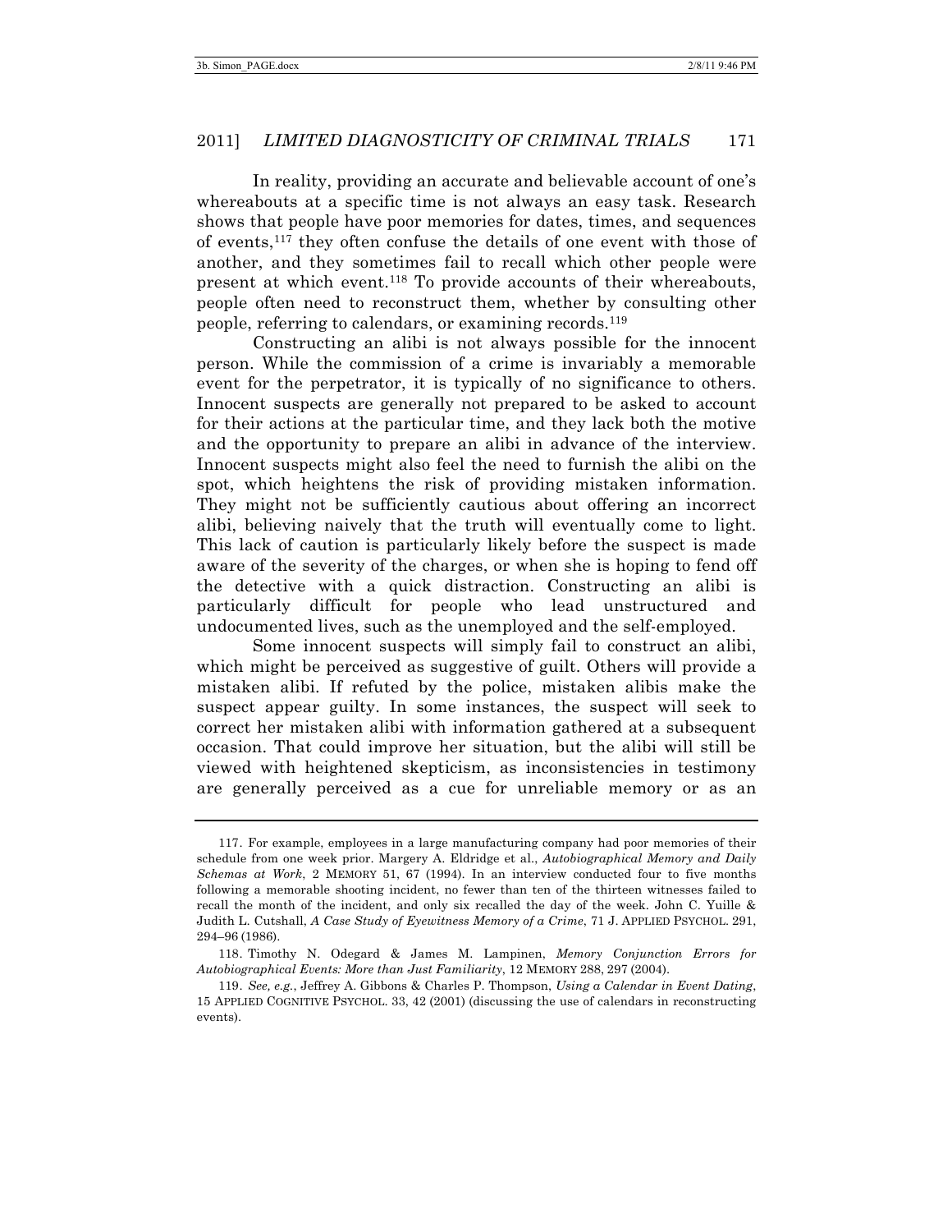In reality, providing an accurate and believable account of one's whereabouts at a specific time is not always an easy task. Research shows that people have poor memories for dates, times, and sequences of events,[117] they often confuse the details of one event with those of another, and they sometimes fail to recall which other people were present at which event.[118] To provide accounts of their whereabouts, people often need to reconstruct them, whether by consulting other people, referring to calendars, or examining records.[119]

Constructing an alibi is not always possible for the innocent person. While the commission of a crime is invariably a memorable event for the perpetrator, it is typically of no significance to others. Innocent suspects are generally not prepared to be asked to account for their actions at the particular time, and they lack both the motive and the opportunity to prepare an alibi in advance of the interview. Innocent suspects might also feel the need to furnish the alibi on the spot, which heightens the risk of providing mistaken information. They might not be sufficiently cautious about offering an incorrect alibi, believing naively that the truth will eventually come to light. This lack of caution is particularly likely before the suspect is made aware of the severity of the charges, or when she is hoping to fend off the detective with a quick distraction. Constructing an alibi is particularly difficult for people who lead unstructured and undocumented lives, such as the unemployed and the self-employed.

Some innocent suspects will simply fail to construct an alibi, which might be perceived as suggestive of guilt. Others will provide a mistaken alibi. If refuted by the police, mistaken alibis make the suspect appear guilty. In some instances, the suspect will seek to correct her mistaken alibi with information gathered at a subsequent occasion. That could improve her situation, but the alibi will still be viewed with heightened skepticism, as inconsistencies in testimony are generally perceived as a cue for unreliable memory or as an

---

117. For example, employees in a large manufacturing company had poor memories of their schedule from one week prior. Margery A. Eldridge et al., *Autobiographical Memory and Daily Schemas at Work*, 2 MEMORY 51, 67 (1994). In an interview conducted four to five months following a memorable shooting incident, no fewer than ten of the thirteen witnesses failed to recall the month of the incident, and only six recalled the day of the week. John C. Yuille & Judith L. Cutshall, *A Case Study of Eyewitness Memory of a Crime*, 71 J. APPLIED PSYCHOL. 291, 294–96 (1986).

118. Timothy N. Odegard & James M. Lampinen, *Memory Conjunction Errors for Autobiographical Events: More than Just Familiarity*, 12 MEMORY 288, 297 (2004).

119. *See, e.g.*, Jeffrey A. Gibbons & Charles P. Thompson, *Using a Calendar in Event Dating*, 15 APPLIED COGNITIVE PSYCHOL. 33, 42 (2001) (discussing the use of calendars in reconstructing events).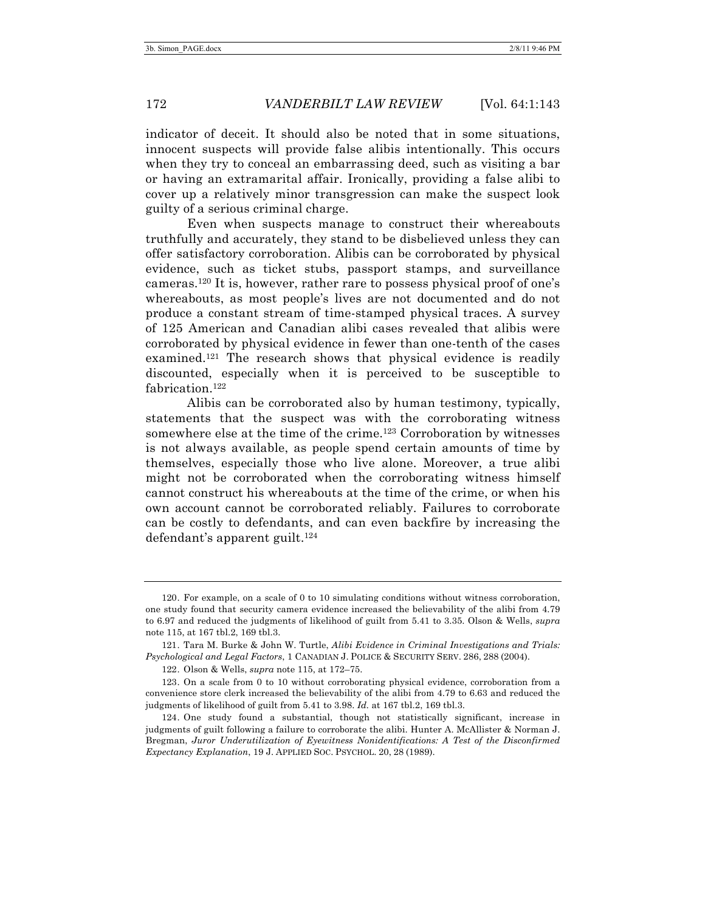indicator of deceit. It should also be noted that in some situations, innocent suspects will provide false alibis intentionally. This occurs when they try to conceal an embarrassing deed, such as visiting a bar or having an extramarital affair. Ironically, providing a false alibi to cover up a relatively minor transgression can make the suspect look guilty of a serious criminal charge.

Even when suspects manage to construct their whereabouts truthfully and accurately, they stand to be disbelieved unless they can offer satisfactory corroboration. Alibis can be corroborated by physical evidence, such as ticket stubs, passport stamps, and surveillance cameras.[120] It is, however, rather rare to possess physical proof of one's whereabouts, as most people's lives are not documented and do not produce a constant stream of time-stamped physical traces. A survey of 125 American and Canadian alibi cases revealed that alibis were corroborated by physical evidence in fewer than one-tenth of the cases examined.[121] The research shows that physical evidence is readily discounted, especially when it is perceived to be susceptible to fabrication.[122]

Alibis can be corroborated also by human testimony, typically, statements that the suspect was with the corroborating witness somewhere else at the time of the crime.[123] Corroboration by witnesses is not always available, as people spend certain amounts of time by themselves, especially those who live alone. Moreover, a true alibi might not be corroborated when the corroborating witness himself cannot construct his whereabouts at the time of the crime, or when his own account cannot be corroborated reliably. Failures to corroborate can be costly to defendants, and can even backfire by increasing the defendant's apparent guilt.[124]

---

120. For example, on a scale of 0 to 10 simulating conditions without witness corroboration, one study found that security camera evidence increased the believability of the alibi from 4.79 to 6.97 and reduced the judgments of likelihood of guilt from 5.41 to 3.35. Olson & Wells, *supra* note 115, at 167 tbl.2, 169 tbl.3.

121. Tara M. Burke & John W. Turtle, *Alibi Evidence in Criminal Investigations and Trials: Psychological and Legal Factors*, 1 CANADIAN J. POLICE & SECURITY SERV. 286, 288 (2004).

122. Olson & Wells, *supra* note 115, at 172–75.

123. On a scale from 0 to 10 without corroborating physical evidence, corroboration from a convenience store clerk increased the believability of the alibi from 4.79 to 6.63 and reduced the judgments of likelihood of guilt from 5.41 to 3.98. *Id.* at 167 tbl.2, 169 tbl.3.

124. One study found a substantial, though not statistically significant, increase in judgments of guilt following a failure to corroborate the alibi. Hunter A. McAllister & Norman J. Bregman, *Juror Underutilization of Eyewitness Nonidentifications: A Test of the Disconfirmed Expectancy Explanation*, 19 J. APPLIED SOC. PSYCHOL. 20, 28 (1989).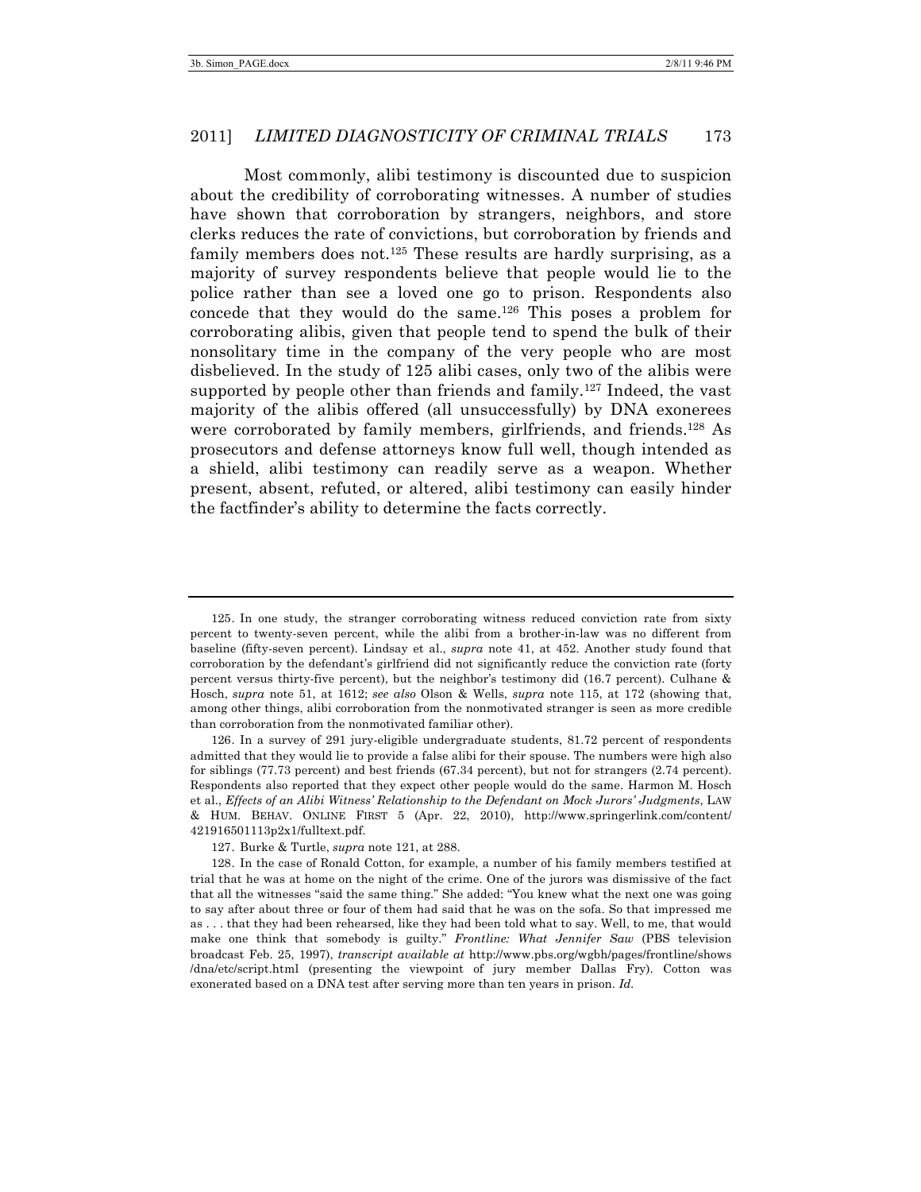Most commonly, alibi testimony is discounted due to suspicion about the credibility of corroborating witnesses. A number of studies have shown that corroboration by strangers, neighbors, and store clerks reduces the rate of convictions, but corroboration by friends and family members does not.[125] These results are hardly surprising, as a majority of survey respondents believe that people would lie to the police rather than see a loved one go to prison. Respondents also concede that they would do the same.[126] This poses a problem for corroborating alibis, given that people tend to spend the bulk of their nonsolitary time in the company of the very people who are most disbelieved. In the study of 125 alibi cases, only two of the alibis were supported by people other than friends and family.[127] Indeed, the vast majority of the alibis offered (all unsuccessfully) by DNA exonerees were corroborated by family members, girlfriends, and friends.[128] As prosecutors and defense attorneys know full well, though intended as a shield, alibi testimony can readily serve as a weapon. Whether present, absent, refuted, or altered, alibi testimony can easily hinder the factfinder's ability to determine the facts correctly.

---

125. In one study, the stranger corroborating witness reduced conviction rate from sixty percent to twenty-seven percent, while the alibi from a brother-in-law was no different from baseline (fifty-seven percent). Lindsay et al., *supra* note 41, at 452. Another study found that corroboration by the defendant's girlfriend did not significantly reduce the conviction rate (forty percent versus thirty-five percent), but the neighbor's testimony did (16.7 percent). Culhane & Hosch, *supra* note 51, at 1612; *see also* Olson & Wells, *supra* note 115, at 172 (showing that, among other things, alibi corroboration from the nonmotivated stranger is seen as more credible than corroboration from the nonmotivated familiar other).

126. In a survey of 291 jury-eligible undergraduate students, 81.72 percent of respondents admitted that they would lie to provide a false alibi for their spouse. The numbers were high also for siblings (77.73 percent) and best friends (67.34 percent), but not for strangers (2.74 percent). Respondents also reported that they expect other people would do the same. Harmon M. Hosch et al., *Effects of an Alibi Witness' Relationship to the Defendant on Mock Jurors' Judgments*, LAW & HUM. BEHAV. ONLINE FIRST 5 (Apr. 22, 2010), http://www.springerlink.com/content/421916501113p2x1/fulltext.pdf.

127. Burke & Turtle, *supra* note 121, at 288.

128. In the case of Ronald Cotton, for example, a number of his family members testified at trial that he was at home on the night of the crime. One of the jurors was dismissive of the fact that all the witnesses "said the same thing." She added: "You knew what the next one was going to say after about three or four of them had said that he was on the sofa. So that impressed me as . . . that they had been rehearsed, like they had been told what to say. Well, to me, that would make one think that somebody is guilty." *Frontline: What Jennifer Saw* (PBS television broadcast Feb. 25, 1997), *transcript available at* http://www.pbs.org/wgbh/pages/frontline/shows/dna/etc/script.html (presenting the viewpoint of jury member Dallas Fry). Cotton was exonerated based on a DNA test after serving more than ten years in prison. *Id.*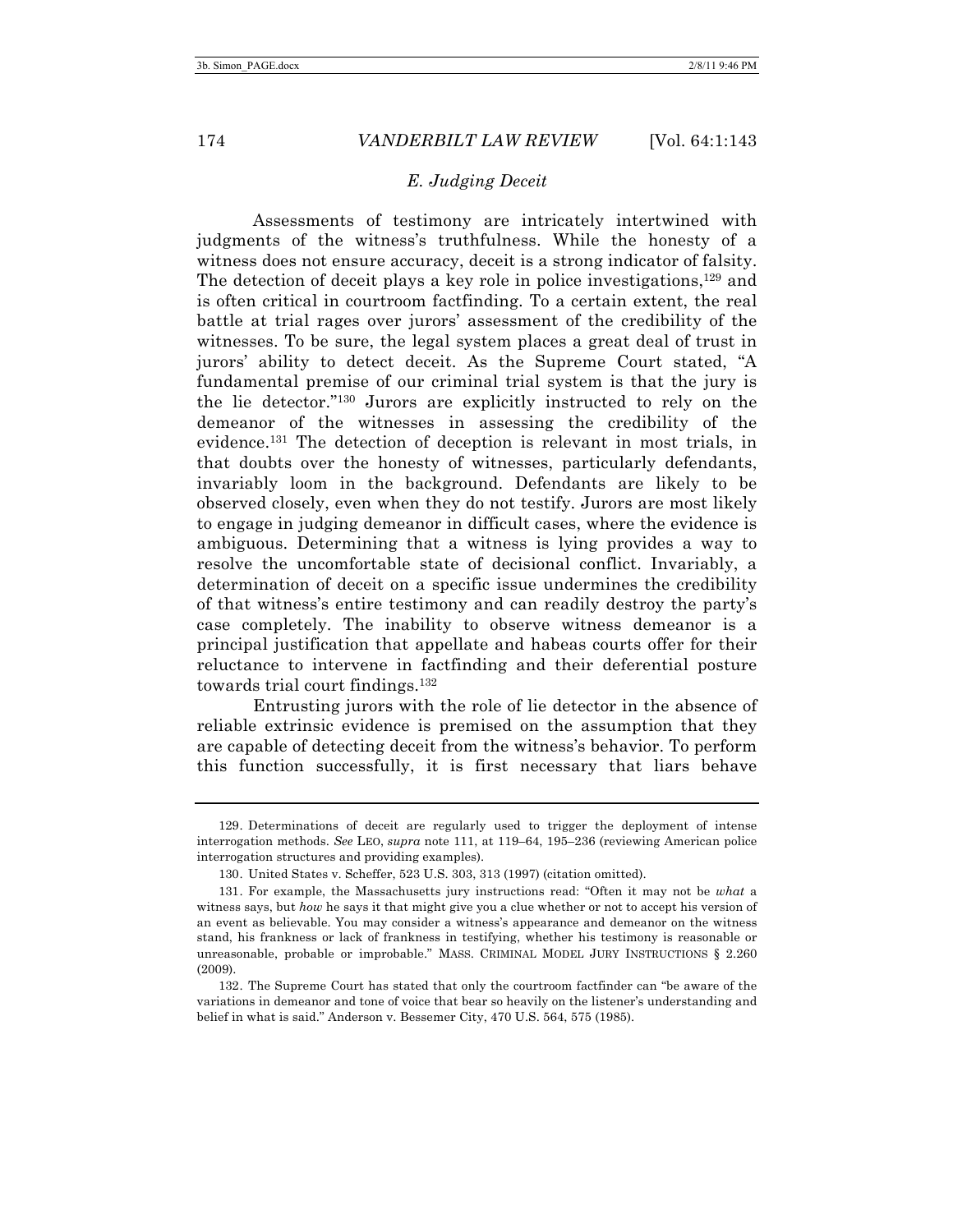### *E. Judging Deceit*

Assessments of testimony are intricately intertwined with judgments of the witness's truthfulness. While the honesty of a witness does not ensure accuracy, deceit is a strong indicator of falsity. The detection of deceit plays a key role in police investigations,[129] and is often critical in courtroom factfinding. To a certain extent, the real battle at trial rages over jurors' assessment of the credibility of the witnesses. To be sure, the legal system places a great deal of trust in jurors' ability to detect deceit. As the Supreme Court stated, "A fundamental premise of our criminal trial system is that the jury is the lie detector."[130] Jurors are explicitly instructed to rely on the demeanor of the witnesses in assessing the credibility of the evidence.[131] The detection of deception is relevant in most trials, in that doubts over the honesty of witnesses, particularly defendants, invariably loom in the background. Defendants are likely to be observed closely, even when they do not testify. Jurors are most likely to engage in judging demeanor in difficult cases, where the evidence is ambiguous. Determining that a witness is lying provides a way to resolve the uncomfortable state of decisional conflict. Invariably, a determination of deceit on a specific issue undermines the credibility of that witness's entire testimony and can readily destroy the party's case completely. The inability to observe witness demeanor is a principal justification that appellate and habeas courts offer for their reluctance to intervene in factfinding and their deferential posture towards trial court findings.[132]

Entrusting jurors with the role of lie detector in the absence of reliable extrinsic evidence is premised on the assumption that they are capable of detecting deceit from the witness's behavior. To perform this function successfully, it is first necessary that liars behave

---

129. Determinations of deceit are regularly used to trigger the deployment of intense interrogation methods. *See* LEO, *supra* note 111, at 119–64, 195–236 (reviewing American police interrogation structures and providing examples).

130. United States v. Scheffer, 523 U.S. 303, 313 (1997) (citation omitted).

131. For example, the Massachusetts jury instructions read: "Often it may not be *what* a witness says, but *how* he says it that might give you a clue whether or not to accept his version of an event as believable. You may consider a witness's appearance and demeanor on the witness stand, his frankness or lack of frankness in testifying, whether his testimony is reasonable or unreasonable, probable or improbable." MASS. CRIMINAL MODEL JURY INSTRUCTIONS § 2.260 (2009).

132. The Supreme Court has stated that only the courtroom factfinder can "be aware of the variations in demeanor and tone of voice that bear so heavily on the listener's understanding and belief in what is said." Anderson v. Bessemer City, 470 U.S. 564, 575 (1985).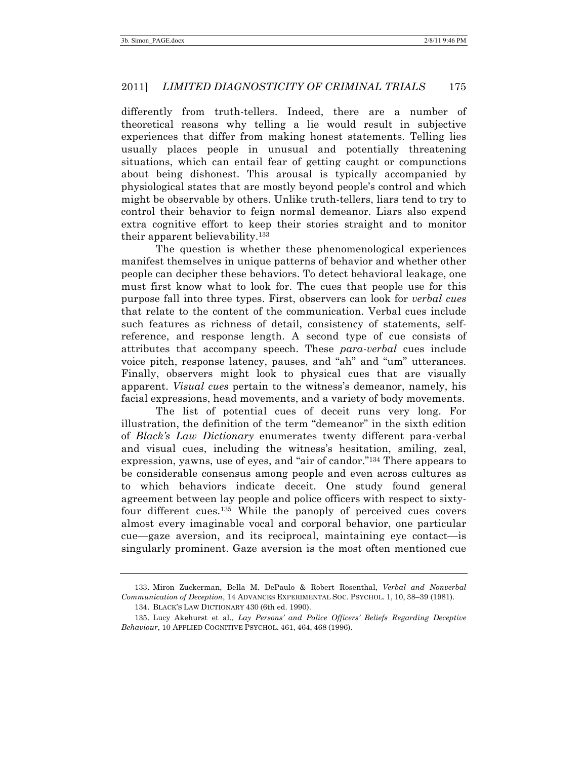differently from truth-tellers. Indeed, there are a number of theoretical reasons why telling a lie would result in subjective experiences that differ from making honest statements. Telling lies usually places people in unusual and potentially threatening situations, which can entail fear of getting caught or compunctions about being dishonest. This arousal is typically accompanied by physiological states that are mostly beyond people's control and which might be observable by others. Unlike truth-tellers, liars tend to try to control their behavior to feign normal demeanor. Liars also expend extra cognitive effort to keep their stories straight and to monitor their apparent believability.[133]

The question is whether these phenomenological experiences manifest themselves in unique patterns of behavior and whether other people can decipher these behaviors. To detect behavioral leakage, one must first know what to look for. The cues that people use for this purpose fall into three types. First, observers can look for *verbal cues* that relate to the content of the communication. Verbal cues include such features as richness of detail, consistency of statements, self-reference, and response length. A second type of cue consists of attributes that accompany speech. These *para-verbal* cues include voice pitch, response latency, pauses, and "ah" and "um" utterances. Finally, observers might look to physical cues that are visually apparent. *Visual cues* pertain to the witness's demeanor, namely, his facial expressions, head movements, and a variety of body movements.

The list of potential cues of deceit runs very long. For illustration, the definition of the term "demeanor" in the sixth edition of *Black's Law Dictionary* enumerates twenty different para-verbal and visual cues, including the witness's hesitation, smiling, zeal, expression, yawns, use of eyes, and "air of candor."[134] There appears to be considerable consensus among people and even across cultures as to which behaviors indicate deceit. One study found general agreement between lay people and police officers with respect to sixty-four different cues.[135] While the panoply of perceived cues covers almost every imaginable vocal and corporal behavior, one particular cue—gaze aversion, and its reciprocal, maintaining eye contact—is singularly prominent. Gaze aversion is the most often mentioned cue

---

133. Miron Zuckerman, Bella M. DePaulo & Robert Rosenthal, *Verbal and Nonverbal Communication of Deception*, 14 ADVANCES EXPERIMENTAL SOC. PSYCHOL. 1, 10, 38–39 (1981).

134. BLACK'S LAW DICTIONARY 430 (6th ed. 1990).

135. Lucy Akehurst et al., *Lay Persons' and Police Officers' Beliefs Regarding Deceptive Behaviour*, 10 APPLIED COGNITIVE PSYCHOL. 461, 464, 468 (1996).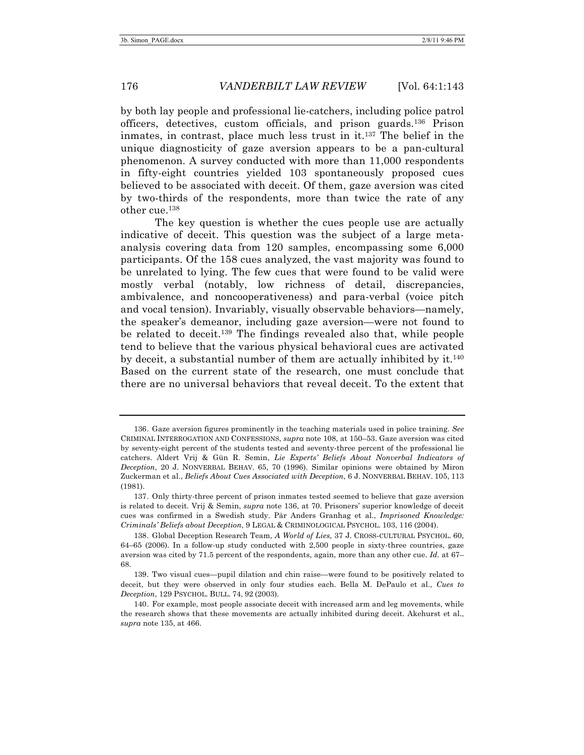by both lay people and professional lie-catchers, including police patrol officers, detectives, custom officials, and prison guards.[136] Prison inmates, in contrast, place much less trust in it.[137] The belief in the unique diagnosticity of gaze aversion appears to be a pan-cultural phenomenon. A survey conducted with more than 11,000 respondents in fifty-eight countries yielded 103 spontaneously proposed cues believed to be associated with deceit. Of them, gaze aversion was cited by two-thirds of the respondents, more than twice the rate of any other cue.[138]

The key question is whether the cues people use are actually indicative of deceit. This question was the subject of a large meta-analysis covering data from 120 samples, encompassing some 6,000 participants. Of the 158 cues analyzed, the vast majority was found to be unrelated to lying. The few cues that were found to be valid were mostly verbal (notably, low richness of detail, discrepancies, ambivalence, and noncooperativeness) and para-verbal (voice pitch and vocal tension). Invariably, visually observable behaviors—namely, the speaker's demeanor, including gaze aversion—were not found to be related to deceit.[139] The findings revealed also that, while people tend to believe that the various physical behavioral cues are activated by deceit, a substantial number of them are actually inhibited by it.[140] Based on the current state of the research, one must conclude that there are no universal behaviors that reveal deceit. To the extent that

---

136. Gaze aversion figures prominently in the teaching materials used in police training. *See* CRIMINAL INTERROGATION AND CONFESSIONS, *supra* note 108, at 150–53. Gaze aversion was cited by seventy-eight percent of the students tested and seventy-three percent of the professional lie catchers. Aldert Vrij & Gün R. Semin, *Lie Experts' Beliefs About Nonverbal Indicators of Deception*, 20 J. NONVERBAL BEHAV. 65, 70 (1996). Similar opinions were obtained by Miron Zuckerman et al., *Beliefs About Cues Associated with Deception*, 6 J. NONVERBAL BEHAV. 105, 113 (1981).

137. Only thirty-three percent of prison inmates tested seemed to believe that gaze aversion is related to deceit. Vrij & Semin, *supra* note 136, at 70. Prisoners' superior knowledge of deceit cues was confirmed in a Swedish study. Pär Anders Granhag et al., *Imprisoned Knowledge: Criminals' Beliefs about Deception*, 9 LEGAL & CRIMINOLOGICAL PSYCHOL. 103, 116 (2004).

138. Global Deception Research Team, *A World of Lies*, 37 J. CROSS-CULTURAL PSYCHOL. 60, 64–65 (2006). In a follow-up study conducted with 2,500 people in sixty-three countries, gaze aversion was cited by 71.5 percent of the respondents, again, more than any other cue. *Id.* at 67–68.

139. Two visual cues—pupil dilation and chin raise—were found to be positively related to deceit, but they were observed in only four studies each. Bella M. DePaulo et al., *Cues to Deception*, 129 PSYCHOL. BULL. 74, 92 (2003).

140. For example, most people associate deceit with increased arm and leg movements, while the research shows that these movements are actually inhibited during deceit. Akehurst et al., *supra* note 135, at 466.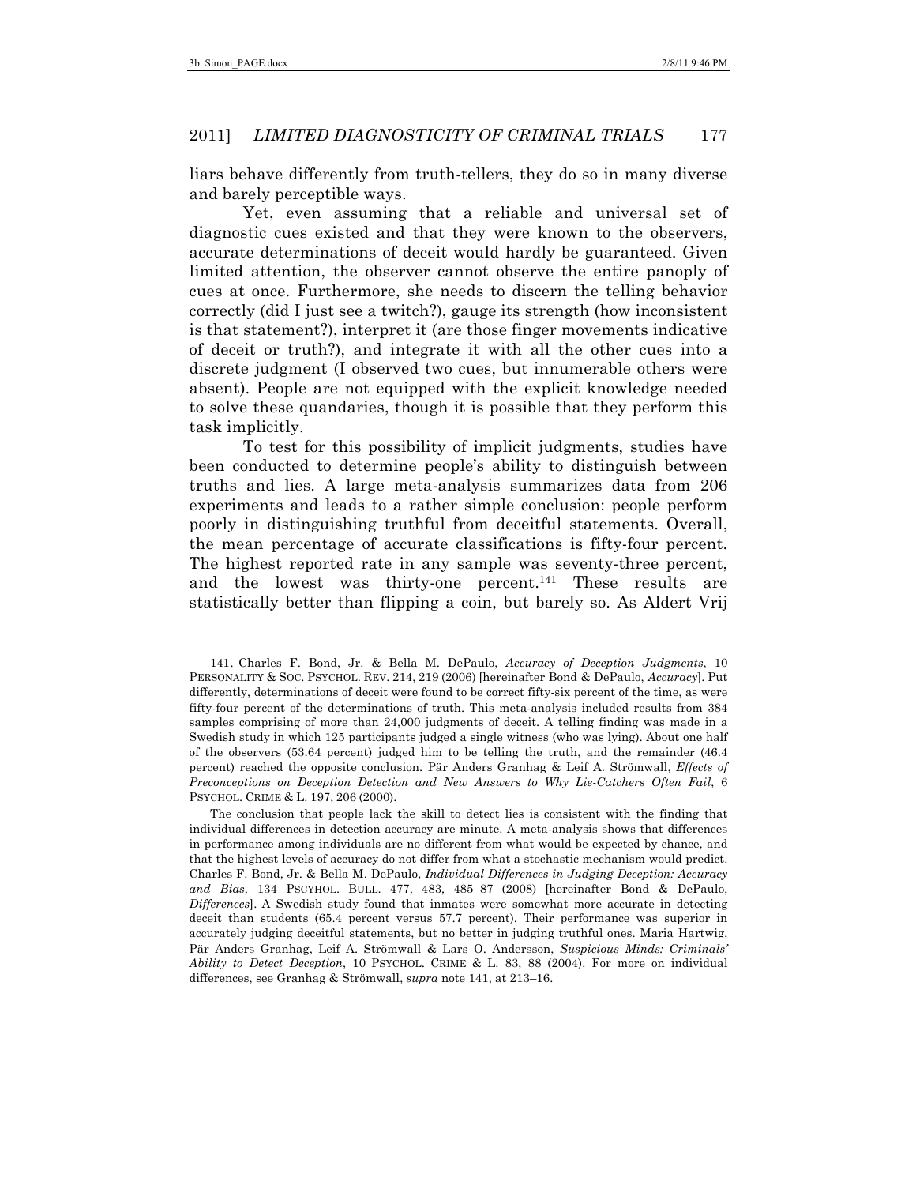liars behave differently from truth-tellers, they do so in many diverse and barely perceptible ways.

Yet, even assuming that a reliable and universal set of diagnostic cues existed and that they were known to the observers, accurate determinations of deceit would hardly be guaranteed. Given limited attention, the observer cannot observe the entire panoply of cues at once. Furthermore, she needs to discern the telling behavior correctly (did I just see a twitch?), gauge its strength (how inconsistent is that statement?), interpret it (are those finger movements indicative of deceit or truth?), and integrate it with all the other cues into a discrete judgment (I observed two cues, but innumerable others were absent). People are not equipped with the explicit knowledge needed to solve these quandaries, though it is possible that they perform this task implicitly.

To test for this possibility of implicit judgments, studies have been conducted to determine people's ability to distinguish between truths and lies. A large meta-analysis summarizes data from 206 experiments and leads to a rather simple conclusion: people perform poorly in distinguishing truthful from deceitful statements. Overall, the mean percentage of accurate classifications is fifty-four percent. The highest reported rate in any sample was seventy-three percent, and the lowest was thirty-one percent.[141] These results are statistically better than flipping a coin, but barely so. As Aldert Vrij

---

141. Charles F. Bond, Jr. & Bella M. DePaulo, *Accuracy of Deception Judgments*, 10 PERSONALITY & SOC. PSYCHOL. REV. 214, 219 (2006) [hereinafter Bond & DePaulo, *Accuracy*]. Put differently, determinations of deceit were found to be correct fifty-six percent of the time, as were fifty-four percent of the determinations of truth. This meta-analysis included results from 384 samples comprising of more than 24,000 judgments of deceit. A telling finding was made in a Swedish study in which 125 participants judged a single witness (who was lying). About one half of the observers (53.64 percent) judged him to be telling the truth, and the remainder (46.4 percent) reached the opposite conclusion. Pär Anders Granhag & Leif A. Strömwall, *Effects of Preconceptions on Deception Detection and New Answers to Why Lie-Catchers Often Fail*, 6 PSYCHOL. CRIME & L. 197, 206 (2000).

The conclusion that people lack the skill to detect lies is consistent with the finding that individual differences in detection accuracy are minute. A meta-analysis shows that differences in performance among individuals are no different from what would be expected by chance, and that the highest levels of accuracy do not differ from what a stochastic mechanism would predict. Charles F. Bond, Jr. & Bella M. DePaulo, *Individual Differences in Judging Deception: Accuracy and Bias*, 134 PSCYHOL. BULL. 477, 483, 485–87 (2008) [hereinafter Bond & DePaulo, *Differences*]. A Swedish study found that inmates were somewhat more accurate in detecting deceit than students (65.4 percent versus 57.7 percent). Their performance was superior in accurately judging deceitful statements, but no better in judging truthful ones. Maria Hartwig, Pär Anders Granhag, Leif A. Strömwall & Lars O. Andersson, *Suspicious Minds: Criminals' Ability to Detect Deception*, 10 PSYCHOL. CRIME & L. 83, 88 (2004). For more on individual differences, see Granhag & Strömwall, *supra* note 141, at 213–16.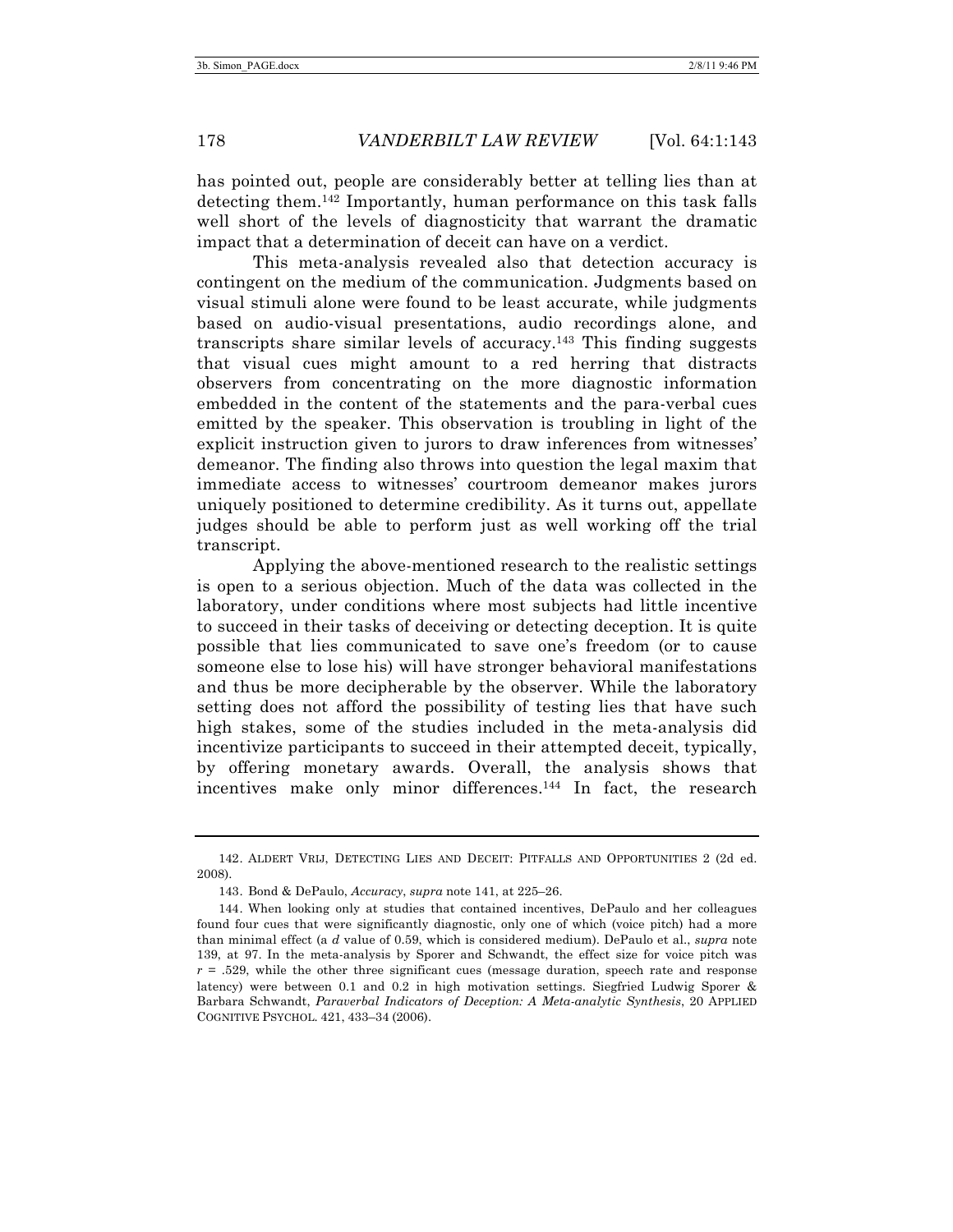has pointed out, people are considerably better at telling lies than at detecting them.[142] Importantly, human performance on this task falls well short of the levels of diagnosticity that warrant the dramatic impact that a determination of deceit can have on a verdict.

This meta-analysis revealed also that detection accuracy is contingent on the medium of the communication. Judgments based on visual stimuli alone were found to be least accurate, while judgments based on audio-visual presentations, audio recordings alone, and transcripts share similar levels of accuracy.[143] This finding suggests that visual cues might amount to a red herring that distracts observers from concentrating on the more diagnostic information embedded in the content of the statements and the para-verbal cues emitted by the speaker. This observation is troubling in light of the explicit instruction given to jurors to draw inferences from witnesses' demeanor. The finding also throws into question the legal maxim that immediate access to witnesses' courtroom demeanor makes jurors uniquely positioned to determine credibility. As it turns out, appellate judges should be able to perform just as well working off the trial transcript.

Applying the above-mentioned research to the realistic settings is open to a serious objection. Much of the data was collected in the laboratory, under conditions where most subjects had little incentive to succeed in their tasks of deceiving or detecting deception. It is quite possible that lies communicated to save one's freedom (or to cause someone else to lose his) will have stronger behavioral manifestations and thus be more decipherable by the observer. While the laboratory setting does not afford the possibility of testing lies that have such high stakes, some of the studies included in the meta-analysis did incentivize participants to succeed in their attempted deceit, typically, by offering monetary awards. Overall, the analysis shows that incentives make only minor differences.[144] In fact, the research

---

142. ALDERT VRIJ, DETECTING LIES AND DECEIT: PITFALLS AND OPPORTUNITIES 2 (2d ed. 2008).

143. Bond & DePaulo, *Accuracy*, *supra* note 141, at 225–26.

144. When looking only at studies that contained incentives, DePaulo and her colleagues found four cues that were significantly diagnostic, only one of which (voice pitch) had a more than minimal effect (a $d$ value of 0.59, which is considered medium). DePaulo et al., *supra* note 139, at 97. In the meta-analysis by Sporer and Schwandt, the effect size for voice pitch was $r = .529$, while the other three significant cues (message duration, speech rate and response latency) were between 0.1 and 0.2 in high motivation settings. Siegfried Ludwig Sporer & Barbara Schwandt, *Paraverbal Indicators of Deception: A Meta-analytic Synthesis*, 20 APPLIED COGNITIVE PSYCHOL. 421, 433–34 (2006).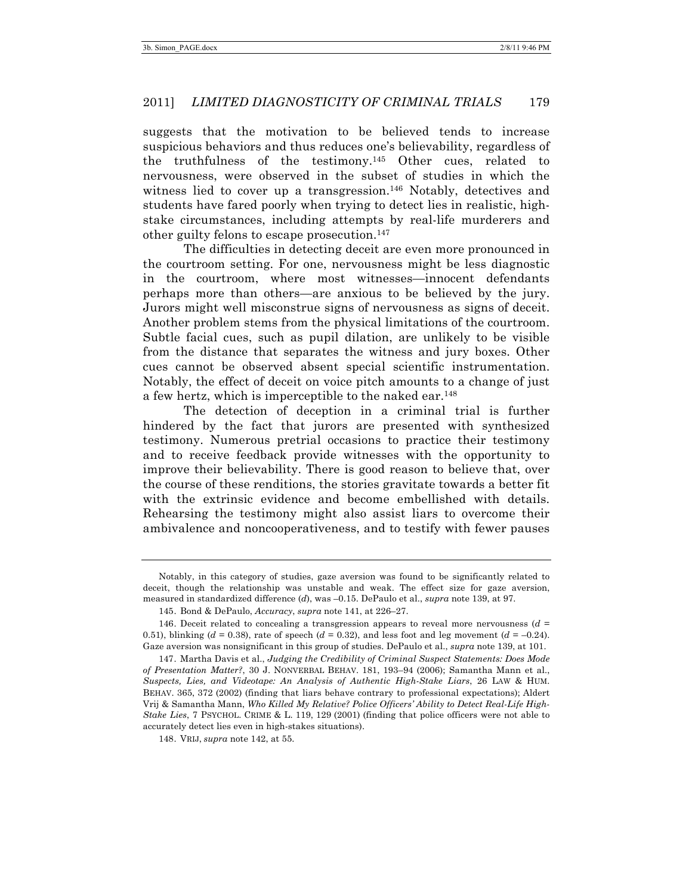suggests that the motivation to be believed tends to increase suspicious behaviors and thus reduces one's believability, regardless of the truthfulness of the testimony.[145] Other cues, related to nervousness, were observed in the subset of studies in which the witness lied to cover up a transgression.[146] Notably, detectives and students have fared poorly when trying to detect lies in realistic, high-stake circumstances, including attempts by real-life murderers and other guilty felons to escape prosecution.[147]

The difficulties in detecting deceit are even more pronounced in the courtroom setting. For one, nervousness might be less diagnostic in the courtroom, where most witnesses—innocent defendants perhaps more than others—are anxious to be believed by the jury. Jurors might well misconstrue signs of nervousness as signs of deceit. Another problem stems from the physical limitations of the courtroom. Subtle facial cues, such as pupil dilation, are unlikely to be visible from the distance that separates the witness and jury boxes. Other cues cannot be observed absent special scientific instrumentation. Notably, the effect of deceit on voice pitch amounts to a change of just a few hertz, which is imperceptible to the naked ear.[148]

The detection of deception in a criminal trial is further hindered by the fact that jurors are presented with synthesized testimony. Numerous pretrial occasions to practice their testimony and to receive feedback provide witnesses with the opportunity to improve their believability. There is good reason to believe that, over the course of these renditions, the stories gravitate towards a better fit with the extrinsic evidence and become embellished with details. Rehearsing the testimony might also assist liars to overcome their ambivalence and noncooperativeness, and to testify with fewer pauses

---

Notably, in this category of studies, gaze aversion was found to be significantly related to deceit, though the relationship was unstable and weak. The effect size for gaze aversion, measured in standardized difference ($d$), was –0.15. DePaulo et al., *supra* note 139, at 97.

145. Bond & DePaulo, *Accuracy*, *supra* note 141, at 226–27.

146. Deceit related to concealing a transgression appears to reveal more nervousness ($d = 0.51$), blinking ($d = 0.38$), rate of speech ($d = 0.32$), and less foot and leg movement ($d = -0.24$). Gaze aversion was nonsignificant in this group of studies. DePaulo et al., *supra* note 139, at 101.

147. Martha Davis et al., *Judging the Credibility of Criminal Suspect Statements: Does Mode of Presentation Matter?*, 30 J. NONVERBAL BEHAV. 181, 193–94 (2006); Samantha Mann et al., *Suspects, Lies, and Videotape: An Analysis of Authentic High-Stake Liars*, 26 LAW & HUM. BEHAV. 365, 372 (2002) (finding that liars behave contrary to professional expectations); Aldert Vrij & Samantha Mann, *Who Killed My Relative? Police Officers' Ability to Detect Real-Life High-Stake Lies*, 7 PSYCHOL. CRIME & L. 119, 129 (2001) (finding that police officers were not able to accurately detect lies even in high-stakes situations).

148. VRIJ, *supra* note 142, at 55.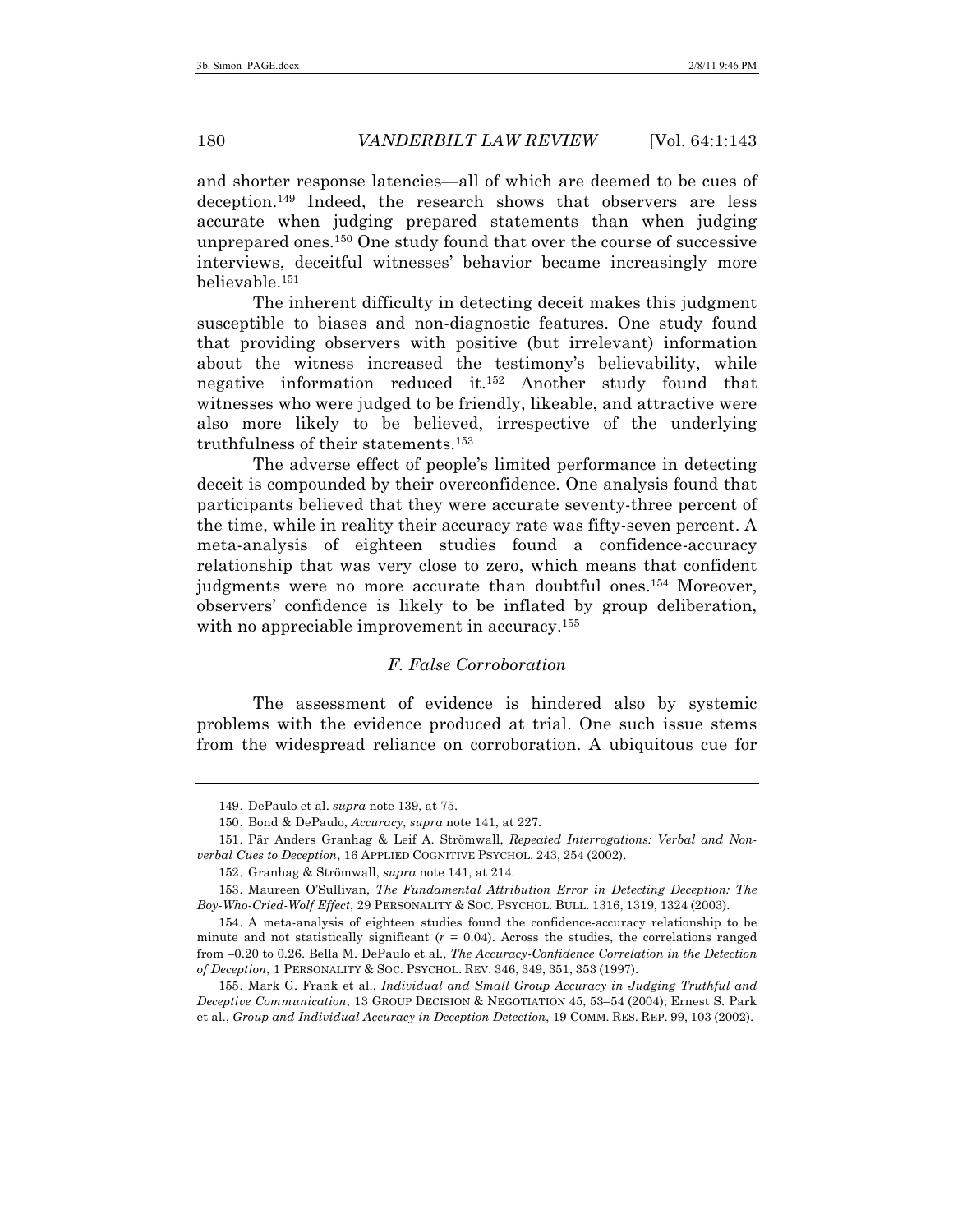and shorter response latencies—all of which are deemed to be cues of deception.[149] Indeed, the research shows that observers are less accurate when judging prepared statements than when judging unprepared ones.[150] One study found that over the course of successive interviews, deceitful witnesses' behavior became increasingly more believable.[151]

The inherent difficulty in detecting deceit makes this judgment susceptible to biases and non-diagnostic features. One study found that providing observers with positive (but irrelevant) information about the witness increased the testimony's believability, while negative information reduced it.[152] Another study found that witnesses who were judged to be friendly, likeable, and attractive were also more likely to be believed, irrespective of the underlying truthfulness of their statements.[153]

The adverse effect of people's limited performance in detecting deceit is compounded by their overconfidence. One analysis found that participants believed that they were accurate seventy-three percent of the time, while in reality their accuracy rate was fifty-seven percent. A meta-analysis of eighteen studies found a confidence-accuracy relationship that was very close to zero, which means that confident judgments were no more accurate than doubtful ones.[154] Moreover, observers' confidence is likely to be inflated by group deliberation, with no appreciable improvement in accuracy.[155]

### *F. False Corroboration*

The assessment of evidence is hindered also by systemic problems with the evidence produced at trial. One such issue stems from the widespread reliance on corroboration. A ubiquitous cue for

---

149. DePaulo et al. *supra* note 139, at 75.

150. Bond & DePaulo, *Accuracy*, *supra* note 141, at 227.

151. Pär Anders Granhag & Leif A. Strömwall, *Repeated Interrogations: Verbal and Non-verbal Cues to Deception*, 16 APPLIED COGNITIVE PSYCHOL. 243, 254 (2002).

152. Granhag & Strömwall, *supra* note 141, at 214.

153. Maureen O'Sullivan, *The Fundamental Attribution Error in Detecting Deception: The Boy-Who-Cried-Wolf Effect*, 29 PERSONALITY & SOC. PSYCHOL. BULL. 1316, 1319, 1324 (2003).

154. A meta-analysis of eighteen studies found the confidence-accuracy relationship to be minute and not statistically significant ($r = 0.04$). Across the studies, the correlations ranged from $-0.20$ to $0.26$. Bella M. DePaulo et al., *The Accuracy-Confidence Correlation in the Detection of Deception*, 1 PERSONALITY & SOC. PSYCHOL. REV. 346, 349, 351, 353 (1997).

155. Mark G. Frank et al., *Individual and Small Group Accuracy in Judging Truthful and Deceptive Communication*, 13 GROUP DECISION & NEGOTIATION 45, 53–54 (2004); Ernest S. Park et al., *Group and Individual Accuracy in Deception Detection*, 19 COMM. RES. REP. 99, 103 (2002).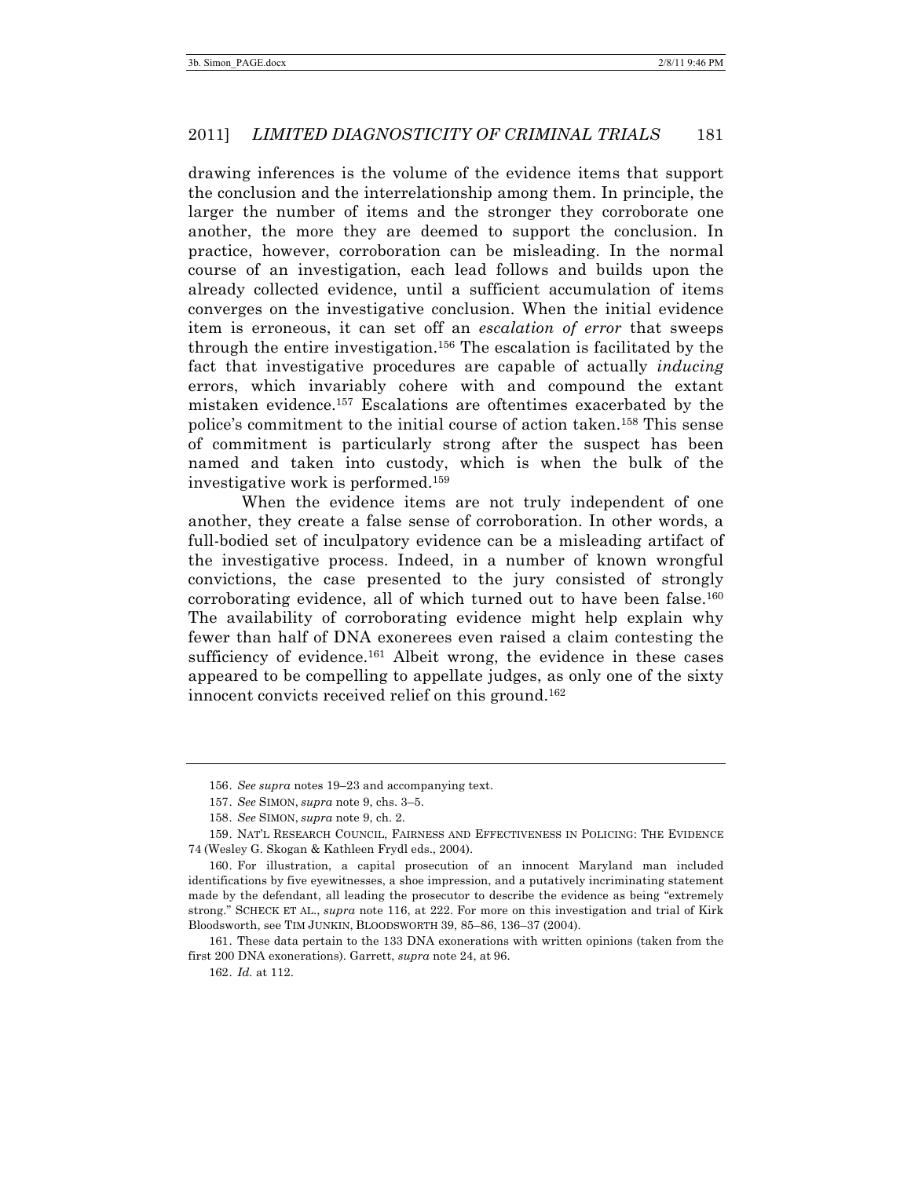drawing inferences is the volume of the evidence items that support the conclusion and the interrelationship among them. In principle, the larger the number of items and the stronger they corroborate one another, the more they are deemed to support the conclusion. In practice, however, corroboration can be misleading. In the normal course of an investigation, each lead follows and builds upon the already collected evidence, until a sufficient accumulation of items converges on the investigative conclusion. When the initial evidence item is erroneous, it can set off an *escalation of error* that sweeps through the entire investigation.[156] The escalation is facilitated by the fact that investigative procedures are capable of actually *inducing* errors, which invariably cohere with and compound the extant mistaken evidence.[157] Escalations are oftentimes exacerbated by the police's commitment to the initial course of action taken.[158] This sense of commitment is particularly strong after the suspect has been named and taken into custody, which is when the bulk of the investigative work is performed.[159]

When the evidence items are not truly independent of one another, they create a false sense of corroboration. In other words, a full-bodied set of inculpatory evidence can be a misleading artifact of the investigative process. Indeed, in a number of known wrongful convictions, the case presented to the jury consisted of strongly corroborating evidence, all of which turned out to have been false.[160] The availability of corroborating evidence might help explain why fewer than half of DNA exonerees even raised a claim contesting the sufficiency of evidence.[161] Albeit wrong, the evidence in these cases appeared to be compelling to appellate judges, as only one of the sixty innocent convicts received relief on this ground.[162]

---

156. *See supra* notes 19–23 and accompanying text.

157. *See* SIMON, *supra* note 9, chs. 3–5.

158. *See* SIMON, *supra* note 9, ch. 2.

159. NAT'L RESEARCH COUNCIL, FAIRNESS AND EFFECTIVENESS IN POLICING: THE EVIDENCE 74 (Wesley G. Skogan & Kathleen Frydl eds., 2004).

160. For illustration, a capital prosecution of an innocent Maryland man included identifications by five eyewitnesses, a shoe impression, and a putatively incriminating statement made by the defendant, all leading the prosecutor to describe the evidence as being "extremely strong." SCHECK ET AL., *supra* note 116, at 222. For more on this investigation and trial of Kirk Bloodsworth, see TIM JUNKIN, BLOODSWORTH 39, 85–86, 136–37 (2004).

161. These data pertain to the 133 DNA exonerations with written opinions (taken from the first 200 DNA exonerations). Garrett, *supra* note 24, at 96.

162. *Id.* at 112.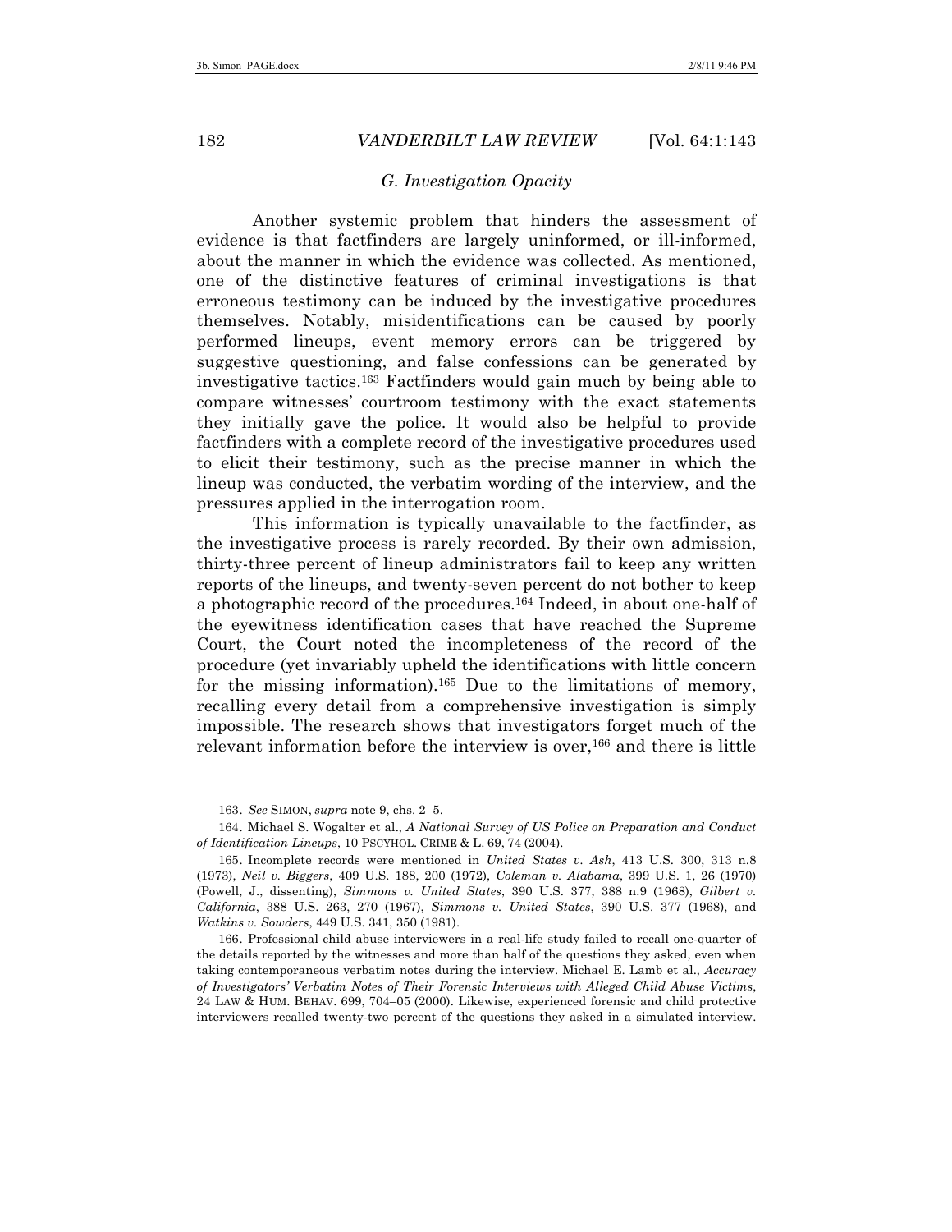### *G. Investigation Opacity*

Another systemic problem that hinders the assessment of evidence is that factfinders are largely uninformed, or ill-informed, about the manner in which the evidence was collected. As mentioned, one of the distinctive features of criminal investigations is that erroneous testimony can be induced by the investigative procedures themselves. Notably, misidentifications can be caused by poorly performed lineups, event memory errors can be triggered by suggestive questioning, and false confessions can be generated by investigative tactics.[163] Factfinders would gain much by being able to compare witnesses' courtroom testimony with the exact statements they initially gave the police. It would also be helpful to provide factfinders with a complete record of the investigative procedures used to elicit their testimony, such as the precise manner in which the lineup was conducted, the verbatim wording of the interview, and the pressures applied in the interrogation room.

This information is typically unavailable to the factfinder, as the investigative process is rarely recorded. By their own admission, thirty-three percent of lineup administrators fail to keep any written reports of the lineups, and twenty-seven percent do not bother to keep a photographic record of the procedures.[164] Indeed, in about one-half of the eyewitness identification cases that have reached the Supreme Court, the Court noted the incompleteness of the record of the procedure (yet invariably upheld the identifications with little concern for the missing information).[165] Due to the limitations of memory, recalling every detail from a comprehensive investigation is simply impossible. The research shows that investigators forget much of the relevant information before the interview is over,[166] and there is little

---

163. *See* SIMON, *supra* note 9, chs. 2–5.

164. Michael S. Wogalter et al., *A National Survey of US Police on Preparation and Conduct of Identification Lineups*, 10 PSCYHOL. CRIME & L. 69, 74 (2004).

165. Incomplete records were mentioned in *United States v. Ash*, 413 U.S. 300, 313 n.8 (1973), *Neil v. Biggers*, 409 U.S. 188, 200 (1972), *Coleman v. Alabama*, 399 U.S. 1, 26 (1970) (Powell, J., dissenting), *Simmons v. United States*, 390 U.S. 377, 388 n.9 (1968), *Gilbert v. California*, 388 U.S. 263, 270 (1967), *Simmons v. United States*, 390 U.S. 377 (1968), and *Watkins v. Sowders*, 449 U.S. 341, 350 (1981).

166. Professional child abuse interviewers in a real-life study failed to recall one-quarter of the details reported by the witnesses and more than half of the questions they asked, even when taking contemporaneous verbatim notes during the interview. Michael E. Lamb et al., *Accuracy of Investigators' Verbatim Notes of Their Forensic Interviews with Alleged Child Abuse Victims*, 24 LAW & HUM. BEHAV. 699, 704–05 (2000). Likewise, experienced forensic and child protective interviewers recalled twenty-two percent of the questions they asked in a simulated interview.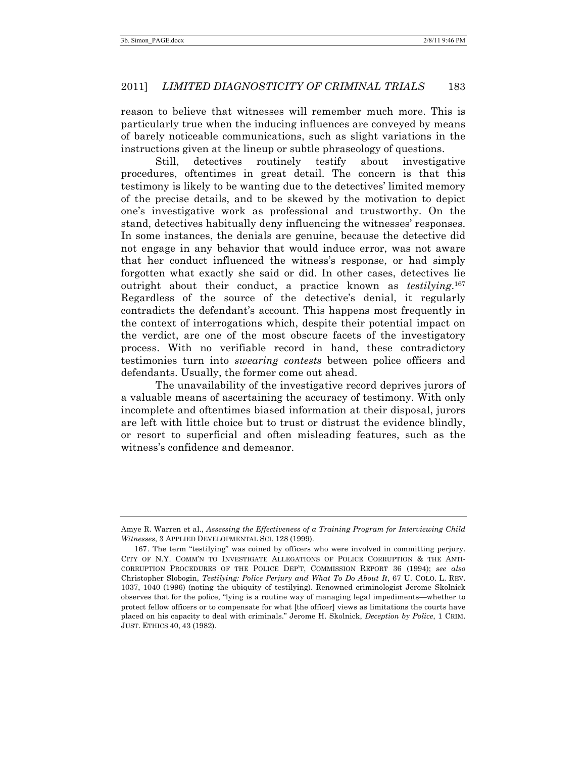reason to believe that witnesses will remember much more. This is particularly true when the inducing influences are conveyed by means of barely noticeable communications, such as slight variations in the instructions given at the lineup or subtle phraseology of questions.

Still, detectives routinely testify about investigative procedures, oftentimes in great detail. The concern is that this testimony is likely to be wanting due to the detectives' limited memory of the precise details, and to be skewed by the motivation to depict one's investigative work as professional and trustworthy. On the stand, detectives habitually deny influencing the witnesses' responses. In some instances, the denials are genuine, because the detective did not engage in any behavior that would induce error, was not aware that her conduct influenced the witness's response, or had simply forgotten what exactly she said or did. In other cases, detectives lie outright about their conduct, a practice known as *testilying*.[167] Regardless of the source of the detective's denial, it regularly contradicts the defendant's account. This happens most frequently in the context of interrogations which, despite their potential impact on the verdict, are one of the most obscure facets of the investigatory process. With no verifiable record in hand, these contradictory testimonies turn into *swearing contests* between police officers and defendants. Usually, the former come out ahead.

The unavailability of the investigative record deprives jurors of a valuable means of ascertaining the accuracy of testimony. With only incomplete and oftentimes biased information at their disposal, jurors are left with little choice but to trust or distrust the evidence blindly, or resort to superficial and often misleading features, such as the witness's confidence and demeanor.

---

Amye R. Warren et al., *Assessing the Effectiveness of a Training Program for Interviewing Child Witnesses*, 3 APPLIED DEVELOPMENTAL SCI. 128 (1999).

167. The term "testilying" was coined by officers who were involved in committing perjury. CITY OF N.Y. COMM'N TO INVESTIGATE ALLEGATIONS OF POLICE CORRUPTION & THE ANTI-CORRUPTION PROCEDURES OF THE POLICE DEP'T, COMMISSION REPORT 36 (1994); *see also* Christopher Slobogin, *Testilying: Police Perjury and What To Do About It*, 67 U. COLO. L. REV. 1037, 1040 (1996) (noting the ubiquity of testilying). Renowned criminologist Jerome Skolnick observes that for the police, "lying is a routine way of managing legal impediments—whether to protect fellow officers or to compensate for what [the officer] views as limitations the courts have placed on his capacity to deal with criminals." Jerome H. Skolnick, *Deception by Police*, 1 CRIM. JUST. ETHICS 40, 43 (1982).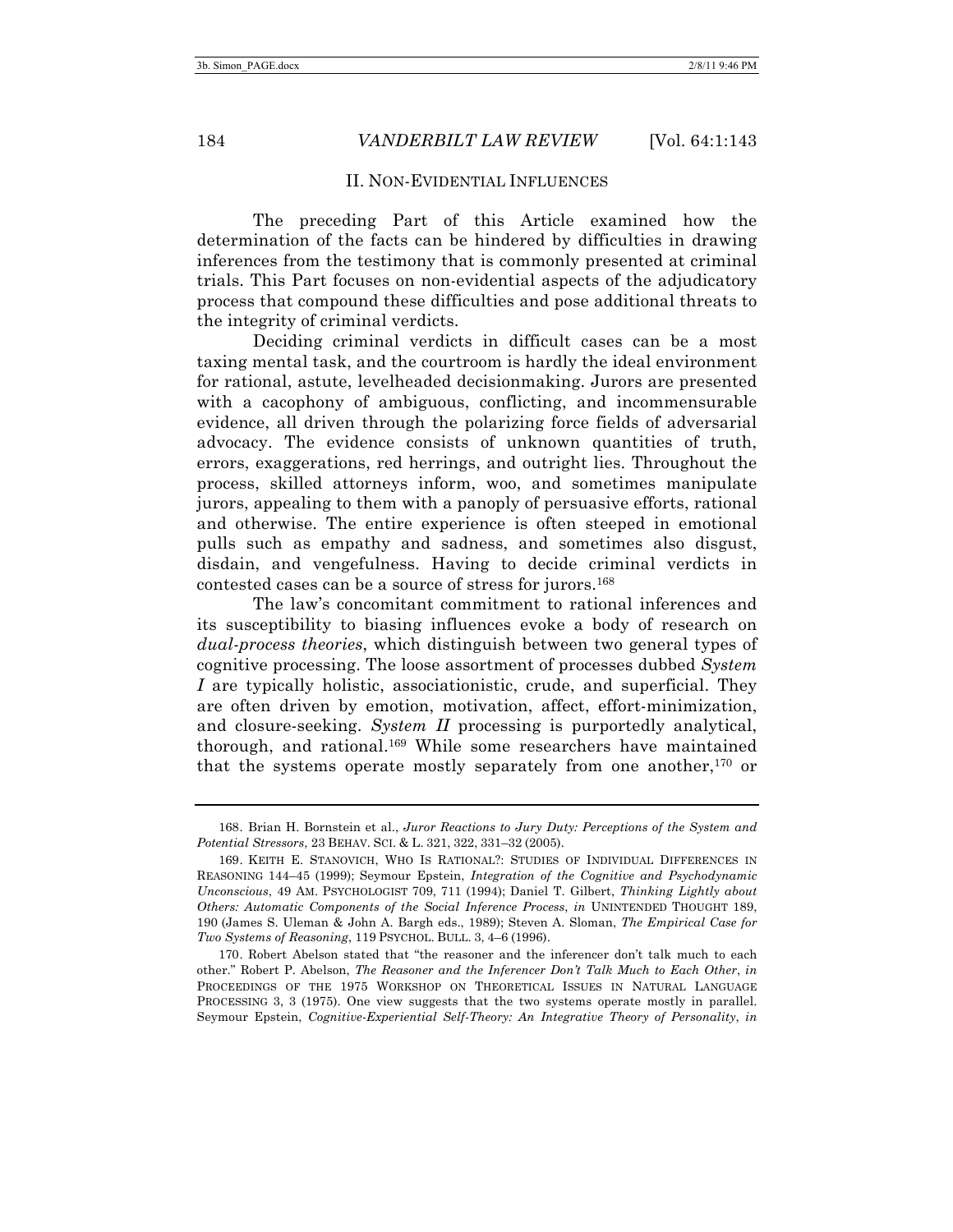## II. NON-EVIDENTIAL INFLUENCES

The preceding Part of this Article examined how the determination of the facts can be hindered by difficulties in drawing inferences from the testimony that is commonly presented at criminal trials. This Part focuses on non-evidential aspects of the adjudicatory process that compound these difficulties and pose additional threats to the integrity of criminal verdicts.

Deciding criminal verdicts in difficult cases can be a most taxing mental task, and the courtroom is hardly the ideal environment for rational, astute, levelheaded decisionmaking. Jurors are presented with a cacophony of ambiguous, conflicting, and incommensurable evidence, all driven through the polarizing force fields of adversarial advocacy. The evidence consists of unknown quantities of truth, errors, exaggerations, red herrings, and outright lies. Throughout the process, skilled attorneys inform, woo, and sometimes manipulate jurors, appealing to them with a panoply of persuasive efforts, rational and otherwise. The entire experience is often steeped in emotional pulls such as empathy and sadness, and sometimes also disgust, disdain, and vengefulness. Having to decide criminal verdicts in contested cases can be a source of stress for jurors.[168]

The law's concomitant commitment to rational inferences and its susceptibility to biasing influences evoke a body of research on *dual-process theories*, which distinguish between two general types of cognitive processing. The loose assortment of processes dubbed *System I* are typically holistic, associationistic, crude, and superficial. They are often driven by emotion, motivation, affect, effort-minimization, and closure-seeking. *System II* processing is purportedly analytical, thorough, and rational.[169] While some researchers have maintained that the systems operate mostly separately from one another,[170] or

---

168. Brian H. Bornstein et al., *Juror Reactions to Jury Duty: Perceptions of the System and Potential Stressors*, 23 BEHAV. SCI. & L. 321, 322, 331–32 (2005).

169. KEITH E. STANOVICH, WHO IS RATIONAL?: STUDIES OF INDIVIDUAL DIFFERENCES IN REASONING 144–45 (1999); Seymour Epstein, *Integration of the Cognitive and Psychodynamic Unconscious*, 49 AM. PSYCHOLOGIST 709, 711 (1994); Daniel T. Gilbert, *Thinking Lightly about Others: Automatic Components of the Social Inference Process*, *in* UNINTENDED THOUGHT 189, 190 (James S. Uleman & John A. Bargh eds., 1989); Steven A. Sloman, *The Empirical Case for Two Systems of Reasoning*, 119 PSYCHOL. BULL. 3, 4–6 (1996).

170. Robert Abelson stated that "the reasoner and the inferencer don't talk much to each other." Robert P. Abelson, *The Reasoner and the Inferencer Don't Talk Much to Each Other*, *in* PROCEEDINGS OF THE 1975 WORKSHOP ON THEORETICAL ISSUES IN NATURAL LANGUAGE PROCESSING 3, 3 (1975). One view suggests that the two systems operate mostly in parallel. Seymour Epstein, *Cognitive-Experiential Self-Theory: An Integrative Theory of Personality*, *in*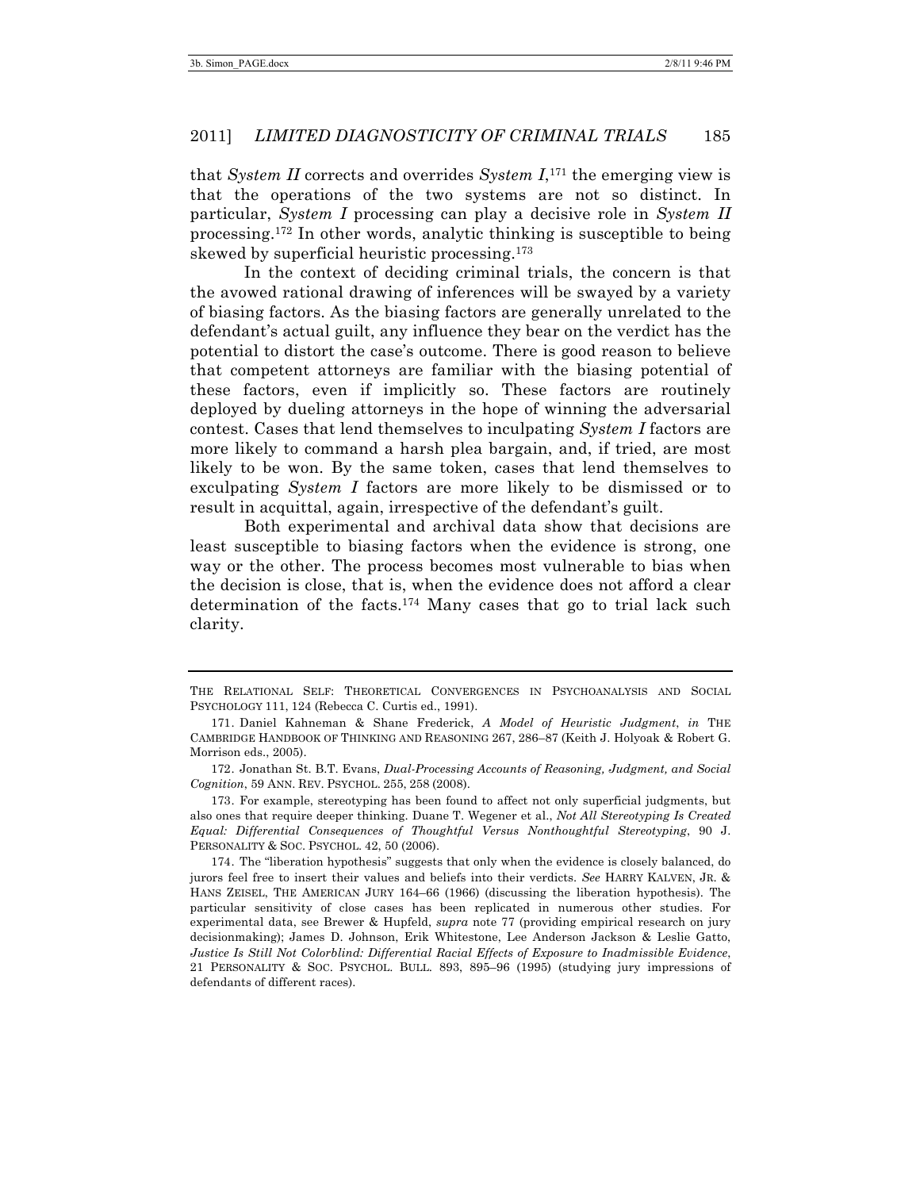that *System II* corrects and overrides *System I*,[171] the emerging view is that the operations of the two systems are not so distinct. In particular, *System I* processing can play a decisive role in *System II* processing.[172] In other words, analytic thinking is susceptible to being skewed by superficial heuristic processing.[173]

In the context of deciding criminal trials, the concern is that the avowed rational drawing of inferences will be swayed by a variety of biasing factors. As the biasing factors are generally unrelated to the defendant's actual guilt, any influence they bear on the verdict has the potential to distort the case's outcome. There is good reason to believe that competent attorneys are familiar with the biasing potential of these factors, even if implicitly so. These factors are routinely deployed by dueling attorneys in the hope of winning the adversarial contest. Cases that lend themselves to inculpating *System I* factors are more likely to command a harsh plea bargain, and, if tried, are most likely to be won. By the same token, cases that lend themselves to exculpating *System I* factors are more likely to be dismissed or to result in acquittal, again, irrespective of the defendant's guilt.

Both experimental and archival data show that decisions are least susceptible to biasing factors when the evidence is strong, one way or the other. The process becomes most vulnerable to bias when the decision is close, that is, when the evidence does not afford a clear determination of the facts.[174] Many cases that go to trial lack such clarity.

---

THE RELATIONAL SELF: THEORETICAL CONVERGENCES IN PSYCHOANALYSIS AND SOCIAL PSYCHOLOGY 111, 124 (Rebecca C. Curtis ed., 1991).

171. Daniel Kahneman & Shane Frederick, *A Model of Heuristic Judgment*, *in* THE CAMBRIDGE HANDBOOK OF THINKING AND REASONING 267, 286–87 (Keith J. Holyoak & Robert G. Morrison eds., 2005).

172. Jonathan St. B.T. Evans, *Dual-Processing Accounts of Reasoning, Judgment, and Social Cognition*, 59 ANN. REV. PSYCHOL. 255, 258 (2008).

173. For example, stereotyping has been found to affect not only superficial judgments, but also ones that require deeper thinking. Duane T. Wegener et al., *Not All Stereotyping Is Created Equal: Differential Consequences of Thoughtful Versus Nonthoughtful Stereotyping*, 90 J. PERSONALITY & SOC. PSYCHOL. 42, 50 (2006).

174. The "liberation hypothesis" suggests that only when the evidence is closely balanced, do jurors feel free to insert their values and beliefs into their verdicts. *See* HARRY KALVEN, JR. & HANS ZEISEL, THE AMERICAN JURY 164–66 (1966) (discussing the liberation hypothesis). The particular sensitivity of close cases has been replicated in numerous other studies. For experimental data, see Brewer & Hupfeld, *supra* note 77 (providing empirical research on jury decisionmaking); James D. Johnson, Erik Whitestone, Lee Anderson Jackson & Leslie Gatto, *Justice Is Still Not Colorblind: Differential Racial Effects of Exposure to Inadmissible Evidence*, 21 PERSONALITY & SOC. PSYCHOL. BULL. 893, 895–96 (1995) (studying jury impressions of defendants of different races).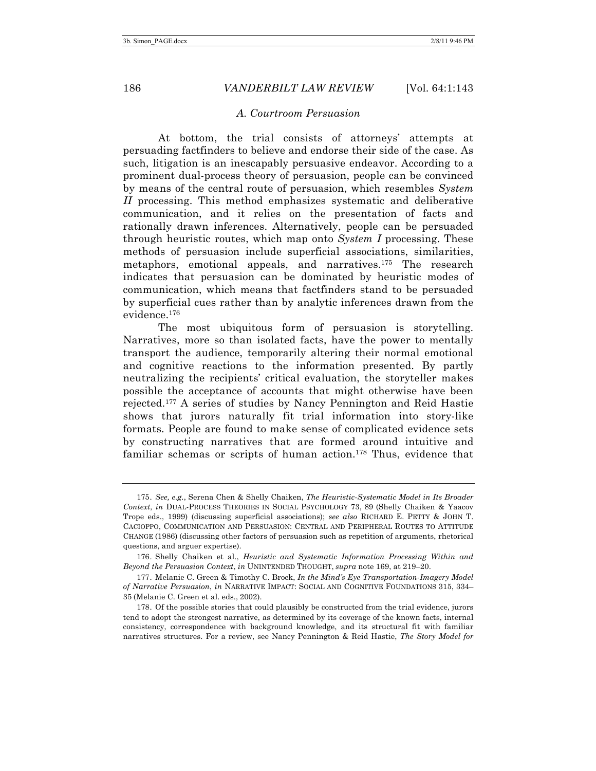### *A. Courtroom Persuasion*

At bottom, the trial consists of attorneys' attempts at persuading factfinders to believe and endorse their side of the case. As such, litigation is an inescapably persuasive endeavor. According to a prominent dual-process theory of persuasion, people can be convinced by means of the central route of persuasion, which resembles *System II* processing. This method emphasizes systematic and deliberative communication, and it relies on the presentation of facts and rationally drawn inferences. Alternatively, people can be persuaded through heuristic routes, which map onto *System I* processing. These methods of persuasion include superficial associations, similarities, metaphors, emotional appeals, and narratives.[175] The research indicates that persuasion can be dominated by heuristic modes of communication, which means that factfinders stand to be persuaded by superficial cues rather than by analytic inferences drawn from the evidence.[176]

The most ubiquitous form of persuasion is storytelling. Narratives, more so than isolated facts, have the power to mentally transport the audience, temporarily altering their normal emotional and cognitive reactions to the information presented. By partly neutralizing the recipients' critical evaluation, the storyteller makes possible the acceptance of accounts that might otherwise have been rejected.[177] A series of studies by Nancy Pennington and Reid Hastie shows that jurors naturally fit trial information into story-like formats. People are found to make sense of complicated evidence sets by constructing narratives that are formed around intuitive and familiar schemas or scripts of human action.[178] Thus, evidence that

---

175. *See, e.g.*, Serena Chen & Shelly Chaiken, *The Heuristic-Systematic Model in Its Broader Context*, *in* DUAL-PROCESS THEORIES IN SOCIAL PSYCHOLOGY 73, 89 (Shelly Chaiken & Yaacov Trope eds., 1999) (discussing superficial associations); *see also* RICHARD E. PETTY & JOHN T. CACIOPPO, COMMUNICATION AND PERSUASION: CENTRAL AND PERIPHERAL ROUTES TO ATTITUDE CHANGE (1986) (discussing other factors of persuasion such as repetition of arguments, rhetorical questions, and arguer expertise).

176. Shelly Chaiken et al., *Heuristic and Systematic Information Processing Within and Beyond the Persuasion Context*, *in* UNINTENDED THOUGHT, *supra* note 169, at 219–20.

177. Melanie C. Green & Timothy C. Brock, *In the Mind's Eye Transportation-Imagery Model of Narrative Persuasion*, *in* NARRATIVE IMPACT: SOCIAL AND COGNITIVE FOUNDATIONS 315, 334–35 (Melanie C. Green et al. eds., 2002).

178. Of the possible stories that could plausibly be constructed from the trial evidence, jurors tend to adopt the strongest narrative, as determined by its coverage of the known facts, internal consistency, correspondence with background knowledge, and its structural fit with familiar narratives structures. For a review, see Nancy Pennington & Reid Hastie, *The Story Model for*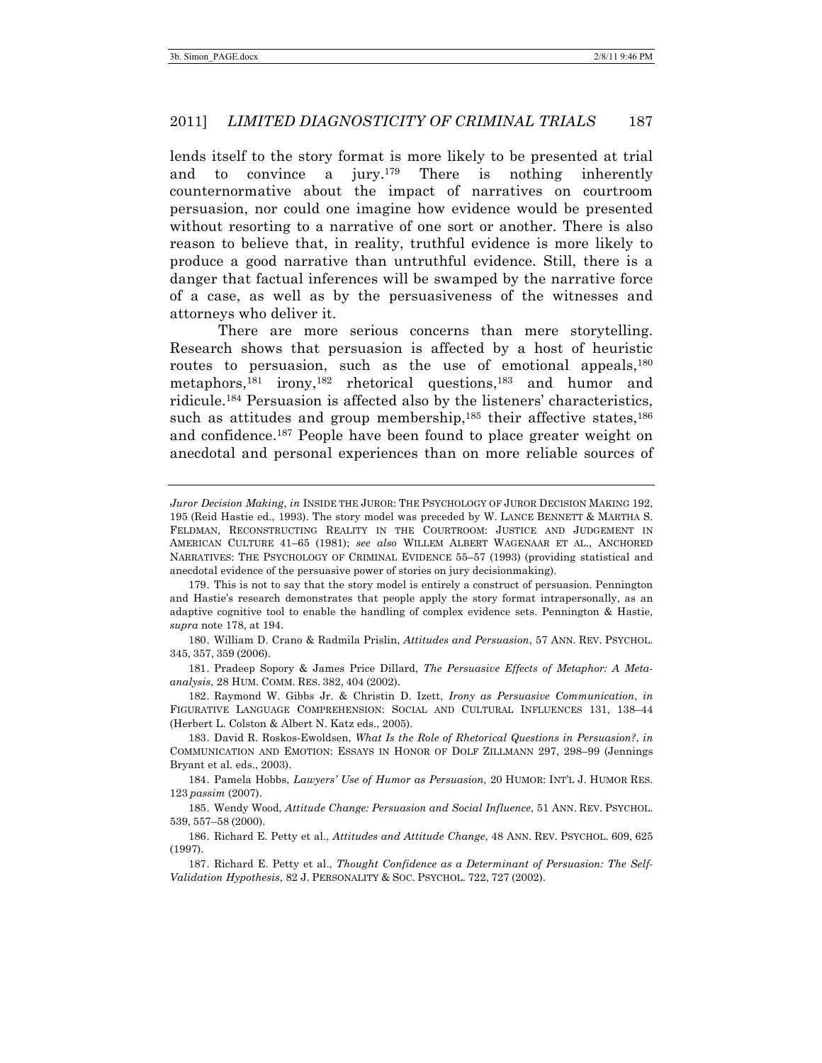lends itself to the story format is more likely to be presented at trial and to convince a jury.[179] There is nothing inherently counternormative about the impact of narratives on courtroom persuasion, nor could one imagine how evidence would be presented without resorting to a narrative of one sort or another. There is also reason to believe that, in reality, truthful evidence is more likely to produce a good narrative than untruthful evidence. Still, there is a danger that factual inferences will be swamped by the narrative force of a case, as well as by the persuasiveness of the witnesses and attorneys who deliver it.

There are more serious concerns than mere storytelling. Research shows that persuasion is affected by a host of heuristic routes to persuasion, such as the use of emotional appeals,[180] metaphors,[181] irony,[182] rhetorical questions,[183] and humor and ridicule.[184] Persuasion is affected also by the listeners' characteristics, such as attitudes and group membership,[185] their affective states,[186] and confidence.[187] People have been found to place greater weight on anecdotal and personal experiences than on more reliable sources of

---

*Juror Decision Making*, *in* INSIDE THE JUROR: THE PSYCHOLOGY OF JUROR DECISION MAKING 192, 195 (Reid Hastie ed., 1993). The story model was preceded by W. LANCE BENNETT & MARTHA S. FELDMAN, RECONSTRUCTING REALITY IN THE COURTROOM: JUSTICE AND JUDGEMENT IN AMERICAN CULTURE 41–65 (1981); *see also* WILLEM ALBERT WAGENAAR ET AL., ANCHORED NARRATIVES: THE PSYCHOLOGY OF CRIMINAL EVIDENCE 55–57 (1993) (providing statistical and anecdotal evidence of the persuasive power of stories on jury decisionmaking).

179. This is not to say that the story model is entirely a construct of persuasion. Pennington and Hastie's research demonstrates that people apply the story format intrapersonally, as an adaptive cognitive tool to enable the handling of complex evidence sets. Pennington & Hastie, *supra* note 178, at 194.

180. William D. Crano & Radmila Prislin, *Attitudes and Persuasion*, 57 ANN. REV. PSYCHOL. 345, 357, 359 (2006).

181. Pradeep Sopory & James Price Dillard, *The Persuasive Effects of Metaphor: A Meta-analysis*, 28 HUM. COMM. RES. 382, 404 (2002).

182. Raymond W. Gibbs Jr. & Christin D. Izett, *Irony as Persuasive Communication*, *in* FIGURATIVE LANGUAGE COMPREHENSION: SOCIAL AND CULTURAL INFLUENCES 131, 138–44 (Herbert L. Colston & Albert N. Katz eds., 2005).

183. David R. Roskos-Ewoldsen, *What Is the Role of Rhetorical Questions in Persuasion?*, *in* COMMUNICATION AND EMOTION: ESSAYS IN HONOR OF DOLF ZILLMANN 297, 298–99 (Jennings Bryant et al. eds., 2003).

184. Pamela Hobbs, *Lawyers' Use of Humor as Persuasion*, 20 HUMOR: INT'L J. HUMOR RES. 123 *passim* (2007).

185. Wendy Wood, *Attitude Change: Persuasion and Social Influence*, 51 ANN. REV. PSYCHOL. 539, 557–58 (2000).

186. Richard E. Petty et al., *Attitudes and Attitude Change*, 48 ANN. REV. PSYCHOL. 609, 625 (1997).

187. Richard E. Petty et al., *Thought Confidence as a Determinant of Persuasion: The Self-Validation Hypothesis*, 82 J. PERSONALITY & SOC. PSYCHOL. 722, 727 (2002).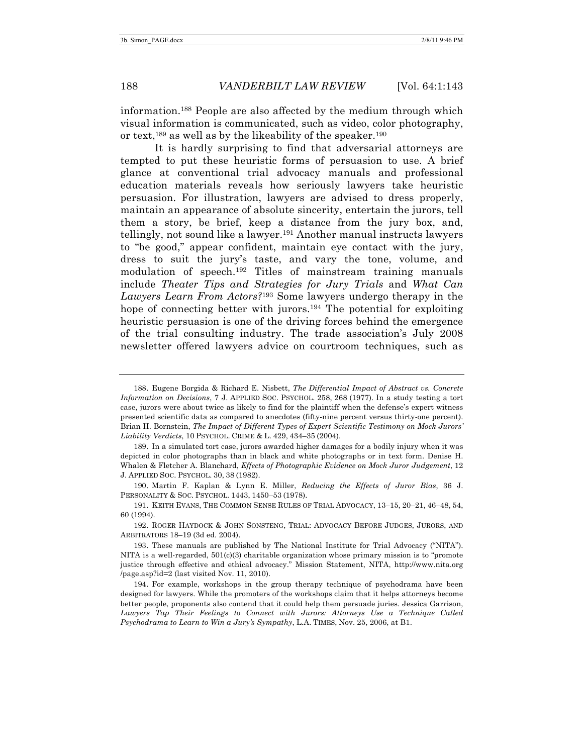information.[188] People are also affected by the medium through which visual information is communicated, such as video, color photography, or text,[189] as well as by the likeability of the speaker.[190]

It is hardly surprising to find that adversarial attorneys are tempted to put these heuristic forms of persuasion to use. A brief glance at conventional trial advocacy manuals and professional education materials reveals how seriously lawyers take heuristic persuasion. For illustration, lawyers are advised to dress properly, maintain an appearance of absolute sincerity, entertain the jurors, tell them a story, be brief, keep a distance from the jury box, and, tellingly, not sound like a lawyer.[191] Another manual instructs lawyers to "be good," appear confident, maintain eye contact with the jury, dress to suit the jury's taste, and vary the tone, volume, and modulation of speech.[192] Titles of mainstream training manuals include *Theater Tips and Strategies for Jury Trials* and *What Can Lawyers Learn From Actors?*[193] Some lawyers undergo therapy in the hope of connecting better with jurors.[194] The potential for exploiting heuristic persuasion is one of the driving forces behind the emergence of the trial consulting industry. The trade association's July 2008 newsletter offered lawyers advice on courtroom techniques, such as

---

188. Eugene Borgida & Richard E. Nisbett, *The Differential Impact of Abstract vs. Concrete Information on Decisions*, 7 J. APPLIED SOC. PSYCHOL. 258, 268 (1977). In a study testing a tort case, jurors were about twice as likely to find for the plaintiff when the defense's expert witness presented scientific data as compared to anecdotes (fifty-nine percent versus thirty-one percent). Brian H. Bornstein, *The Impact of Different Types of Expert Scientific Testimony on Mock Jurors' Liability Verdicts*, 10 PSYCHOL. CRIME & L. 429, 434–35 (2004).

189. In a simulated tort case, jurors awarded higher damages for a bodily injury when it was depicted in color photographs than in black and white photographs or in text form. Denise H. Whalen & Fletcher A. Blanchard, *Effects of Photographic Evidence on Mock Juror Judgement*, 12 J. APPLIED SOC. PSYCHOL. 30, 38 (1982).

190. Martin F. Kaplan & Lynn E. Miller, *Reducing the Effects of Juror Bias*, 36 J. PERSONALITY & SOC. PSYCHOL. 1443, 1450–53 (1978).

191. KEITH EVANS, THE COMMON SENSE RULES OF TRIAL ADVOCACY, 13–15, 20–21, 46–48, 54, 60 (1994).

192. ROGER HAYDOCK & JOHN SONSTENG, TRIAL: ADVOCACY BEFORE JUDGES, JURORS, AND ARBITRATORS 18–19 (3d ed. 2004).

193. These manuals are published by The National Institute for Trial Advocacy ("NITA"). NITA is a well-regarded, 501(c)(3) charitable organization whose primary mission is to "promote justice through effective and ethical advocacy." Mission Statement, NITA, http://www.nita.org /page.asp?id=2 (last visited Nov. 11, 2010).

194. For example, workshops in the group therapy technique of psychodrama have been designed for lawyers. While the promoters of the workshops claim that it helps attorneys become better people, proponents also contend that it could help them persuade juries. Jessica Garrison, *Lawyers Tap Their Feelings to Connect with Jurors: Attorneys Use a Technique Called Psychodrama to Learn to Win a Jury's Sympathy*, L.A. TIMES, Nov. 25, 2006, at B1.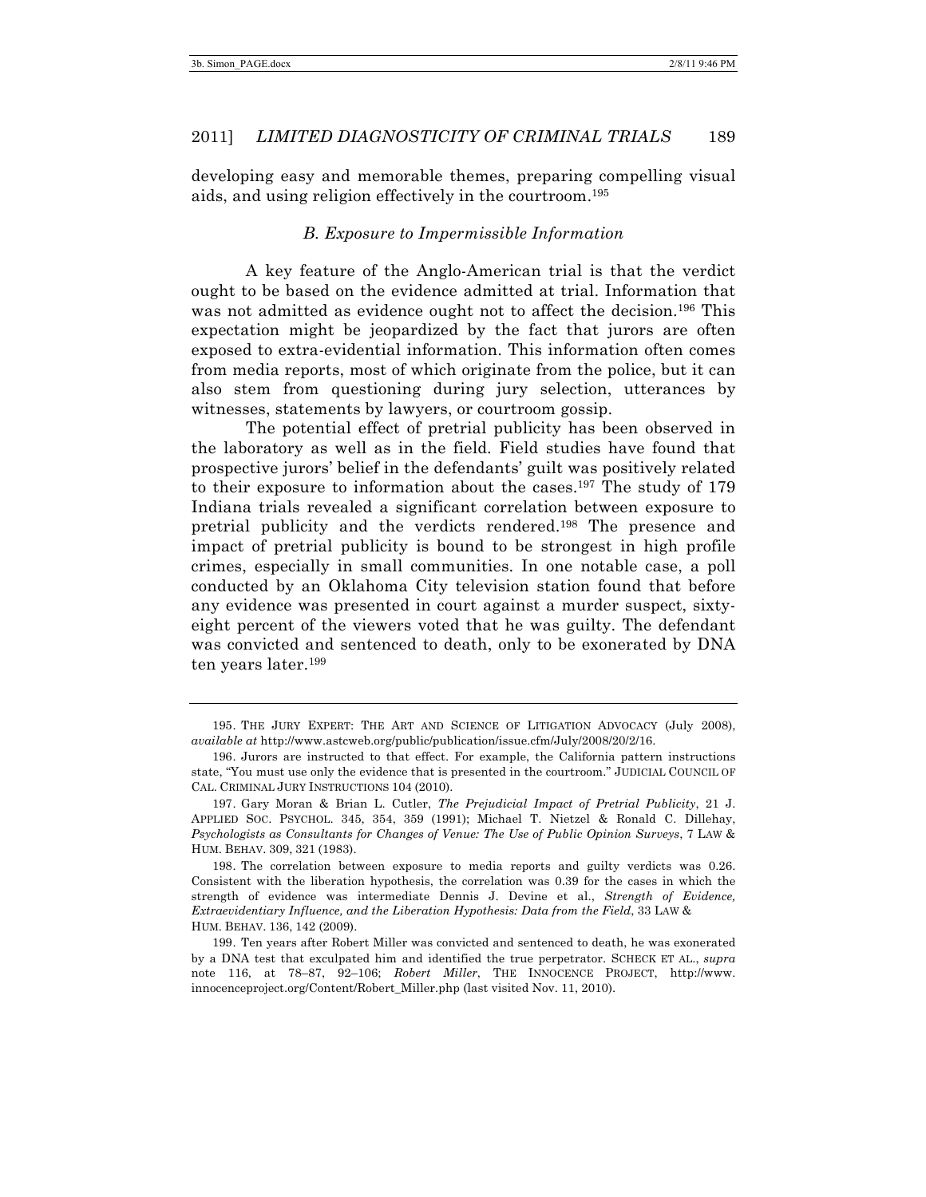developing easy and memorable themes, preparing compelling visual aids, and using religion effectively in the courtroom.[195]

### *B. Exposure to Impermissible Information*

A key feature of the Anglo-American trial is that the verdict ought to be based on the evidence admitted at trial. Information that was not admitted as evidence ought not to affect the decision.[196] This expectation might be jeopardized by the fact that jurors are often exposed to extra-evidential information. This information often comes from media reports, most of which originate from the police, but it can also stem from questioning during jury selection, utterances by witnesses, statements by lawyers, or courtroom gossip.

The potential effect of pretrial publicity has been observed in the laboratory as well as in the field. Field studies have found that prospective jurors' belief in the defendants' guilt was positively related to their exposure to information about the cases.[197] The study of 179 Indiana trials revealed a significant correlation between exposure to pretrial publicity and the verdicts rendered.[198] The presence and impact of pretrial publicity is bound to be strongest in high profile crimes, especially in small communities. In one notable case, a poll conducted by an Oklahoma City television station found that before any evidence was presented in court against a murder suspect, sixty-eight percent of the viewers voted that he was guilty. The defendant was convicted and sentenced to death, only to be exonerated by DNA ten years later.[199]

---

195. THE JURY EXPERT: THE ART AND SCIENCE OF LITIGATION ADVOCACY (July 2008), *available at* http://www.astcweb.org/public/publication/issue.cfm/July/2008/20/2/16.

196. Jurors are instructed to that effect. For example, the California pattern instructions state, "You must use only the evidence that is presented in the courtroom." JUDICIAL COUNCIL OF CAL. CRIMINAL JURY INSTRUCTIONS 104 (2010).

197. Gary Moran & Brian L. Cutler, *The Prejudicial Impact of Pretrial Publicity*, 21 J. APPLIED SOC. PSYCHOL. 345, 354, 359 (1991); Michael T. Nietzel & Ronald C. Dillehay, *Psychologists as Consultants for Changes of Venue: The Use of Public Opinion Surveys*, 7 LAW & HUM. BEHAV. 309, 321 (1983).

198. The correlation between exposure to media reports and guilty verdicts was 0.26. Consistent with the liberation hypothesis, the correlation was 0.39 for the cases in which the strength of evidence was intermediate Dennis J. Devine et al., *Strength of Evidence, Extraevidentiary Influence, and the Liberation Hypothesis: Data from the Field*, 33 LAW & HUM. BEHAV. 136, 142 (2009).

199. Ten years after Robert Miller was convicted and sentenced to death, he was exonerated by a DNA test that exculpated him and identified the true perpetrator. SCHECK ET AL., *supra* note 116, at 78–87, 92–106; *Robert Miller*, THE INNOCENCE PROJECT, http://www.innocenceproject.org/Content/Robert_Miller.php (last visited Nov. 11, 2010).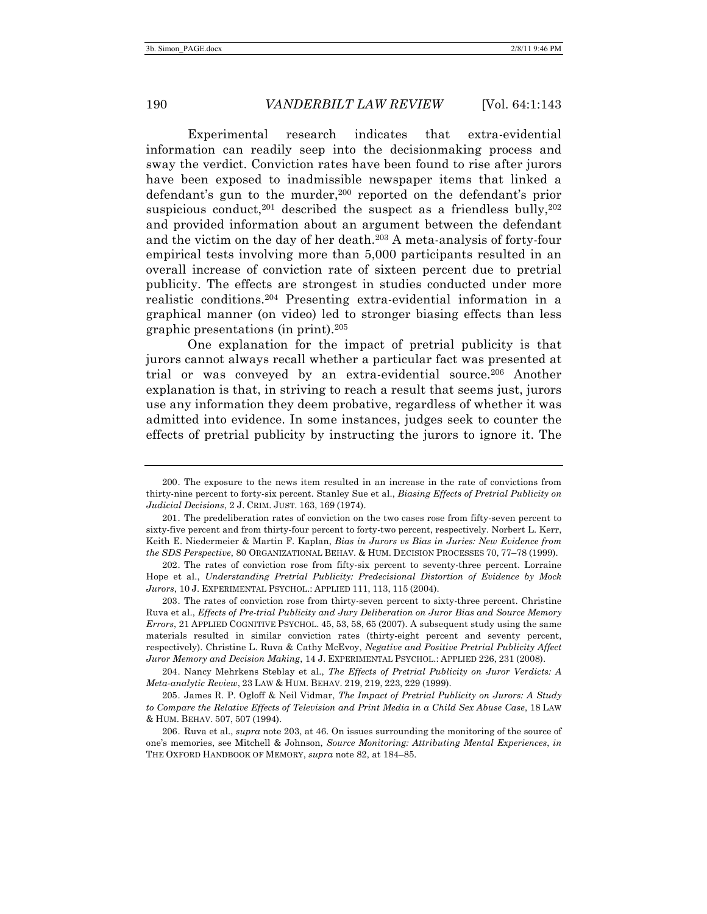Experimental research indicates that extra-evidential information can readily seep into the decisionmaking process and sway the verdict. Conviction rates have been found to rise after jurors have been exposed to inadmissible newspaper items that linked a defendant's gun to the murder,[200] reported on the defendant's prior suspicious conduct,[201] described the suspect as a friendless bully,[202] and provided information about an argument between the defendant and the victim on the day of her death.[203] A meta-analysis of forty-four empirical tests involving more than 5,000 participants resulted in an overall increase of conviction rate of sixteen percent due to pretrial publicity. The effects are strongest in studies conducted under more realistic conditions.[204] Presenting extra-evidential information in a graphical manner (on video) led to stronger biasing effects than less graphic presentations (in print).[205]

One explanation for the impact of pretrial publicity is that jurors cannot always recall whether a particular fact was presented at trial or was conveyed by an extra-evidential source.[206] Another explanation is that, in striving to reach a result that seems just, jurors use any information they deem probative, regardless of whether it was admitted into evidence. In some instances, judges seek to counter the effects of pretrial publicity by instructing the jurors to ignore it. The

---

200. The exposure to the news item resulted in an increase in the rate of convictions from thirty-nine percent to forty-six percent. Stanley Sue et al., *Biasing Effects of Pretrial Publicity on Judicial Decisions*, 2 J. CRIM. JUST. 163, 169 (1974).

201. The predeliberation rates of conviction on the two cases rose from fifty-seven percent to sixty-five percent and from thirty-four percent to forty-two percent, respectively. Norbert L. Kerr, Keith E. Niedermeier & Martin F. Kaplan, *Bias in Jurors vs Bias in Juries: New Evidence from the SDS Perspective*, 80 ORGANIZATIONAL BEHAV. & HUM. DECISION PROCESSES 70, 77–78 (1999).

202. The rates of conviction rose from fifty-six percent to seventy-three percent. Lorraine Hope et al., *Understanding Pretrial Publicity: Predecisional Distortion of Evidence by Mock Jurors*, 10 J. EXPERIMENTAL PSYCHOL.: APPLIED 111, 113, 115 (2004).

203. The rates of conviction rose from thirty-seven percent to sixty-three percent. Christine Ruva et al., *Effects of Pre-trial Publicity and Jury Deliberation on Juror Bias and Source Memory Errors*, 21 APPLIED COGNITIVE PSYCHOL. 45, 53, 58, 65 (2007). A subsequent study using the same materials resulted in similar conviction rates (thirty-eight percent and seventy percent, respectively). Christine L. Ruva & Cathy McEvoy, *Negative and Positive Pretrial Publicity Affect Juror Memory and Decision Making*, 14 J. EXPERIMENTAL PSYCHOL.: APPLIED 226, 231 (2008).

204. Nancy Mehrkens Steblay et al., *The Effects of Pretrial Publicity on Juror Verdicts: A Meta-analytic Review*, 23 LAW & HUM. BEHAV. 219, 219, 223, 229 (1999).

205. James R. P. Ogloff & Neil Vidmar, *The Impact of Pretrial Publicity on Jurors: A Study to Compare the Relative Effects of Television and Print Media in a Child Sex Abuse Case*, 18 LAW & HUM. BEHAV. 507, 507 (1994).

206. Ruva et al., *supra* note 203, at 46. On issues surrounding the monitoring of the source of one's memories, see Mitchell & Johnson, *Source Monitoring: Attributing Mental Experiences*, *in* THE OXFORD HANDBOOK OF MEMORY, *supra* note 82, at 184–85.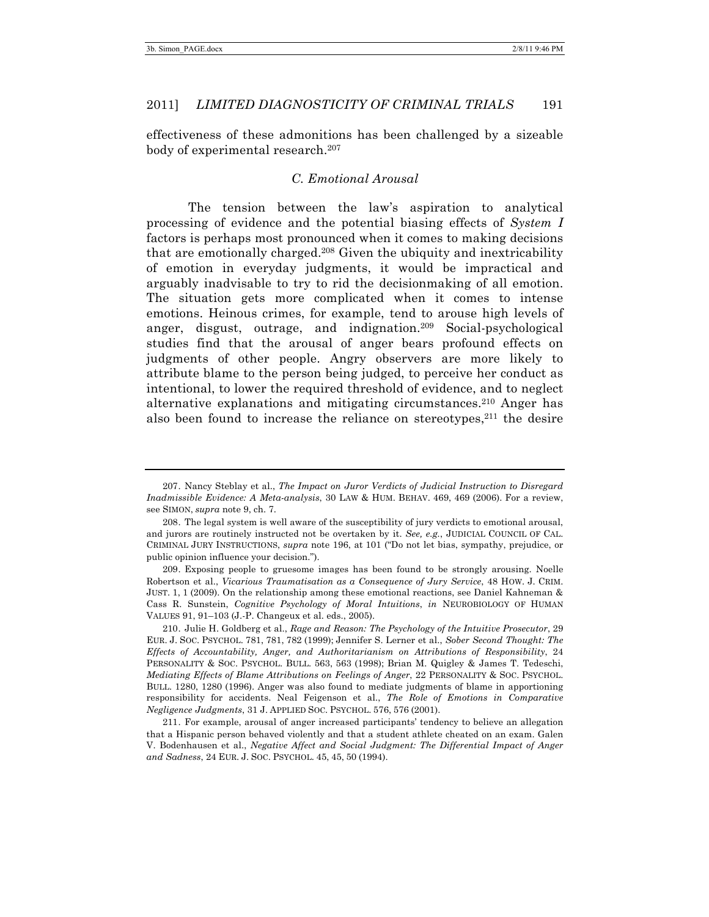effectiveness of these admonitions has been challenged by a sizeable body of experimental research.[207]

### *C. Emotional Arousal*

The tension between the law's aspiration to analytical processing of evidence and the potential biasing effects of *System I* factors is perhaps most pronounced when it comes to making decisions that are emotionally charged.[208] Given the ubiquity and inextricability of emotion in everyday judgments, it would be impractical and arguably inadvisable to try to rid the decisionmaking of all emotion. The situation gets more complicated when it comes to intense emotions. Heinous crimes, for example, tend to arouse high levels of anger, disgust, outrage, and indignation.[209] Social-psychological studies find that the arousal of anger bears profound effects on judgments of other people. Angry observers are more likely to attribute blame to the person being judged, to perceive her conduct as intentional, to lower the required threshold of evidence, and to neglect alternative explanations and mitigating circumstances.[210] Anger has also been found to increase the reliance on stereotypes,[211] the desire

---

207. Nancy Steblay et al., *The Impact on Juror Verdicts of Judicial Instruction to Disregard Inadmissible Evidence: A Meta-analysis*, 30 LAW & HUM. BEHAV. 469, 469 (2006). For a review, see SIMON, *supra* note 9, ch. 7.

208. The legal system is well aware of the susceptibility of jury verdicts to emotional arousal, and jurors are routinely instructed not be overtaken by it. *See, e.g.*, JUDICIAL COUNCIL OF CAL. CRIMINAL JURY INSTRUCTIONS, *supra* note 196, at 101 ("Do not let bias, sympathy, prejudice, or public opinion influence your decision.").

209. Exposing people to gruesome images has been found to be strongly arousing. Noelle Robertson et al., *Vicarious Traumatisation as a Consequence of Jury Service*, 48 HOW. J. CRIM. JUST. 1, 1 (2009). On the relationship among these emotional reactions, see Daniel Kahneman & Cass R. Sunstein, *Cognitive Psychology of Moral Intuitions*, *in* NEUROBIOLOGY OF HUMAN VALUES 91, 91–103 (J.-P. Changeux et al. eds., 2005).

210. Julie H. Goldberg et al., *Rage and Reason: The Psychology of the Intuitive Prosecutor*, 29 EUR. J. SOC. PSYCHOL. 781, 781, 782 (1999); Jennifer S. Lerner et al., *Sober Second Thought: The Effects of Accountability, Anger, and Authoritarianism on Attributions of Responsibility*, 24 PERSONALITY & SOC. PSYCHOL. BULL. 563, 563 (1998); Brian M. Quigley & James T. Tedeschi, *Mediating Effects of Blame Attributions on Feelings of Anger*, 22 PERSONALITY & SOC. PSYCHOL. BULL. 1280, 1280 (1996). Anger was also found to mediate judgments of blame in apportioning responsibility for accidents. Neal Feigenson et al., *The Role of Emotions in Comparative Negligence Judgments*, 31 J. APPLIED SOC. PSYCHOL. 576, 576 (2001).

211. For example, arousal of anger increased participants' tendency to believe an allegation that a Hispanic person behaved violently and that a student athlete cheated on an exam. Galen V. Bodenhausen et al., *Negative Affect and Social Judgment: The Differential Impact of Anger and Sadness*, 24 EUR. J. SOC. PSYCHOL. 45, 45, 50 (1994).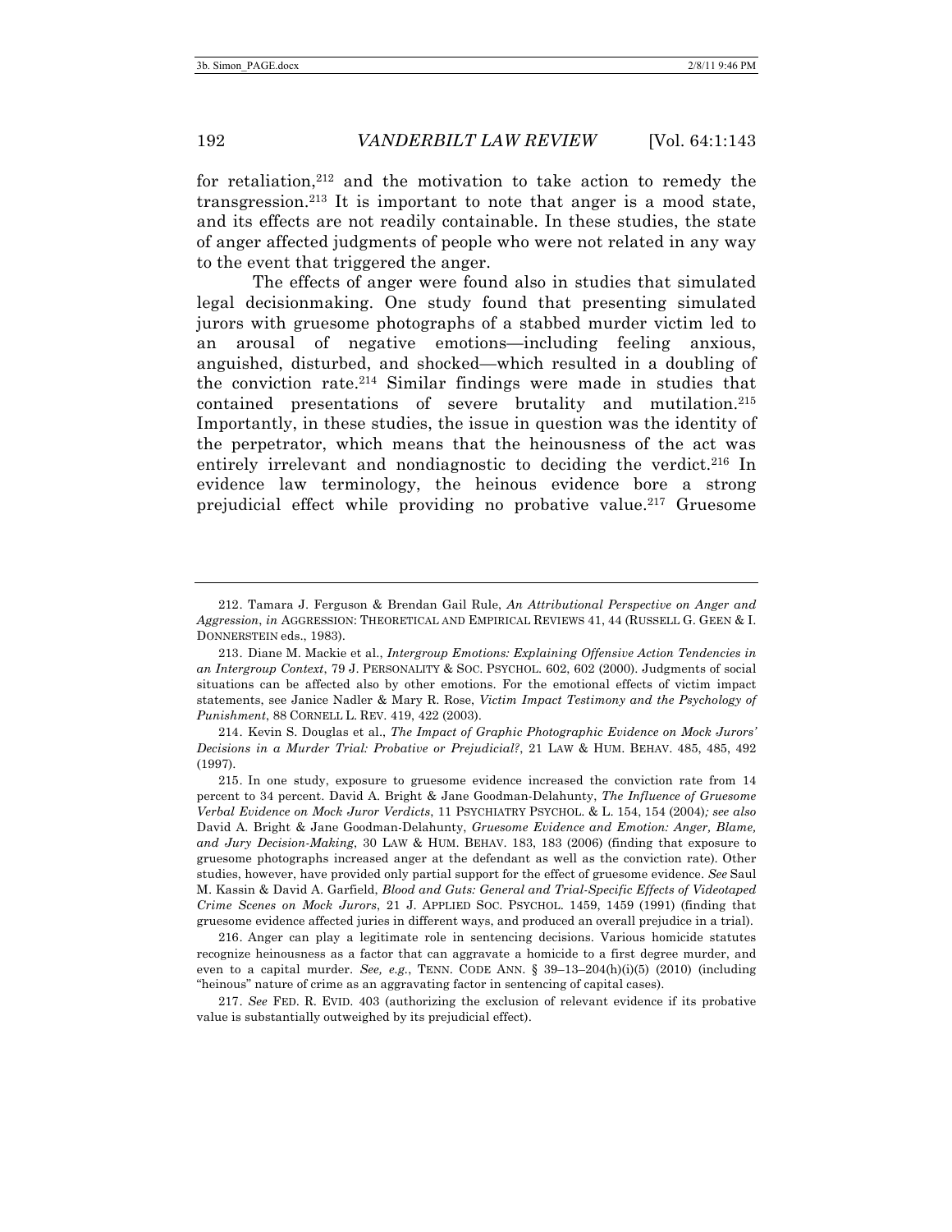for retaliation,[212] and the motivation to take action to remedy the transgression.[213] It is important to note that anger is a mood state, and its effects are not readily containable. In these studies, the state of anger affected judgments of people who were not related in any way to the event that triggered the anger.

The effects of anger were found also in studies that simulated legal decisionmaking. One study found that presenting simulated jurors with gruesome photographs of a stabbed murder victim led to an arousal of negative emotions—including feeling anxious, anguished, disturbed, and shocked—which resulted in a doubling of the conviction rate.[214] Similar findings were made in studies that contained presentations of severe brutality and mutilation.[215] Importantly, in these studies, the issue in question was the identity of the perpetrator, which means that the heinousness of the act was entirely irrelevant and nondiagnostic to deciding the verdict.[216] In evidence law terminology, the heinous evidence bore a strong prejudicial effect while providing no probative value.[217] Gruesome

---

212. Tamara J. Ferguson & Brendan Gail Rule, *An Attributional Perspective on Anger and Aggression*, *in* AGGRESSION: THEORETICAL AND EMPIRICAL REVIEWS 41, 44 (RUSSELL G. GEEN & I. DONNERSTEIN eds., 1983).

213. Diane M. Mackie et al., *Intergroup Emotions: Explaining Offensive Action Tendencies in an Intergroup Context*, 79 J. PERSONALITY & SOC. PSYCHOL. 602, 602 (2000). Judgments of social situations can be affected also by other emotions. For the emotional effects of victim impact statements, see Janice Nadler & Mary R. Rose, *Victim Impact Testimony and the Psychology of Punishment*, 88 CORNELL L. REV. 419, 422 (2003).

214. Kevin S. Douglas et al., *The Impact of Graphic Photographic Evidence on Mock Jurors' Decisions in a Murder Trial: Probative or Prejudicial?*, 21 LAW & HUM. BEHAV. 485, 485, 492 (1997).

215. In one study, exposure to gruesome evidence increased the conviction rate from 14 percent to 34 percent. David A. Bright & Jane Goodman-Delahunty, *The Influence of Gruesome Verbal Evidence on Mock Juror Verdicts*, 11 PSYCHIATRY PSYCHOL. & L. 154, 154 (2004)*; see also* David A. Bright & Jane Goodman-Delahunty, *Gruesome Evidence and Emotion: Anger, Blame, and Jury Decision-Making*, 30 LAW & HUM. BEHAV. 183, 183 (2006) (finding that exposure to gruesome photographs increased anger at the defendant as well as the conviction rate). Other studies, however, have provided only partial support for the effect of gruesome evidence. *See* Saul M. Kassin & David A. Garfield, *Blood and Guts: General and Trial-Specific Effects of Videotaped Crime Scenes on Mock Jurors*, 21 J. APPLIED SOC. PSYCHOL. 1459, 1459 (1991) (finding that gruesome evidence affected juries in different ways, and produced an overall prejudice in a trial).

216. Anger can play a legitimate role in sentencing decisions. Various homicide statutes recognize heinousness as a factor that can aggravate a homicide to a first degree murder, and even to a capital murder. *See, e.g.*, TENN. CODE ANN. § 39–13–204(h)(i)(5) (2010) (including "heinous" nature of crime as an aggravating factor in sentencing of capital cases).

217. *See* FED. R. EVID. 403 (authorizing the exclusion of relevant evidence if its probative value is substantially outweighed by its prejudicial effect).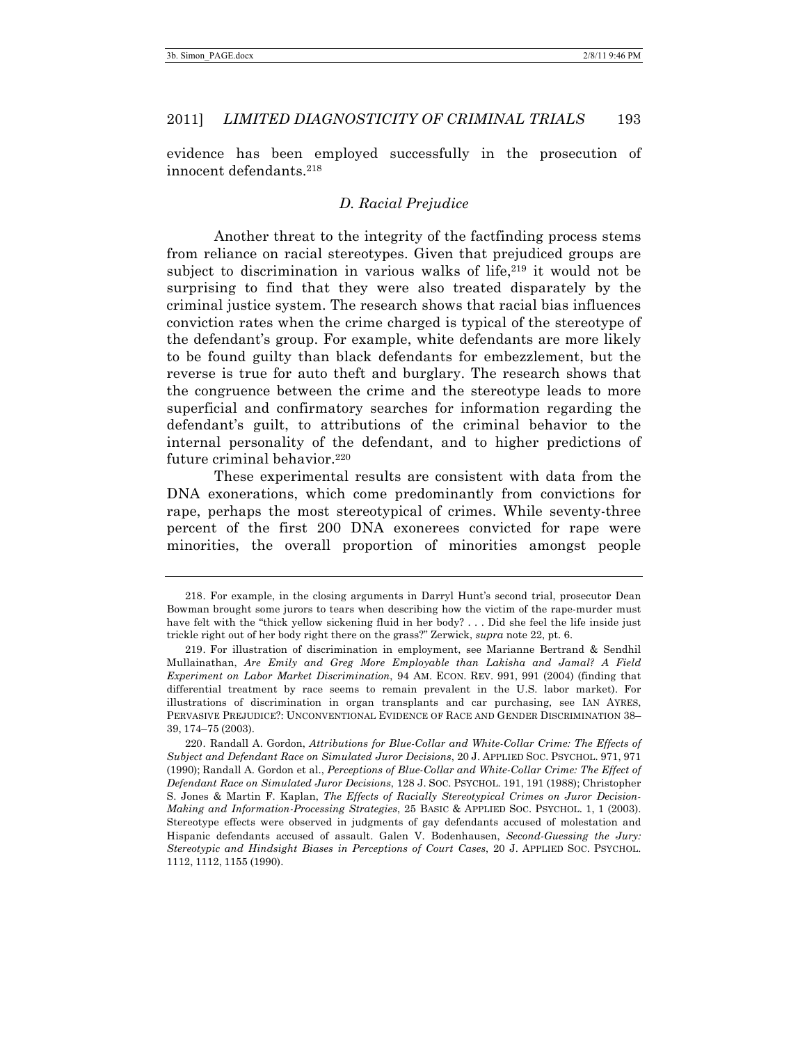evidence has been employed successfully in the prosecution of innocent defendants.[218]

### *D. Racial Prejudice*

Another threat to the integrity of the factfinding process stems from reliance on racial stereotypes. Given that prejudiced groups are subject to discrimination in various walks of life,[219] it would not be surprising to find that they were also treated disparately by the criminal justice system. The research shows that racial bias influences conviction rates when the crime charged is typical of the stereotype of the defendant's group. For example, white defendants are more likely to be found guilty than black defendants for embezzlement, but the reverse is true for auto theft and burglary. The research shows that the congruence between the crime and the stereotype leads to more superficial and confirmatory searches for information regarding the defendant's guilt, to attributions of the criminal behavior to the internal personality of the defendant, and to higher predictions of future criminal behavior.[220]

These experimental results are consistent with data from the DNA exonerations, which come predominantly from convictions for rape, perhaps the most stereotypical of crimes. While seventy-three percent of the first 200 DNA exonerees convicted for rape were minorities, the overall proportion of minorities amongst people

---

218. For example, in the closing arguments in Darryl Hunt's second trial, prosecutor Dean Bowman brought some jurors to tears when describing how the victim of the rape-murder must have felt with the "thick yellow sickening fluid in her body? . . . Did she feel the life inside just trickle right out of her body right there on the grass?" Zerwick, *supra* note 22, pt. 6.

219. For illustration of discrimination in employment, see Marianne Bertrand & Sendhil Mullainathan, *Are Emily and Greg More Employable than Lakisha and Jamal? A Field Experiment on Labor Market Discrimination*, 94 AM. ECON. REV. 991, 991 (2004) (finding that differential treatment by race seems to remain prevalent in the U.S. labor market). For illustrations of discrimination in organ transplants and car purchasing, see IAN AYRES, PERVASIVE PREJUDICE?: UNCONVENTIONAL EVIDENCE OF RACE AND GENDER DISCRIMINATION 38–39, 174–75 (2003).

220. Randall A. Gordon, *Attributions for Blue-Collar and White-Collar Crime: The Effects of Subject and Defendant Race on Simulated Juror Decisions*, 20 J. APPLIED SOC. PSYCHOL. 971, 971 (1990); Randall A. Gordon et al., *Perceptions of Blue-Collar and White-Collar Crime: The Effect of Defendant Race on Simulated Juror Decisions*, 128 J. SOC. PSYCHOL. 191, 191 (1988); Christopher S. Jones & Martin F. Kaplan, *The Effects of Racially Stereotypical Crimes on Juror Decision-Making and Information-Processing Strategies*, 25 BASIC & APPLIED SOC. PSYCHOL. 1, 1 (2003). Stereotype effects were observed in judgments of gay defendants accused of molestation and Hispanic defendants accused of assault. Galen V. Bodenhausen, *Second-Guessing the Jury: Stereotypic and Hindsight Biases in Perceptions of Court Cases*, 20 J. APPLIED SOC. PSYCHOL. 1112, 1112, 1155 (1990).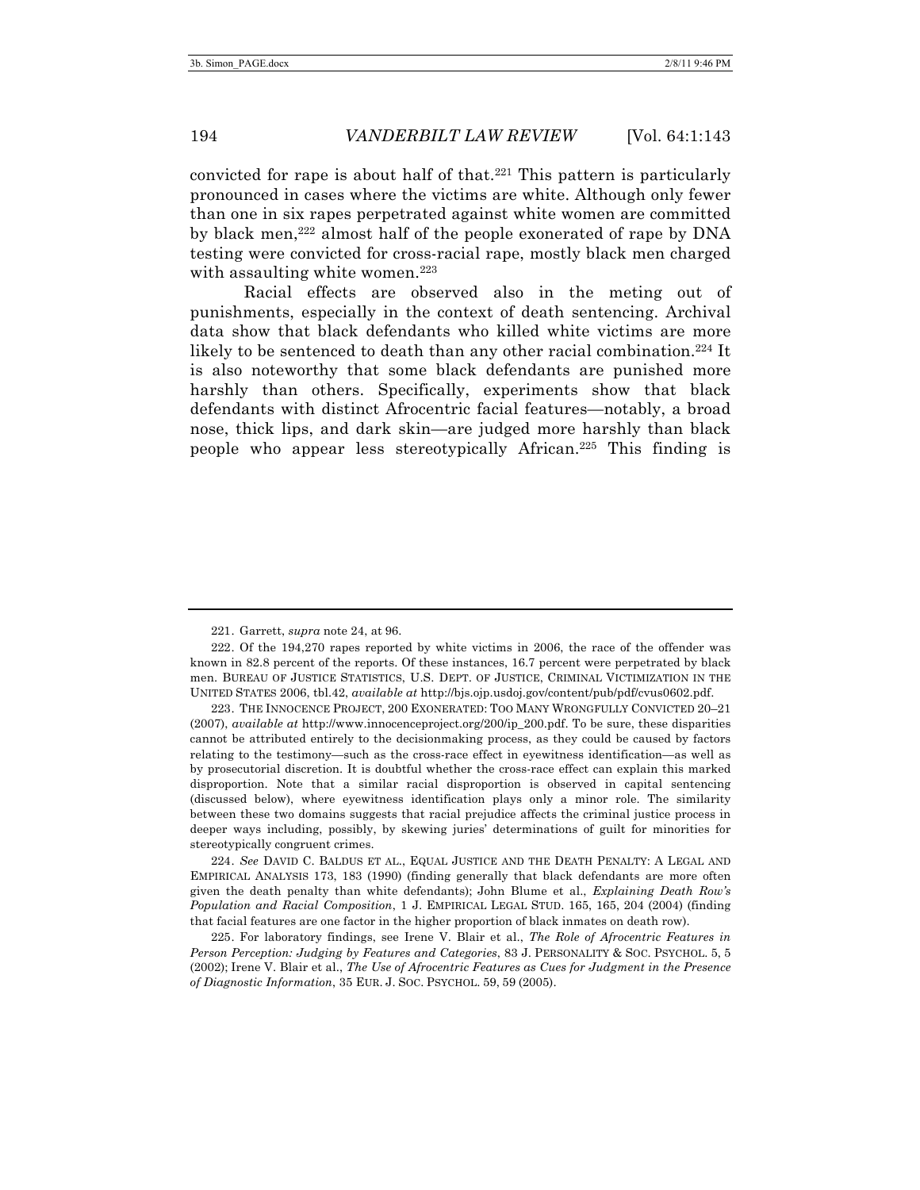convicted for rape is about half of that.[221] This pattern is particularly pronounced in cases where the victims are white. Although only fewer than one in six rapes perpetrated against white women are committed by black men,[222] almost half of the people exonerated of rape by DNA testing were convicted for cross-racial rape, mostly black men charged with assaulting white women.[223]

Racial effects are observed also in the meting out of punishments, especially in the context of death sentencing. Archival data show that black defendants who killed white victims are more likely to be sentenced to death than any other racial combination.[224] It is also noteworthy that some black defendants are punished more harshly than others. Specifically, experiments show that black defendants with distinct Afrocentric facial features—notably, a broad nose, thick lips, and dark skin—are judged more harshly than black people who appear less stereotypically African.[225] This finding is

---

221. Garrett, *supra* note 24, at 96.

222. Of the 194,270 rapes reported by white victims in 2006, the race of the offender was known in 82.8 percent of the reports. Of these instances, 16.7 percent were perpetrated by black men. BUREAU OF JUSTICE STATISTICS, U.S. DEPT. OF JUSTICE, CRIMINAL VICTIMIZATION IN THE UNITED STATES 2006, tbl.42, *available at* http://bjs.ojp.usdoj.gov/content/pub/pdf/cvus0602.pdf.

223. THE INNOCENCE PROJECT, 200 EXONERATED: TOO MANY WRONGFULLY CONVICTED 20–21 (2007), *available at* http://www.innocenceproject.org/200/ip_200.pdf. To be sure, these disparities cannot be attributed entirely to the decisionmaking process, as they could be caused by factors relating to the testimony—such as the cross-race effect in eyewitness identification—as well as by prosecutorial discretion. It is doubtful whether the cross-race effect can explain this marked disproportion. Note that a similar racial disproportion is observed in capital sentencing (discussed below), where eyewitness identification plays only a minor role. The similarity between these two domains suggests that racial prejudice affects the criminal justice process in deeper ways including, possibly, by skewing juries' determinations of guilt for minorities for stereotypically congruent crimes.

224. *See* DAVID C. BALDUS ET AL., EQUAL JUSTICE AND THE DEATH PENALTY: A LEGAL AND EMPIRICAL ANALYSIS 173, 183 (1990) (finding generally that black defendants are more often given the death penalty than white defendants); John Blume et al., *Explaining Death Row's Population and Racial Composition*, 1 J. EMPIRICAL LEGAL STUD. 165, 165, 204 (2004) (finding that facial features are one factor in the higher proportion of black inmates on death row).

225. For laboratory findings, see Irene V. Blair et al., *The Role of Afrocentric Features in Person Perception: Judging by Features and Categories*, 83 J. PERSONALITY & SOC. PSYCHOL. 5, 5 (2002); Irene V. Blair et al., *The Use of Afrocentric Features as Cues for Judgment in the Presence of Diagnostic Information*, 35 EUR. J. SOC. PSYCHOL. 59, 59 (2005).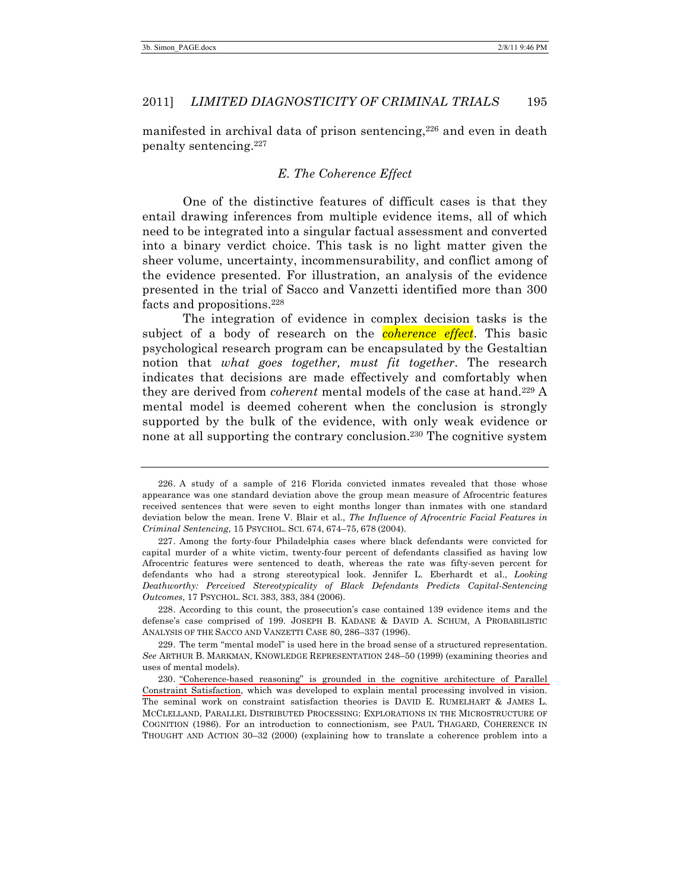manifested in archival data of prison sentencing,[226] and even in death penalty sentencing.[227]

### E. The Coherence Effect

One of the distinctive features of difficult cases is that they entail drawing inferences from multiple evidence items, all of which need to be integrated into a singular factual assessment and converted into a binary verdict choice. This task is no light matter given the sheer volume, uncertainty, incommensurability, and conflict among of the evidence presented. For illustration, an analysis of the evidence presented in the trial of Sacco and Vanzetti identified more than 300 facts and propositions.[228]

The integration of evidence in complex decision tasks is the subject of a body of research on the *coherence effect*. This basic psychological research program can be encapsulated by the Gestaltian notion that *what goes together, must fit together*. The research indicates that decisions are made effectively and comfortably when they are derived from *coherent* mental models of the case at hand.[229] A mental model is deemed coherent when the conclusion is strongly supported by the bulk of the evidence, with only weak evidence or none at all supporting the contrary conclusion.[230] The cognitive system

---

226. A study of a sample of 216 Florida convicted inmates revealed that those whose appearance was one standard deviation above the group mean measure of Afrocentric features received sentences that were seven to eight months longer than inmates with one standard deviation below the mean. Irene V. Blair et al., *The Influence of Afrocentric Facial Features in Criminal Sentencing*, 15 PSYCHOL. SCI. 674, 674–75, 678 (2004).

227. Among the forty-four Philadelphia cases where black defendants were convicted for capital murder of a white victim, twenty-four percent of defendants classified as having low Afrocentric features were sentenced to death, whereas the rate was fifty-seven percent for defendants who had a strong stereotypical look. Jennifer L. Eberhardt et al., *Looking Deathworthy: Perceived Stereotypicality of Black Defendants Predicts Capital-Sentencing Outcomes*, 17 PSYCHOL. SCI. 383, 383, 384 (2006).

228. According to this count, the prosecution's case contained 139 evidence items and the defense's case comprised of 199. JOSEPH B. KADANE & DAVID A. SCHUM, A PROBABILISTIC ANALYSIS OF THE SACCO AND VANZETTI CASE 80, 286–337 (1996).

229. The term "mental model" is used here in the broad sense of a structured representation. *See* ARTHUR B. MARKMAN, KNOWLEDGE REPRESENTATION 248–50 (1999) (examining theories and uses of mental models).

230. "Coherence-based reasoning" is grounded in the cognitive architecture of Parallel Constraint Satisfaction, which was developed to explain mental processing involved in vision. The seminal work on constraint satisfaction theories is DAVID E. RUMELHART & JAMES L. MCCLELLAND, PARALLEL DISTRIBUTED PROCESSING: EXPLORATIONS IN THE MICROSTRUCTURE OF COGNITION (1986). For an introduction to connectionism, see PAUL THAGARD, COHERENCE IN THOUGHT AND ACTION 30–32 (2000) (explaining how to translate a coherence problem into a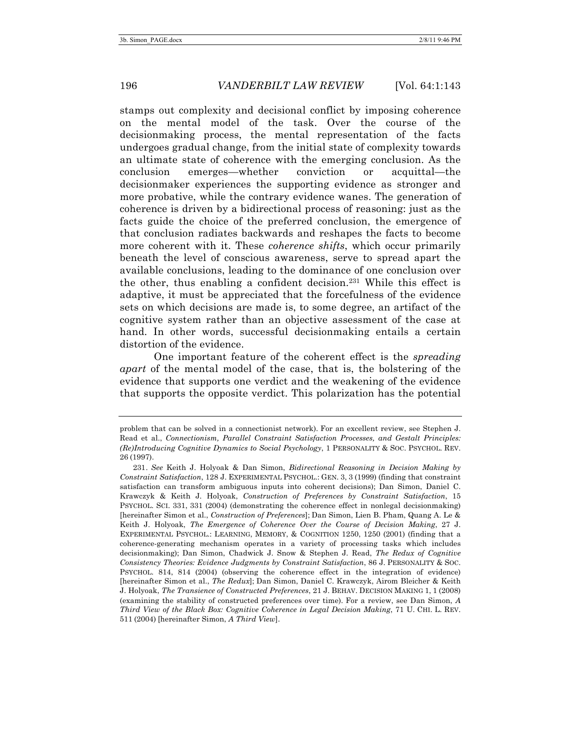stamps out complexity and decisional conflict by imposing coherence on the mental model of the task. Over the course of the decisionmaking process, the mental representation of the facts undergoes gradual change, from the initial state of complexity towards an ultimate state of coherence with the emerging conclusion. As the conclusion emerges—whether conviction or acquittal—the decisionmaker experiences the supporting evidence as stronger and more probative, while the contrary evidence wanes. The generation of coherence is driven by a bidirectional process of reasoning: just as the facts guide the choice of the preferred conclusion, the emergence of that conclusion radiates backwards and reshapes the facts to become more coherent with it. These *coherence shifts*, which occur primarily beneath the level of conscious awareness, serve to spread apart the available conclusions, leading to the dominance of one conclusion over the other, thus enabling a confident decision.[231] While this effect is adaptive, it must be appreciated that the forcefulness of the evidence sets on which decisions are made is, to some degree, an artifact of the cognitive system rather than an objective assessment of the case at hand. In other words, successful decisionmaking entails a certain distortion of the evidence.

One important feature of the coherent effect is the *spreading apart* of the mental model of the case, that is, the bolstering of the evidence that supports one verdict and the weakening of the evidence that supports the opposite verdict. This polarization has the potential

---

problem that can be solved in a connectionist network). For an excellent review, see Stephen J. Read et al., *Connectionism, Parallel Constraint Satisfaction Processes, and Gestalt Principles: (Re)Introducing Cognitive Dynamics to Social Psychology*, 1 PERSONALITY & SOC. PSYCHOL. REV. 26 (1997).

231. *See* Keith J. Holyoak & Dan Simon, *Bidirectional Reasoning in Decision Making by Constraint Satisfaction*, 128 J. EXPERIMENTAL PSYCHOL.: GEN. 3, 3 (1999) (finding that constraint satisfaction can transform ambiguous inputs into coherent decisions); Dan Simon, Daniel C. Krawczyk & Keith J. Holyoak, *Construction of Preferences by Constraint Satisfaction*, 15 PSYCHOL. SCI. 331, 331 (2004) (demonstrating the coherence effect in nonlegal decisionmaking) [hereinafter Simon et al., *Construction of Preferences*]; Dan Simon, Lien B. Pham, Quang A. Le & Keith J. Holyoak, *The Emergence of Coherence Over the Course of Decision Making*, 27 J. EXPERIMENTAL PSYCHOL.: LEARNING, MEMORY, & COGNITION 1250, 1250 (2001) (finding that a coherence-generating mechanism operates in a variety of processing tasks which includes decisionmaking); Dan Simon, Chadwick J. Snow & Stephen J. Read, *The Redux of Cognitive Consistency Theories: Evidence Judgments by Constraint Satisfaction*, 86 J. PERSONALITY & SOC. PSYCHOL. 814, 814 (2004) (observing the coherence effect in the integration of evidence) [hereinafter Simon et al., *The Redux*]; Dan Simon, Daniel C. Krawczyk, Airom Bleicher & Keith J. Holyoak, *The Transience of Constructed Preferences*, 21 J. BEHAV. DECISION MAKING 1, 1 (2008) (examining the stability of constructed preferences over time). For a review, see Dan Simon, *A Third View of the Black Box: Cognitive Coherence in Legal Decision Making*, 71 U. CHI. L. REV. 511 (2004) [hereinafter Simon, *A Third View*].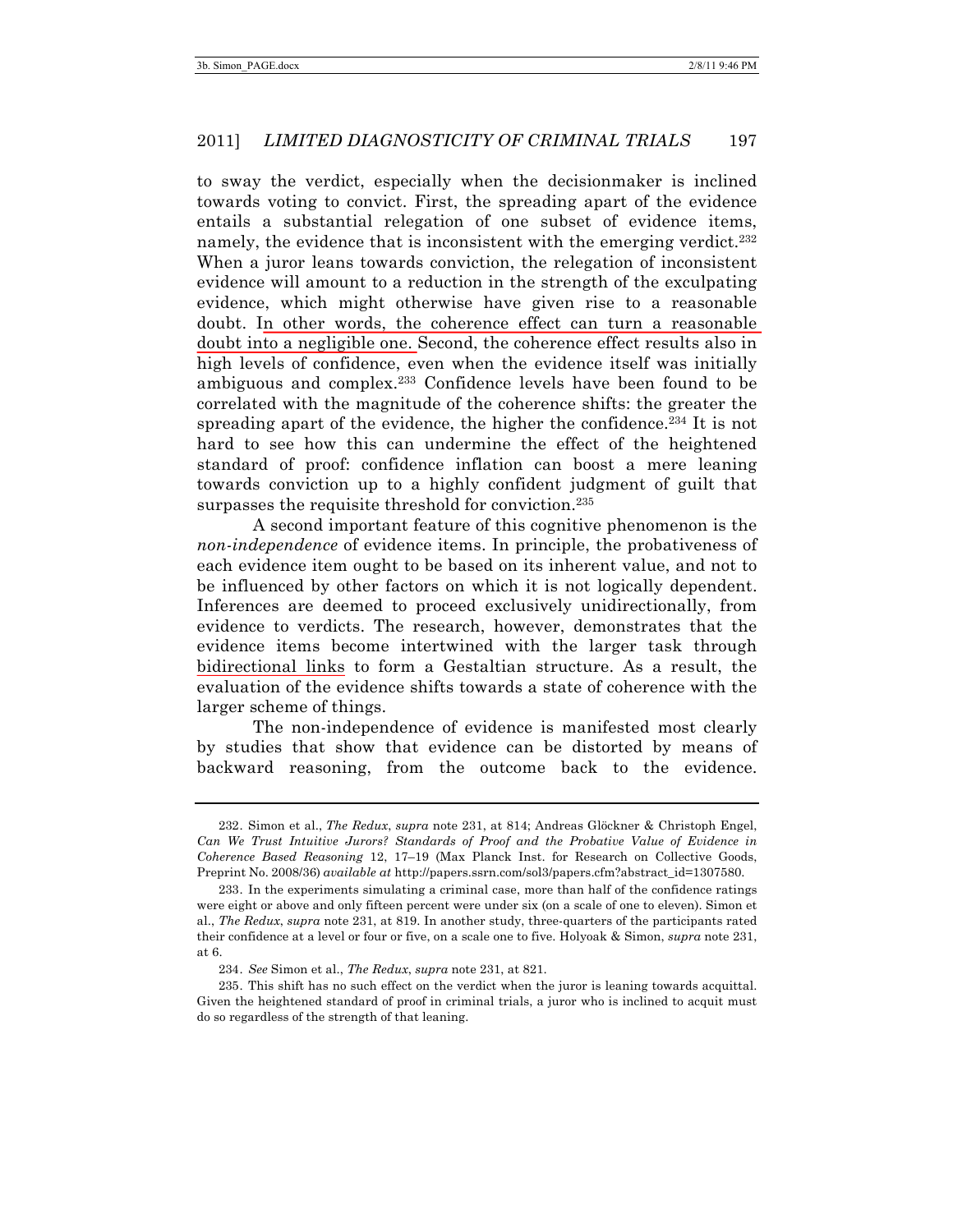to sway the verdict, especially when the decisionmaker is inclined towards voting to convict. First, the spreading apart of the evidence entails a substantial relegation of one subset of evidence items, namely, the evidence that is inconsistent with the emerging verdict.[232] When a juror leans towards conviction, the relegation of inconsistent evidence will amount to a reduction in the strength of the exculpating evidence, which might otherwise have given rise to a reasonable doubt. In other words, the coherence effect can turn a reasonable doubt into a negligible one. Second, the coherence effect results also in high levels of confidence, even when the evidence itself was initially ambiguous and complex.[233] Confidence levels have been found to be correlated with the magnitude of the coherence shifts: the greater the spreading apart of the evidence, the higher the confidence.[234] It is not hard to see how this can undermine the effect of the heightened standard of proof: confidence inflation can boost a mere leaning towards conviction up to a highly confident judgment of guilt that surpasses the requisite threshold for conviction.[235]

A second important feature of this cognitive phenomenon is the *non-independence* of evidence items. In principle, the probativeness of each evidence item ought to be based on its inherent value, and not to be influenced by other factors on which it is not logically dependent. Inferences are deemed to proceed exclusively unidirectionally, from evidence to verdicts. The research, however, demonstrates that the evidence items become intertwined with the larger task through bidirectional links to form a Gestaltian structure. As a result, the evaluation of the evidence shifts towards a state of coherence with the larger scheme of things.

The non-independence of evidence is manifested most clearly by studies that show that evidence can be distorted by means of backward reasoning, from the outcome back to the evidence.

---

232. Simon et al., *The Redux*, *supra* note 231, at 814; Andreas Glöckner & Christoph Engel, *Can We Trust Intuitive Jurors? Standards of Proof and the Probative Value of Evidence in Coherence Based Reasoning* 12, 17–19 (Max Planck Inst. for Research on Collective Goods, Preprint No. 2008/36) *available at* http://papers.ssrn.com/sol3/papers.cfm?abstract_id=1307580.

233. In the experiments simulating a criminal case, more than half of the confidence ratings were eight or above and only fifteen percent were under six (on a scale of one to eleven). Simon et al., *The Redux*, *supra* note 231, at 819. In another study, three-quarters of the participants rated their confidence at a level or four or five, on a scale one to five. Holyoak & Simon, *supra* note 231, at 6.

234. *See* Simon et al., *The Redux*, *supra* note 231, at 821.

235. This shift has no such effect on the verdict when the juror is leaning towards acquittal. Given the heightened standard of proof in criminal trials, a juror who is inclined to acquit must do so regardless of the strength of that leaning.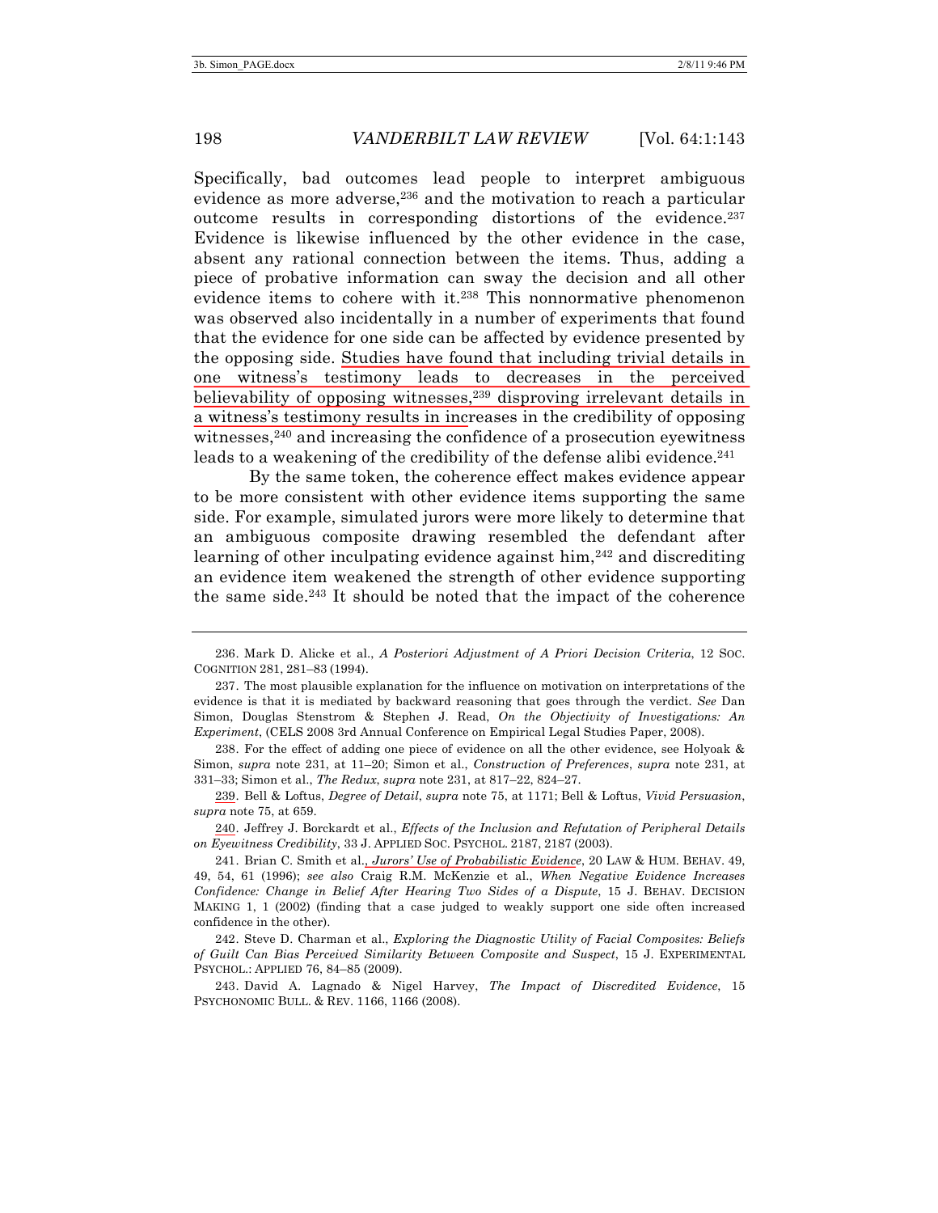Specifically, bad outcomes lead people to interpret ambiguous evidence as more adverse,[236] and the motivation to reach a particular outcome results in corresponding distortions of the evidence.[237] Evidence is likewise influenced by the other evidence in the case, absent any rational connection between the items. Thus, adding a piece of probative information can sway the decision and all other evidence items to cohere with it.[238] This nonnormative phenomenon was observed also incidentally in a number of experiments that found that the evidence for one side can be affected by evidence presented by the opposing side. Studies have found that including trivial details in one witness's testimony leads to decreases in the perceived believability of opposing witnesses,[239] disproving irrelevant details in a witness's testimony results in increases in the credibility of opposing witnesses,[240] and increasing the confidence of a prosecution eyewitness leads to a weakening of the credibility of the defense alibi evidence.[241]

By the same token, the coherence effect makes evidence appear to be more consistent with other evidence items supporting the same side. For example, simulated jurors were more likely to determine that an ambiguous composite drawing resembled the defendant after learning of other inculpating evidence against him,[242] and discrediting an evidence item weakened the strength of other evidence supporting the same side.[243] It should be noted that the impact of the coherence

---

236. Mark D. Alicke et al., *A Posteriori Adjustment of A Priori Decision Criteria*, 12 SOC. COGNITION 281, 281–83 (1994).

237. The most plausible explanation for the influence on motivation on interpretations of the evidence is that it is mediated by backward reasoning that goes through the verdict. *See* Dan Simon, Douglas Stenstrom & Stephen J. Read, *On the Objectivity of Investigations: An Experiment*, (CELS 2008 3rd Annual Conference on Empirical Legal Studies Paper, 2008).

238. For the effect of adding one piece of evidence on all the other evidence, see Holyoak & Simon, *supra* note 231, at 11–20; Simon et al., *Construction of Preferences*, *supra* note 231, at 331–33; Simon et al., *The Redux*, *supra* note 231, at 817–22, 824–27.

239. Bell & Loftus, *Degree of Detail*, *supra* note 75, at 1171; Bell & Loftus, *Vivid Persuasion*, *supra* note 75, at 659.

240. Jeffrey J. Borckardt et al., *Effects of the Inclusion and Refutation of Peripheral Details on Eyewitness Credibility*, 33 J. APPLIED SOC. PSYCHOL. 2187, 2187 (2003).

241. Brian C. Smith et al., *Jurors' Use of Probabilistic Evidence*, 20 LAW & HUM. BEHAV. 49, 49, 54, 61 (1996); *see also* Craig R.M. McKenzie et al., *When Negative Evidence Increases Confidence: Change in Belief After Hearing Two Sides of a Dispute*, 15 J. BEHAV. DECISION MAKING 1, 1 (2002) (finding that a case judged to weakly support one side often increased confidence in the other).

242. Steve D. Charman et al., *Exploring the Diagnostic Utility of Facial Composites: Beliefs of Guilt Can Bias Perceived Similarity Between Composite and Suspect*, 15 J. EXPERIMENTAL PSYCHOL.: APPLIED 76, 84–85 (2009).

243. David A. Lagnado & Nigel Harvey, *The Impact of Discredited Evidence*, 15 PSYCHONOMIC BULL. & REV. 1166, 1166 (2008).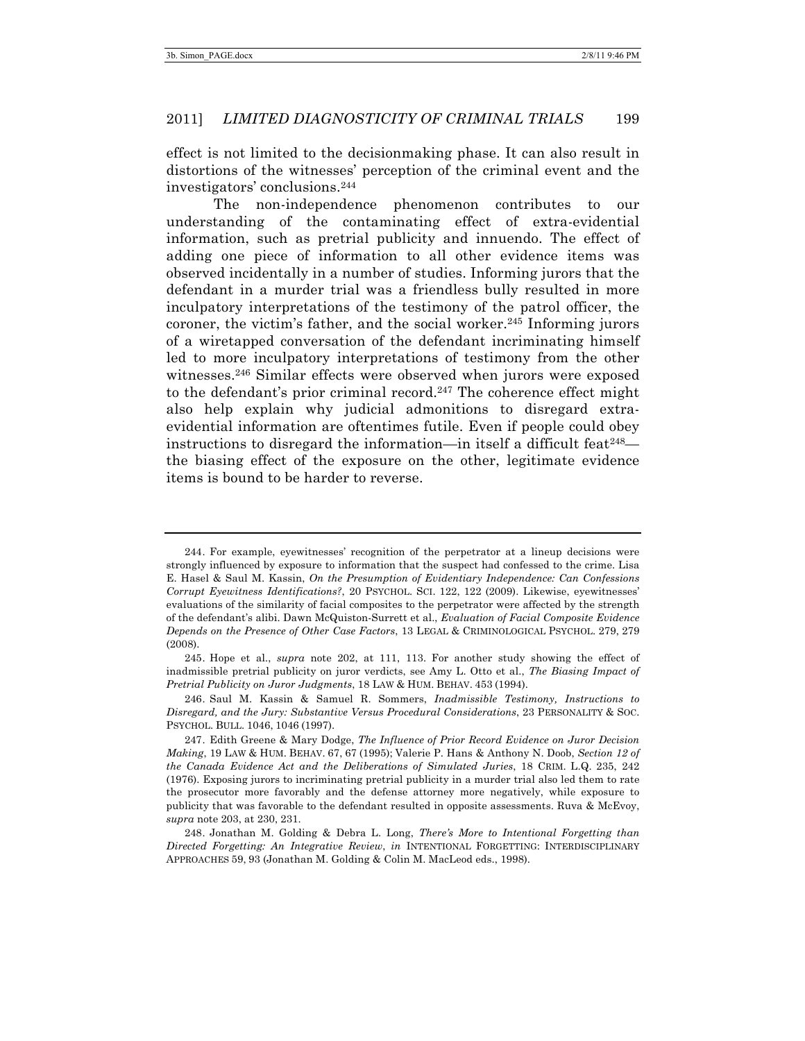effect is not limited to the decisionmaking phase. It can also result in distortions of the witnesses' perception of the criminal event and the investigators' conclusions.[244]

The non-independence phenomenon contributes to our understanding of the contaminating effect of extra-evidential information, such as pretrial publicity and innuendo. The effect of adding one piece of information to all other evidence items was observed incidentally in a number of studies. Informing jurors that the defendant in a murder trial was a friendless bully resulted in more inculpatory interpretations of the testimony of the patrol officer, the coroner, the victim's father, and the social worker.[245] Informing jurors of a wiretapped conversation of the defendant incriminating himself led to more inculpatory interpretations of testimony from the other witnesses.[246] Similar effects were observed when jurors were exposed to the defendant's prior criminal record.[247] The coherence effect might also help explain why judicial admonitions to disregard extra-evidential information are oftentimes futile. Even if people could obey instructions to disregard the information—in itself a difficult feat[248]—the biasing effect of the exposure on the other, legitimate evidence items is bound to be harder to reverse.

---

244. For example, eyewitnesses' recognition of the perpetrator at a lineup decisions were strongly influenced by exposure to information that the suspect had confessed to the crime. Lisa E. Hasel & Saul M. Kassin, *On the Presumption of Evidentiary Independence: Can Confessions Corrupt Eyewitness Identifications?*, 20 PSYCHOL. SCI. 122, 122 (2009). Likewise, eyewitnesses' evaluations of the similarity of facial composites to the perpetrator were affected by the strength of the defendant's alibi. Dawn McQuiston-Surrett et al., *Evaluation of Facial Composite Evidence Depends on the Presence of Other Case Factors*, 13 LEGAL & CRIMINOLOGICAL PSYCHOL. 279, 279 (2008).

245. Hope et al., *supra* note 202, at 111, 113. For another study showing the effect of inadmissible pretrial publicity on juror verdicts, see Amy L. Otto et al., *The Biasing Impact of Pretrial Publicity on Juror Judgments*, 18 LAW & HUM. BEHAV. 453 (1994).

246. Saul M. Kassin & Samuel R. Sommers, *Inadmissible Testimony, Instructions to Disregard, and the Jury: Substantive Versus Procedural Considerations*, 23 PERSONALITY & SOC. PSYCHOL. BULL. 1046, 1046 (1997).

247. Edith Greene & Mary Dodge, *The Influence of Prior Record Evidence on Juror Decision Making*, 19 LAW & HUM. BEHAV. 67, 67 (1995); Valerie P. Hans & Anthony N. Doob, *Section 12 of the Canada Evidence Act and the Deliberations of Simulated Juries*, 18 CRIM. L.Q. 235, 242 (1976). Exposing jurors to incriminating pretrial publicity in a murder trial also led them to rate the prosecutor more favorably and the defense attorney more negatively, while exposure to publicity that was favorable to the defendant resulted in opposite assessments. Ruva & McEvoy, *supra* note 203, at 230, 231.

248. Jonathan M. Golding & Debra L. Long, *There's More to Intentional Forgetting than Directed Forgetting: An Integrative Review*, *in* INTENTIONAL FORGETTING: INTERDISCIPLINARY APPROACHES 59, 93 (Jonathan M. Golding & Colin M. MacLeod eds., 1998).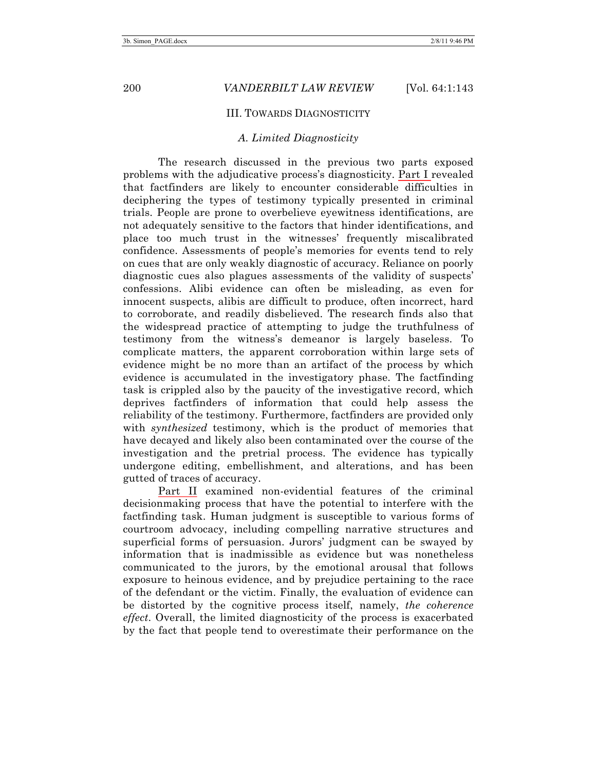## III. TOWARDS DIAGNOSTICITY

### *A. Limited Diagnosticity*

The research discussed in the previous two parts exposed problems with the adjudicative process's diagnosticity. Part I revealed that factfinders are likely to encounter considerable difficulties in deciphering the types of testimony typically presented in criminal trials. People are prone to overbelieve eyewitness identifications, are not adequately sensitive to the factors that hinder identifications, and place too much trust in the witnesses' frequently miscalibrated confidence. Assessments of people's memories for events tend to rely on cues that are only weakly diagnostic of accuracy. Reliance on poorly diagnostic cues also plagues assessments of the validity of suspects' confessions. Alibi evidence can often be misleading, as even for innocent suspects, alibis are difficult to produce, often incorrect, hard to corroborate, and readily disbelieved. The research finds also that the widespread practice of attempting to judge the truthfulness of testimony from the witness's demeanor is largely baseless. To complicate matters, the apparent corroboration within large sets of evidence might be no more than an artifact of the process by which evidence is accumulated in the investigatory phase. The factfinding task is crippled also by the paucity of the investigative record, which deprives factfinders of information that could help assess the reliability of the testimony. Furthermore, factfinders are provided only with *synthesized* testimony, which is the product of memories that have decayed and likely also been contaminated over the course of the investigation and the pretrial process. The evidence has typically undergone editing, embellishment, and alterations, and has been gutted of traces of accuracy.

Part II examined non-evidential features of the criminal decisionmaking process that have the potential to interfere with the factfinding task. Human judgment is susceptible to various forms of courtroom advocacy, including compelling narrative structures and superficial forms of persuasion. Jurors' judgment can be swayed by information that is inadmissible as evidence but was nonetheless communicated to the jurors, by the emotional arousal that follows exposure to heinous evidence, and by prejudice pertaining to the race of the defendant or the victim. Finally, the evaluation of evidence can be distorted by the cognitive process itself, namely, *the coherence effect*. Overall, the limited diagnosticity of the process is exacerbated by the fact that people tend to overestimate their performance on the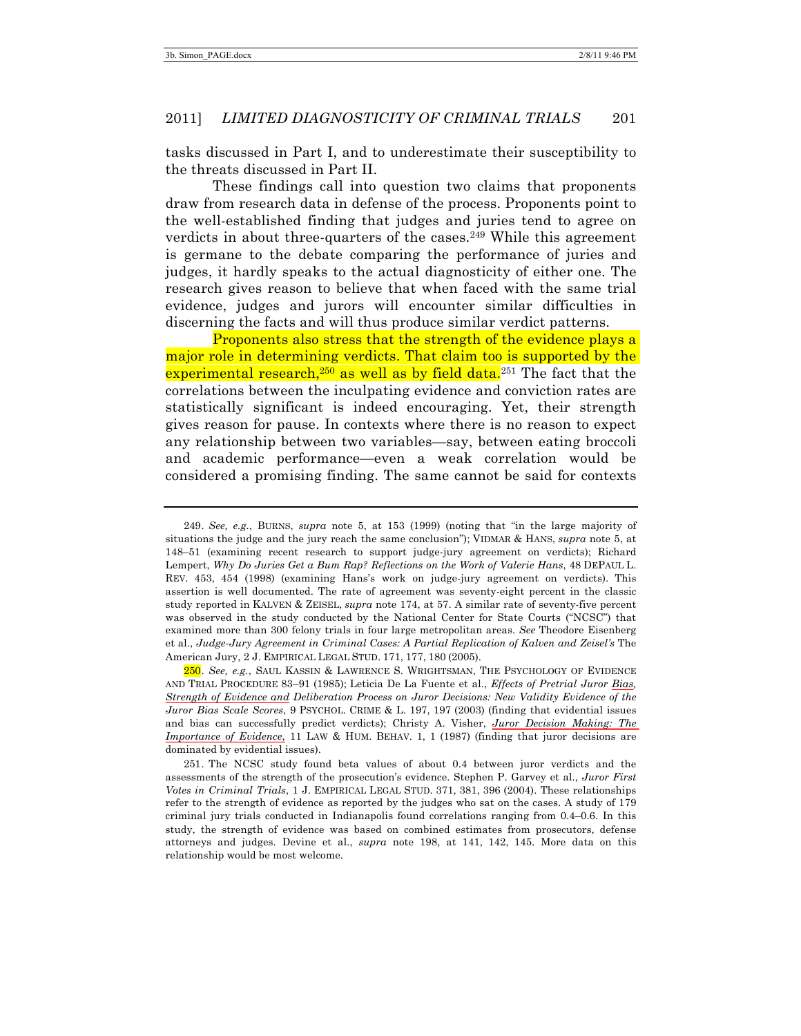tasks discussed in Part I, and to underestimate their susceptibility to the threats discussed in Part II.

These findings call into question two claims that proponents draw from research data in defense of the process. Proponents point to the well-established finding that judges and juries tend to agree on verdicts in about three-quarters of the cases.[249] While this agreement is germane to the debate comparing the performance of juries and judges, it hardly speaks to the actual diagnosticity of either one. The research gives reason to believe that when faced with the same trial evidence, judges and jurors will encounter similar difficulties in discerning the facts and will thus produce similar verdict patterns.

Proponents also stress that the strength of the evidence plays a major role in determining verdicts. That claim too is supported by the experimental research,[250] as well as by field data.[251] The fact that the correlations between the inculpating evidence and conviction rates are statistically significant is indeed encouraging. Yet, their strength gives reason for pause. In contexts where there is no reason to expect any relationship between two variables—say, between eating broccoli and academic performance—even a weak correlation would be considered a promising finding. The same cannot be said for contexts

---

249. *See, e.g.*, BURNS, *supra* note 5, at 153 (1999) (noting that "in the large majority of situations the judge and the jury reach the same conclusion"); VIDMAR & HANS, *supra* note 5, at 148–51 (examining recent research to support judge-jury agreement on verdicts); Richard Lempert, *Why Do Juries Get a Bum Rap? Reflections on the Work of Valerie Hans*, 48 DEPAUL L. REV. 453, 454 (1998) (examining Hans's work on judge-jury agreement on verdicts). This assertion is well documented. The rate of agreement was seventy-eight percent in the classic study reported in KALVEN & ZEISEL, *supra* note 174, at 57. A similar rate of seventy-five percent was observed in the study conducted by the National Center for State Courts ("NCSC") that examined more than 300 felony trials in four large metropolitan areas. *See* Theodore Eisenberg et al., *Judge-Jury Agreement in Criminal Cases: A Partial Replication of Kalven and Zeisel's* The American Jury, 2 J. EMPIRICAL LEGAL STUD. 171, 177, 180 (2005).

250. *See, e.g.*, SAUL KASSIN & LAWRENCE S. WRIGHTSMAN, THE PSYCHOLOGY OF EVIDENCE AND TRIAL PROCEDURE 83–91 (1985); Leticia De La Fuente et al., *Effects of Pretrial Juror Bias, Strength of Evidence and Deliberation Process on Juror Decisions: New Validity Evidence of the Juror Bias Scale Scores*, 9 PSYCHOL. CRIME & L. 197, 197 (2003) (finding that evidential issues and bias can successfully predict verdicts); Christy A. Visher, *Juror Decision Making: The Importance of Evidence*, 11 LAW & HUM. BEHAV. 1, 1 (1987) (finding that juror decisions are dominated by evidential issues).

251. The NCSC study found beta values of about 0.4 between juror verdicts and the assessments of the strength of the prosecution's evidence. Stephen P. Garvey et al., *Juror First Votes in Criminal Trials*, 1 J. EMPIRICAL LEGAL STUD. 371, 381, 396 (2004). These relationships refer to the strength of evidence as reported by the judges who sat on the cases. A study of 179 criminal jury trials conducted in Indianapolis found correlations ranging from 0.4–0.6. In this study, the strength of evidence was based on combined estimates from prosecutors, defense attorneys and judges. Devine et al., *supra* note 198, at 141, 142, 145. More data on this relationship would be most welcome.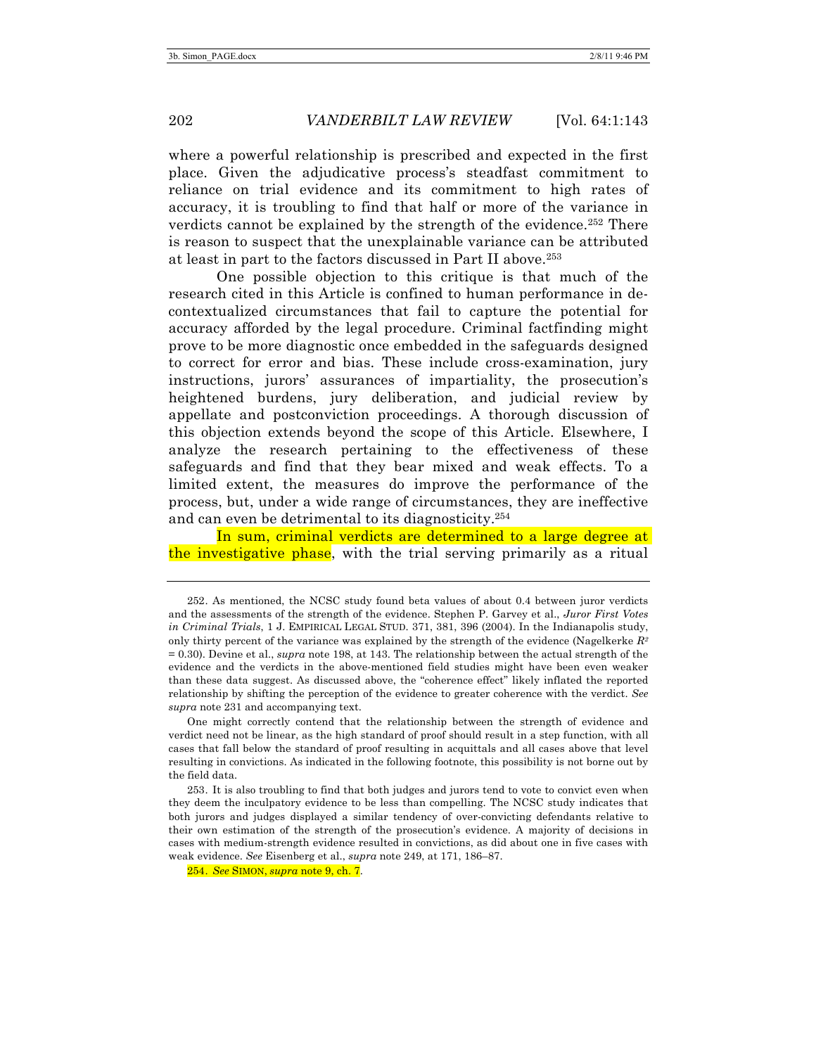where a powerful relationship is prescribed and expected in the first place. Given the adjudicative process's steadfast commitment to reliance on trial evidence and its commitment to high rates of accuracy, it is troubling to find that half or more of the variance in verdicts cannot be explained by the strength of the evidence.[252] There is reason to suspect that the unexplainable variance can be attributed at least in part to the factors discussed in Part II above.[253]

One possible objection to this critique is that much of the research cited in this Article is confined to human performance in de-contextualized circumstances that fail to capture the potential for accuracy afforded by the legal procedure. Criminal factfinding might prove to be more diagnostic once embedded in the safeguards designed to correct for error and bias. These include cross-examination, jury instructions, jurors' assurances of impartiality, the prosecution's heightened burdens, jury deliberation, and judicial review by appellate and postconviction proceedings. A thorough discussion of this objection extends beyond the scope of this Article. Elsewhere, I analyze the research pertaining to the effectiveness of these safeguards and find that they bear mixed and weak effects. To a limited extent, the measures do improve the performance of the process, but, under a wide range of circumstances, they are ineffective and can even be detrimental to its diagnosticity.[254]

In sum, criminal verdicts are determined to a large degree at the investigative phase, with the trial serving primarily as a ritual

---

252. As mentioned, the NCSC study found beta values of about 0.4 between juror verdicts and the assessments of the strength of the evidence. Stephen P. Garvey et al., *Juror First Votes in Criminal Trials*, 1 J. EMPIRICAL LEGAL STUD. 371, 381, 396 (2004). In the Indianapolis study, only thirty percent of the variance was explained by the strength of the evidence (Nagelkerke $R^2 = 0.30$). Devine et al., *supra* note 198, at 143. The relationship between the actual strength of the evidence and the verdicts in the above-mentioned field studies might have been even weaker than these data suggest. As discussed above, the "coherence effect" likely inflated the reported relationship by shifting the perception of the evidence to greater coherence with the verdict. *See supra* note 231 and accompanying text.

One might correctly contend that the relationship between the strength of evidence and verdict need not be linear, as the high standard of proof should result in a step function, with all cases that fall below the standard of proof resulting in acquittals and all cases above that level resulting in convictions. As indicated in the following footnote, this possibility is not borne out by the field data.

253. It is also troubling to find that both judges and jurors tend to vote to convict even when they deem the inculpatory evidence to be less than compelling. The NCSC study indicates that both jurors and judges displayed a similar tendency of over-convicting defendants relative to their own estimation of the strength of the prosecution's evidence. A majority of decisions in cases with medium-strength evidence resulted in convictions, as did about one in five cases with weak evidence. *See* Eisenberg et al., *supra* note 249, at 171, 186–87.

254. *See* SIMON, *supra* note 9, ch. 7.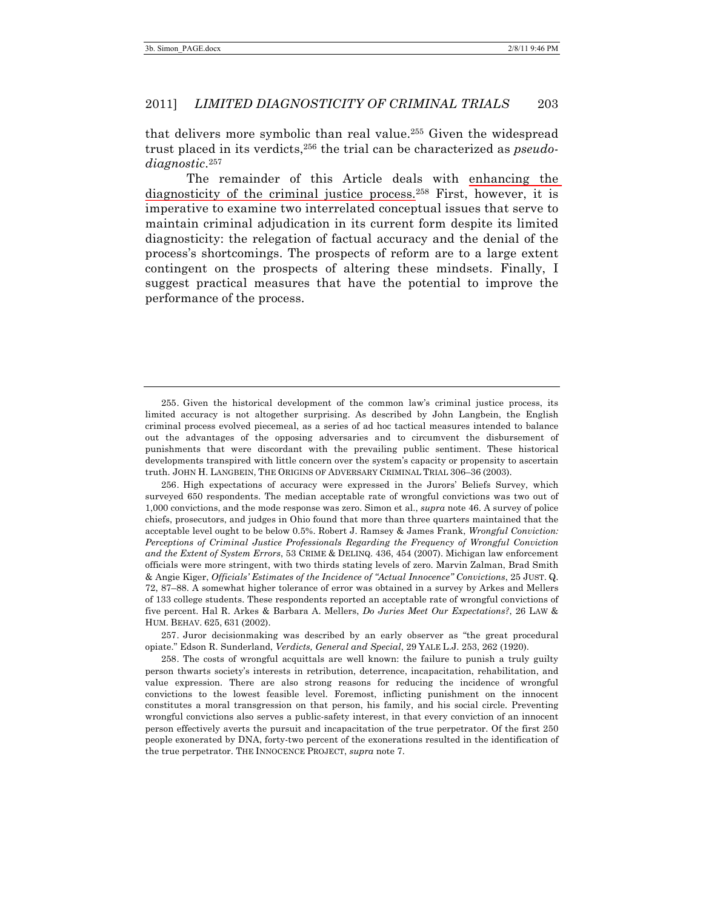that delivers more symbolic than real value.[255] Given the widespread trust placed in its verdicts,[256] the trial can be characterized as *pseudo-diagnostic*.[257]

The remainder of this Article deals with enhancing the diagnosticity of the criminal justice process.[258] First, however, it is imperative to examine two interrelated conceptual issues that serve to maintain criminal adjudication in its current form despite its limited diagnosticity: the relegation of factual accuracy and the denial of the process's shortcomings. The prospects of reform are to a large extent contingent on the prospects of altering these mindsets. Finally, I suggest practical measures that have the potential to improve the performance of the process.

---

255. Given the historical development of the common law's criminal justice process, its limited accuracy is not altogether surprising. As described by John Langbein, the English criminal process evolved piecemeal, as a series of ad hoc tactical measures intended to balance out the advantages of the opposing adversaries and to circumvent the disbursement of punishments that were discordant with the prevailing public sentiment. These historical developments transpired with little concern over the system's capacity or propensity to ascertain truth. JOHN H. LANGBEIN, THE ORIGINS OF ADVERSARY CRIMINAL TRIAL 306–36 (2003).

256. High expectations of accuracy were expressed in the Jurors' Beliefs Survey, which surveyed 650 respondents. The median acceptable rate of wrongful convictions was two out of 1,000 convictions, and the mode response was zero. Simon et al., *supra* note 46. A survey of police chiefs, prosecutors, and judges in Ohio found that more than three quarters maintained that the acceptable level ought to be below 0.5%. Robert J. Ramsey & James Frank, *Wrongful Conviction: Perceptions of Criminal Justice Professionals Regarding the Frequency of Wrongful Conviction and the Extent of System Errors*, 53 CRIME & DELINQ. 436, 454 (2007). Michigan law enforcement officials were more stringent, with two thirds stating levels of zero. Marvin Zalman, Brad Smith & Angie Kiger, *Officials' Estimates of the Incidence of "Actual Innocence" Convictions*, 25 JUST. Q. 72, 87–88. A somewhat higher tolerance of error was obtained in a survey by Arkes and Mellers of 133 college students. These respondents reported an acceptable rate of wrongful convictions of five percent. Hal R. Arkes & Barbara A. Mellers, *Do Juries Meet Our Expectations?*, 26 LAW & HUM. BEHAV. 625, 631 (2002).

257. Juror decisionmaking was described by an early observer as "the great procedural opiate." Edson R. Sunderland, *Verdicts, General and Special*, 29 YALE L.J. 253, 262 (1920).

258. The costs of wrongful acquittals are well known: the failure to punish a truly guilty person thwarts society's interests in retribution, deterrence, incapacitation, rehabilitation, and value expression. There are also strong reasons for reducing the incidence of wrongful convictions to the lowest feasible level. Foremost, inflicting punishment on the innocent constitutes a moral transgression on that person, his family, and his social circle. Preventing wrongful convictions also serves a public-safety interest, in that every conviction of an innocent person effectively averts the pursuit and incapacitation of the true perpetrator. Of the first 250 people exonerated by DNA, forty-two percent of the exonerations resulted in the identification of the true perpetrator. THE INNOCENCE PROJECT, *supra* note 7.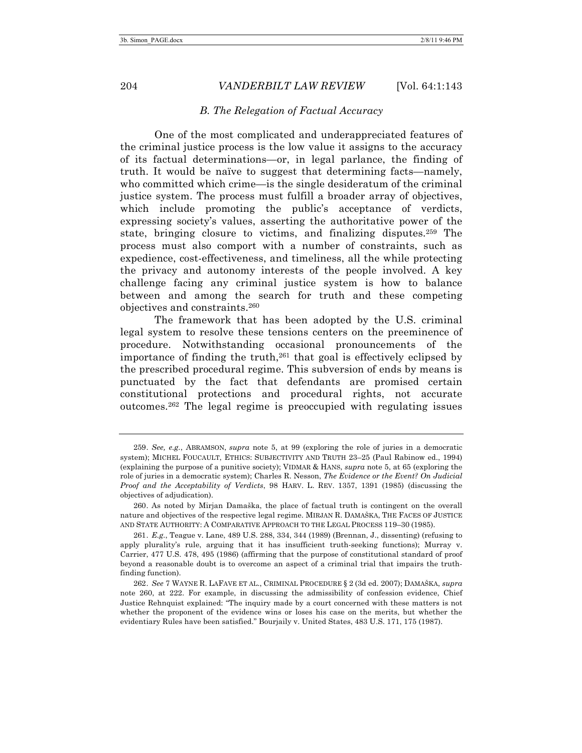### *B. The Relegation of Factual Accuracy*

One of the most complicated and underappreciated features of the criminal justice process is the low value it assigns to the accuracy of its factual determinations—or, in legal parlance, the finding of truth. It would be naïve to suggest that determining facts—namely, who committed which crime—is the single desideratum of the criminal justice system. The process must fulfill a broader array of objectives, which include promoting the public's acceptance of verdicts, expressing society's values, asserting the authoritative power of the state, bringing closure to victims, and finalizing disputes.[259] The process must also comport with a number of constraints, such as expedience, cost-effectiveness, and timeliness, all the while protecting the privacy and autonomy interests of the people involved. A key challenge facing any criminal justice system is how to balance between and among the search for truth and these competing objectives and constraints.[260]

The framework that has been adopted by the U.S. criminal legal system to resolve these tensions centers on the preeminence of procedure. Notwithstanding occasional pronouncements of the importance of finding the truth,[261] that goal is effectively eclipsed by the prescribed procedural regime. This subversion of ends by means is punctuated by the fact that defendants are promised certain constitutional protections and procedural rights, not accurate outcomes.[262] The legal regime is preoccupied with regulating issues

---

259. *See, e.g.*, ABRAMSON, *supra* note 5, at 99 (exploring the role of juries in a democratic system); MICHEL FOUCAULT, ETHICS: SUBJECTIVITY AND TRUTH 23–25 (Paul Rabinow ed., 1994) (explaining the purpose of a punitive society); VIDMAR & HANS, *supra* note 5, at 65 (exploring the role of juries in a democratic system); Charles R. Nesson, *The Evidence or the Event? On Judicial Proof and the Acceptability of Verdicts*, 98 HARV. L. REV. 1357, 1391 (1985) (discussing the objectives of adjudication).

260. As noted by Mirjan Damaška, the place of factual truth is contingent on the overall nature and objectives of the respective legal regime. MIRJAN R. DAMAŠKA, THE FACES OF JUSTICE AND STATE AUTHORITY: A COMPARATIVE APPROACH TO THE LEGAL PROCESS 119–30 (1985).

261. *E.g.*, Teague v. Lane, 489 U.S. 288, 334, 344 (1989) (Brennan, J., dissenting) (refusing to apply plurality's rule, arguing that it has insufficient truth-seeking functions); Murray v. Carrier, 477 U.S. 478, 495 (1986) (affirming that the purpose of constitutional standard of proof beyond a reasonable doubt is to overcome an aspect of a criminal trial that impairs the truth-finding function).

262. *See* 7 WAYNE R. LAFAVE ET AL., CRIMINAL PROCEDURE § 2 (3d ed. 2007); DAMAŠKA, *supra* note 260, at 222. For example, in discussing the admissibility of confession evidence, Chief Justice Rehnquist explained: "The inquiry made by a court concerned with these matters is not whether the proponent of the evidence wins or loses his case on the merits, but whether the evidentiary Rules have been satisfied." Bourjaily v. United States, 483 U.S. 171, 175 (1987).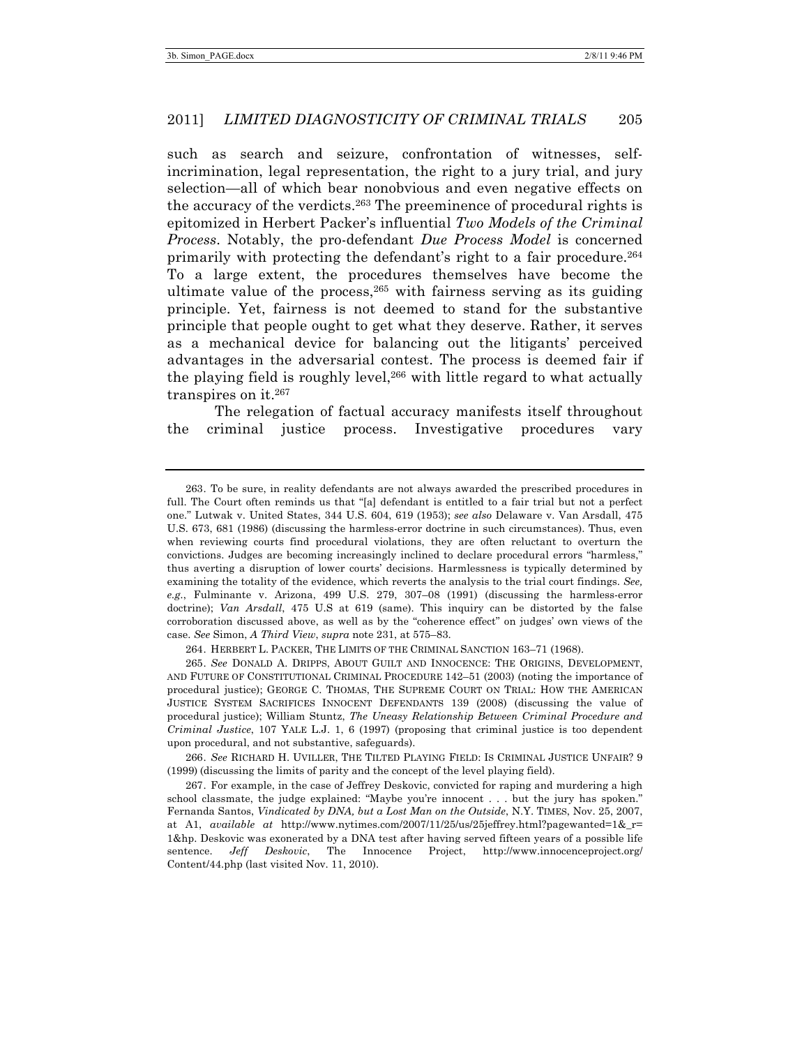such as search and seizure, confrontation of witnesses, self-incrimination, legal representation, the right to a jury trial, and jury selection—all of which bear nonobvious and even negative effects on the accuracy of the verdicts.[263] The preeminence of procedural rights is epitomized in Herbert Packer's influential *Two Models of the Criminal Process*. Notably, the pro-defendant *Due Process Model* is concerned primarily with protecting the defendant's right to a fair procedure.[264] To a large extent, the procedures themselves have become the ultimate value of the process,[265] with fairness serving as its guiding principle. Yet, fairness is not deemed to stand for the substantive principle that people ought to get what they deserve. Rather, it serves as a mechanical device for balancing out the litigants' perceived advantages in the adversarial contest. The process is deemed fair if the playing field is roughly level,[266] with little regard to what actually transpires on it.[267]

The relegation of factual accuracy manifests itself throughout the criminal justice process. Investigative procedures vary

---

263. To be sure, in reality defendants are not always awarded the prescribed procedures in full. The Court often reminds us that "[a] defendant is entitled to a fair trial but not a perfect one." Lutwak v. United States, 344 U.S. 604, 619 (1953); *see also* Delaware v. Van Arsdall, 475 U.S. 673, 681 (1986) (discussing the harmless-error doctrine in such circumstances). Thus, even when reviewing courts find procedural violations, they are often reluctant to overturn the convictions. Judges are becoming increasingly inclined to declare procedural errors "harmless," thus averting a disruption of lower courts' decisions. Harmlessness is typically determined by examining the totality of the evidence, which reverts the analysis to the trial court findings. *See, e.g.*, Fulminante v. Arizona, 499 U.S. 279, 307–08 (1991) (discussing the harmless-error doctrine); *Van Arsdall*, 475 U.S at 619 (same). This inquiry can be distorted by the false corroboration discussed above, as well as by the "coherence effect" on judges' own views of the case. *See* Simon, *A Third View*, *supra* note 231, at 575–83.

264. HERBERT L. PACKER, THE LIMITS OF THE CRIMINAL SANCTION 163–71 (1968).

265. *See* DONALD A. DRIPPS, ABOUT GUILT AND INNOCENCE: THE ORIGINS, DEVELOPMENT, AND FUTURE OF CONSTITUTIONAL CRIMINAL PROCEDURE 142–51 (2003) (noting the importance of procedural justice); GEORGE C. THOMAS, THE SUPREME COURT ON TRIAL: HOW THE AMERICAN JUSTICE SYSTEM SACRIFICES INNOCENT DEFENDANTS 139 (2008) (discussing the value of procedural justice); William Stuntz, *The Uneasy Relationship Between Criminal Procedure and Criminal Justice*, 107 YALE L.J. 1, 6 (1997) (proposing that criminal justice is too dependent upon procedural, and not substantive, safeguards).

266. *See* RICHARD H. UVILLER, THE TILTED PLAYING FIELD: IS CRIMINAL JUSTICE UNFAIR? 9 (1999) (discussing the limits of parity and the concept of the level playing field).

267. For example, in the case of Jeffrey Deskovic, convicted for raping and murdering a high school classmate, the judge explained: "Maybe you're innocent . . . but the jury has spoken." Fernanda Santos, *Vindicated by DNA, but a Lost Man on the Outside*, N.Y. TIMES, Nov. 25, 2007, at A1, *available at* http://www.nytimes.com/2007/11/25/us/25jeffrey.html?pagewanted=1&_r=1&hp. Deskovic was exonerated by a DNA test after having served fifteen years of a possible life sentence. *Jeff Deskovic*, The Innocence Project, http://www.innocenceproject.org/Content/44.php (last visited Nov. 11, 2010).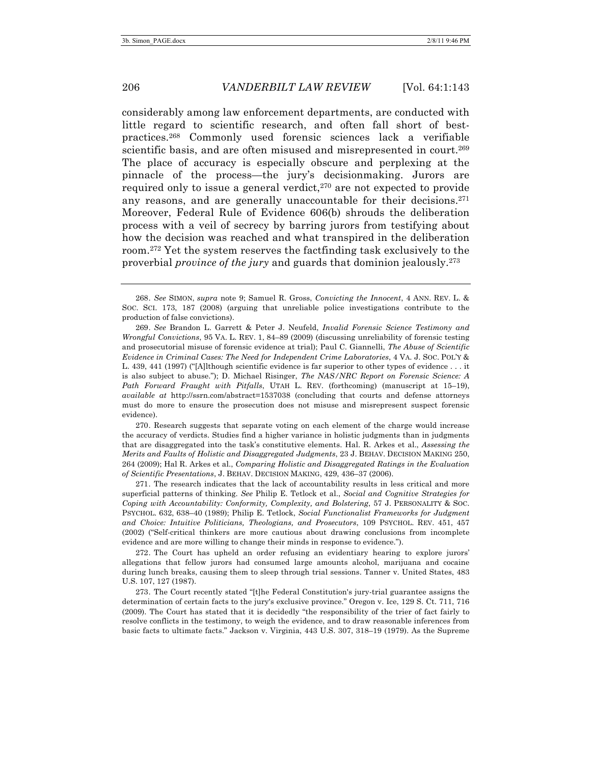considerably among law enforcement departments, are conducted with little regard to scientific research, and often fall short of best-practices.[268] Commonly used forensic sciences lack a verifiable scientific basis, and are often misused and misrepresented in court.[269] The place of accuracy is especially obscure and perplexing at the pinnacle of the process—the jury's decisionmaking. Jurors are required only to issue a general verdict,[270] are not expected to provide any reasons, and are generally unaccountable for their decisions.[271] Moreover, Federal Rule of Evidence 606(b) shrouds the deliberation process with a veil of secrecy by barring jurors from testifying about how the decision was reached and what transpired in the deliberation room.[272] Yet the system reserves the factfinding task exclusively to the proverbial *province of the jury* and guards that dominion jealously.[273]

---

268. *See* SIMON, *supra* note 9; Samuel R. Gross, *Convicting the Innocent*, 4 ANN. REV. L. & SOC. SCI. 173, 187 (2008) (arguing that unreliable police investigations contribute to the production of false convictions).

269. *See* Brandon L. Garrett & Peter J. Neufeld, *Invalid Forensic Science Testimony and Wrongful Convictions*, 95 VA. L. REV. 1, 84–89 (2009) (discussing unreliability of forensic testing and prosecutorial misuse of forensic evidence at trial); Paul C. Giannelli, *The Abuse of Scientific Evidence in Criminal Cases: The Need for Independent Crime Laboratories*, 4 VA. J. SOC. POL'Y & L. 439, 441 (1997) ("[A]lthough scientific evidence is far superior to other types of evidence . . . it is also subject to abuse."); D. Michael Risinger, *The NAS/NRC Report on Forensic Science: A Path Forward Fraught with Pitfalls*, UTAH L. REV. (forthcoming) (manuscript at 15–19), *available at* http://ssrn.com/abstract=1537038 (concluding that courts and defense attorneys must do more to ensure the prosecution does not misuse and misrepresent suspect forensic evidence).

270. Research suggests that separate voting on each element of the charge would increase the accuracy of verdicts. Studies find a higher variance in holistic judgments than in judgments that are disaggregated into the task's constitutive elements. Hal. R. Arkes et al., *Assessing the Merits and Faults of Holistic and Disaggregated Judgments*, 23 J. BEHAV. DECISION MAKING 250, 264 (2009); Hal R. Arkes et al., *Comparing Holistic and Disaggregated Ratings in the Evaluation of Scientific Presentations*, J. BEHAV. DECISION MAKING, 429, 436–37 (2006).

271. The research indicates that the lack of accountability results in less critical and more superficial patterns of thinking. *See* Philip E. Tetlock et al., *Social and Cognitive Strategies for Coping with Accountability: Conformity, Complexity, and Bolstering*, 57 J. PERSONALITY & SOC. PSYCHOL. 632, 638–40 (1989); Philip E. Tetlock, *Social Functionalist Frameworks for Judgment and Choice: Intuitive Politicians, Theologians, and Prosecutors*, 109 PSYCHOL. REV. 451, 457 (2002) ("Self-critical thinkers are more cautious about drawing conclusions from incomplete evidence and are more willing to change their minds in response to evidence.").

272. The Court has upheld an order refusing an evidentiary hearing to explore jurors' allegations that fellow jurors had consumed large amounts alcohol, marijuana and cocaine during lunch breaks, causing them to sleep through trial sessions. Tanner v. United States, 483 U.S. 107, 127 (1987).

273. The Court recently stated "[t]he Federal Constitution's jury-trial guarantee assigns the determination of certain facts to the jury's exclusive province." Oregon v. Ice, 129 S. Ct. 711, 716 (2009). The Court has stated that it is decidedly "the responsibility of the trier of fact fairly to resolve conflicts in the testimony, to weigh the evidence, and to draw reasonable inferences from basic facts to ultimate facts." Jackson v. Virginia, 443 U.S. 307, 318–19 (1979). As the Supreme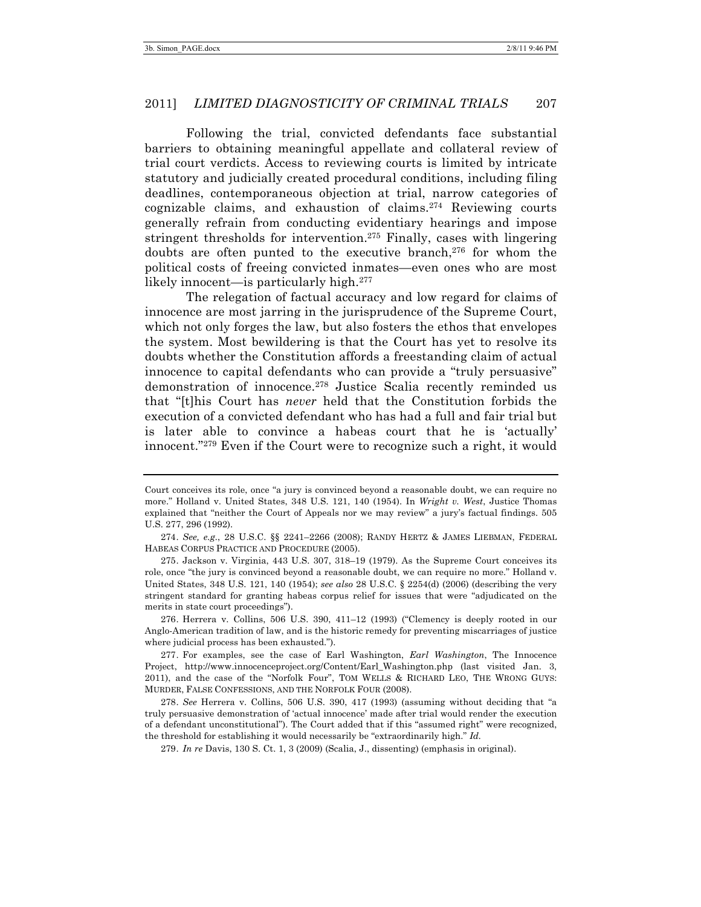Following the trial, convicted defendants face substantial barriers to obtaining meaningful appellate and collateral review of trial court verdicts. Access to reviewing courts is limited by intricate statutory and judicially created procedural conditions, including filing deadlines, contemporaneous objection at trial, narrow categories of cognizable claims, and exhaustion of claims.[274] Reviewing courts generally refrain from conducting evidentiary hearings and impose stringent thresholds for intervention.[275] Finally, cases with lingering doubts are often punted to the executive branch,[276] for whom the political costs of freeing convicted inmates—even ones who are most likely innocent—is particularly high.[277]

The relegation of factual accuracy and low regard for claims of innocence are most jarring in the jurisprudence of the Supreme Court, which not only forges the law, but also fosters the ethos that envelopes the system. Most bewildering is that the Court has yet to resolve its doubts whether the Constitution affords a freestanding claim of actual innocence to capital defendants who can provide a "truly persuasive" demonstration of innocence.[278] Justice Scalia recently reminded us that "[t]his Court has *never* held that the Constitution forbids the execution of a convicted defendant who has had a full and fair trial but is later able to convince a habeas court that he is 'actually' innocent."[279] Even if the Court were to recognize such a right, it would

---

Court conceives its role, once "a jury is convinced beyond a reasonable doubt, we can require no more." Holland v. United States, 348 U.S. 121, 140 (1954). In *Wright v. West*, Justice Thomas explained that "neither the Court of Appeals nor we may review" a jury's factual findings. 505 U.S. 277, 296 (1992).

274. *See, e.g.*, 28 U.S.C. §§ 2241–2266 (2008); RANDY HERTZ & JAMES LIEBMAN, FEDERAL HABEAS CORPUS PRACTICE AND PROCEDURE (2005).

275. Jackson v. Virginia, 443 U.S. 307, 318–19 (1979). As the Supreme Court conceives its role, once "the jury is convinced beyond a reasonable doubt, we can require no more." Holland v. United States, 348 U.S. 121, 140 (1954); *see also* 28 U.S.C. § 2254(d) (2006) (describing the very stringent standard for granting habeas corpus relief for issues that were "adjudicated on the merits in state court proceedings").

276. Herrera v. Collins, 506 U.S. 390, 411–12 (1993) ("Clemency is deeply rooted in our Anglo-American tradition of law, and is the historic remedy for preventing miscarriages of justice where judicial process has been exhausted.").

277. For examples, see the case of Earl Washington, *Earl Washington*, The Innocence Project, http://www.innocenceproject.org/Content/Earl_Washington.php (last visited Jan. 3, 2011), and the case of the "Norfolk Four", TOM WELLS & RICHARD LEO, THE WRONG GUYS: MURDER, FALSE CONFESSIONS, AND THE NORFOLK FOUR (2008).

278. *See* Herrera v. Collins, 506 U.S. 390, 417 (1993) (assuming without deciding that "a truly persuasive demonstration of 'actual innocence' made after trial would render the execution of a defendant unconstitutional"). The Court added that if this "assumed right" were recognized, the threshold for establishing it would necessarily be "extraordinarily high." *Id.*

279. *In re* Davis, 130 S. Ct. 1, 3 (2009) (Scalia, J., dissenting) (emphasis in original).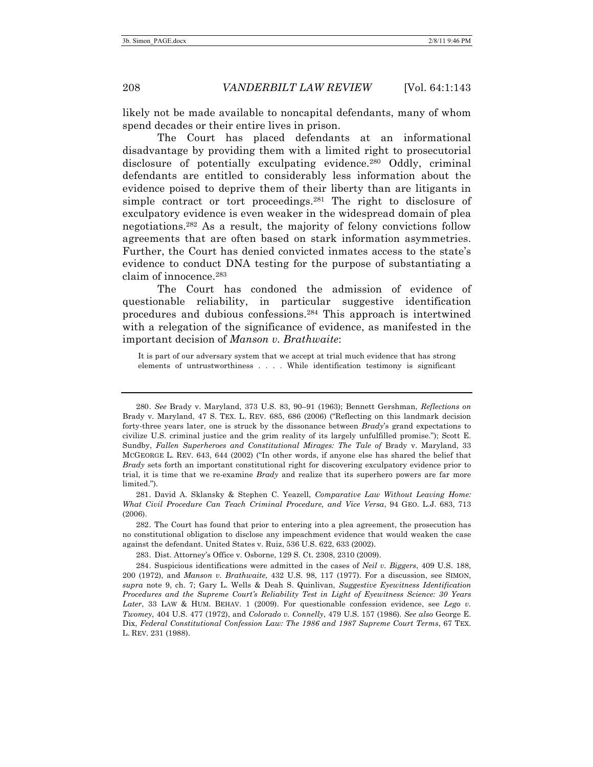likely not be made available to noncapital defendants, many of whom spend decades or their entire lives in prison.

The Court has placed defendants at an informational disadvantage by providing them with a limited right to prosecutorial disclosure of potentially exculpating evidence.[280] Oddly, criminal defendants are entitled to considerably less information about the evidence poised to deprive them of their liberty than are litigants in simple contract or tort proceedings.[281] The right to disclosure of exculpatory evidence is even weaker in the widespread domain of plea negotiations.[282] As a result, the majority of felony convictions follow agreements that are often based on stark information asymmetries. Further, the Court has denied convicted inmates access to the state's evidence to conduct DNA testing for the purpose of substantiating a claim of innocence.[283]

The Court has condoned the admission of evidence of questionable reliability, in particular suggestive identification procedures and dubious confessions.[284] This approach is intertwined with a relegation of the significance of evidence, as manifested in the important decision of *Manson v. Brathwaite*:

> It is part of our adversary system that we accept at trial much evidence that has strong elements of untrustworthiness . . . . While identification testimony is significant

---

280. *See* Brady v. Maryland, 373 U.S. 83, 90–91 (1963); Bennett Gershman, *Reflections on* Brady v. Maryland, 47 S. TEX. L. REV. 685, 686 (2006) ("Reflecting on this landmark decision forty-three years later, one is struck by the dissonance between *Brady*'s grand expectations to civilize U.S. criminal justice and the grim reality of its largely unfulfilled promise."); Scott E. Sundby, *Fallen Superheroes and Constitutional Mirages: The Tale of* Brady v. Maryland, 33 MCGEORGE L. REV. 643, 644 (2002) ("In other words, if anyone else has shared the belief that *Brady* sets forth an important constitutional right for discovering exculpatory evidence prior to trial, it is time that we re-examine *Brady* and realize that its superhero powers are far more limited.").

281. David A. Sklansky & Stephen C. Yeazell, *Comparative Law Without Leaving Home: What Civil Procedure Can Teach Criminal Procedure, and Vice Versa*, 94 GEO. L.J. 683, 713 (2006).

282. The Court has found that prior to entering into a plea agreement, the prosecution has no constitutional obligation to disclose any impeachment evidence that would weaken the case against the defendant. United States v. Ruiz, 536 U.S. 622, 633 (2002).

283. Dist. Attorney's Office v. Osborne, 129 S. Ct. 2308, 2310 (2009).

284. Suspicious identifications were admitted in the cases of *Neil v. Biggers*, 409 U.S. 188, 200 (1972), and *Manson v. Brathwaite*, 432 U.S. 98, 117 (1977). For a discussion, see SIMON, *supra* note 9, ch. 7; Gary L. Wells & Deah S. Quinlivan, *Suggestive Eyewitness Identification Procedures and the Supreme Court's Reliability Test in Light of Eyewitness Science: 30 Years Later*, 33 LAW & HUM. BEHAV. 1 (2009). For questionable confession evidence, see *Lego v. Twomey*, 404 U.S. 477 (1972), and *Colorado v. Connelly*, 479 U.S. 157 (1986). *See also* George E. Dix, *Federal Constitutional Confession Law: The 1986 and 1987 Supreme Court Terms*, 67 TEX. L. REV. 231 (1988).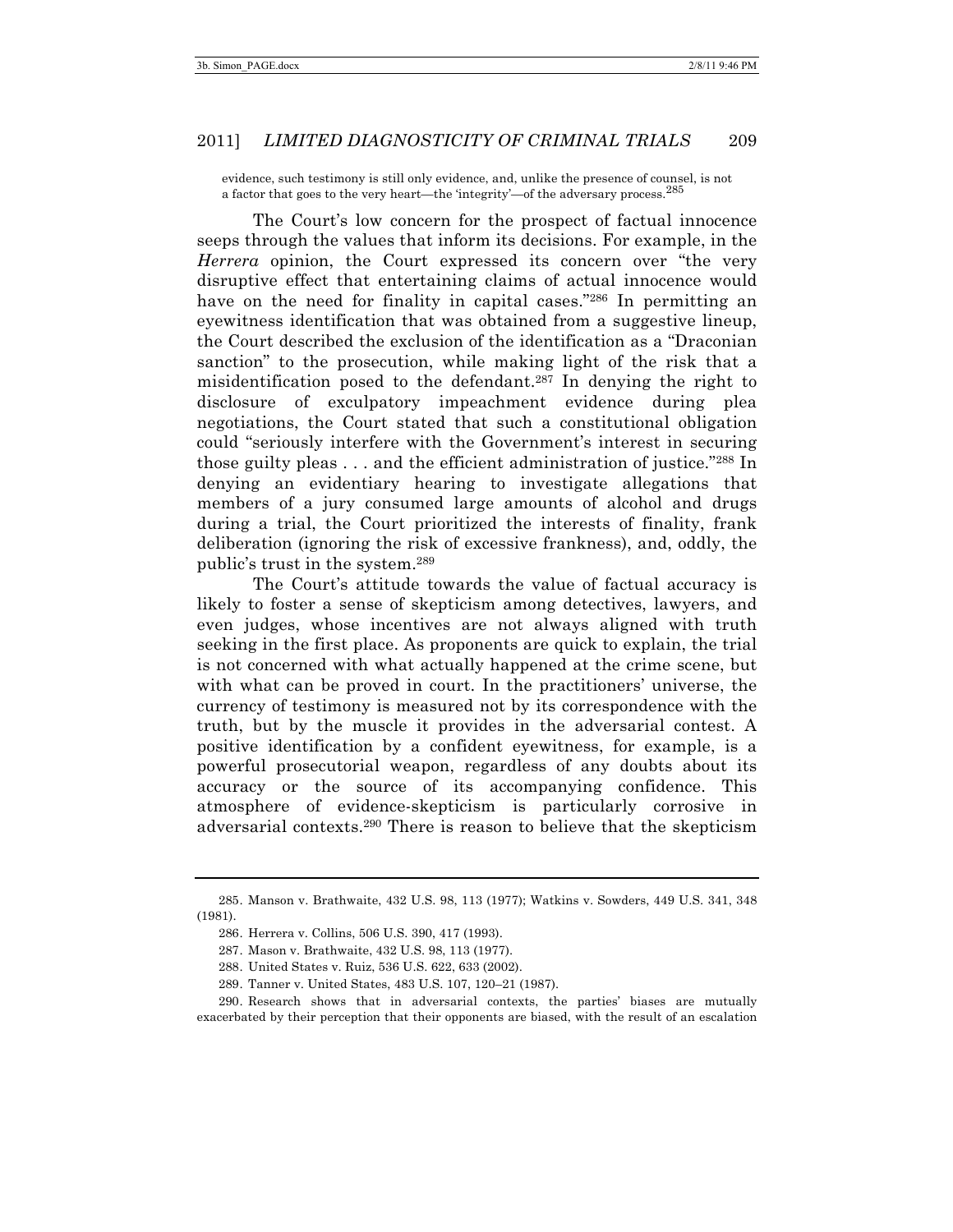evidence, such testimony is still only evidence, and, unlike the presence of counsel, is not a factor that goes to the very heart—the 'integrity'—of the adversary process.[285]

The Court's low concern for the prospect of factual innocence seeps through the values that inform its decisions. For example, in the *Herrera* opinion, the Court expressed its concern over "the very disruptive effect that entertaining claims of actual innocence would have on the need for finality in capital cases."[286] In permitting an eyewitness identification that was obtained from a suggestive lineup, the Court described the exclusion of the identification as a "Draconian sanction" to the prosecution, while making light of the risk that a misidentification posed to the defendant.[287] In denying the right to disclosure of exculpatory impeachment evidence during plea negotiations, the Court stated that such a constitutional obligation could "seriously interfere with the Government's interest in securing those guilty pleas . . . and the efficient administration of justice."[288] In denying an evidentiary hearing to investigate allegations that members of a jury consumed large amounts of alcohol and drugs during a trial, the Court prioritized the interests of finality, frank deliberation (ignoring the risk of excessive frankness), and, oddly, the public's trust in the system.[289]

The Court's attitude towards the value of factual accuracy is likely to foster a sense of skepticism among detectives, lawyers, and even judges, whose incentives are not always aligned with truth seeking in the first place. As proponents are quick to explain, the trial is not concerned with what actually happened at the crime scene, but with what can be proved in court. In the practitioners' universe, the currency of testimony is measured not by its correspondence with the truth, but by the muscle it provides in the adversarial contest. A positive identification by a confident eyewitness, for example, is a powerful prosecutorial weapon, regardless of any doubts about its accuracy or the source of its accompanying confidence. This atmosphere of evidence-skepticism is particularly corrosive in adversarial contexts.[290] There is reason to believe that the skepticism

---

285. Manson v. Brathwaite, 432 U.S. 98, 113 (1977); Watkins v. Sowders, 449 U.S. 341, 348 (1981).

286. Herrera v. Collins, 506 U.S. 390, 417 (1993).

287. Mason v. Brathwaite, 432 U.S. 98, 113 (1977).

288. United States v. Ruiz, 536 U.S. 622, 633 (2002).

289. Tanner v. United States, 483 U.S. 107, 120–21 (1987).

290. Research shows that in adversarial contexts, the parties' biases are mutually exacerbated by their perception that their opponents are biased, with the result of an escalation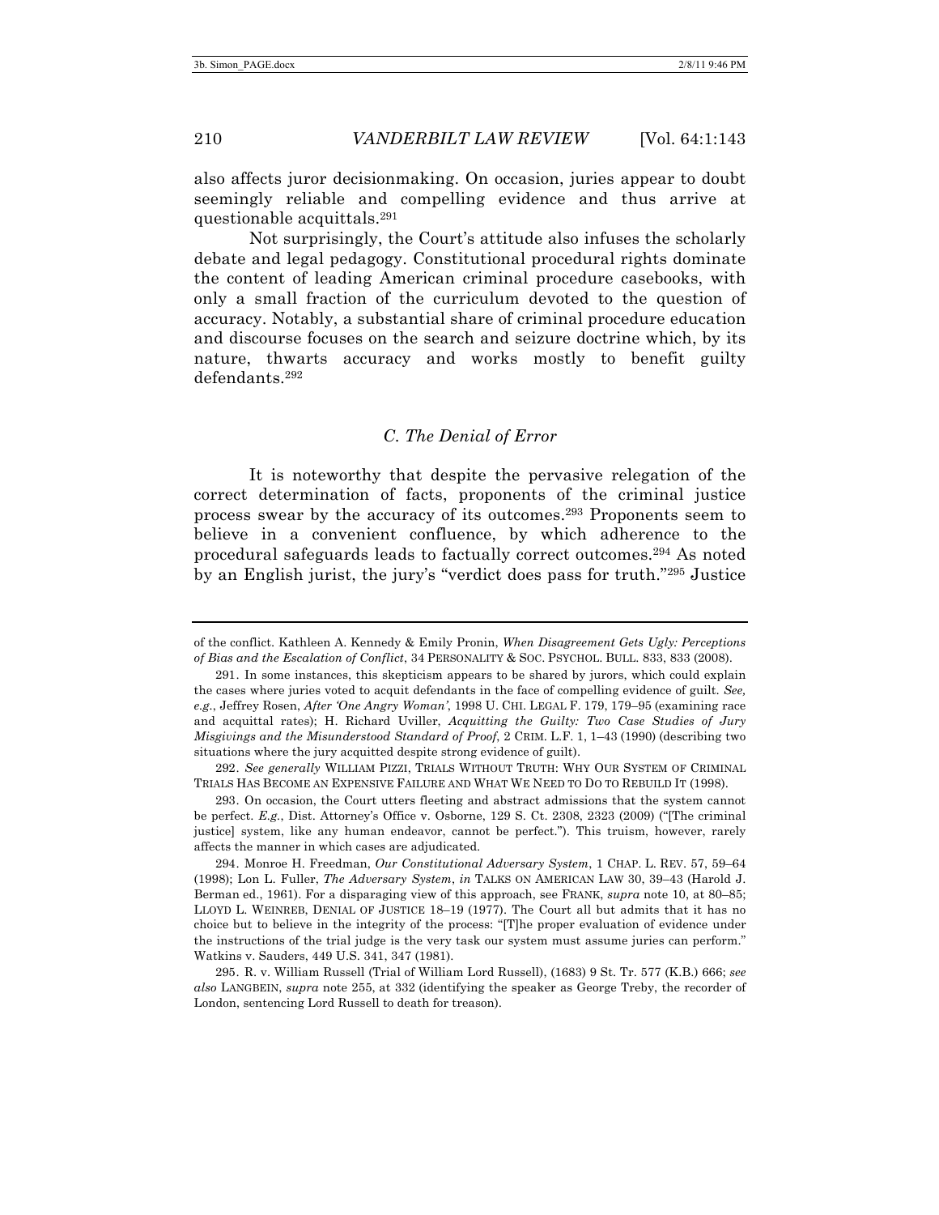also affects juror decisionmaking. On occasion, juries appear to doubt seemingly reliable and compelling evidence and thus arrive at questionable acquittals.[291]

Not surprisingly, the Court's attitude also infuses the scholarly debate and legal pedagogy. Constitutional procedural rights dominate the content of leading American criminal procedure casebooks, with only a small fraction of the curriculum devoted to the question of accuracy. Notably, a substantial share of criminal procedure education and discourse focuses on the search and seizure doctrine which, by its nature, thwarts accuracy and works mostly to benefit guilty defendants.[292]

### *C. The Denial of Error*

It is noteworthy that despite the pervasive relegation of the correct determination of facts, proponents of the criminal justice process swear by the accuracy of its outcomes.[293] Proponents seem to believe in a convenient confluence, by which adherence to the procedural safeguards leads to factually correct outcomes.[294] As noted by an English jurist, the jury's "verdict does pass for truth."[295] Justice

---

of the conflict. Kathleen A. Kennedy & Emily Pronin, *When Disagreement Gets Ugly: Perceptions of Bias and the Escalation of Conflict*, 34 PERSONALITY & SOC. PSYCHOL. BULL. 833, 833 (2008).

291. In some instances, this skepticism appears to be shared by jurors, which could explain the cases where juries voted to acquit defendants in the face of compelling evidence of guilt. *See, e.g.*, Jeffrey Rosen, *After 'One Angry Woman'*, 1998 U. CHI. LEGAL F. 179, 179–95 (examining race and acquittal rates); H. Richard Uviller, *Acquitting the Guilty: Two Case Studies of Jury Misgivings and the Misunderstood Standard of Proof*, 2 CRIM. L.F. 1, 1–43 (1990) (describing two situations where the jury acquitted despite strong evidence of guilt).

292. *See generally* WILLIAM PIZZI, TRIALS WITHOUT TRUTH: WHY OUR SYSTEM OF CRIMINAL TRIALS HAS BECOME AN EXPENSIVE FAILURE AND WHAT WE NEED TO DO TO REBUILD IT (1998).

293. On occasion, the Court utters fleeting and abstract admissions that the system cannot be perfect. *E.g.*, Dist. Attorney's Office v. Osborne, 129 S. Ct. 2308, 2323 (2009) ("[The criminal justice] system, like any human endeavor, cannot be perfect."). This truism, however, rarely affects the manner in which cases are adjudicated.

294. Monroe H. Freedman, *Our Constitutional Adversary System*, 1 CHAP. L. REV. 57, 59–64 (1998); Lon L. Fuller, *The Adversary System*, *in* TALKS ON AMERICAN LAW 30, 39–43 (Harold J. Berman ed., 1961). For a disparaging view of this approach, see FRANK, *supra* note 10, at 80–85; LLOYD L. WEINREB, DENIAL OF JUSTICE 18–19 (1977). The Court all but admits that it has no choice but to believe in the integrity of the process: "[T]he proper evaluation of evidence under the instructions of the trial judge is the very task our system must assume juries can perform." Watkins v. Sauders, 449 U.S. 341, 347 (1981).

295. R. v. William Russell (Trial of William Lord Russell), (1683) 9 St. Tr. 577 (K.B.) 666; *see also* LANGBEIN, *supra* note 255, at 332 (identifying the speaker as George Treby, the recorder of London, sentencing Lord Russell to death for treason).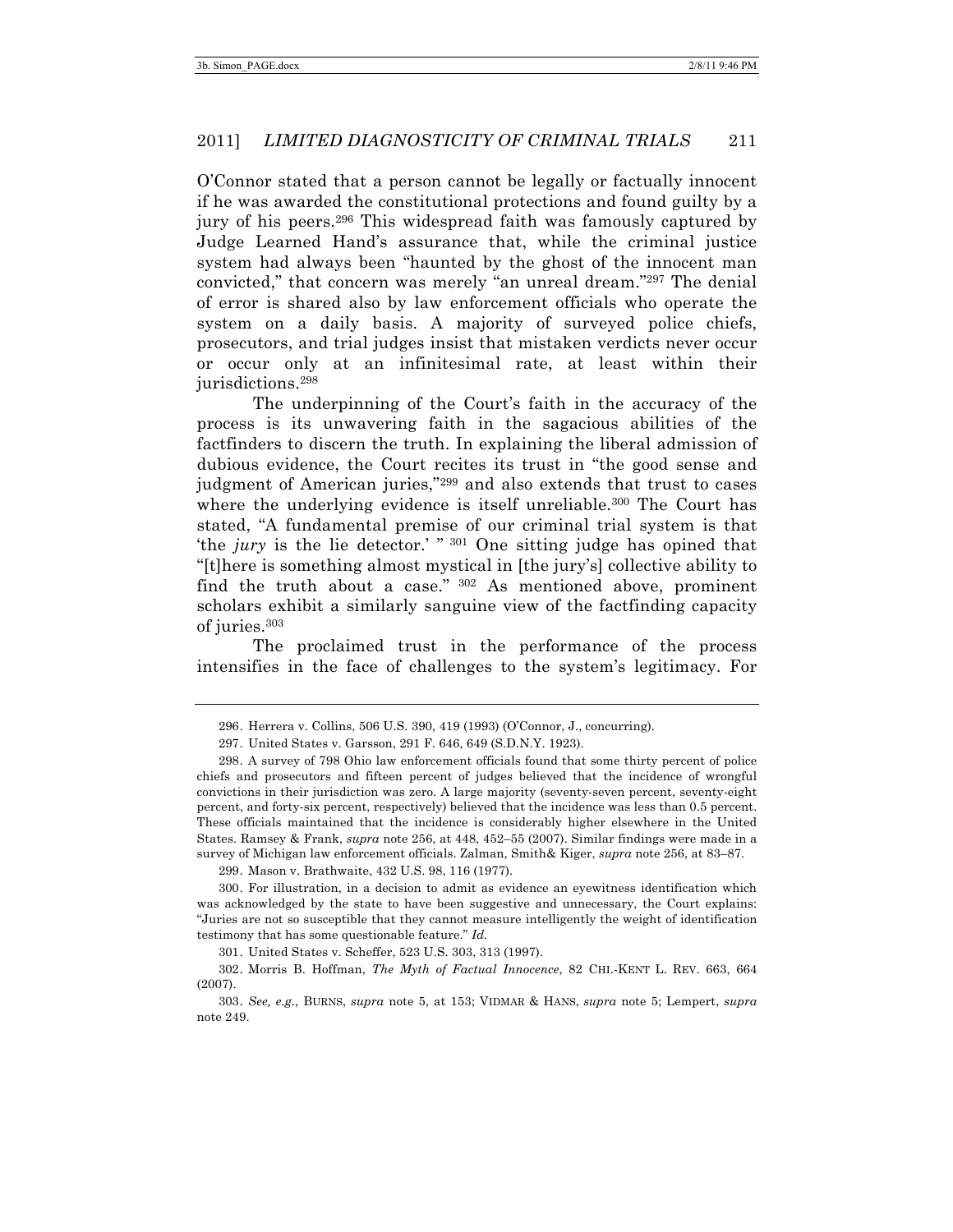O'Connor stated that a person cannot be legally or factually innocent if he was awarded the constitutional protections and found guilty by a jury of his peers.[296] This widespread faith was famously captured by Judge Learned Hand's assurance that, while the criminal justice system had always been "haunted by the ghost of the innocent man convicted," that concern was merely "an unreal dream."[297] The denial of error is shared also by law enforcement officials who operate the system on a daily basis. A majority of surveyed police chiefs, prosecutors, and trial judges insist that mistaken verdicts never occur or occur only at an infinitesimal rate, at least within their jurisdictions.[298]

The underpinning of the Court's faith in the accuracy of the process is its unwavering faith in the sagacious abilities of the factfinders to discern the truth. In explaining the liberal admission of dubious evidence, the Court recites its trust in "the good sense and judgment of American juries,"[299] and also extends that trust to cases where the underlying evidence is itself unreliable.[300] The Court has stated, "A fundamental premise of our criminal trial system is that 'the *jury* is the lie detector.' "[301] One sitting judge has opined that "[t]here is something almost mystical in [the jury's] collective ability to find the truth about a case."[302] As mentioned above, prominent scholars exhibit a similarly sanguine view of the factfinding capacity of juries.[303]

The proclaimed trust in the performance of the process intensifies in the face of challenges to the system's legitimacy. For

---

296. Herrera v. Collins, 506 U.S. 390, 419 (1993) (O'Connor, J., concurring).

297. United States v. Garsson, 291 F. 646, 649 (S.D.N.Y. 1923).

298. A survey of 798 Ohio law enforcement officials found that some thirty percent of police chiefs and prosecutors and fifteen percent of judges believed that the incidence of wrongful convictions in their jurisdiction was zero. A large majority (seventy-seven percent, seventy-eight percent, and forty-six percent, respectively) believed that the incidence was less than 0.5 percent. These officials maintained that the incidence is considerably higher elsewhere in the United States. Ramsey & Frank, *supra* note 256, at 448, 452–55 (2007). Similar findings were made in a survey of Michigan law enforcement officials. Zalman, Smith& Kiger, *supra* note 256, at 83–87.

299. Mason v. Brathwaite, 432 U.S. 98, 116 (1977).

300. For illustration, in a decision to admit as evidence an eyewitness identification which was acknowledged by the state to have been suggestive and unnecessary, the Court explains: "Juries are not so susceptible that they cannot measure intelligently the weight of identification testimony that has some questionable feature." *Id.*

301. United States v. Scheffer, 523 U.S. 303, 313 (1997).

302. Morris B. Hoffman, *The Myth of Factual Innocence*, 82 CHI.-KENT L. REV. 663, 664 (2007).

303. *See, e.g.*, BURNS, *supra* note 5, at 153; VIDMAR & HANS, *supra* note 5; Lempert, *supra* note 249.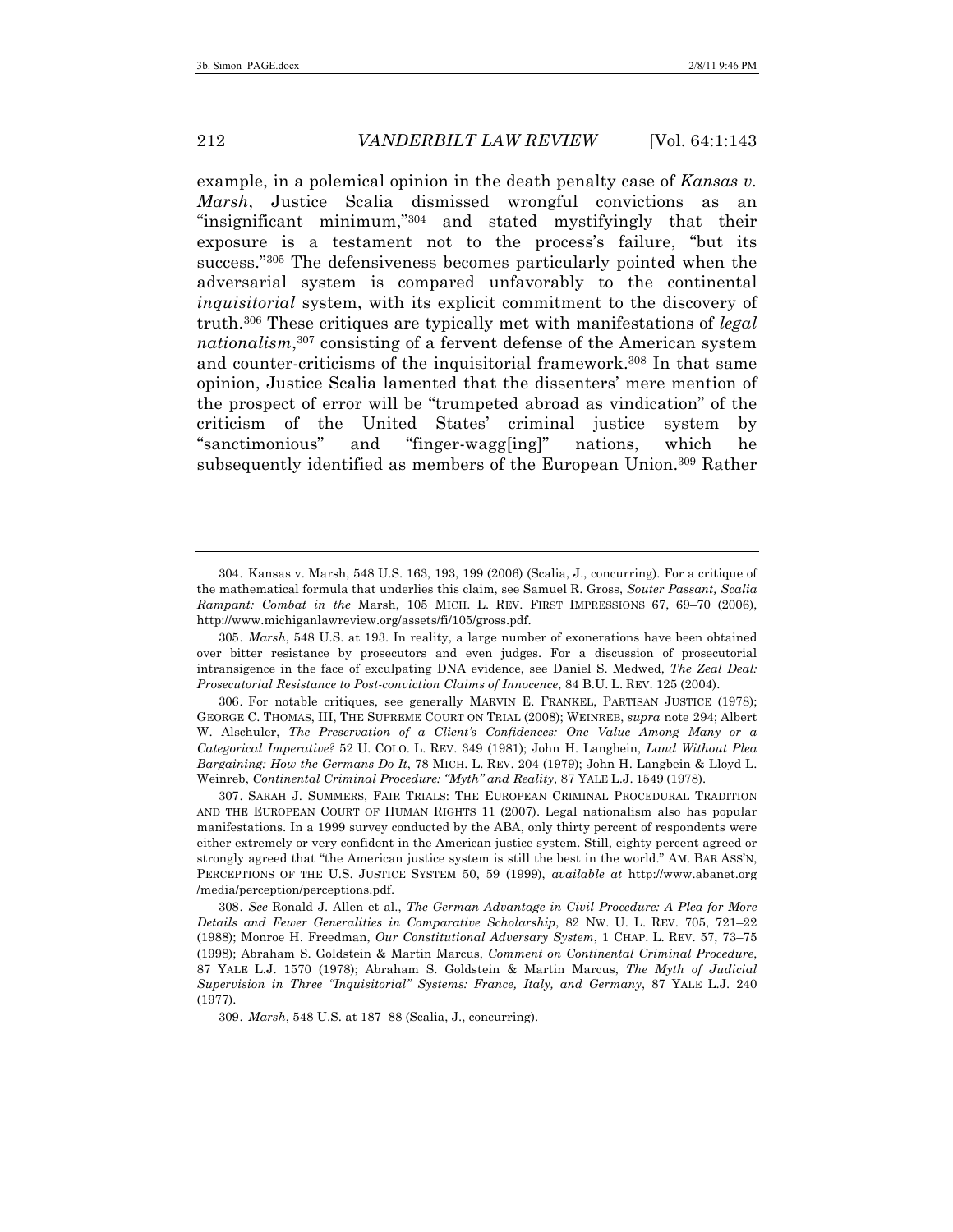example, in a polemical opinion in the death penalty case of *Kansas v. Marsh*, Justice Scalia dismissed wrongful convictions as an "insignificant minimum,"[304] and stated mystifyingly that their exposure is a testament not to the process's failure, "but its success."[305] The defensiveness becomes particularly pointed when the adversarial system is compared unfavorably to the continental *inquisitorial* system, with its explicit commitment to the discovery of truth.[306] These critiques are typically met with manifestations of *legal nationalism*,[307] consisting of a fervent defense of the American system and counter-criticisms of the inquisitorial framework.[308] In that same opinion, Justice Scalia lamented that the dissenters' mere mention of the prospect of error will be "trumpeted abroad as vindication" of the criticism of the United States' criminal justice system by "sanctimonious" and "finger-wagg[ing]" nations, which he subsequently identified as members of the European Union.[309] Rather

---

304. Kansas v. Marsh, 548 U.S. 163, 193, 199 (2006) (Scalia, J., concurring). For a critique of the mathematical formula that underlies this claim, see Samuel R. Gross, *Souter Passant, Scalia Rampant: Combat in the* Marsh, 105 MICH. L. REV. FIRST IMPRESSIONS 67, 69–70 (2006), http://www.michiganlawreview.org/assets/fi/105/gross.pdf.

305. *Marsh*, 548 U.S. at 193. In reality, a large number of exonerations have been obtained over bitter resistance by prosecutors and even judges. For a discussion of prosecutorial intransigence in the face of exculpating DNA evidence, see Daniel S. Medwed, *The Zeal Deal: Prosecutorial Resistance to Post-conviction Claims of Innocence*, 84 B.U. L. REV. 125 (2004).

306. For notable critiques, see generally MARVIN E. FRANKEL, PARTISAN JUSTICE (1978); GEORGE C. THOMAS, III, THE SUPREME COURT ON TRIAL (2008); WEINREB, *supra* note 294; Albert W. Alschuler, *The Preservation of a Client's Confidences: One Value Among Many or a Categorical Imperative?* 52 U. COLO. L. REV. 349 (1981); John H. Langbein, *Land Without Plea Bargaining: How the Germans Do It*, 78 MICH. L. REV. 204 (1979); John H. Langbein & Lloyd L. Weinreb, *Continental Criminal Procedure: "Myth" and Reality*, 87 YALE L.J. 1549 (1978).

307. SARAH J. SUMMERS, FAIR TRIALS: THE EUROPEAN CRIMINAL PROCEDURAL TRADITION AND THE EUROPEAN COURT OF HUMAN RIGHTS 11 (2007). Legal nationalism also has popular manifestations. In a 1999 survey conducted by the ABA, only thirty percent of respondents were either extremely or very confident in the American justice system. Still, eighty percent agreed or strongly agreed that "the American justice system is still the best in the world." AM. BAR ASS'N, PERCEPTIONS OF THE U.S. JUSTICE SYSTEM 50, 59 (1999), *available at* http://www.abanet.org /media/perception/perceptions.pdf.

308. *See* Ronald J. Allen et al., *The German Advantage in Civil Procedure: A Plea for More Details and Fewer Generalities in Comparative Scholarship*, 82 NW. U. L. REV. 705, 721–22 (1988); Monroe H. Freedman, *Our Constitutional Adversary System*, 1 CHAP. L. REV. 57, 73–75 (1998); Abraham S. Goldstein & Martin Marcus, *Comment on Continental Criminal Procedure*, 87 YALE L.J. 1570 (1978); Abraham S. Goldstein & Martin Marcus, *The Myth of Judicial Supervision in Three "Inquisitorial" Systems: France, Italy, and Germany*, 87 YALE L.J. 240 (1977).

309. *Marsh*, 548 U.S. at 187–88 (Scalia, J., concurring).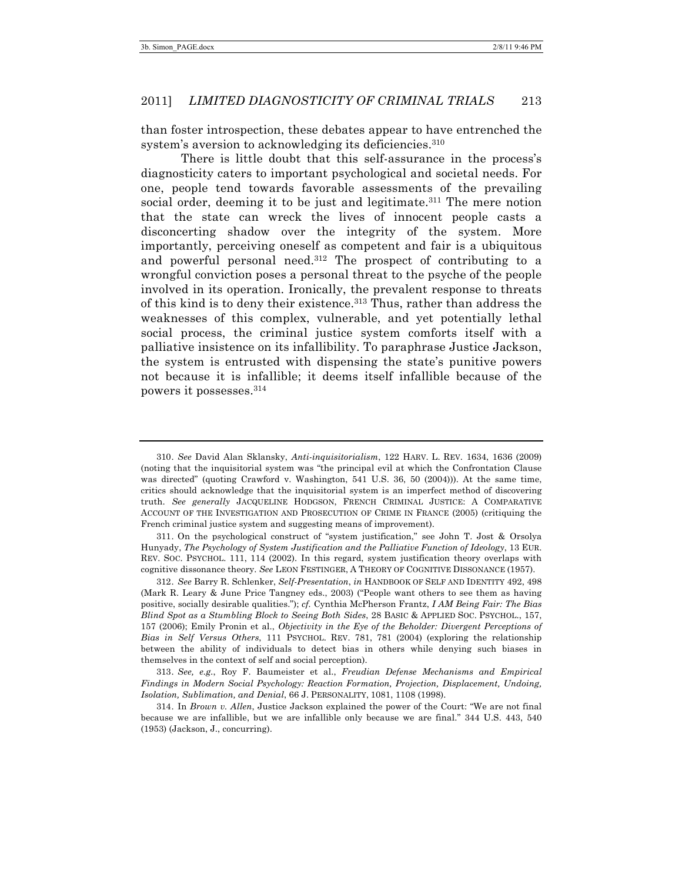than foster introspection, these debates appear to have entrenched the system's aversion to acknowledging its deficiencies.[310]

There is little doubt that this self-assurance in the process's diagnosticity caters to important psychological and societal needs. For one, people tend towards favorable assessments of the prevailing social order, deeming it to be just and legitimate.[311] The mere notion that the state can wreck the lives of innocent people casts a disconcerting shadow over the integrity of the system. More importantly, perceiving oneself as competent and fair is a ubiquitous and powerful personal need.[312] The prospect of contributing to a wrongful conviction poses a personal threat to the psyche of the people involved in its operation. Ironically, the prevalent response to threats of this kind is to deny their existence.[313] Thus, rather than address the weaknesses of this complex, vulnerable, and yet potentially lethal social process, the criminal justice system comforts itself with a palliative insistence on its infallibility. To paraphrase Justice Jackson, the system is entrusted with dispensing the state's punitive powers not because it is infallible; it deems itself infallible because of the powers it possesses.[314]

---

310. *See* David Alan Sklansky, *Anti-inquisitorialism*, 122 HARV. L. REV. 1634, 1636 (2009) (noting that the inquisitorial system was "the principal evil at which the Confrontation Clause was directed" (quoting Crawford v. Washington, 541 U.S. 36, 50 (2004))). At the same time, critics should acknowledge that the inquisitorial system is an imperfect method of discovering truth. *See generally* JACQUELINE HODGSON, FRENCH CRIMINAL JUSTICE: A COMPARATIVE ACCOUNT OF THE INVESTIGATION AND PROSECUTION OF CRIME IN FRANCE (2005) (critiquing the French criminal justice system and suggesting means of improvement).

311. On the psychological construct of "system justification," see John T. Jost & Orsolya Hunyady, *The Psychology of System Justification and the Palliative Function of Ideology*, 13 EUR. REV. SOC. PSYCHOL. 111, 114 (2002). In this regard, system justification theory overlaps with cognitive dissonance theory. *See* LEON FESTINGER, A THEORY OF COGNITIVE DISSONANCE (1957).

312. *See* Barry R. Schlenker, *Self-Presentation*, *in* HANDBOOK OF SELF AND IDENTITY 492, 498 (Mark R. Leary & June Price Tangney eds., 2003) ("People want others to see them as having positive, socially desirable qualities."); *cf.* Cynthia McPherson Frantz, *I AM Being Fair: The Bias Blind Spot as a Stumbling Block to Seeing Both Sides*, 28 BASIC & APPLIED SOC. PSYCHOL., 157, 157 (2006); Emily Pronin et al., *Objectivity in the Eye of the Beholder: Divergent Perceptions of Bias in Self Versus Others*, 111 PSYCHOL. REV. 781, 781 (2004) (exploring the relationship between the ability of individuals to detect bias in others while denying such biases in themselves in the context of self and social perception).

313. *See, e.g.*, Roy F. Baumeister et al., *Freudian Defense Mechanisms and Empirical Findings in Modern Social Psychology: Reaction Formation, Projection, Displacement, Undoing, Isolation, Sublimation, and Denial*, 66 J. PERSONALITY, 1081, 1108 (1998).

314. In *Brown v. Allen*, Justice Jackson explained the power of the Court: "We are not final because we are infallible, but we are infallible only because we are final." 344 U.S. 443, 540 (1953) (Jackson, J., concurring).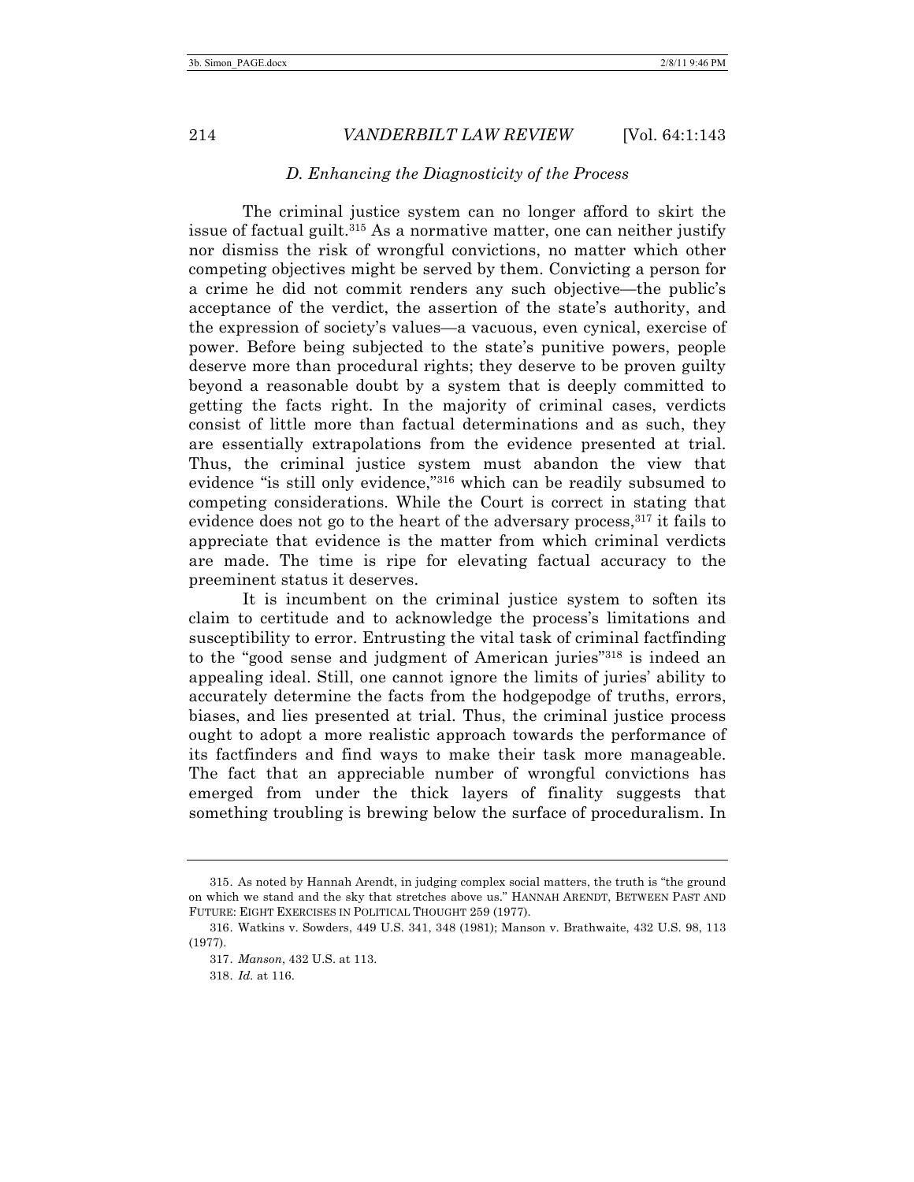### *D. Enhancing the Diagnosticity of the Process*

The criminal justice system can no longer afford to skirt the issue of factual guilt.[315] As a normative matter, one can neither justify nor dismiss the risk of wrongful convictions, no matter which other competing objectives might be served by them. Convicting a person for a crime he did not commit renders any such objective—the public's acceptance of the verdict, the assertion of the state's authority, and the expression of society's values—a vacuous, even cynical, exercise of power. Before being subjected to the state's punitive powers, people deserve more than procedural rights; they deserve to be proven guilty beyond a reasonable doubt by a system that is deeply committed to getting the facts right. In the majority of criminal cases, verdicts consist of little more than factual determinations and as such, they are essentially extrapolations from the evidence presented at trial. Thus, the criminal justice system must abandon the view that evidence "is still only evidence,"[316] which can be readily subsumed to competing considerations. While the Court is correct in stating that evidence does not go to the heart of the adversary process,[317] it fails to appreciate that evidence is the matter from which criminal verdicts are made. The time is ripe for elevating factual accuracy to the preeminent status it deserves.

It is incumbent on the criminal justice system to soften its claim to certitude and to acknowledge the process's limitations and susceptibility to error. Entrusting the vital task of criminal factfinding to the "good sense and judgment of American juries"[318] is indeed an appealing ideal. Still, one cannot ignore the limits of juries' ability to accurately determine the facts from the hodgepodge of truths, errors, biases, and lies presented at trial. Thus, the criminal justice process ought to adopt a more realistic approach towards the performance of its factfinders and find ways to make their task more manageable. The fact that an appreciable number of wrongful convictions has emerged from under the thick layers of finality suggests that something troubling is brewing below the surface of proceduralism. In

---

315. As noted by Hannah Arendt, in judging complex social matters, the truth is "the ground on which we stand and the sky that stretches above us." HANNAH ARENDT, BETWEEN PAST AND FUTURE: EIGHT EXERCISES IN POLITICAL THOUGHT 259 (1977).

316. Watkins v. Sowders, 449 U.S. 341, 348 (1981); Manson v. Brathwaite, 432 U.S. 98, 113 (1977).

317. *Manson*, 432 U.S. at 113.

318. *Id.* at 116.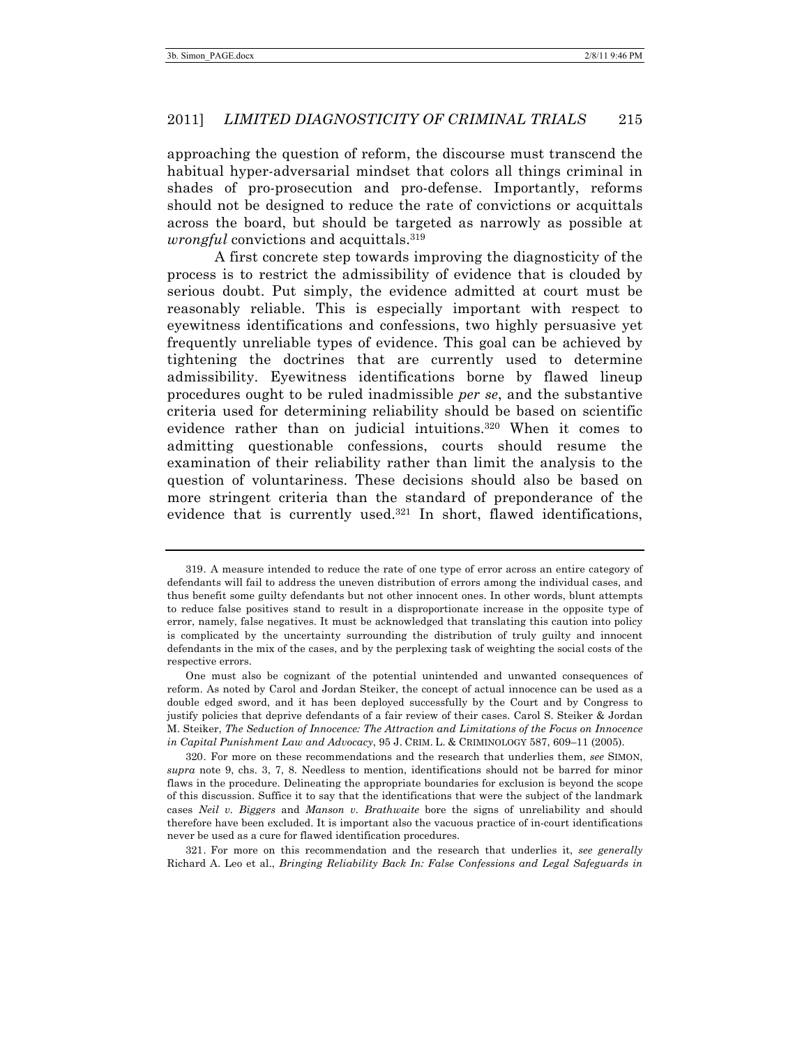approaching the question of reform, the discourse must transcend the habitual hyper-adversarial mindset that colors all things criminal in shades of pro-prosecution and pro-defense. Importantly, reforms should not be designed to reduce the rate of convictions or acquittals across the board, but should be targeted as narrowly as possible at *wrongful* convictions and acquittals.[319]

A first concrete step towards improving the diagnosticity of the process is to restrict the admissibility of evidence that is clouded by serious doubt. Put simply, the evidence admitted at court must be reasonably reliable. This is especially important with respect to eyewitness identifications and confessions, two highly persuasive yet frequently unreliable types of evidence. This goal can be achieved by tightening the doctrines that are currently used to determine admissibility. Eyewitness identifications borne by flawed lineup procedures ought to be ruled inadmissible *per se*, and the substantive criteria used for determining reliability should be based on scientific evidence rather than on judicial intuitions.[320] When it comes to admitting questionable confessions, courts should resume the examination of their reliability rather than limit the analysis to the question of voluntariness. These decisions should also be based on more stringent criteria than the standard of preponderance of the evidence that is currently used.[321] In short, flawed identifications,

---

319. A measure intended to reduce the rate of one type of error across an entire category of defendants will fail to address the uneven distribution of errors among the individual cases, and thus benefit some guilty defendants but not other innocent ones. In other words, blunt attempts to reduce false positives stand to result in a disproportionate increase in the opposite type of error, namely, false negatives. It must be acknowledged that translating this caution into policy is complicated by the uncertainty surrounding the distribution of truly guilty and innocent defendants in the mix of the cases, and by the perplexing task of weighting the social costs of the respective errors.

One must also be cognizant of the potential unintended and unwanted consequences of reform. As noted by Carol and Jordan Steiker, the concept of actual innocence can be used as a double edged sword, and it has been deployed successfully by the Court and by Congress to justify policies that deprive defendants of a fair review of their cases. Carol S. Steiker & Jordan M. Steiker, *The Seduction of Innocence: The Attraction and Limitations of the Focus on Innocence in Capital Punishment Law and Advocacy*, 95 J. CRIM. L. & CRIMINOLOGY 587, 609–11 (2005).

320. For more on these recommendations and the research that underlies them, *see* SIMON, *supra* note 9, chs. 3, 7, 8. Needless to mention, identifications should not be barred for minor flaws in the procedure. Delineating the appropriate boundaries for exclusion is beyond the scope of this discussion. Suffice it to say that the identifications that were the subject of the landmark cases *Neil v. Biggers* and *Manson v. Brathwaite* bore the signs of unreliability and should therefore have been excluded. It is important also the vacuous practice of in-court identifications never be used as a cure for flawed identification procedures.

321. For more on this recommendation and the research that underlies it, *see generally* Richard A. Leo et al., *Bringing Reliability Back In: False Confessions and Legal Safeguards in*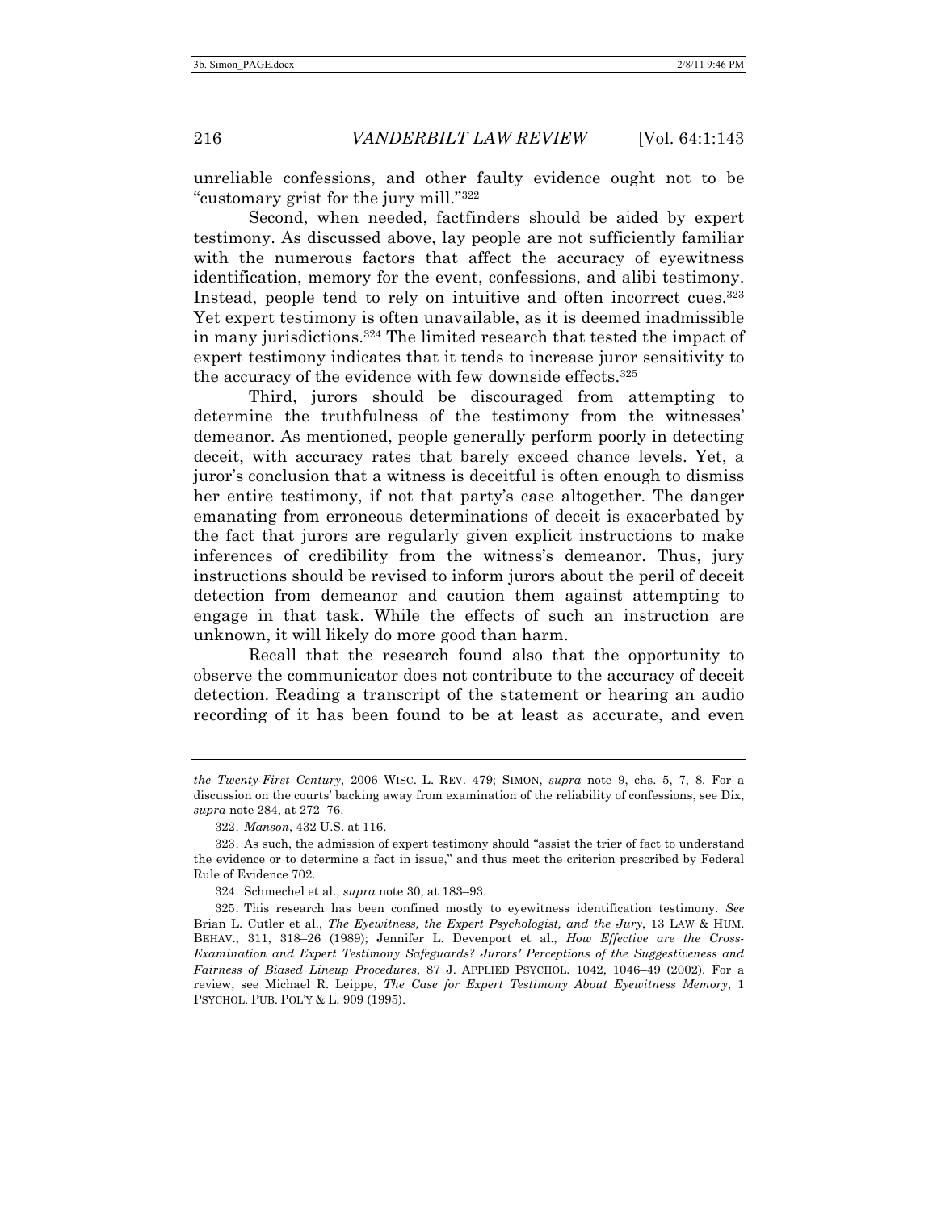unreliable confessions, and other faulty evidence ought not to be "customary grist for the jury mill."[322]

Second, when needed, factfinders should be aided by expert testimony. As discussed above, lay people are not sufficiently familiar with the numerous factors that affect the accuracy of eyewitness identification, memory for the event, confessions, and alibi testimony. Instead, people tend to rely on intuitive and often incorrect cues.[323] Yet expert testimony is often unavailable, as it is deemed inadmissible in many jurisdictions.[324] The limited research that tested the impact of expert testimony indicates that it tends to increase juror sensitivity to the accuracy of the evidence with few downside effects.[325]

Third, jurors should be discouraged from attempting to determine the truthfulness of the testimony from the witnesses' demeanor. As mentioned, people generally perform poorly in detecting deceit, with accuracy rates that barely exceed chance levels. Yet, a juror's conclusion that a witness is deceitful is often enough to dismiss her entire testimony, if not that party's case altogether. The danger emanating from erroneous determinations of deceit is exacerbated by the fact that jurors are regularly given explicit instructions to make inferences of credibility from the witness's demeanor. Thus, jury instructions should be revised to inform jurors about the peril of deceit detection from demeanor and caution them against attempting to engage in that task. While the effects of such an instruction are unknown, it will likely do more good than harm.

Recall that the research found also that the opportunity to observe the communicator does not contribute to the accuracy of deceit detection. Reading a transcript of the statement or hearing an audio recording of it has been found to be at least as accurate, and even

---

*the Twenty-First Century*, 2006 WISC. L. REV. 479; SIMON, *supra* note 9, chs. 5, 7, 8. For a discussion on the courts' backing away from examination of the reliability of confessions, see Dix, *supra* note 284, at 272–76.

322. *Manson*, 432 U.S. at 116.

323. As such, the admission of expert testimony should "assist the trier of fact to understand the evidence or to determine a fact in issue," and thus meet the criterion prescribed by Federal Rule of Evidence 702.

324. Schmechel et al., *supra* note 30, at 183–93.

325. This research has been confined mostly to eyewitness identification testimony. *See* Brian L. Cutler et al., *The Eyewitness, the Expert Psychologist, and the Jury*, 13 LAW & HUM. BEHAV., 311, 318–26 (1989); Jennifer L. Devenport et al., *How Effective are the Cross-Examination and Expert Testimony Safeguards? Jurors' Perceptions of the Suggestiveness and Fairness of Biased Lineup Procedures*, 87 J. APPLIED PSYCHOL. 1042, 1046–49 (2002). For a review, see Michael R. Leippe, *The Case for Expert Testimony About Eyewitness Memory*, 1 PSYCHOL. PUB. POL'Y & L. 909 (1995).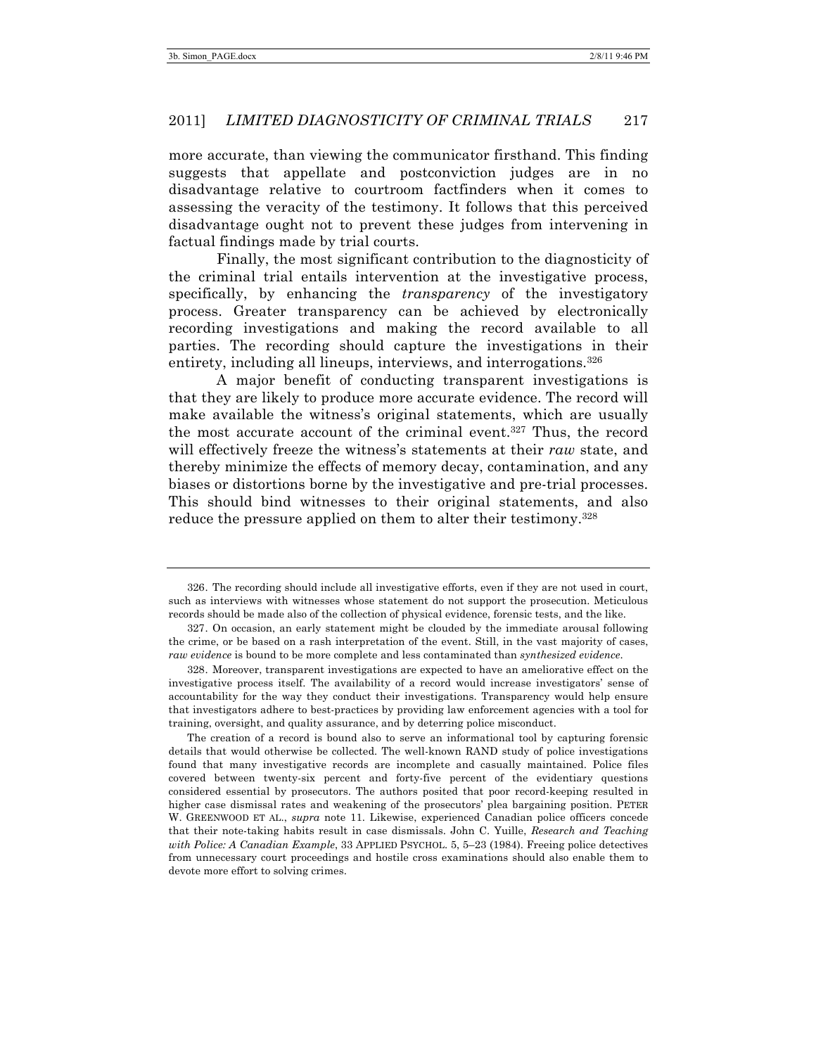more accurate, than viewing the communicator firsthand. This finding suggests that appellate and postconviction judges are in no disadvantage relative to courtroom factfinders when it comes to assessing the veracity of the testimony. It follows that this perceived disadvantage ought not to prevent these judges from intervening in factual findings made by trial courts.

Finally, the most significant contribution to the diagnosticity of the criminal trial entails intervention at the investigative process, specifically, by enhancing the *transparency* of the investigatory process. Greater transparency can be achieved by electronically recording investigations and making the record available to all parties. The recording should capture the investigations in their entirety, including all lineups, interviews, and interrogations.[326]

A major benefit of conducting transparent investigations is that they are likely to produce more accurate evidence. The record will make available the witness's original statements, which are usually the most accurate account of the criminal event.[327] Thus, the record will effectively freeze the witness's statements at their *raw* state, and thereby minimize the effects of memory decay, contamination, and any biases or distortions borne by the investigative and pre-trial processes. This should bind witnesses to their original statements, and also reduce the pressure applied on them to alter their testimony.[328]

---

326. The recording should include all investigative efforts, even if they are not used in court, such as interviews with witnesses whose statement do not support the prosecution. Meticulous records should be made also of the collection of physical evidence, forensic tests, and the like.

327. On occasion, an early statement might be clouded by the immediate arousal following the crime, or be based on a rash interpretation of the event. Still, in the vast majority of cases, *raw evidence* is bound to be more complete and less contaminated than *synthesized evidence*.

328. Moreover, transparent investigations are expected to have an ameliorative effect on the investigative process itself. The availability of a record would increase investigators' sense of accountability for the way they conduct their investigations. Transparency would help ensure that investigators adhere to best-practices by providing law enforcement agencies with a tool for training, oversight, and quality assurance, and by deterring police misconduct.

The creation of a record is bound also to serve an informational tool by capturing forensic details that would otherwise be collected. The well-known RAND study of police investigations found that many investigative records are incomplete and casually maintained. Police files covered between twenty-six percent and forty-five percent of the evidentiary questions considered essential by prosecutors. The authors posited that poor record-keeping resulted in higher case dismissal rates and weakening of the prosecutors' plea bargaining position. PETER W. GREENWOOD ET AL., *supra* note 11. Likewise, experienced Canadian police officers concede that their note-taking habits result in case dismissals. John C. Yuille, *Research and Teaching with Police: A Canadian Example*, 33 APPLIED PSYCHOL. 5, 5–23 (1984). Freeing police detectives from unnecessary court proceedings and hostile cross examinations should also enable them to devote more effort to solving crimes.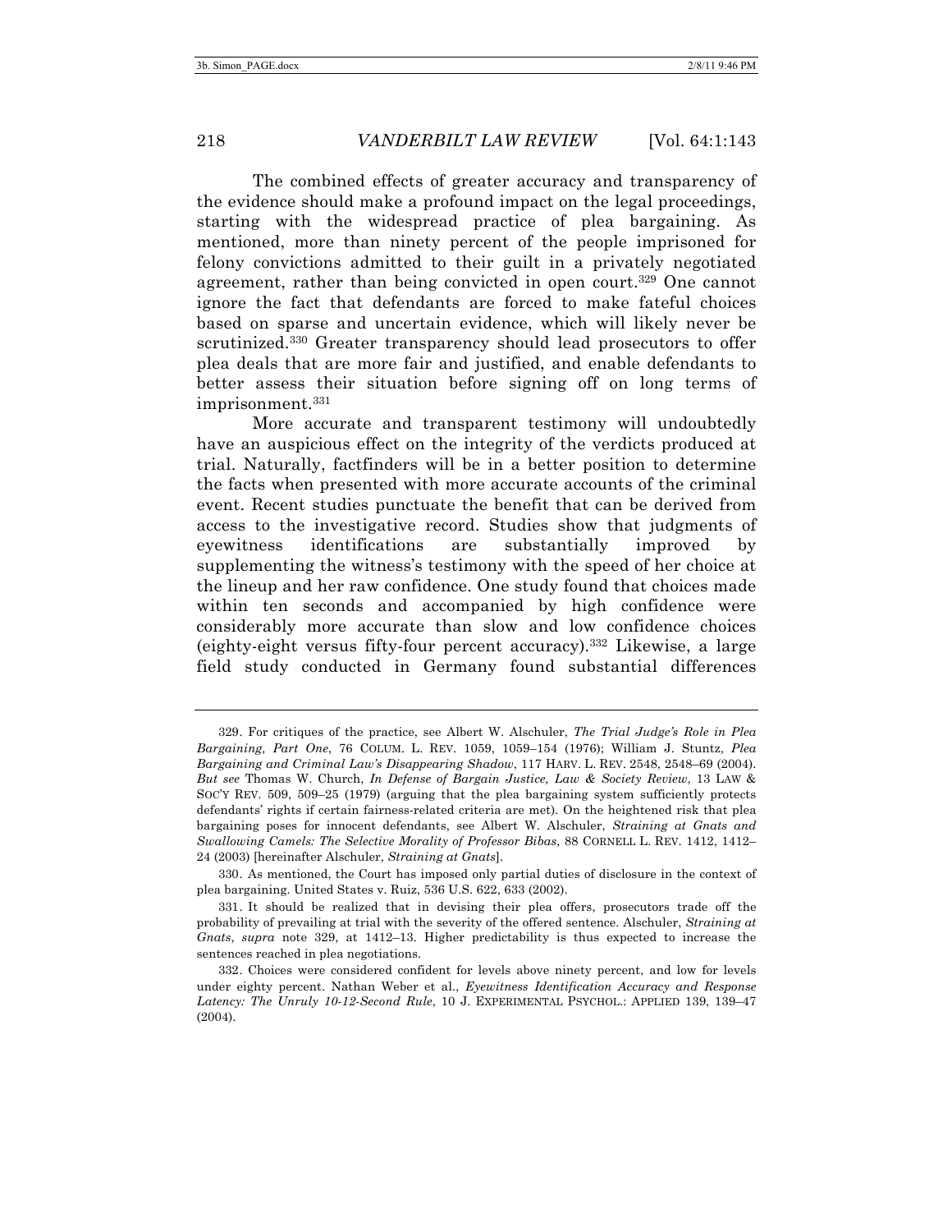The combined effects of greater accuracy and transparency of the evidence should make a profound impact on the legal proceedings, starting with the widespread practice of plea bargaining. As mentioned, more than ninety percent of the people imprisoned for felony convictions admitted to their guilt in a privately negotiated agreement, rather than being convicted in open court.[329] One cannot ignore the fact that defendants are forced to make fateful choices based on sparse and uncertain evidence, which will likely never be scrutinized.[330] Greater transparency should lead prosecutors to offer plea deals that are more fair and justified, and enable defendants to better assess their situation before signing off on long terms of imprisonment.[331]

More accurate and transparent testimony will undoubtedly have an auspicious effect on the integrity of the verdicts produced at trial. Naturally, factfinders will be in a better position to determine the facts when presented with more accurate accounts of the criminal event. Recent studies punctuate the benefit that can be derived from access to the investigative record. Studies show that judgments of eyewitness identifications are substantially improved by supplementing the witness's testimony with the speed of her choice at the lineup and her raw confidence. One study found that choices made within ten seconds and accompanied by high confidence were considerably more accurate than slow and low confidence choices (eighty-eight versus fifty-four percent accuracy).[332] Likewise, a large field study conducted in Germany found substantial differences

---

329. For critiques of the practice, see Albert W. Alschuler, *The Trial Judge's Role in Plea Bargaining, Part One*, 76 COLUM. L. REV. 1059, 1059–154 (1976); William J. Stuntz, *Plea Bargaining and Criminal Law's Disappearing Shadow*, 117 HARV. L. REV. 2548, 2548–69 (2004). *But see* Thomas W. Church, *In Defense of Bargain Justice, Law & Society Review*, 13 LAW & SOC'Y REV. 509, 509–25 (1979) (arguing that the plea bargaining system sufficiently protects defendants' rights if certain fairness-related criteria are met). On the heightened risk that plea bargaining poses for innocent defendants, see Albert W. Alschuler, *Straining at Gnats and Swallowing Camels: The Selective Morality of Professor Bibas*, 88 CORNELL L. REV. 1412, 1412–24 (2003) [hereinafter Alschuler, *Straining at Gnats*].

330. As mentioned, the Court has imposed only partial duties of disclosure in the context of plea bargaining. United States v. Ruiz, 536 U.S. 622, 633 (2002).

331. It should be realized that in devising their plea offers, prosecutors trade off the probability of prevailing at trial with the severity of the offered sentence. Alschuler, *Straining at Gnats*, *supra* note 329, at 1412–13. Higher predictability is thus expected to increase the sentences reached in plea negotiations.

332. Choices were considered confident for levels above ninety percent, and low for levels under eighty percent. Nathan Weber et al., *Eyewitness Identification Accuracy and Response Latency: The Unruly 10-12-Second Rule*, 10 J. EXPERIMENTAL PSYCHOL.: APPLIED 139, 139–47 (2004).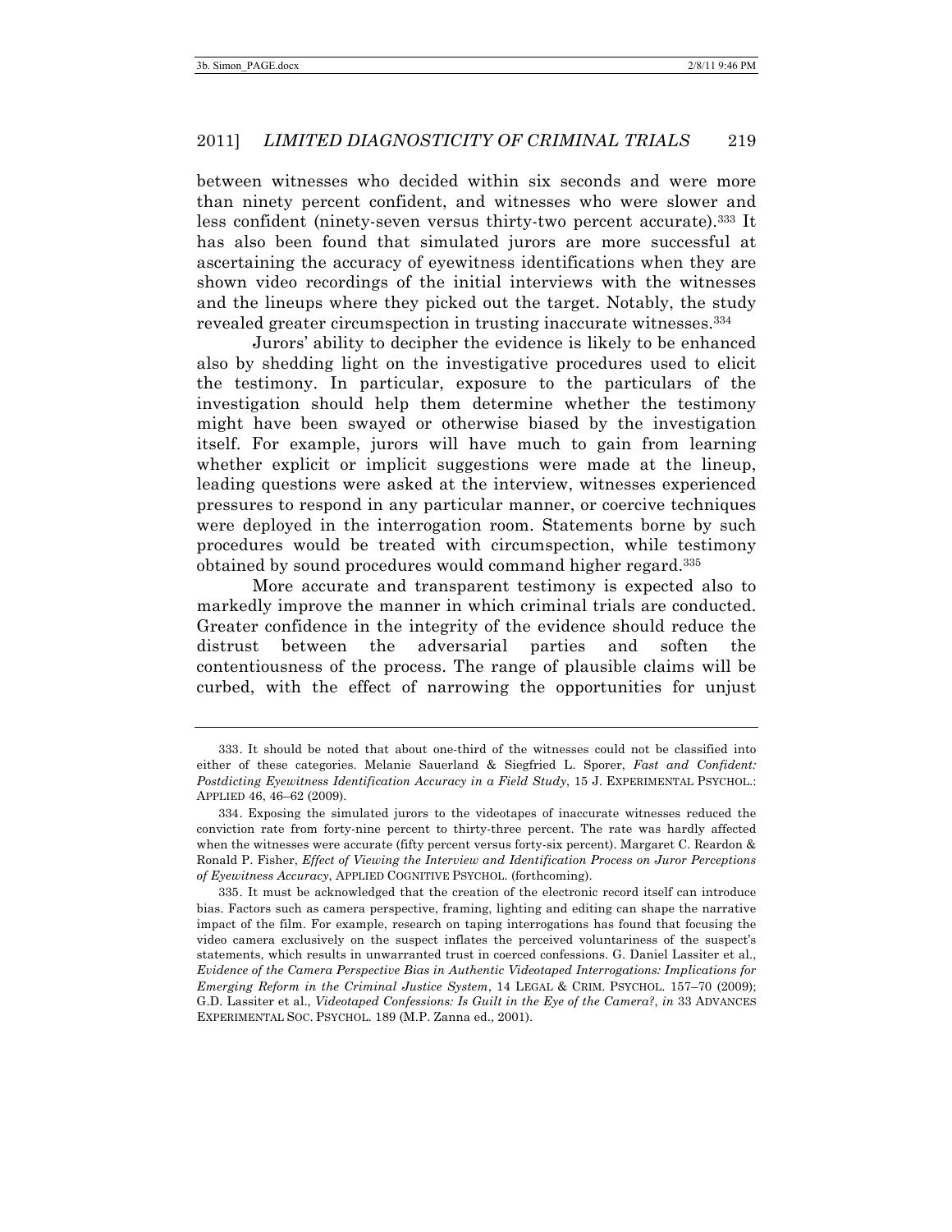between witnesses who decided within six seconds and were more than ninety percent confident, and witnesses who were slower and less confident (ninety-seven versus thirty-two percent accurate).[333] It has also been found that simulated jurors are more successful at ascertaining the accuracy of eyewitness identifications when they are shown video recordings of the initial interviews with the witnesses and the lineups where they picked out the target. Notably, the study revealed greater circumspection in trusting inaccurate witnesses.[334]

Jurors' ability to decipher the evidence is likely to be enhanced also by shedding light on the investigative procedures used to elicit the testimony. In particular, exposure to the particulars of the investigation should help them determine whether the testimony might have been swayed or otherwise biased by the investigation itself. For example, jurors will have much to gain from learning whether explicit or implicit suggestions were made at the lineup, leading questions were asked at the interview, witnesses experienced pressures to respond in any particular manner, or coercive techniques were deployed in the interrogation room. Statements borne by such procedures would be treated with circumspection, while testimony obtained by sound procedures would command higher regard.[335]

More accurate and transparent testimony is expected also to markedly improve the manner in which criminal trials are conducted. Greater confidence in the integrity of the evidence should reduce the distrust between the adversarial parties and soften the contentiousness of the process. The range of plausible claims will be curbed, with the effect of narrowing the opportunities for unjust

---

333. It should be noted that about one-third of the witnesses could not be classified into either of these categories. Melanie Sauerland & Siegfried L. Sporer, *Fast and Confident: Postdicting Eyewitness Identification Accuracy in a Field Study*, 15 J. EXPERIMENTAL PSYCHOL.: APPLIED 46, 46–62 (2009).

334. Exposing the simulated jurors to the videotapes of inaccurate witnesses reduced the conviction rate from forty-nine percent to thirty-three percent. The rate was hardly affected when the witnesses were accurate (fifty percent versus forty-six percent). Margaret C. Reardon & Ronald P. Fisher, *Effect of Viewing the Interview and Identification Process on Juror Perceptions of Eyewitness Accuracy*, APPLIED COGNITIVE PSYCHOL. (forthcoming).

335. It must be acknowledged that the creation of the electronic record itself can introduce bias. Factors such as camera perspective, framing, lighting and editing can shape the narrative impact of the film. For example, research on taping interrogations has found that focusing the video camera exclusively on the suspect inflates the perceived voluntariness of the suspect's statements, which results in unwarranted trust in coerced confessions. G. Daniel Lassiter et al., *Evidence of the Camera Perspective Bias in Authentic Videotaped Interrogations: Implications for Emerging Reform in the Criminal Justice System*, 14 LEGAL & CRIM. PSYCHOL. 157–70 (2009); G.D. Lassiter et al., *Videotaped Confessions: Is Guilt in the Eye of the Camera?*, *in* 33 ADVANCES EXPERIMENTAL SOC. PSYCHOL. 189 (M.P. Zanna ed., 2001).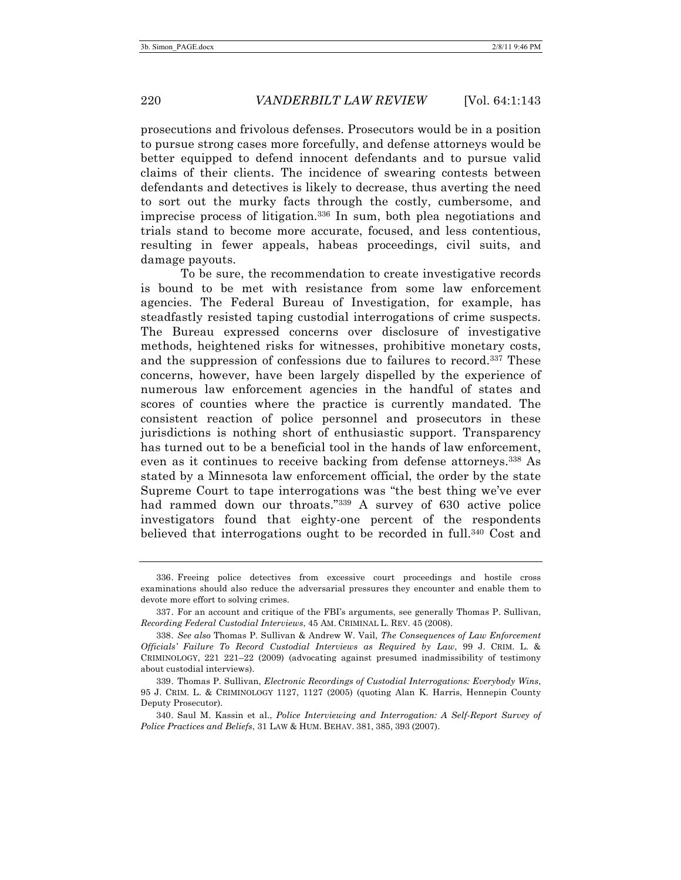prosecutions and frivolous defenses. Prosecutors would be in a position to pursue strong cases more forcefully, and defense attorneys would be better equipped to defend innocent defendants and to pursue valid claims of their clients. The incidence of swearing contests between defendants and detectives is likely to decrease, thus averting the need to sort out the murky facts through the costly, cumbersome, and imprecise process of litigation.[336] In sum, both plea negotiations and trials stand to become more accurate, focused, and less contentious, resulting in fewer appeals, habeas proceedings, civil suits, and damage payouts.

To be sure, the recommendation to create investigative records is bound to be met with resistance from some law enforcement agencies. The Federal Bureau of Investigation, for example, has steadfastly resisted taping custodial interrogations of crime suspects. The Bureau expressed concerns over disclosure of investigative methods, heightened risks for witnesses, prohibitive monetary costs, and the suppression of confessions due to failures to record.[337] These concerns, however, have been largely dispelled by the experience of numerous law enforcement agencies in the handful of states and scores of counties where the practice is currently mandated. The consistent reaction of police personnel and prosecutors in these jurisdictions is nothing short of enthusiastic support. Transparency has turned out to be a beneficial tool in the hands of law enforcement, even as it continues to receive backing from defense attorneys.[338] As stated by a Minnesota law enforcement official, the order by the state Supreme Court to tape interrogations was "the best thing we've ever had rammed down our throats."[339] A survey of 630 active police investigators found that eighty-one percent of the respondents believed that interrogations ought to be recorded in full.[340] Cost and

---

336. Freeing police detectives from excessive court proceedings and hostile cross examinations should also reduce the adversarial pressures they encounter and enable them to devote more effort to solving crimes.

337. For an account and critique of the FBI's arguments, see generally Thomas P. Sullivan, *Recording Federal Custodial Interviews*, 45 AM. CRIMINAL L. REV. 45 (2008).

338. *See also* Thomas P. Sullivan & Andrew W. Vail, *The Consequences of Law Enforcement Officials' Failure To Record Custodial Interviews as Required by Law*, 99 J. CRIM. L. & CRIMINOLOGY, 221 221–22 (2009) (advocating against presumed inadmissibility of testimony about custodial interviews).

339. Thomas P. Sullivan, *Electronic Recordings of Custodial Interrogations: Everybody Wins*, 95 J. CRIM. L. & CRIMINOLOGY 1127, 1127 (2005) (quoting Alan K. Harris, Hennepin County Deputy Prosecutor).

340. Saul M. Kassin et al., *Police Interviewing and Interrogation: A Self-Report Survey of Police Practices and Beliefs*, 31 LAW & HUM. BEHAV. 381, 385, 393 (2007).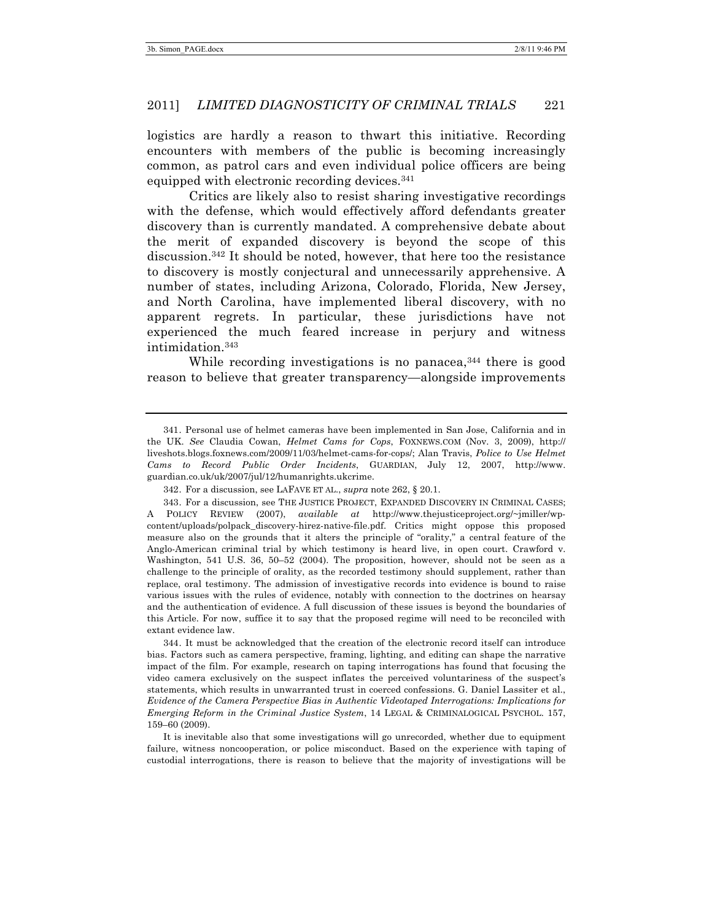logistics are hardly a reason to thwart this initiative. Recording encounters with members of the public is becoming increasingly common, as patrol cars and even individual police officers are being equipped with electronic recording devices.[341]

Critics are likely also to resist sharing investigative recordings with the defense, which would effectively afford defendants greater discovery than is currently mandated. A comprehensive debate about the merit of expanded discovery is beyond the scope of this discussion.[342] It should be noted, however, that here too the resistance to discovery is mostly conjectural and unnecessarily apprehensive. A number of states, including Arizona, Colorado, Florida, New Jersey, and North Carolina, have implemented liberal discovery, with no apparent regrets. In particular, these jurisdictions have not experienced the much feared increase in perjury and witness intimidation.[343]

While recording investigations is no panacea,[344] there is good reason to believe that greater transparency—alongside improvements

---

341. Personal use of helmet cameras have been implemented in San Jose, California and in the UK. *See* Claudia Cowan, *Helmet Cams for Cops*, FOXNEWS.COM (Nov. 3, 2009), http://liveshots.blogs.foxnews.com/2009/11/03/helmet-cams-for-cops/; Alan Travis, *Police to Use Helmet Cams to Record Public Order Incidents*, GUARDIAN, July 12, 2007, http://www.guardian.co.uk/uk/2007/jul/12/humanrights.ukcrime.

342. For a discussion, see LAFAVE ET AL., *supra* note 262, § 20.1.

343. For a discussion, see THE JUSTICE PROJECT, EXPANDED DISCOVERY IN CRIMINAL CASES; A POLICY REVIEW (2007), *available at* http://www.thejusticeproject.org/~jmiller/wp-content/uploads/polpack_discovery-hirez-native-file.pdf. Critics might oppose this proposed measure also on the grounds that it alters the principle of "orality," a central feature of the Anglo-American criminal trial by which testimony is heard live, in open court. Crawford v. Washington, 541 U.S. 36, 50–52 (2004). The proposition, however, should not be seen as a challenge to the principle of orality, as the recorded testimony should supplement, rather than replace, oral testimony. The admission of investigative records into evidence is bound to raise various issues with the rules of evidence, notably with connection to the doctrines on hearsay and the authentication of evidence. A full discussion of these issues is beyond the boundaries of this Article. For now, suffice it to say that the proposed regime will need to be reconciled with extant evidence law.

344. It must be acknowledged that the creation of the electronic record itself can introduce bias. Factors such as camera perspective, framing, lighting, and editing can shape the narrative impact of the film. For example, research on taping interrogations has found that focusing the video camera exclusively on the suspect inflates the perceived voluntariness of the suspect's statements, which results in unwarranted trust in coerced confessions. G. Daniel Lassiter et al., *Evidence of the Camera Perspective Bias in Authentic Videotaped Interrogations: Implications for Emerging Reform in the Criminal Justice System*, 14 LEGAL & CRIMINALOGICAL PSYCHOL. 157, 159–60 (2009).

It is inevitable also that some investigations will go unrecorded, whether due to equipment failure, witness noncooperation, or police misconduct. Based on the experience with taping of custodial interrogations, there is reason to believe that the majority of investigations will be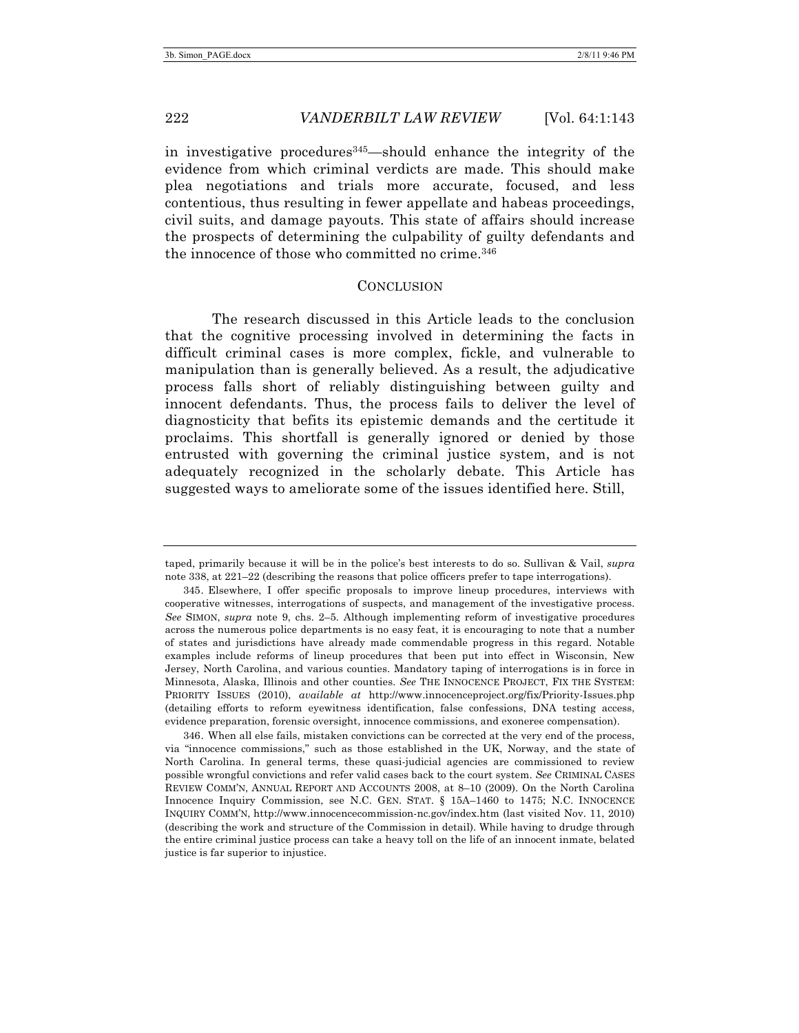in investigative procedures[345]—should enhance the integrity of the evidence from which criminal verdicts are made. This should make plea negotiations and trials more accurate, focused, and less contentious, thus resulting in fewer appellate and habeas proceedings, civil suits, and damage payouts. This state of affairs should increase the prospects of determining the culpability of guilty defendants and the innocence of those who committed no crime.[346]

## CONCLUSION

The research discussed in this Article leads to the conclusion that the cognitive processing involved in determining the facts in difficult criminal cases is more complex, fickle, and vulnerable to manipulation than is generally believed. As a result, the adjudicative process falls short of reliably distinguishing between guilty and innocent defendants. Thus, the process fails to deliver the level of diagnosticity that befits its epistemic demands and the certitude it proclaims. This shortfall is generally ignored or denied by those entrusted with governing the criminal justice system, and is not adequately recognized in the scholarly debate. This Article has suggested ways to ameliorate some of the issues identified here. Still,

---

taped, primarily because it will be in the police's best interests to do so. Sullivan & Vail, *supra* note 338, at 221–22 (describing the reasons that police officers prefer to tape interrogations).

345. Elsewhere, I offer specific proposals to improve lineup procedures, interviews with cooperative witnesses, interrogations of suspects, and management of the investigative process. *See* SIMON, *supra* note 9, chs. 2–5. Although implementing reform of investigative procedures across the numerous police departments is no easy feat, it is encouraging to note that a number of states and jurisdictions have already made commendable progress in this regard. Notable examples include reforms of lineup procedures that been put into effect in Wisconsin, New Jersey, North Carolina, and various counties. Mandatory taping of interrogations is in force in Minnesota, Alaska, Illinois and other counties. *See* THE INNOCENCE PROJECT, FIX THE SYSTEM: PRIORITY ISSUES (2010), *available at* http://www.innocenceproject.org/fix/Priority-Issues.php (detailing efforts to reform eyewitness identification, false confessions, DNA testing access, evidence preparation, forensic oversight, innocence commissions, and exoneree compensation).

346. When all else fails, mistaken convictions can be corrected at the very end of the process, via "innocence commissions," such as those established in the UK, Norway, and the state of North Carolina. In general terms, these quasi-judicial agencies are commissioned to review possible wrongful convictions and refer valid cases back to the court system. *See* CRIMINAL CASES REVIEW COMM'N, ANNUAL REPORT AND ACCOUNTS 2008, at 8–10 (2009). On the North Carolina Innocence Inquiry Commission, see N.C. GEN. STAT. § 15A–1460 to 1475; N.C. INNOCENCE INQUIRY COMM'N, http://www.innocencecommission-nc.gov/index.htm (last visited Nov. 11, 2010) (describing the work and structure of the Commission in detail). While having to drudge through the entire criminal justice process can take a heavy toll on the life of an innocent inmate, belated justice is far superior to injustice.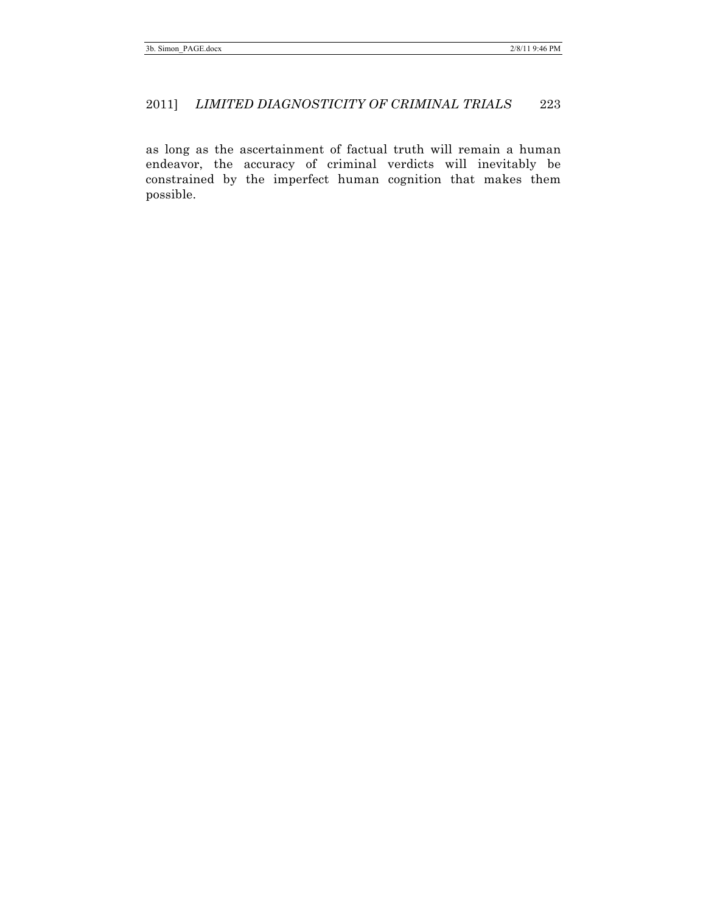as long as the ascertainment of factual truth will remain a human endeavor, the accuracy of criminal verdicts will inevitably be constrained by the imperfect human cognition that makes them possible.